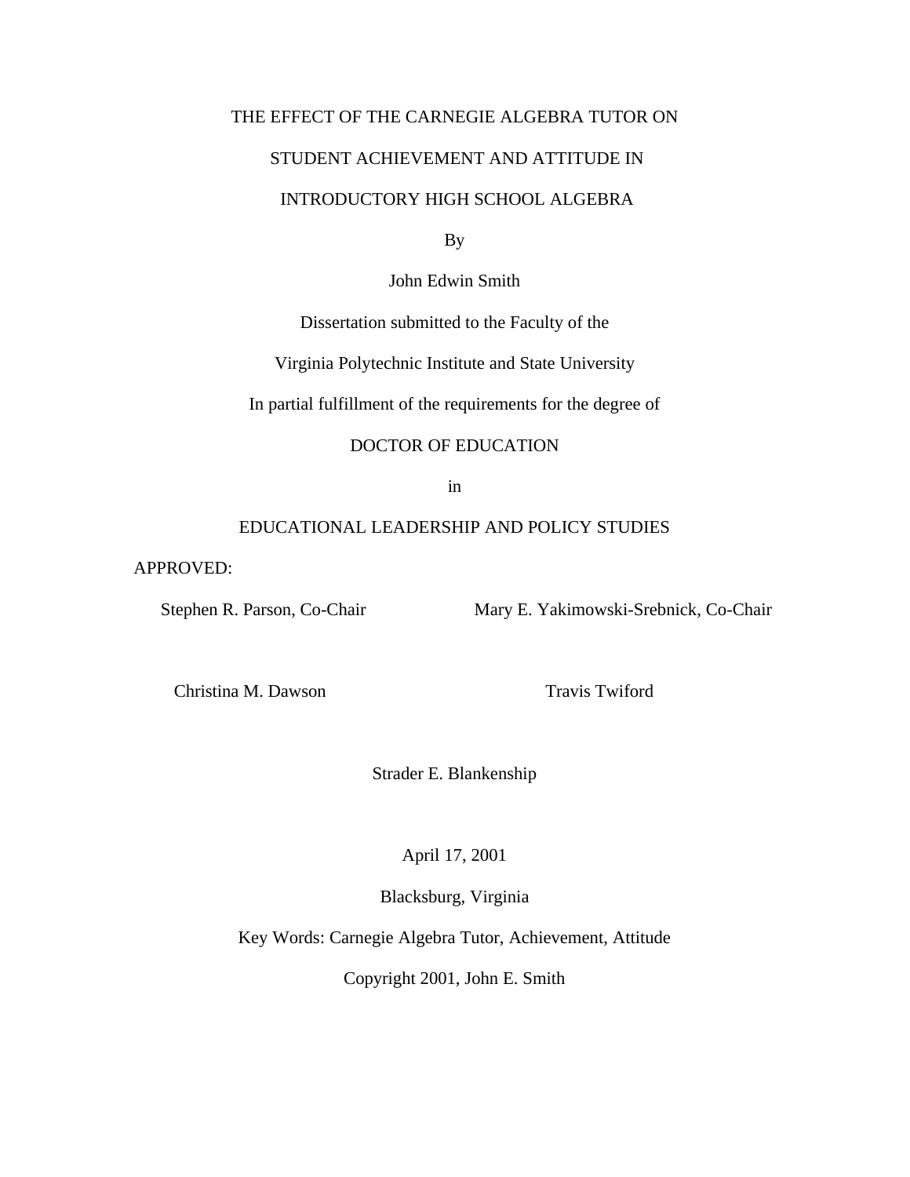# THE EFFECT OF THE CARNEGIE ALGEBRA TUTOR ON STUDENT ACHIEVEMENT AND ATTITUDE IN INTRODUCTORY HIGH SCHOOL ALGEBRA

By

John Edwin Smith

Dissertation submitted to the Faculty of the

Virginia Polytechnic Institute and State University

In partial fulfillment of the requirements for the degree of

DOCTOR OF EDUCATION

in

EDUCATIONAL LEADERSHIP AND POLICY STUDIES

APPROVED:

Stephen R. Parson, Co-Chair

Mary E. Yakimowski-Srebnick, Co-Chair

Christina M. Dawson

Travis Twiford

Strader E. Blankenship

April 17, 2001

Blacksburg, Virginia

Key Words: Carnegie Algebra Tutor, Achievement, Attitude

Copyright 2001, John E. Smith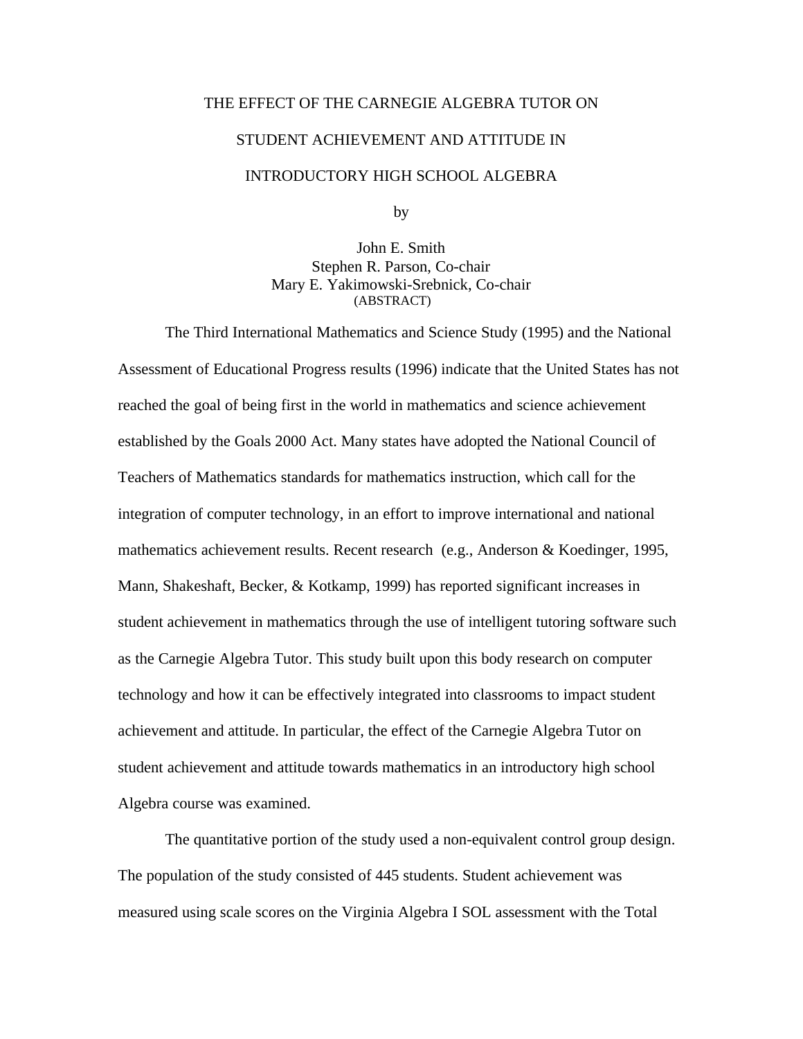# THE EFFECT OF THE CARNEGIE ALGEBRA TUTOR ON STUDENT ACHIEVEMENT AND ATTITUDE IN INTRODUCTORY HIGH SCHOOL ALGEBRA

by

John E. Smith
Stephen R. Parson, Co-chair
Mary E. Yakimowski-Srebnick, Co-chair
(ABSTRACT)

The Third International Mathematics and Science Study (1995) and the National Assessment of Educational Progress results (1996) indicate that the United States has not reached the goal of being first in the world in mathematics and science achievement established by the Goals 2000 Act. Many states have adopted the National Council of Teachers of Mathematics standards for mathematics instruction, which call for the integration of computer technology, in an effort to improve international and national mathematics achievement results. Recent research (e.g., Anderson & Koedinger, 1995, Mann, Shakeshaft, Becker, & Kotkamp, 1999) has reported significant increases in student achievement in mathematics through the use of intelligent tutoring software such as the Carnegie Algebra Tutor. This study built upon this body research on computer technology and how it can be effectively integrated into classrooms to impact student achievement and attitude. In particular, the effect of the Carnegie Algebra Tutor on student achievement and attitude towards mathematics in an introductory high school Algebra course was examined.

The quantitative portion of the study used a non-equivalent control group design. The population of the study consisted of 445 students. Student achievement was measured using scale scores on the Virginia Algebra I SOL assessment with the Total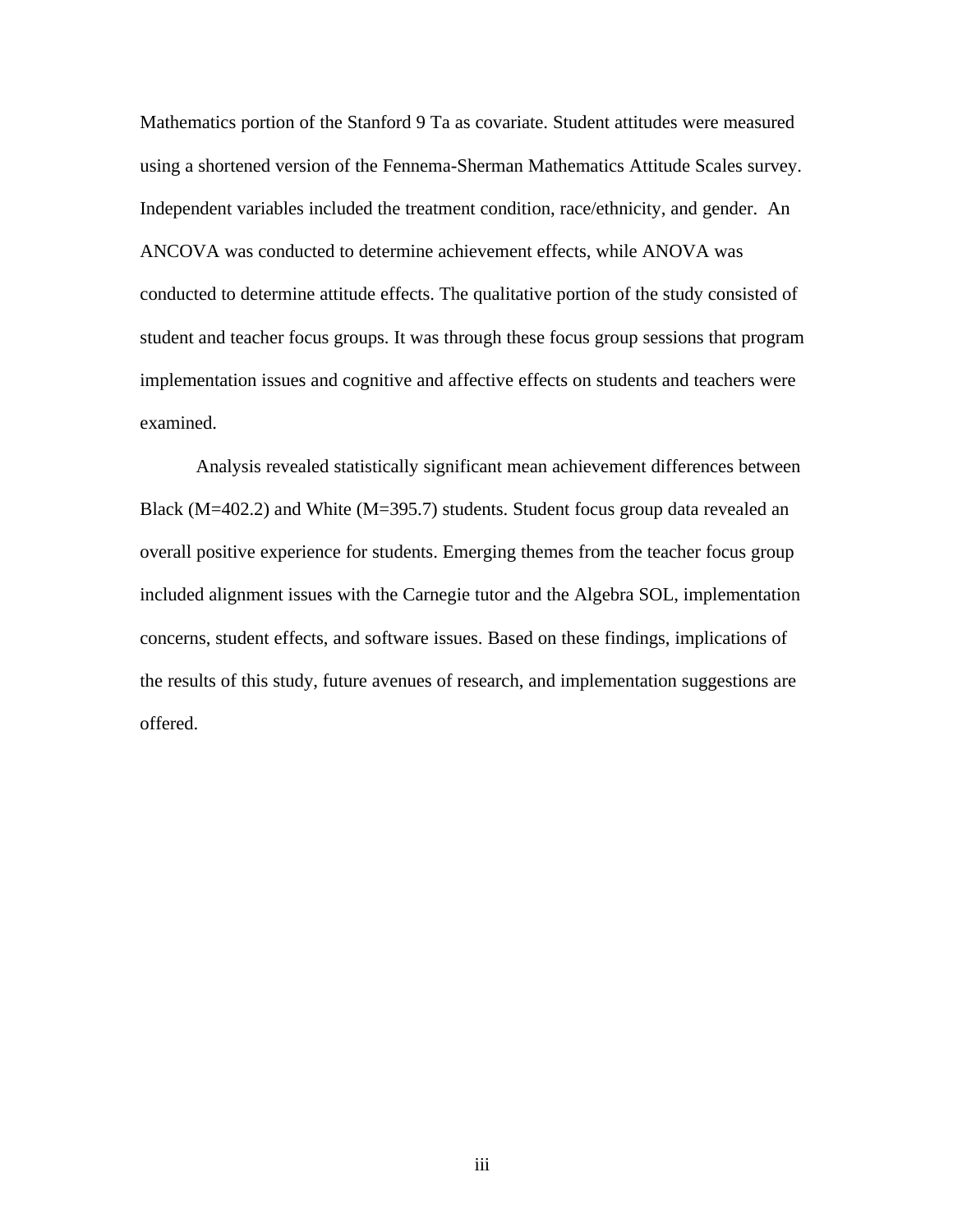Mathematics portion of the Stanford 9 Ta as covariate. Student attitudes were measured using a shortened version of the Fennema-Sherman Mathematics Attitude Scales survey. Independent variables included the treatment condition, race/ethnicity, and gender. An ANCOVA was conducted to determine achievement effects, while ANOVA was conducted to determine attitude effects. The qualitative portion of the study consisted of student and teacher focus groups. It was through these focus group sessions that program implementation issues and cognitive and affective effects on students and teachers were examined.

Analysis revealed statistically significant mean achievement differences between Black ($M=402.2$) and White ($M=395.7$) students. Student focus group data revealed an overall positive experience for students. Emerging themes from the teacher focus group included alignment issues with the Carnegie tutor and the Algebra SOL, implementation concerns, student effects, and software issues. Based on these findings, implications of the results of this study, future avenues of research, and implementation suggestions are offered.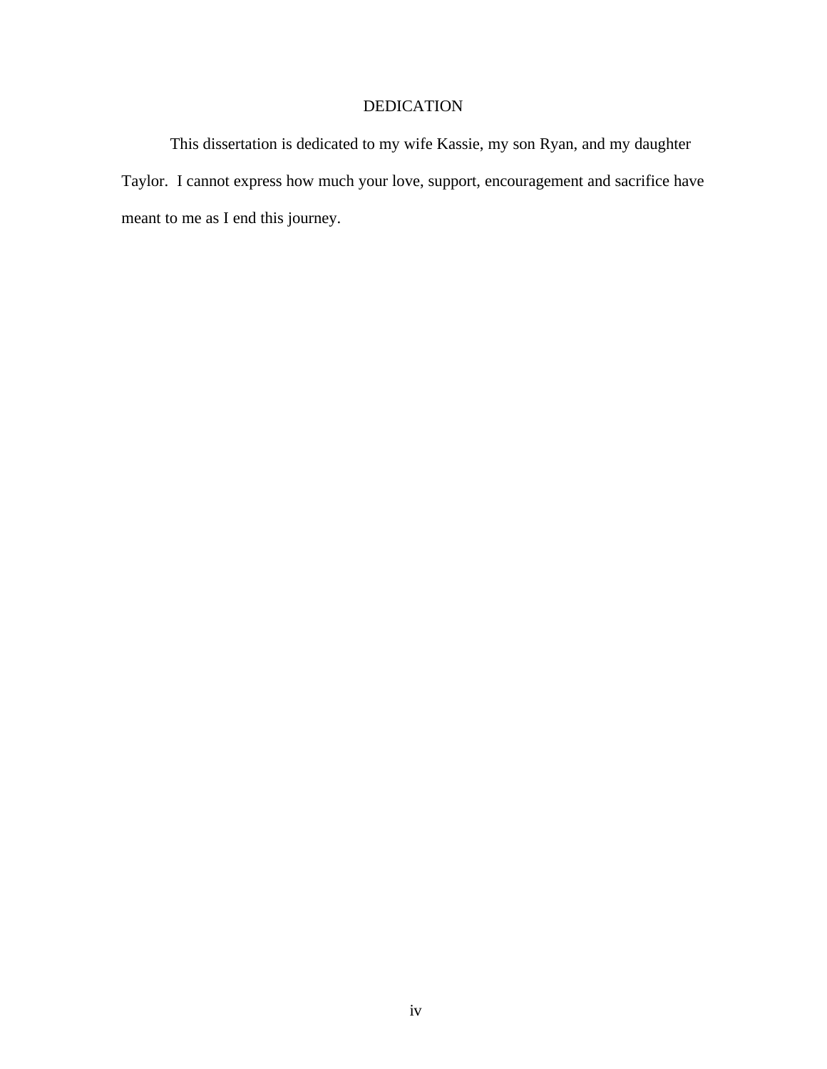# DEDICATION

This dissertation is dedicated to my wife Kassie, my son Ryan, and my daughter Taylor. I cannot express how much your love, support, encouragement and sacrifice have meant to me as I end this journey.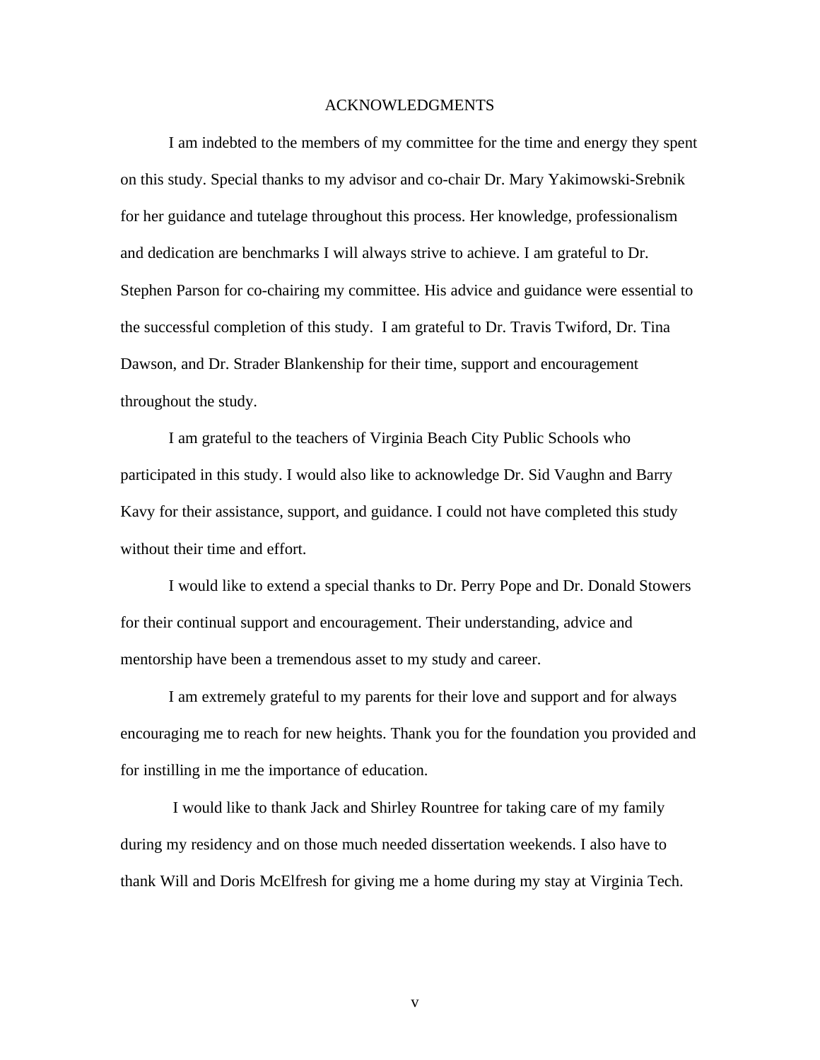# ACKNOWLEDGMENTS

I am indebted to the members of my committee for the time and energy they spent on this study. Special thanks to my advisor and co-chair Dr. Mary Yakimowski-Srebnik for her guidance and tutelage throughout this process. Her knowledge, professionalism and dedication are benchmarks I will always strive to achieve. I am grateful to Dr. Stephen Parson for co-chairing my committee. His advice and guidance were essential to the successful completion of this study. I am grateful to Dr. Travis Twiford, Dr. Tina Dawson, and Dr. Strader Blankenship for their time, support and encouragement throughout the study.

I am grateful to the teachers of Virginia Beach City Public Schools who participated in this study. I would also like to acknowledge Dr. Sid Vaughn and Barry Kavy for their assistance, support, and guidance. I could not have completed this study without their time and effort.

I would like to extend a special thanks to Dr. Perry Pope and Dr. Donald Stowers for their continual support and encouragement. Their understanding, advice and mentorship have been a tremendous asset to my study and career.

I am extremely grateful to my parents for their love and support and for always encouraging me to reach for new heights. Thank you for the foundation you provided and for instilling in me the importance of education.

I would like to thank Jack and Shirley Rountree for taking care of my family during my residency and on those much needed dissertation weekends. I also have to thank Will and Doris McElfresh for giving me a home during my stay at Virginia Tech.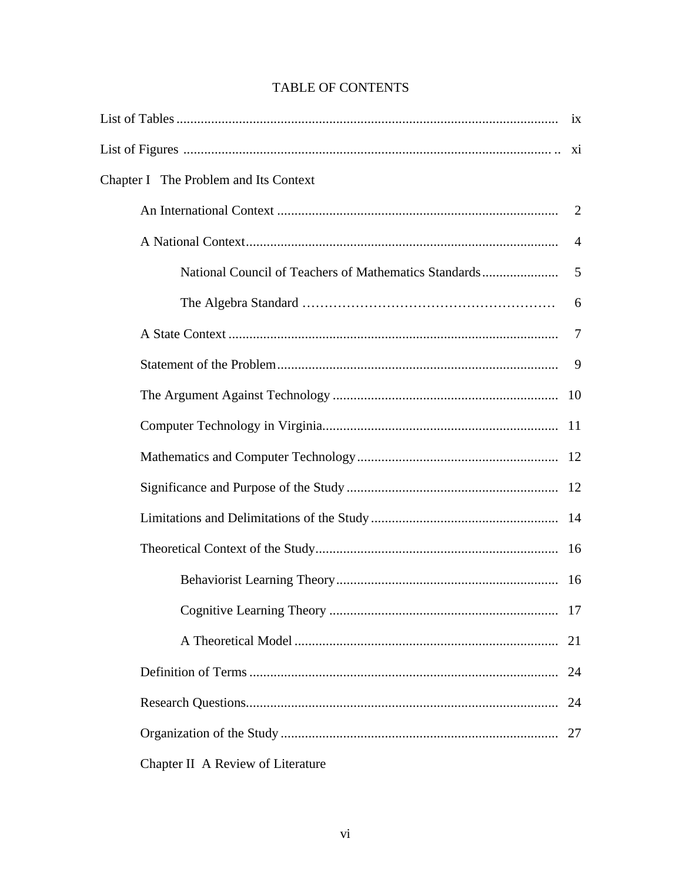# TABLE OF CONTENTS

List of Tables ............................................................................................................ ix

List of Figures ........................................................................................................... xi

Chapter I The Problem and Its Context

- An International Context ................................................................................ 2
- A National Context......................................................................................... 4
  - National Council of Teachers of Mathematics Standards...................... 5
  - The Algebra Standard ………………………………………………… 6
- A State Context .............................................................................................. 7
- Statement of the Problem................................................................................ 9
- The Argument Against Technology ................................................................ 10
- Computer Technology in Virginia................................................................... 11
- Mathematics and Computer Technology ......................................................... 12
- Significance and Purpose of the Study ............................................................ 12
- Limitations and Delimitations of the Study ..................................................... 14
- Theoretical Context of the Study..................................................................... 16
  - Behaviorist Learning Theory............................................................... 16
  - Cognitive Learning Theory ................................................................. 17
  - A Theoretical Model ........................................................................... 21
- Definition of Terms ........................................................................................ 24
- Research Questions......................................................................................... 24
- Organization of the Study ............................................................................... 27

Chapter II A Review of Literature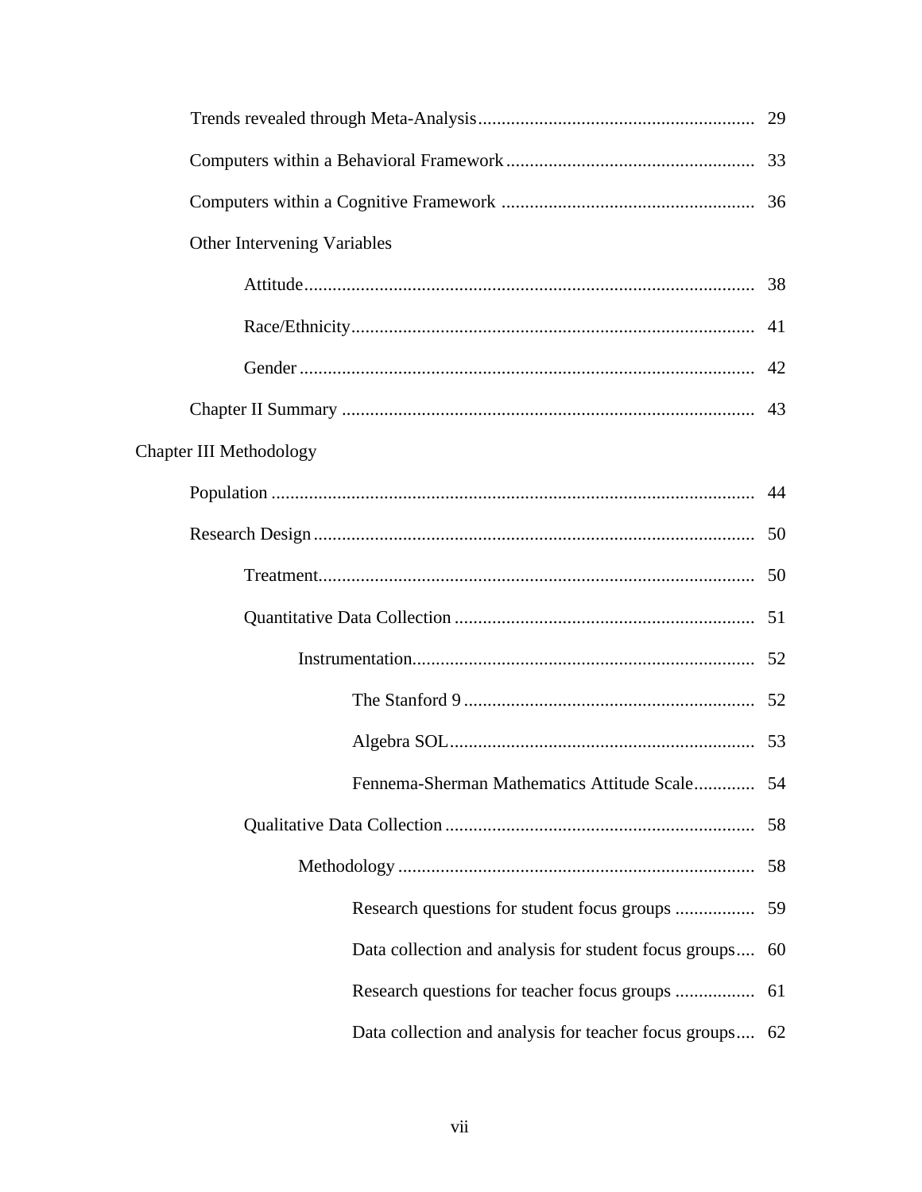Trends revealed through Meta-Analysis .......... 29

Computers within a Behavioral Framework .......... 33

Computers within a Cognitive Framework .......... 36

Other Intervening Variables

- Attitude .......... 38
- Race/Ethnicity .......... 41
- Gender .......... 42

Chapter II Summary .......... 43

Chapter III Methodology

Population .......... 44

Research Design .......... 50

- Treatment .......... 50
- Quantitative Data Collection .......... 51
  - Instrumentation .......... 52
    - The Stanford 9 .......... 52
    - Algebra SOL .......... 53
    - Fennema-Sherman Mathematics Attitude Scale .......... 54
- Qualitative Data Collection .......... 58
  - Methodology .......... 58
    - Research questions for student focus groups .......... 59
    - Data collection and analysis for student focus groups .......... 60
    - Research questions for teacher focus groups .......... 61
    - Data collection and analysis for teacher focus groups .......... 62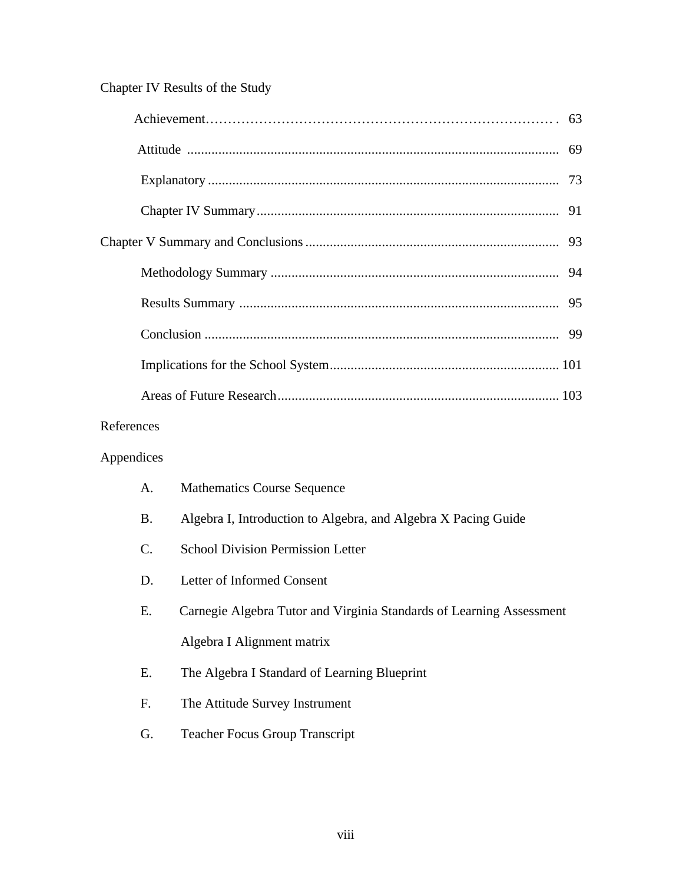Chapter IV Results of the Study

- Achievement ........ 63
- Attitude ........ 69
- Explanatory ........ 73
- Chapter IV Summary ........ 91

Chapter V Summary and Conclusions ........ 93

- Methodology Summary ........ 94
- Results Summary ........ 95
- Conclusion ........ 99
- Implications for the School System ........ 101
- Areas of Future Research ........ 103

References

Appendices

- A. Mathematics Course Sequence
- B. Algebra I, Introduction to Algebra, and Algebra X Pacing Guide
- C. School Division Permission Letter
- D. Letter of Informed Consent
- E. Carnegie Algebra Tutor and Virginia Standards of Learning Assessment Algebra I Alignment matrix
- E. The Algebra I Standard of Learning Blueprint
- F. The Attitude Survey Instrument
- G. Teacher Focus Group Transcript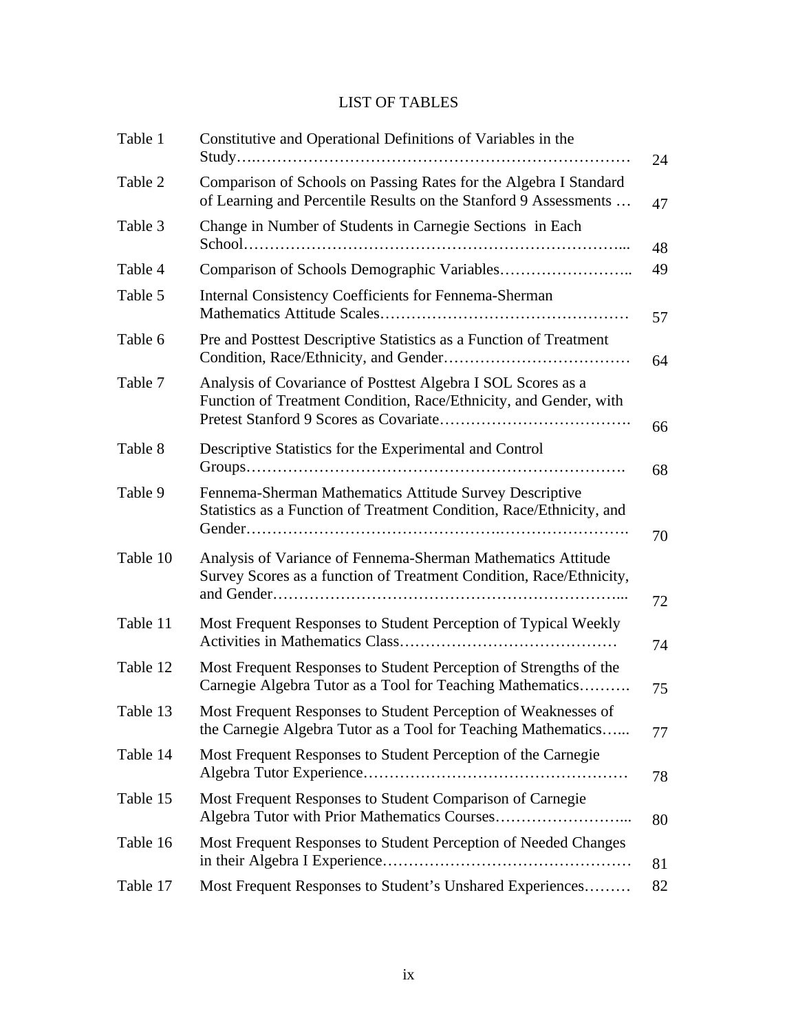# LIST OF TABLES

| | | |
|---|---|---|
| Table 1 | Constitutive and Operational Definitions of Variables in the Study | 24 |
| Table 2 | Comparison of Schools on Passing Rates for the Algebra I Standard of Learning and Percentile Results on the Stanford 9 Assessments | 47 |
| Table 3 | Change in Number of Students in Carnegie Sections in Each School | 48 |
| Table 4 | Comparison of Schools Demographic Variables | 49 |
| Table 5 | Internal Consistency Coefficients for Fennema-Sherman Mathematics Attitude Scales | 57 |
| Table 6 | Pre and Posttest Descriptive Statistics as a Function of Treatment Condition, Race/Ethnicity, and Gender | 64 |
| Table 7 | Analysis of Covariance of Posttest Algebra I SOL Scores as a Function of Treatment Condition, Race/Ethnicity, and Gender, with Pretest Stanford 9 Scores as Covariate | 66 |
| Table 8 | Descriptive Statistics for the Experimental and Control Groups | 68 |
| Table 9 | Fennema-Sherman Mathematics Attitude Survey Descriptive Statistics as a Function of Treatment Condition, Race/Ethnicity, and Gender | 70 |
| Table 10 | Analysis of Variance of Fennema-Sherman Mathematics Attitude Survey Scores as a function of Treatment Condition, Race/Ethnicity, and Gender | 72 |
| Table 11 | Most Frequent Responses to Student Perception of Typical Weekly Activities in Mathematics Class | 74 |
| Table 12 | Most Frequent Responses to Student Perception of Strengths of the Carnegie Algebra Tutor as a Tool for Teaching Mathematics | 75 |
| Table 13 | Most Frequent Responses to Student Perception of Weaknesses of the Carnegie Algebra Tutor as a Tool for Teaching Mathematics | 77 |
| Table 14 | Most Frequent Responses to Student Perception of the Carnegie Algebra Tutor Experience | 78 |
| Table 15 | Most Frequent Responses to Student Comparison of Carnegie Algebra Tutor with Prior Mathematics Courses | 80 |
| Table 16 | Most Frequent Responses to Student Perception of Needed Changes in their Algebra I Experience | 81 |
| Table 17 | Most Frequent Responses to Student's Unshared Experiences | 82 |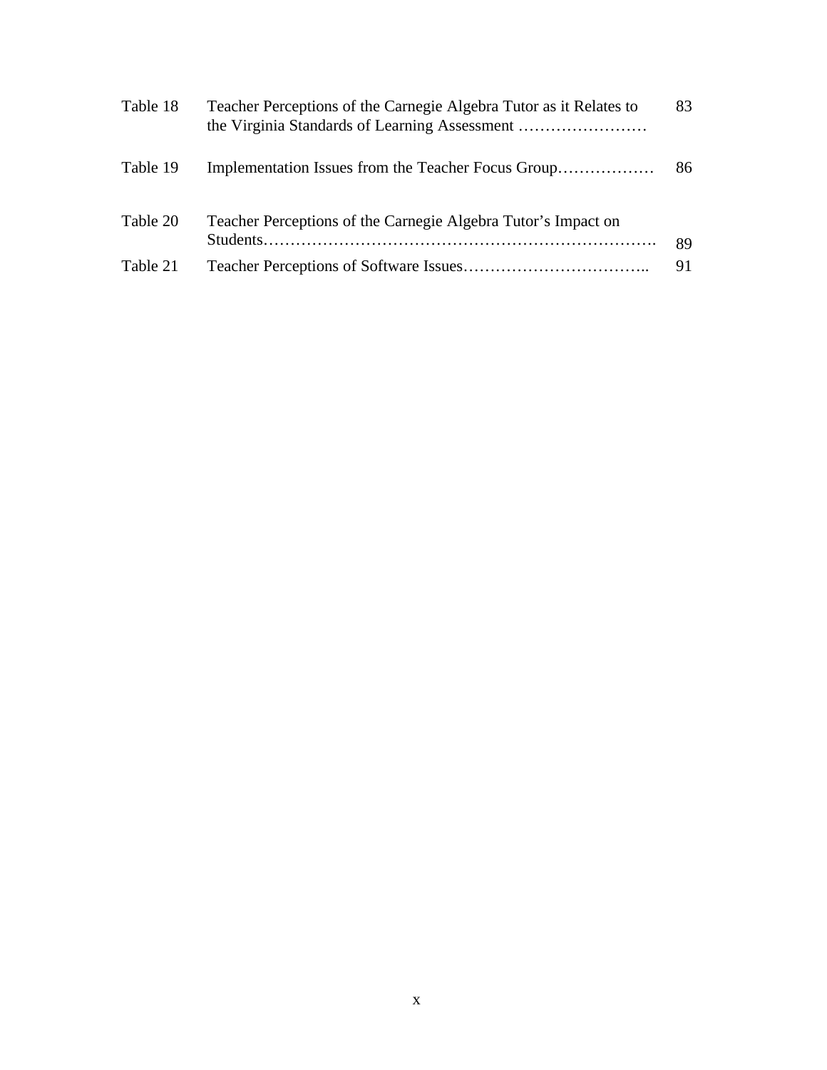| | | |
|---|---|---|
| Table 18 | Teacher Perceptions of the Carnegie Algebra Tutor as it Relates to the Virginia Standards of Learning Assessment …………………… | 83 |
| Table 19 | Implementation Issues from the Teacher Focus Group……………… | 86 |
| Table 20 | Teacher Perceptions of the Carnegie Algebra Tutor's Impact on Students……………………………………………………………. | 89 |
| Table 21 | Teacher Perceptions of Software Issues…………………………….. | 91 |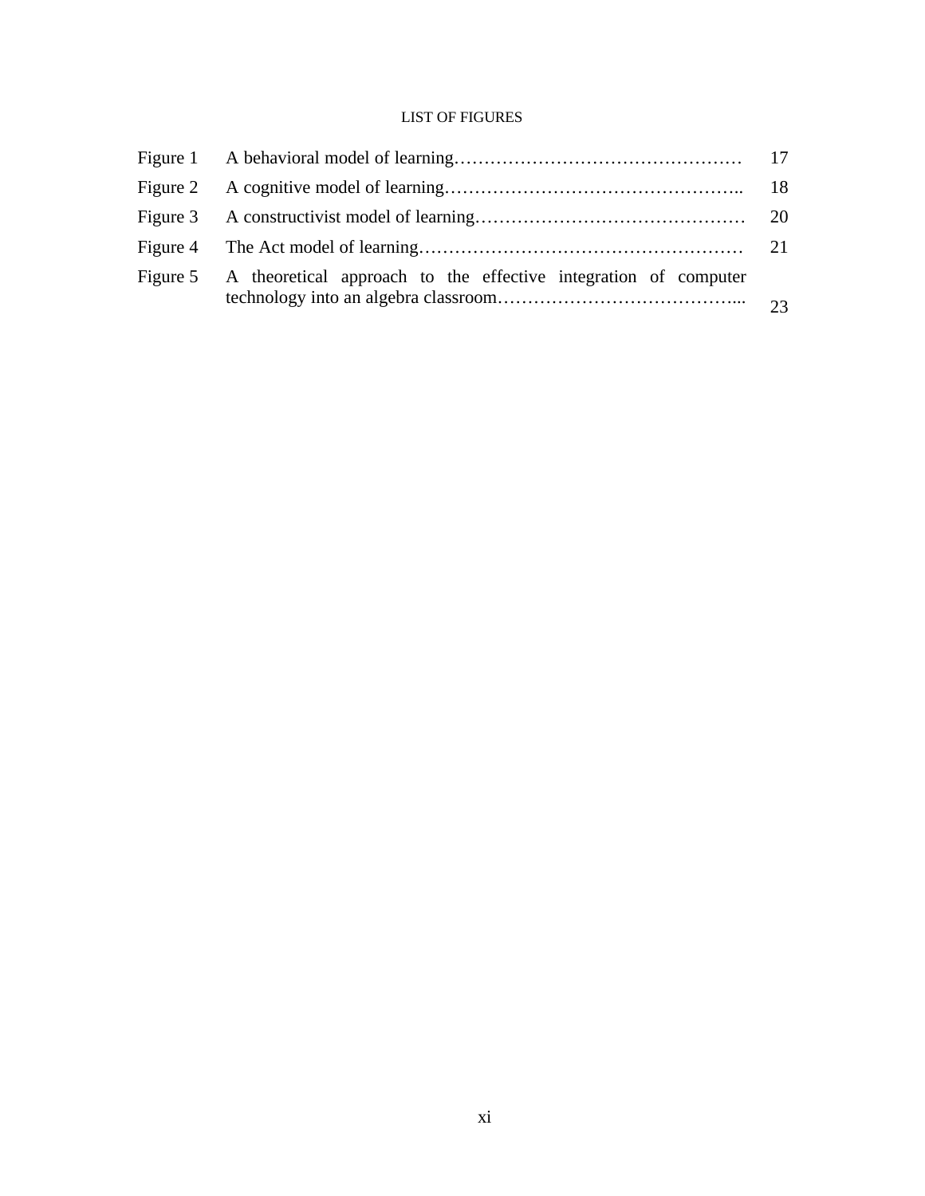# LIST OF FIGURES

| | | |
|---|---|---|
| Figure 1 | A behavioral model of learning………………………………………… | 17 |
| Figure 2 | A cognitive model of learning………………………………………….. | 18 |
| Figure 3 | A constructivist model of learning……………………………………… | 20 |
| Figure 4 | The Act model of learning……………………………………………… | 21 |
| Figure 5 | A theoretical approach to the effective integration of computer technology into an algebra classroom…………………………………... | 23 |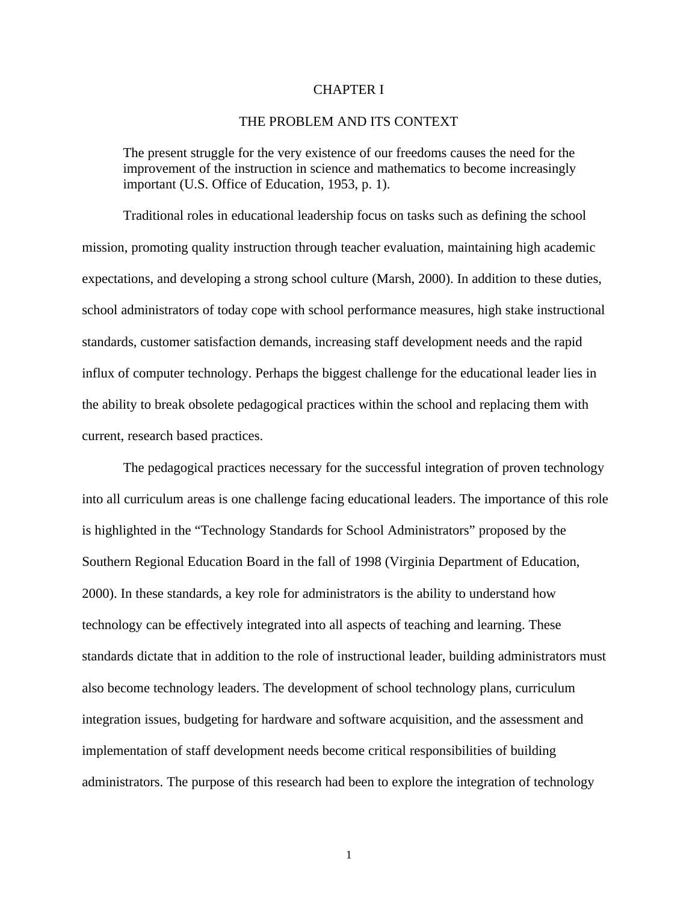# CHAPTER I

## THE PROBLEM AND ITS CONTEXT

> The present struggle for the very existence of our freedoms causes the need for the improvement of the instruction in science and mathematics to become increasingly important (U.S. Office of Education, 1953, p. 1).

Traditional roles in educational leadership focus on tasks such as defining the school mission, promoting quality instruction through teacher evaluation, maintaining high academic expectations, and developing a strong school culture (Marsh, 2000). In addition to these duties, school administrators of today cope with school performance measures, high stake instructional standards, customer satisfaction demands, increasing staff development needs and the rapid influx of computer technology. Perhaps the biggest challenge for the educational leader lies in the ability to break obsolete pedagogical practices within the school and replacing them with current, research based practices.

The pedagogical practices necessary for the successful integration of proven technology into all curriculum areas is one challenge facing educational leaders. The importance of this role is highlighted in the "Technology Standards for School Administrators" proposed by the Southern Regional Education Board in the fall of 1998 (Virginia Department of Education, 2000). In these standards, a key role for administrators is the ability to understand how technology can be effectively integrated into all aspects of teaching and learning. These standards dictate that in addition to the role of instructional leader, building administrators must also become technology leaders. The development of school technology plans, curriculum integration issues, budgeting for hardware and software acquisition, and the assessment and implementation of staff development needs become critical responsibilities of building administrators. The purpose of this research had been to explore the integration of technology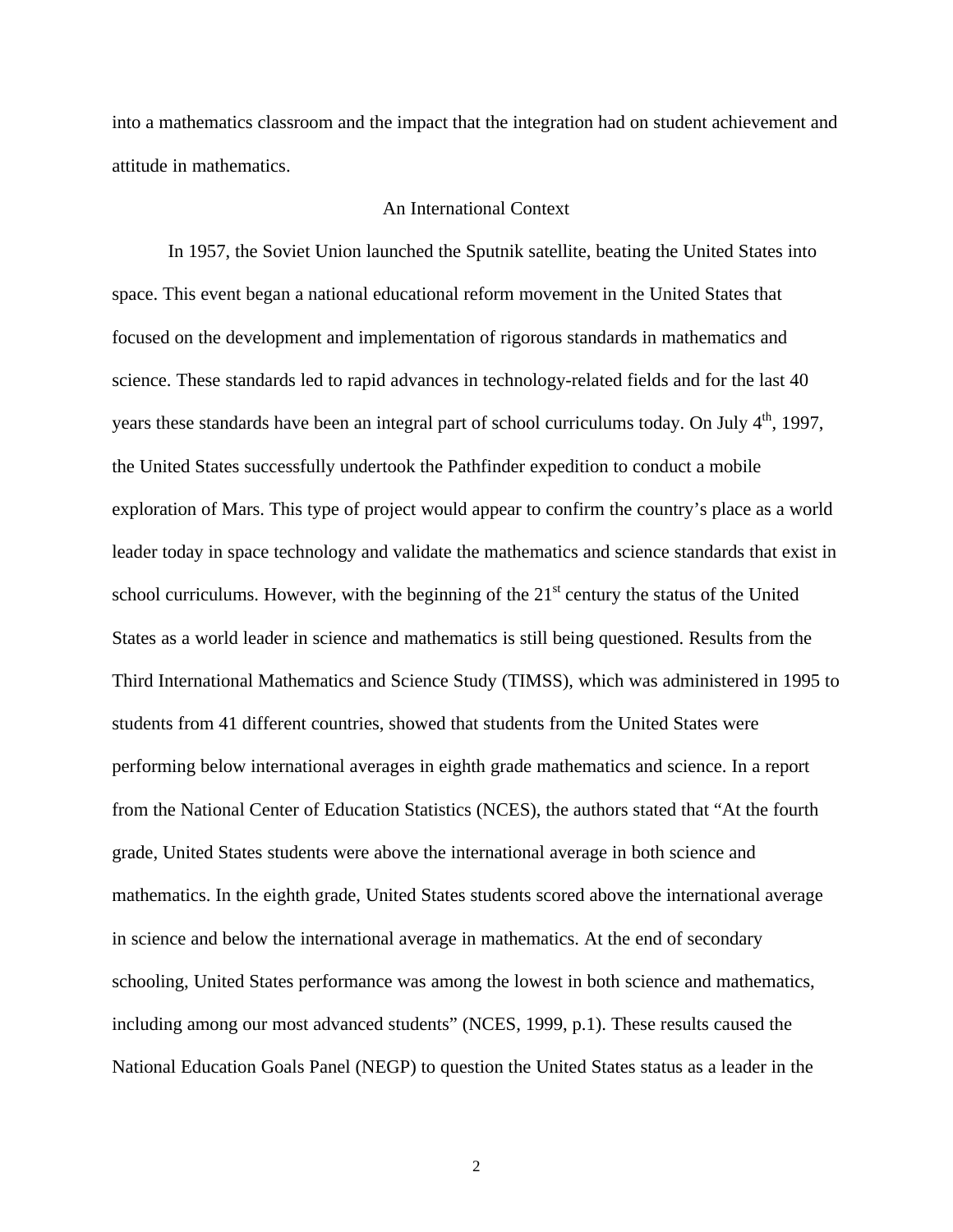into a mathematics classroom and the impact that the integration had on student achievement and attitude in mathematics.

## An International Context

In 1957, the Soviet Union launched the Sputnik satellite, beating the United States into space. This event began a national educational reform movement in the United States that focused on the development and implementation of rigorous standards in mathematics and science. These standards led to rapid advances in technology-related fields and for the last 40 years these standards have been an integral part of school curriculums today. On July 4th, 1997, the United States successfully undertook the Pathfinder expedition to conduct a mobile exploration of Mars. This type of project would appear to confirm the country's place as a world leader today in space technology and validate the mathematics and science standards that exist in school curriculums. However, with the beginning of the 21st century the status of the United States as a world leader in science and mathematics is still being questioned. Results from the Third International Mathematics and Science Study (TIMSS), which was administered in 1995 to students from 41 different countries, showed that students from the United States were performing below international averages in eighth grade mathematics and science. In a report from the National Center of Education Statistics (NCES), the authors stated that "At the fourth grade, United States students were above the international average in both science and mathematics. In the eighth grade, United States students scored above the international average in science and below the international average in mathematics. At the end of secondary schooling, United States performance was among the lowest in both science and mathematics, including among our most advanced students" (NCES, 1999, p.1). These results caused the National Education Goals Panel (NEGP) to question the United States status as a leader in the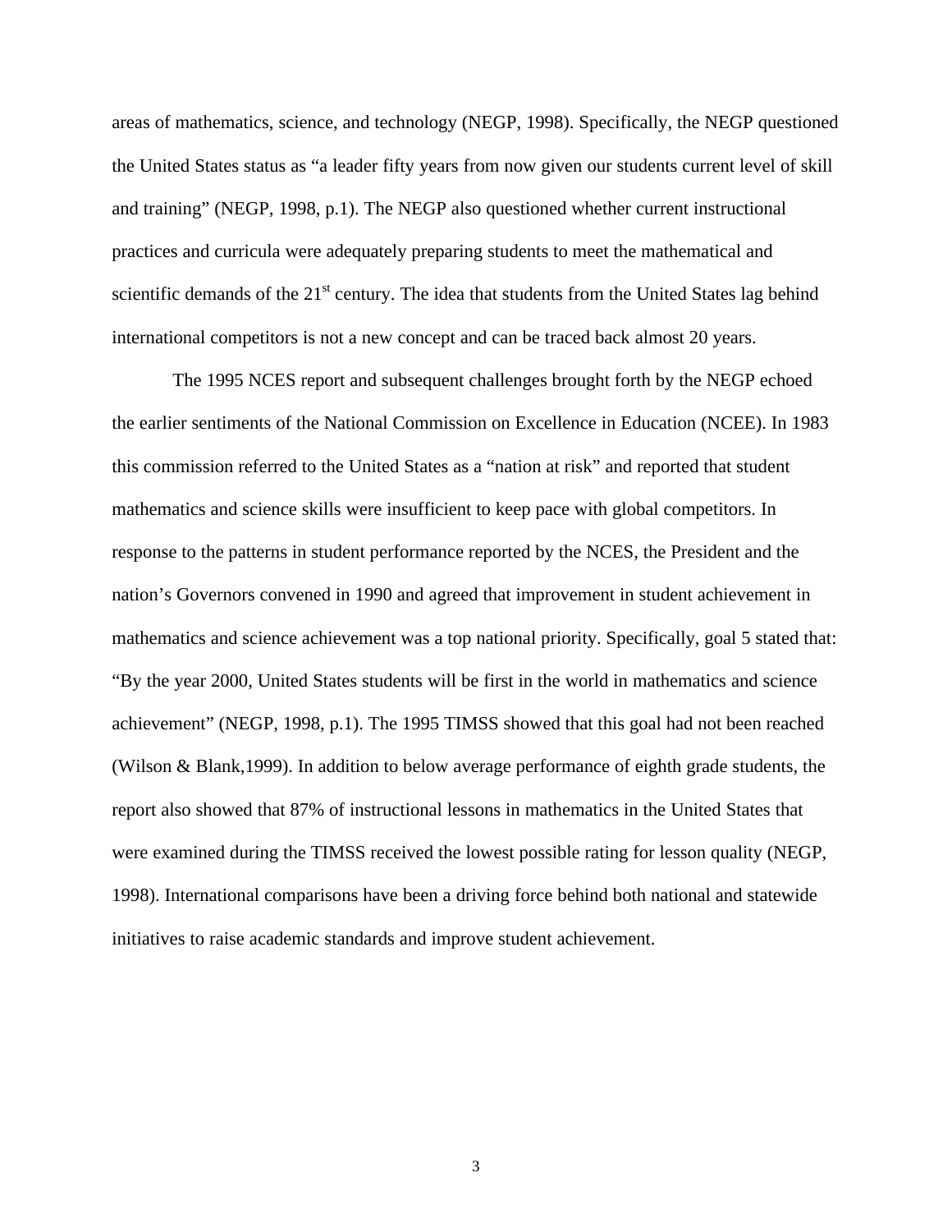areas of mathematics, science, and technology (NEGP, 1998). Specifically, the NEGP questioned the United States status as “a leader fifty years from now given our students current level of skill and training” (NEGP, 1998, p.1). The NEGP also questioned whether current instructional practices and curricula were adequately preparing students to meet the mathematical and scientific demands of the 21st century. The idea that students from the United States lag behind international competitors is not a new concept and can be traced back almost 20 years.

The 1995 NCES report and subsequent challenges brought forth by the NEGP echoed the earlier sentiments of the National Commission on Excellence in Education (NCEE). In 1983 this commission referred to the United States as a “nation at risk” and reported that student mathematics and science skills were insufficient to keep pace with global competitors. In response to the patterns in student performance reported by the NCES, the President and the nation’s Governors convened in 1990 and agreed that improvement in student achievement in mathematics and science achievement was a top national priority. Specifically, goal 5 stated that: “By the year 2000, United States students will be first in the world in mathematics and science achievement” (NEGP, 1998, p.1). The 1995 TIMSS showed that this goal had not been reached (Wilson & Blank,1999). In addition to below average performance of eighth grade students, the report also showed that 87% of instructional lessons in mathematics in the United States that were examined during the TIMSS received the lowest possible rating for lesson quality (NEGP, 1998). International comparisons have been a driving force behind both national and statewide initiatives to raise academic standards and improve student achievement.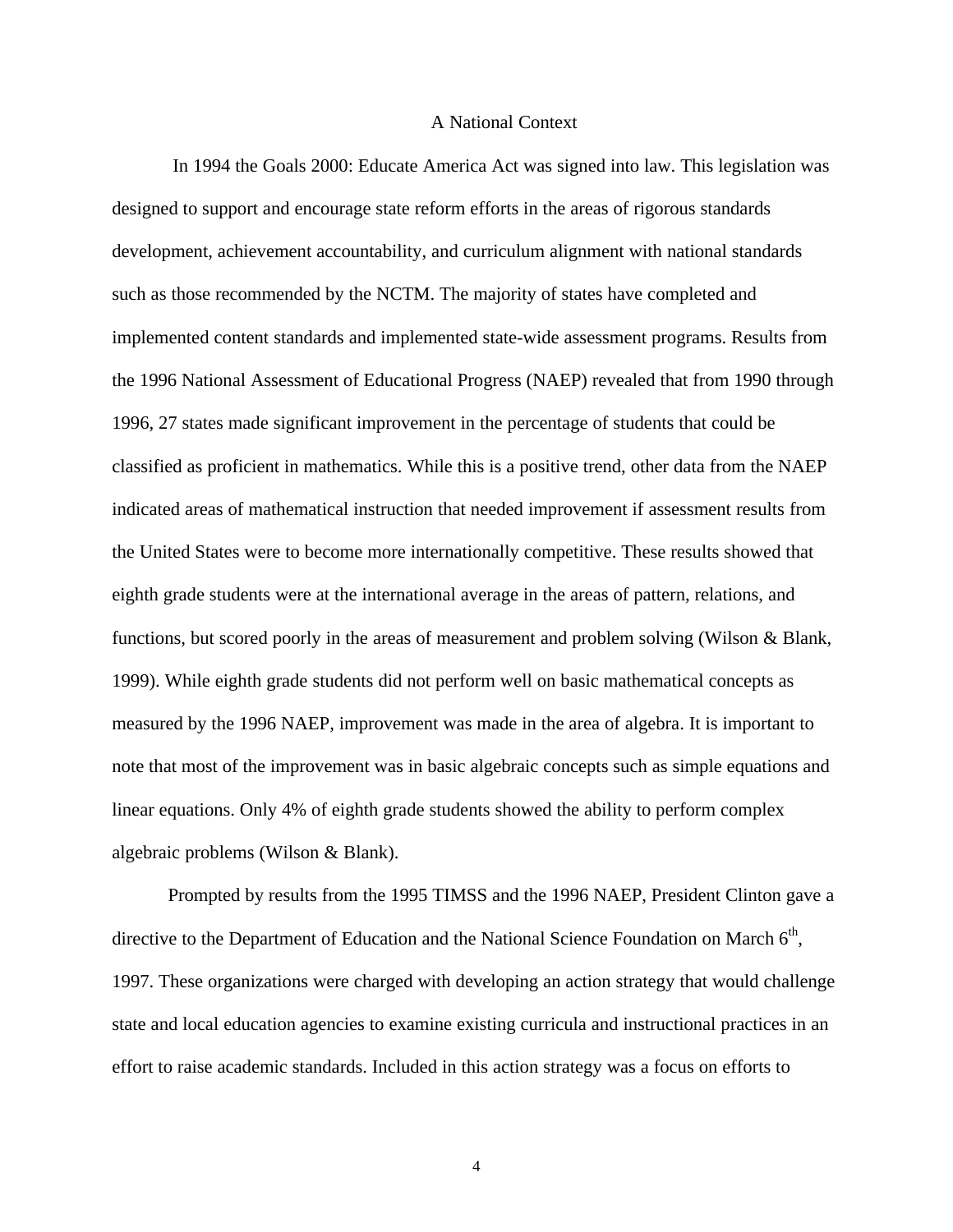## A National Context

In 1994 the Goals 2000: Educate America Act was signed into law. This legislation was designed to support and encourage state reform efforts in the areas of rigorous standards development, achievement accountability, and curriculum alignment with national standards such as those recommended by the NCTM. The majority of states have completed and implemented content standards and implemented state-wide assessment programs. Results from the 1996 National Assessment of Educational Progress (NAEP) revealed that from 1990 through 1996, 27 states made significant improvement in the percentage of students that could be classified as proficient in mathematics. While this is a positive trend, other data from the NAEP indicated areas of mathematical instruction that needed improvement if assessment results from the United States were to become more internationally competitive. These results showed that eighth grade students were at the international average in the areas of pattern, relations, and functions, but scored poorly in the areas of measurement and problem solving (Wilson & Blank, 1999). While eighth grade students did not perform well on basic mathematical concepts as measured by the 1996 NAEP, improvement was made in the area of algebra. It is important to note that most of the improvement was in basic algebraic concepts such as simple equations and linear equations. Only 4% of eighth grade students showed the ability to perform complex algebraic problems (Wilson & Blank).

Prompted by results from the 1995 TIMSS and the 1996 NAEP, President Clinton gave a directive to the Department of Education and the National Science Foundation on March 6th, 1997. These organizations were charged with developing an action strategy that would challenge state and local education agencies to examine existing curricula and instructional practices in an effort to raise academic standards. Included in this action strategy was a focus on efforts to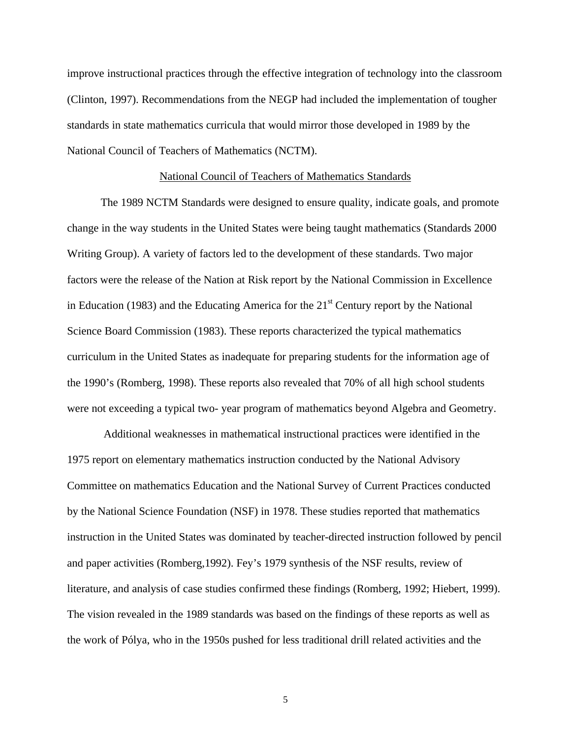improve instructional practices through the effective integration of technology into the classroom (Clinton, 1997). Recommendations from the NEGP had included the implementation of tougher standards in state mathematics curricula that would mirror those developed in 1989 by the National Council of Teachers of Mathematics (NCTM).

## National Council of Teachers of Mathematics Standards

The 1989 NCTM Standards were designed to ensure quality, indicate goals, and promote change in the way students in the United States were being taught mathematics (Standards 2000 Writing Group). A variety of factors led to the development of these standards. Two major factors were the release of the Nation at Risk report by the National Commission in Excellence in Education (1983) and the Educating America for the 21st Century report by the National Science Board Commission (1983). These reports characterized the typical mathematics curriculum in the United States as inadequate for preparing students for the information age of the 1990's (Romberg, 1998). These reports also revealed that 70% of all high school students were not exceeding a typical two- year program of mathematics beyond Algebra and Geometry.

Additional weaknesses in mathematical instructional practices were identified in the 1975 report on elementary mathematics instruction conducted by the National Advisory Committee on mathematics Education and the National Survey of Current Practices conducted by the National Science Foundation (NSF) in 1978. These studies reported that mathematics instruction in the United States was dominated by teacher-directed instruction followed by pencil and paper activities (Romberg,1992). Fey's 1979 synthesis of the NSF results, review of literature, and analysis of case studies confirmed these findings (Romberg, 1992; Hiebert, 1999). The vision revealed in the 1989 standards was based on the findings of these reports as well as the work of Pólya, who in the 1950s pushed for less traditional drill related activities and the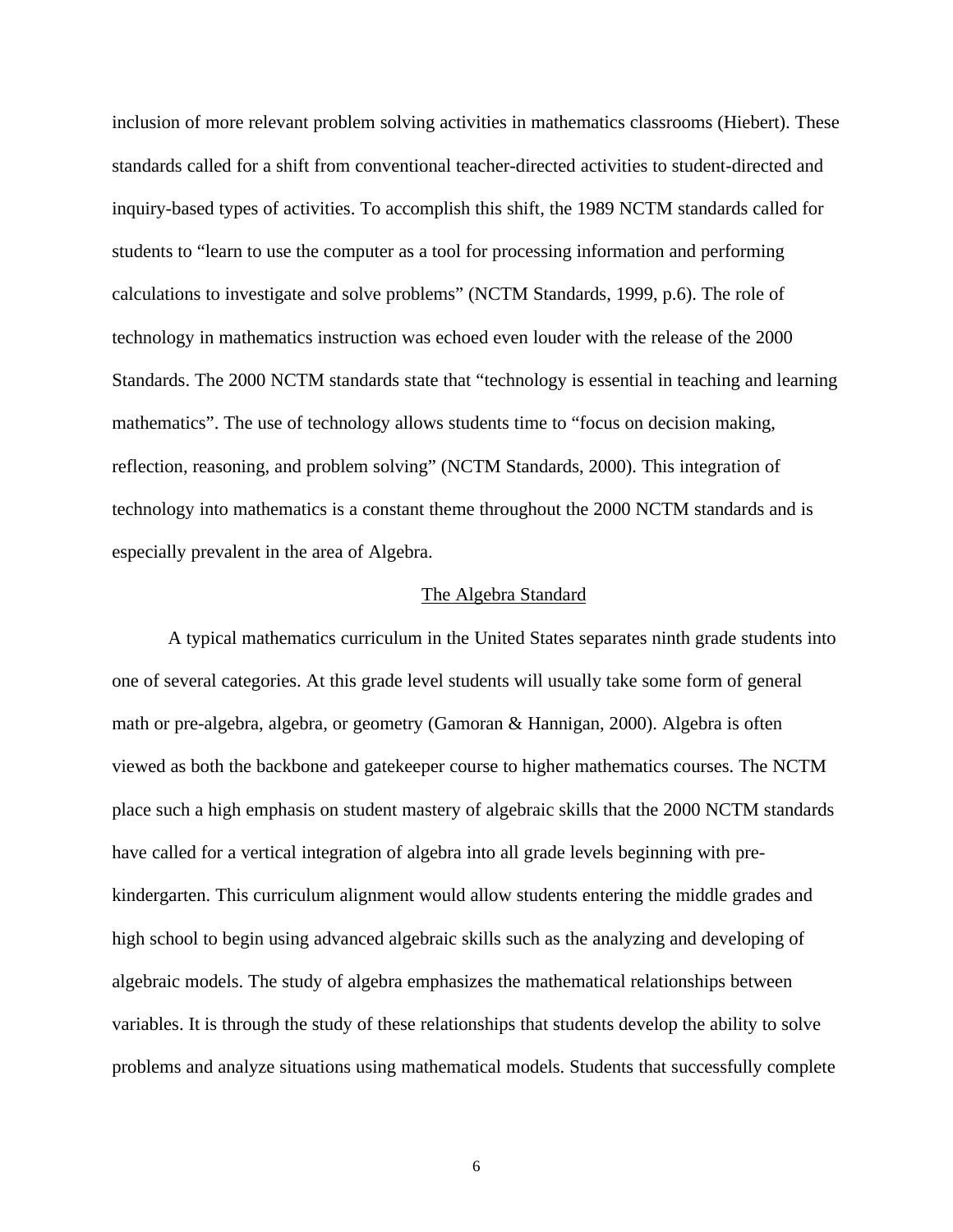inclusion of more relevant problem solving activities in mathematics classrooms (Hiebert). These standards called for a shift from conventional teacher-directed activities to student-directed and inquiry-based types of activities. To accomplish this shift, the 1989 NCTM standards called for students to "learn to use the computer as a tool for processing information and performing calculations to investigate and solve problems" (NCTM Standards, 1999, p.6). The role of technology in mathematics instruction was echoed even louder with the release of the 2000 Standards. The 2000 NCTM standards state that "technology is essential in teaching and learning mathematics". The use of technology allows students time to "focus on decision making, reflection, reasoning, and problem solving" (NCTM Standards, 2000). This integration of technology into mathematics is a constant theme throughout the 2000 NCTM standards and is especially prevalent in the area of Algebra.

## The Algebra Standard

A typical mathematics curriculum in the United States separates ninth grade students into one of several categories. At this grade level students will usually take some form of general math or pre-algebra, algebra, or geometry (Gamoran & Hannigan, 2000). Algebra is often viewed as both the backbone and gatekeeper course to higher mathematics courses. The NCTM place such a high emphasis on student mastery of algebraic skills that the 2000 NCTM standards have called for a vertical integration of algebra into all grade levels beginning with pre-kindergarten. This curriculum alignment would allow students entering the middle grades and high school to begin using advanced algebraic skills such as the analyzing and developing of algebraic models. The study of algebra emphasizes the mathematical relationships between variables. It is through the study of these relationships that students develop the ability to solve problems and analyze situations using mathematical models. Students that successfully complete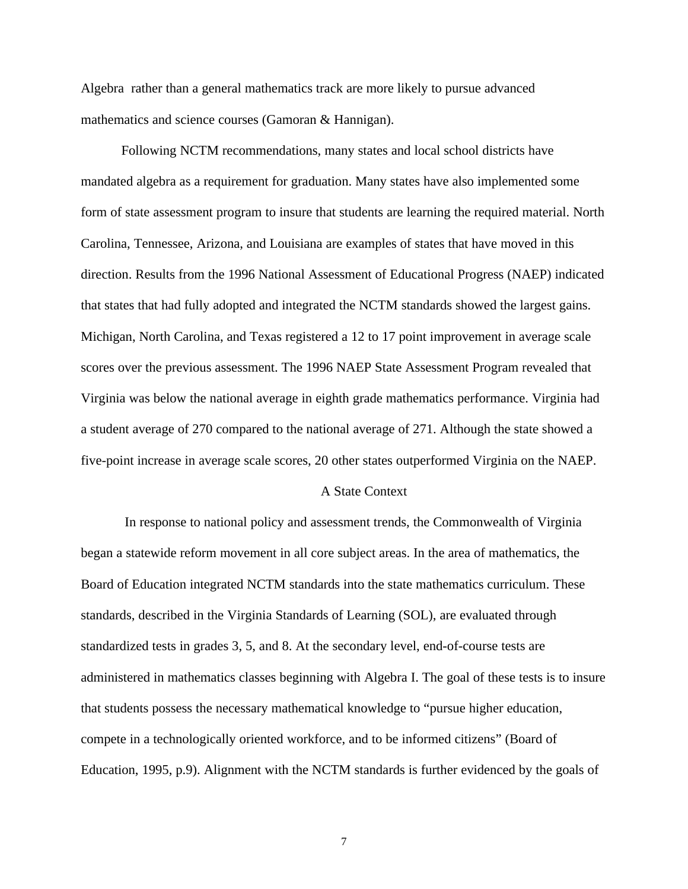Algebra rather than a general mathematics track are more likely to pursue advanced mathematics and science courses (Gamoran & Hannigan).

Following NCTM recommendations, many states and local school districts have mandated algebra as a requirement for graduation. Many states have also implemented some form of state assessment program to insure that students are learning the required material. North Carolina, Tennessee, Arizona, and Louisiana are examples of states that have moved in this direction. Results from the 1996 National Assessment of Educational Progress (NAEP) indicated that states that had fully adopted and integrated the NCTM standards showed the largest gains. Michigan, North Carolina, and Texas registered a 12 to 17 point improvement in average scale scores over the previous assessment. The 1996 NAEP State Assessment Program revealed that Virginia was below the national average in eighth grade mathematics performance. Virginia had a student average of 270 compared to the national average of 271. Although the state showed a five-point increase in average scale scores, 20 other states outperformed Virginia on the NAEP.

## A State Context

In response to national policy and assessment trends, the Commonwealth of Virginia began a statewide reform movement in all core subject areas. In the area of mathematics, the Board of Education integrated NCTM standards into the state mathematics curriculum. These standards, described in the Virginia Standards of Learning (SOL), are evaluated through standardized tests in grades 3, 5, and 8. At the secondary level, end-of-course tests are administered in mathematics classes beginning with Algebra I. The goal of these tests is to insure that students possess the necessary mathematical knowledge to "pursue higher education, compete in a technologically oriented workforce, and to be informed citizens" (Board of Education, 1995, p.9). Alignment with the NCTM standards is further evidenced by the goals of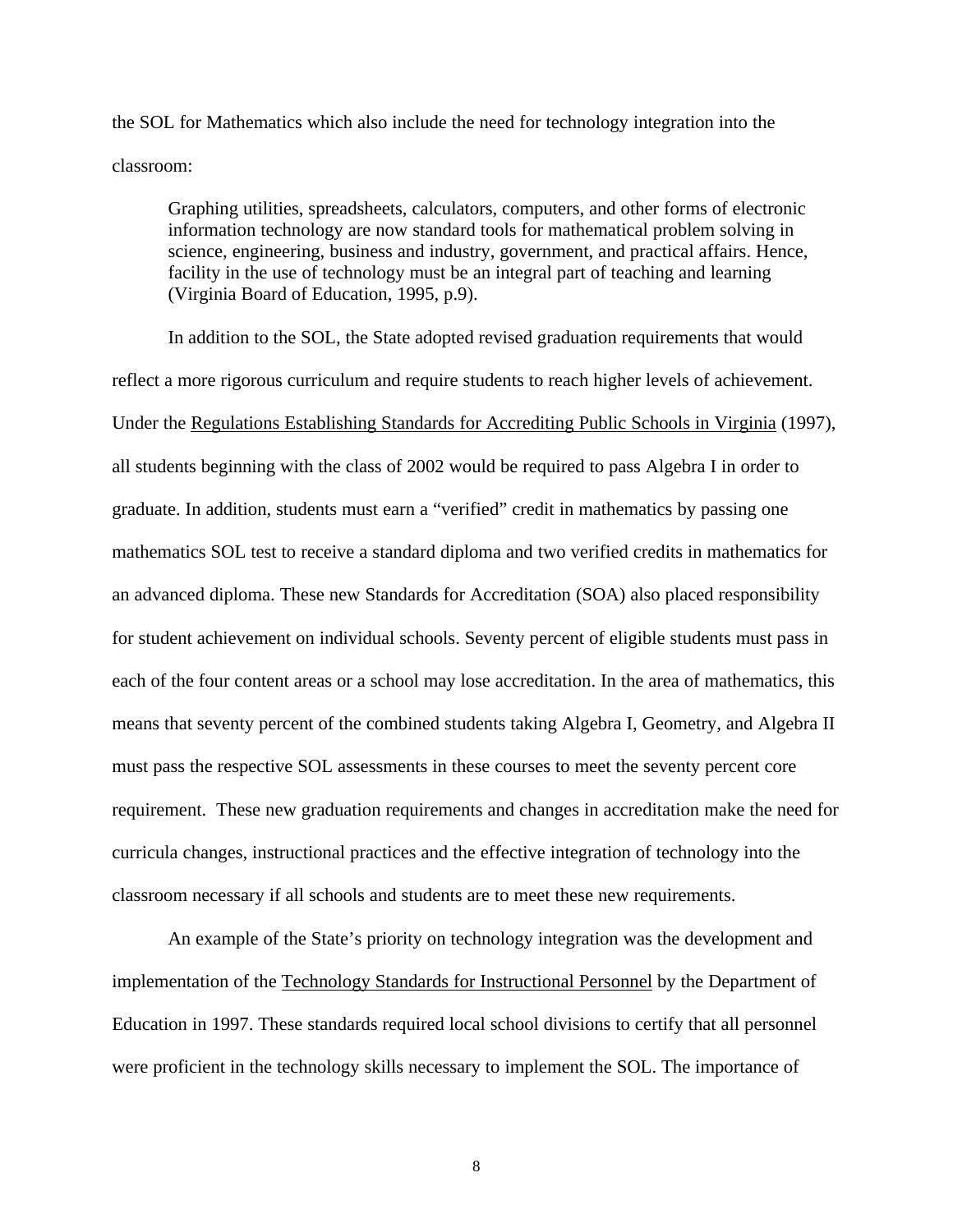the SOL for Mathematics which also include the need for technology integration into the classroom:

> Graphing utilities, spreadsheets, calculators, computers, and other forms of electronic information technology are now standard tools for mathematical problem solving in science, engineering, business and industry, government, and practical affairs. Hence, facility in the use of technology must be an integral part of teaching and learning (Virginia Board of Education, 1995, p.9).

In addition to the SOL, the State adopted revised graduation requirements that would reflect a more rigorous curriculum and require students to reach higher levels of achievement. Under the Regulations Establishing Standards for Accrediting Public Schools in Virginia (1997), all students beginning with the class of 2002 would be required to pass Algebra I in order to graduate. In addition, students must earn a "verified" credit in mathematics by passing one mathematics SOL test to receive a standard diploma and two verified credits in mathematics for an advanced diploma. These new Standards for Accreditation (SOA) also placed responsibility for student achievement on individual schools. Seventy percent of eligible students must pass in each of the four content areas or a school may lose accreditation. In the area of mathematics, this means that seventy percent of the combined students taking Algebra I, Geometry, and Algebra II must pass the respective SOL assessments in these courses to meet the seventy percent core requirement. These new graduation requirements and changes in accreditation make the need for curricula changes, instructional practices and the effective integration of technology into the classroom necessary if all schools and students are to meet these new requirements.

An example of the State's priority on technology integration was the development and implementation of the Technology Standards for Instructional Personnel by the Department of Education in 1997. These standards required local school divisions to certify that all personnel were proficient in the technology skills necessary to implement the SOL. The importance of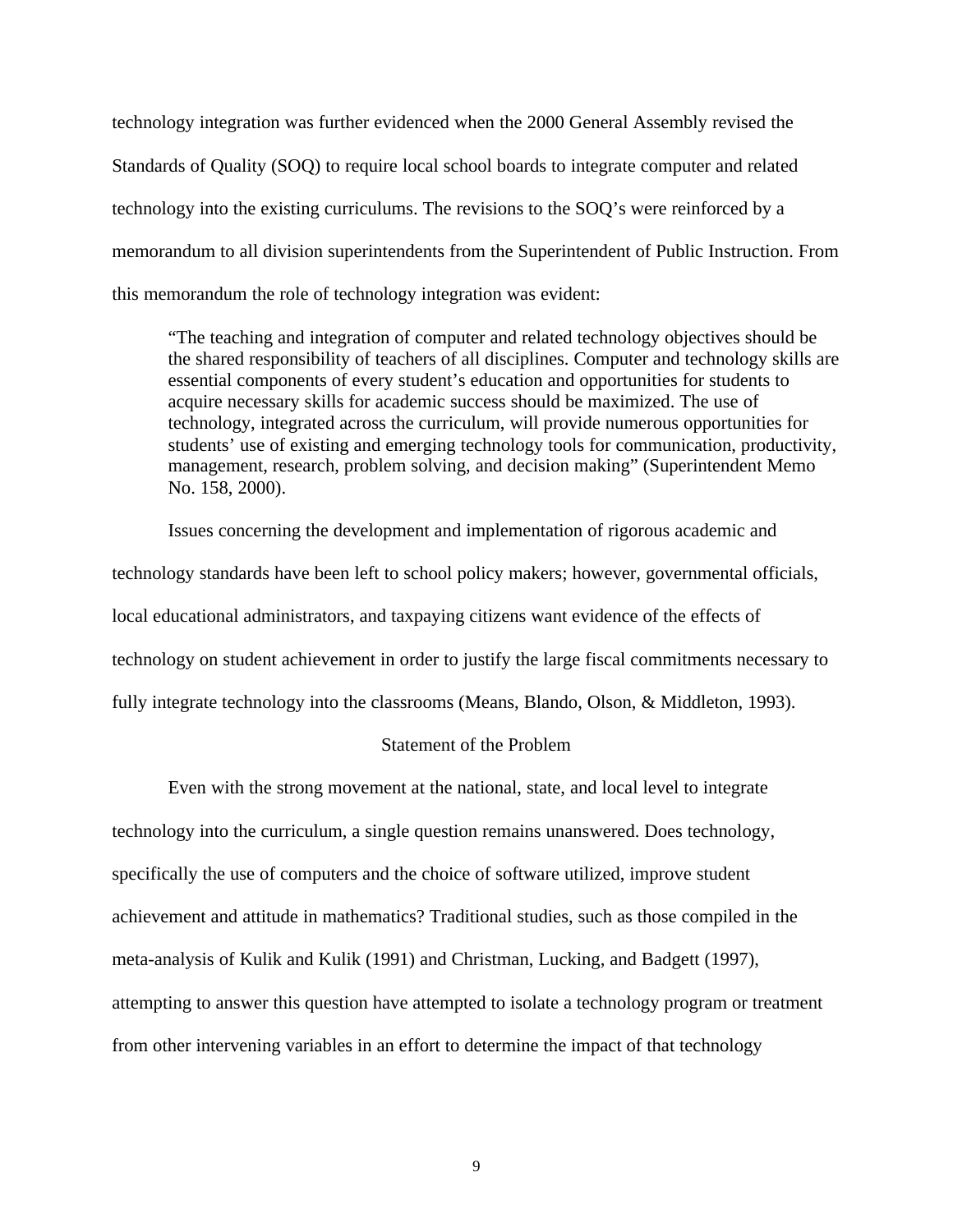technology integration was further evidenced when the 2000 General Assembly revised the Standards of Quality (SOQ) to require local school boards to integrate computer and related technology into the existing curriculums. The revisions to the SOQ's were reinforced by a memorandum to all division superintendents from the Superintendent of Public Instruction. From this memorandum the role of technology integration was evident:

> "The teaching and integration of computer and related technology objectives should be the shared responsibility of teachers of all disciplines. Computer and technology skills are essential components of every student's education and opportunities for students to acquire necessary skills for academic success should be maximized. The use of technology, integrated across the curriculum, will provide numerous opportunities for students' use of existing and emerging technology tools for communication, productivity, management, research, problem solving, and decision making" (Superintendent Memo No. 158, 2000).

Issues concerning the development and implementation of rigorous academic and technology standards have been left to school policy makers; however, governmental officials, local educational administrators, and taxpaying citizens want evidence of the effects of technology on student achievement in order to justify the large fiscal commitments necessary to fully integrate technology into the classrooms (Means, Blando, Olson, & Middleton, 1993).

## Statement of the Problem

Even with the strong movement at the national, state, and local level to integrate technology into the curriculum, a single question remains unanswered. Does technology, specifically the use of computers and the choice of software utilized, improve student achievement and attitude in mathematics? Traditional studies, such as those compiled in the meta-analysis of Kulik and Kulik (1991) and Christman, Lucking, and Badgett (1997), attempting to answer this question have attempted to isolate a technology program or treatment from other intervening variables in an effort to determine the impact of that technology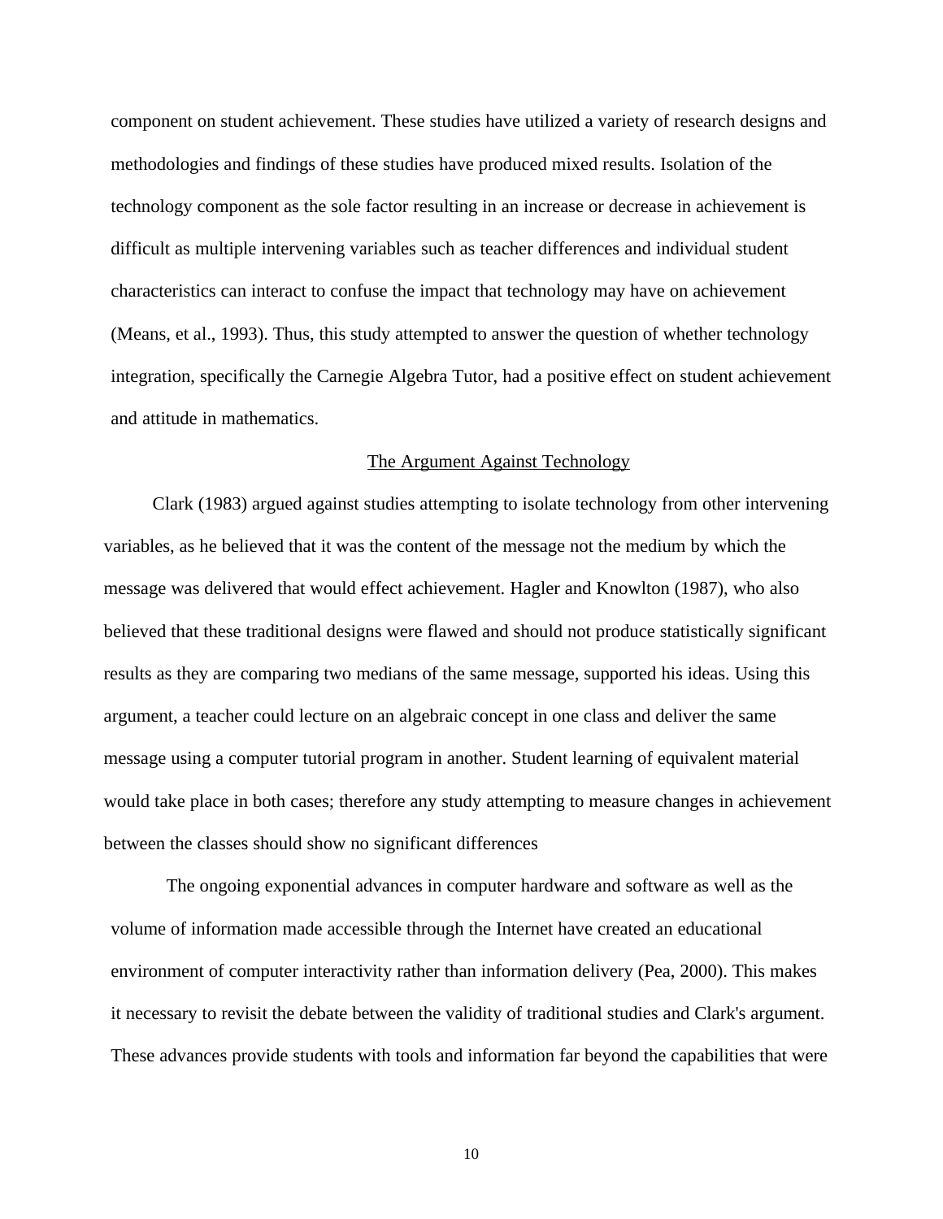component on student achievement. These studies have utilized a variety of research designs and methodologies and findings of these studies have produced mixed results. Isolation of the technology component as the sole factor resulting in an increase or decrease in achievement is difficult as multiple intervening variables such as teacher differences and individual student characteristics can interact to confuse the impact that technology may have on achievement (Means, et al., 1993). Thus, this study attempted to answer the question of whether technology integration, specifically the Carnegie Algebra Tutor, had a positive effect on student achievement and attitude in mathematics.

## The Argument Against Technology

Clark (1983) argued against studies attempting to isolate technology from other intervening variables, as he believed that it was the content of the message not the medium by which the message was delivered that would effect achievement. Hagler and Knowlton (1987), who also believed that these traditional designs were flawed and should not produce statistically significant results as they are comparing two medians of the same message, supported his ideas. Using this argument, a teacher could lecture on an algebraic concept in one class and deliver the same message using a computer tutorial program in another. Student learning of equivalent material would take place in both cases; therefore any study attempting to measure changes in achievement between the classes should show no significant differences

The ongoing exponential advances in computer hardware and software as well as the volume of information made accessible through the Internet have created an educational environment of computer interactivity rather than information delivery (Pea, 2000). This makes it necessary to revisit the debate between the validity of traditional studies and Clark's argument. These advances provide students with tools and information far beyond the capabilities that were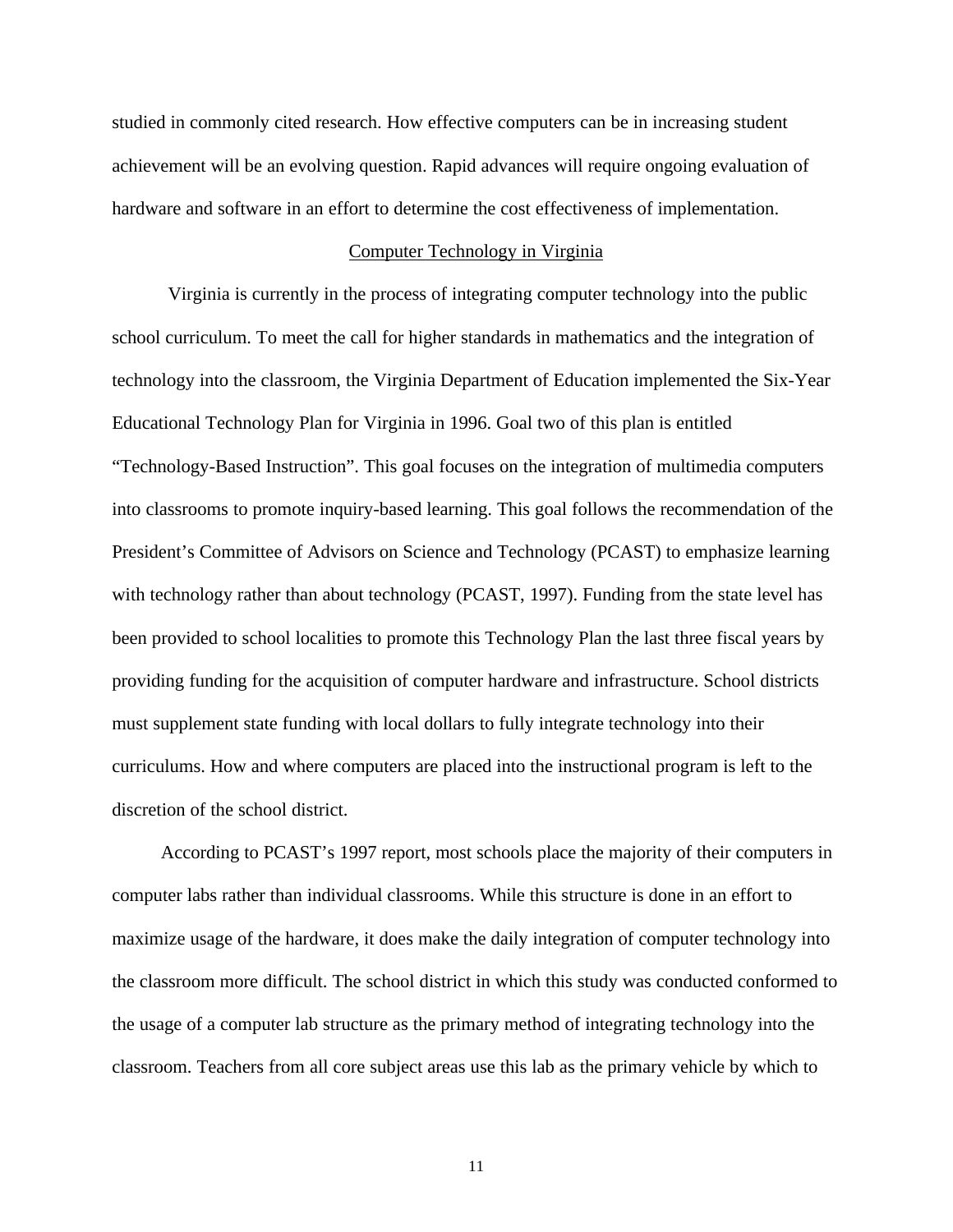studied in commonly cited research. How effective computers can be in increasing student achievement will be an evolving question. Rapid advances will require ongoing evaluation of hardware and software in an effort to determine the cost effectiveness of implementation.

## Computer Technology in Virginia

Virginia is currently in the process of integrating computer technology into the public school curriculum. To meet the call for higher standards in mathematics and the integration of technology into the classroom, the Virginia Department of Education implemented the Six-Year Educational Technology Plan for Virginia in 1996. Goal two of this plan is entitled "Technology-Based Instruction". This goal focuses on the integration of multimedia computers into classrooms to promote inquiry-based learning. This goal follows the recommendation of the President's Committee of Advisors on Science and Technology (PCAST) to emphasize learning with technology rather than about technology (PCAST, 1997). Funding from the state level has been provided to school localities to promote this Technology Plan the last three fiscal years by providing funding for the acquisition of computer hardware and infrastructure. School districts must supplement state funding with local dollars to fully integrate technology into their curriculums. How and where computers are placed into the instructional program is left to the discretion of the school district.

According to PCAST's 1997 report, most schools place the majority of their computers in computer labs rather than individual classrooms. While this structure is done in an effort to maximize usage of the hardware, it does make the daily integration of computer technology into the classroom more difficult. The school district in which this study was conducted conformed to the usage of a computer lab structure as the primary method of integrating technology into the classroom. Teachers from all core subject areas use this lab as the primary vehicle by which to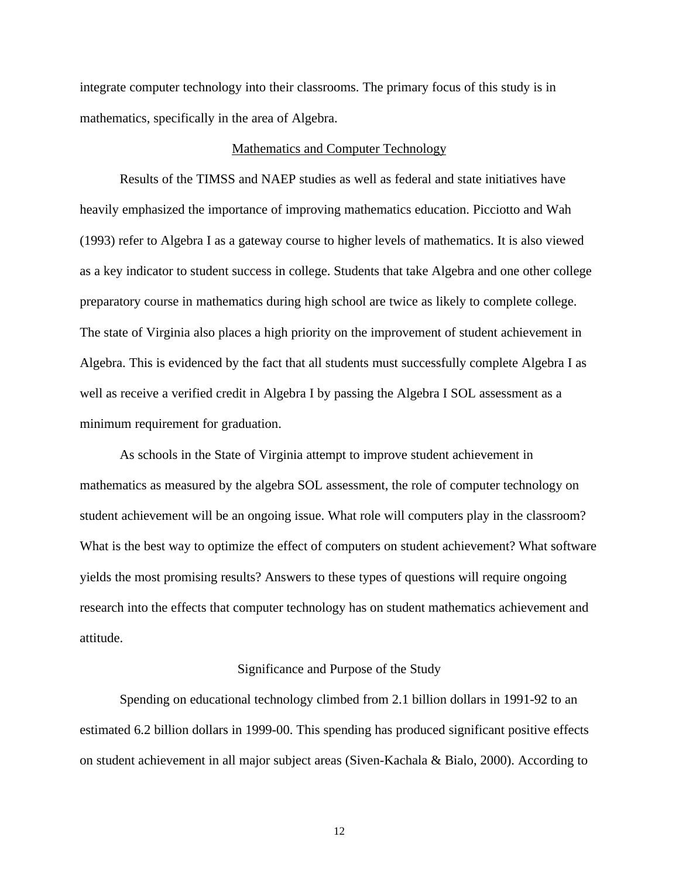integrate computer technology into their classrooms. The primary focus of this study is in mathematics, specifically in the area of Algebra.

## Mathematics and Computer Technology

Results of the TIMSS and NAEP studies as well as federal and state initiatives have heavily emphasized the importance of improving mathematics education. Picciotto and Wah (1993) refer to Algebra I as a gateway course to higher levels of mathematics. It is also viewed as a key indicator to student success in college. Students that take Algebra and one other college preparatory course in mathematics during high school are twice as likely to complete college. The state of Virginia also places a high priority on the improvement of student achievement in Algebra. This is evidenced by the fact that all students must successfully complete Algebra I as well as receive a verified credit in Algebra I by passing the Algebra I SOL assessment as a minimum requirement for graduation.

As schools in the State of Virginia attempt to improve student achievement in mathematics as measured by the algebra SOL assessment, the role of computer technology on student achievement will be an ongoing issue. What role will computers play in the classroom? What is the best way to optimize the effect of computers on student achievement? What software yields the most promising results? Answers to these types of questions will require ongoing research into the effects that computer technology has on student mathematics achievement and attitude.

## Significance and Purpose of the Study

Spending on educational technology climbed from 2.1 billion dollars in 1991-92 to an estimated 6.2 billion dollars in 1999-00. This spending has produced significant positive effects on student achievement in all major subject areas (Siven-Kachala & Bialo, 2000). According to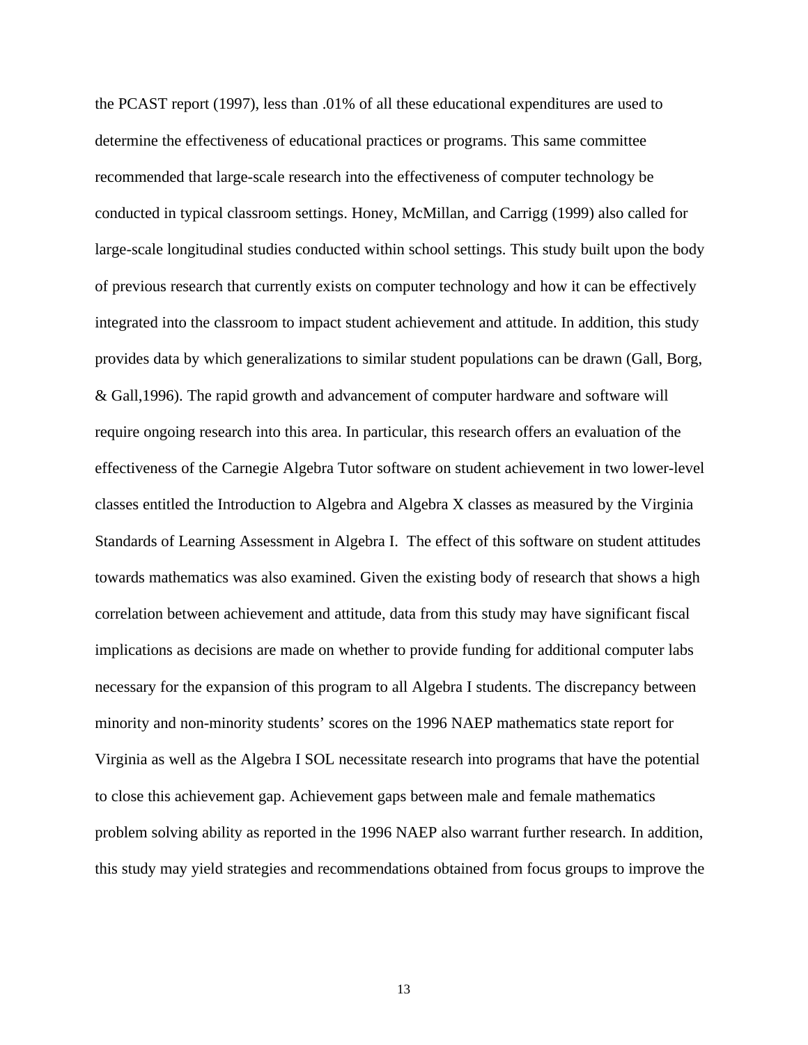the PCAST report (1997), less than .01% of all these educational expenditures are used to determine the effectiveness of educational practices or programs. This same committee recommended that large-scale research into the effectiveness of computer technology be conducted in typical classroom settings. Honey, McMillan, and Carrigg (1999) also called for large-scale longitudinal studies conducted within school settings. This study built upon the body of previous research that currently exists on computer technology and how it can be effectively integrated into the classroom to impact student achievement and attitude. In addition, this study provides data by which generalizations to similar student populations can be drawn (Gall, Borg, & Gall,1996). The rapid growth and advancement of computer hardware and software will require ongoing research into this area. In particular, this research offers an evaluation of the effectiveness of the Carnegie Algebra Tutor software on student achievement in two lower-level classes entitled the Introduction to Algebra and Algebra X classes as measured by the Virginia Standards of Learning Assessment in Algebra I. The effect of this software on student attitudes towards mathematics was also examined. Given the existing body of research that shows a high correlation between achievement and attitude, data from this study may have significant fiscal implications as decisions are made on whether to provide funding for additional computer labs necessary for the expansion of this program to all Algebra I students. The discrepancy between minority and non-minority students' scores on the 1996 NAEP mathematics state report for Virginia as well as the Algebra I SOL necessitate research into programs that have the potential to close this achievement gap. Achievement gaps between male and female mathematics problem solving ability as reported in the 1996 NAEP also warrant further research. In addition, this study may yield strategies and recommendations obtained from focus groups to improve the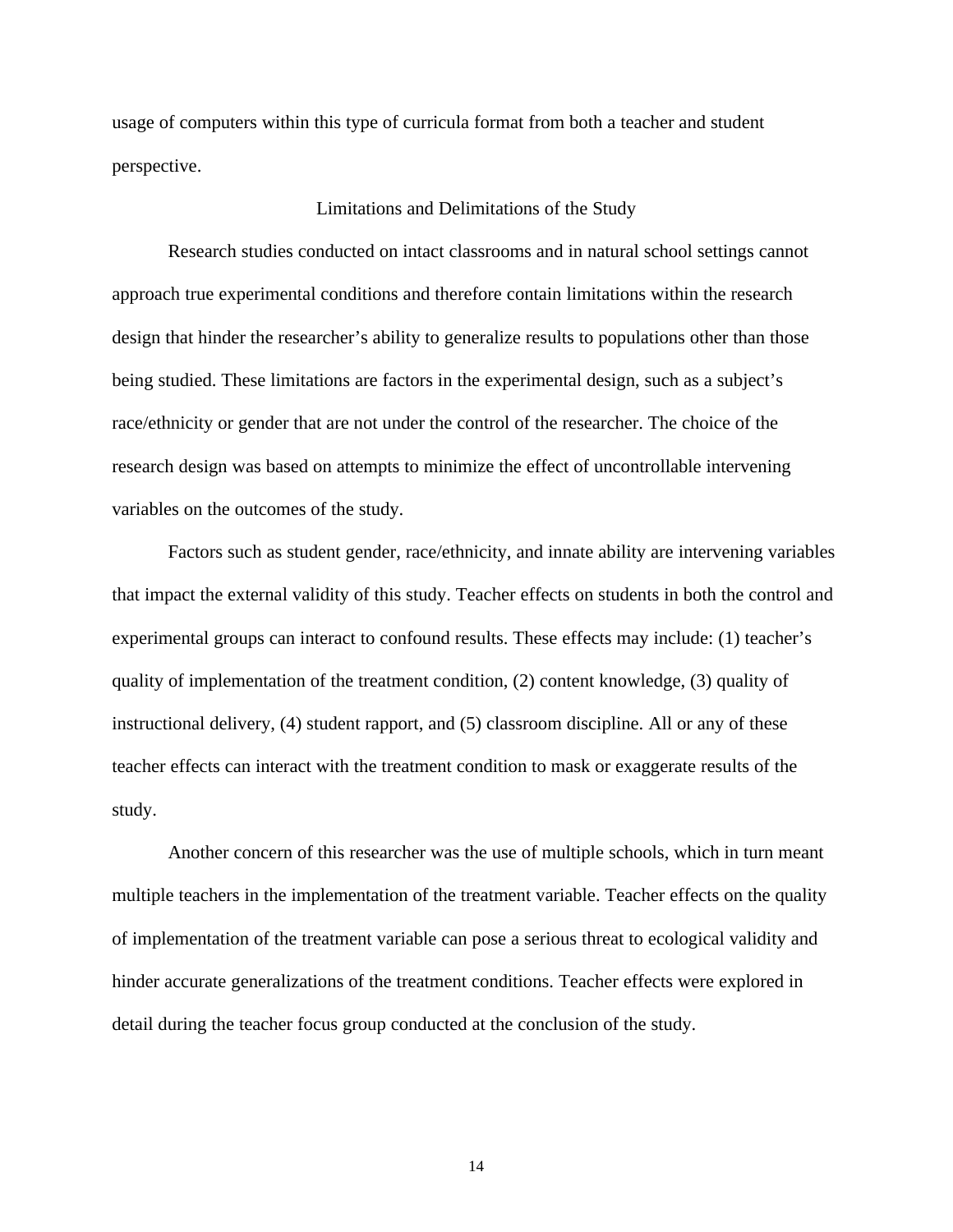usage of computers within this type of curricula format from both a teacher and student perspective.

## Limitations and Delimitations of the Study

Research studies conducted on intact classrooms and in natural school settings cannot approach true experimental conditions and therefore contain limitations within the research design that hinder the researcher's ability to generalize results to populations other than those being studied. These limitations are factors in the experimental design, such as a subject's race/ethnicity or gender that are not under the control of the researcher. The choice of the research design was based on attempts to minimize the effect of uncontrollable intervening variables on the outcomes of the study.

Factors such as student gender, race/ethnicity, and innate ability are intervening variables that impact the external validity of this study. Teacher effects on students in both the control and experimental groups can interact to confound results. These effects may include: (1) teacher's quality of implementation of the treatment condition, (2) content knowledge, (3) quality of instructional delivery, (4) student rapport, and (5) classroom discipline. All or any of these teacher effects can interact with the treatment condition to mask or exaggerate results of the study.

Another concern of this researcher was the use of multiple schools, which in turn meant multiple teachers in the implementation of the treatment variable. Teacher effects on the quality of implementation of the treatment variable can pose a serious threat to ecological validity and hinder accurate generalizations of the treatment conditions. Teacher effects were explored in detail during the teacher focus group conducted at the conclusion of the study.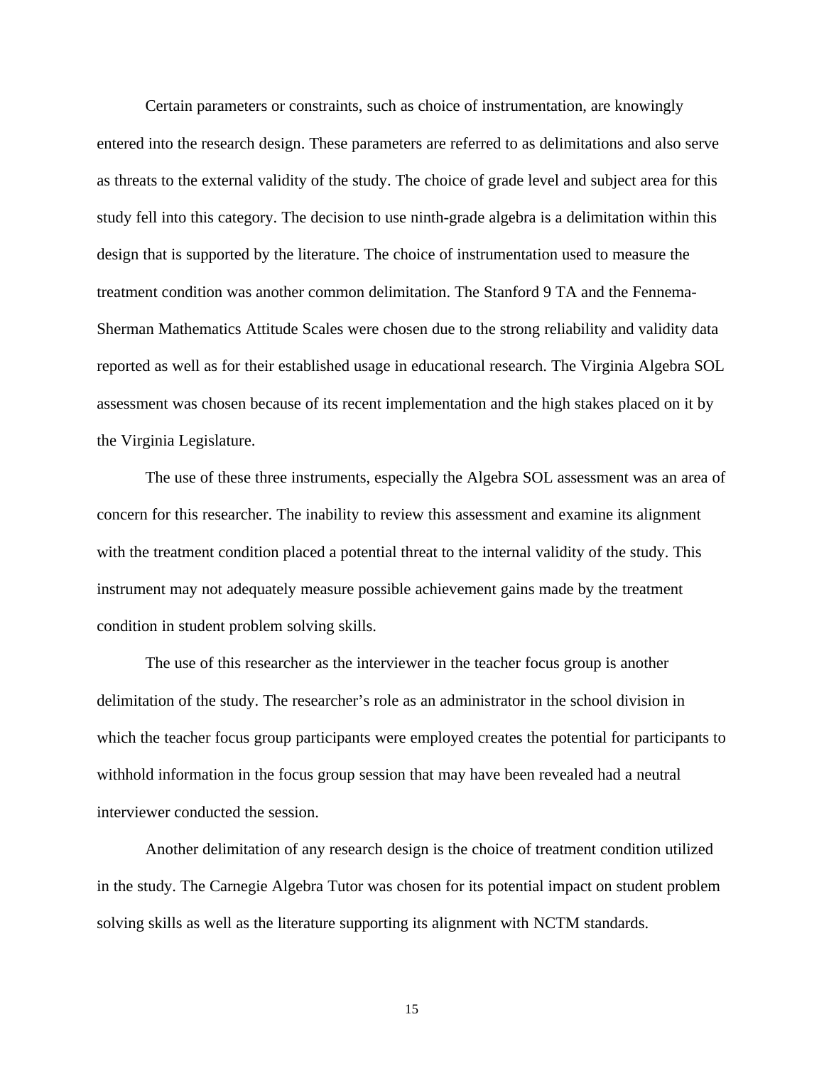Certain parameters or constraints, such as choice of instrumentation, are knowingly entered into the research design. These parameters are referred to as delimitations and also serve as threats to the external validity of the study. The choice of grade level and subject area for this study fell into this category. The decision to use ninth-grade algebra is a delimitation within this design that is supported by the literature. The choice of instrumentation used to measure the treatment condition was another common delimitation. The Stanford 9 TA and the Fennema-Sherman Mathematics Attitude Scales were chosen due to the strong reliability and validity data reported as well as for their established usage in educational research. The Virginia Algebra SOL assessment was chosen because of its recent implementation and the high stakes placed on it by the Virginia Legislature.

The use of these three instruments, especially the Algebra SOL assessment was an area of concern for this researcher. The inability to review this assessment and examine its alignment with the treatment condition placed a potential threat to the internal validity of the study. This instrument may not adequately measure possible achievement gains made by the treatment condition in student problem solving skills.

The use of this researcher as the interviewer in the teacher focus group is another delimitation of the study. The researcher's role as an administrator in the school division in which the teacher focus group participants were employed creates the potential for participants to withhold information in the focus group session that may have been revealed had a neutral interviewer conducted the session.

Another delimitation of any research design is the choice of treatment condition utilized in the study. The Carnegie Algebra Tutor was chosen for its potential impact on student problem solving skills as well as the literature supporting its alignment with NCTM standards.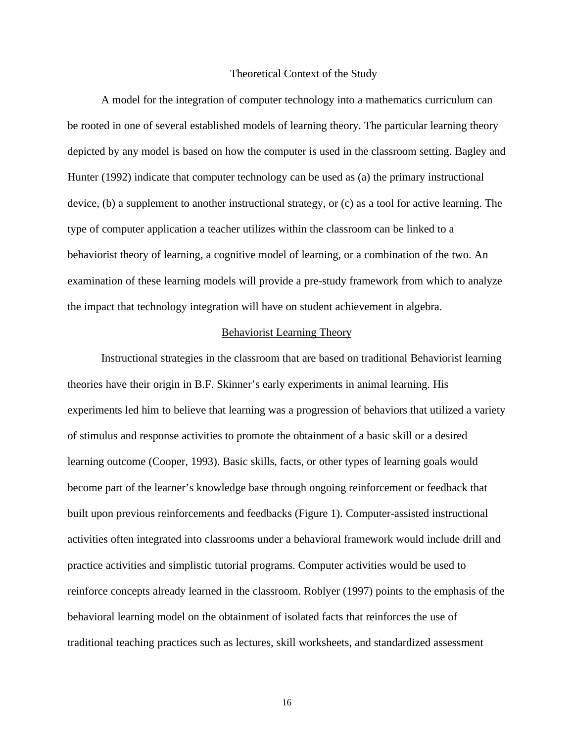## Theoretical Context of the Study

A model for the integration of computer technology into a mathematics curriculum can be rooted in one of several established models of learning theory. The particular learning theory depicted by any model is based on how the computer is used in the classroom setting. Bagley and Hunter (1992) indicate that computer technology can be used as (a) the primary instructional device, (b) a supplement to another instructional strategy, or (c) as a tool for active learning. The type of computer application a teacher utilizes within the classroom can be linked to a behaviorist theory of learning, a cognitive model of learning, or a combination of the two. An examination of these learning models will provide a pre-study framework from which to analyze the impact that technology integration will have on student achievement in algebra.

### Behaviorist Learning Theory

Instructional strategies in the classroom that are based on traditional Behaviorist learning theories have their origin in B.F. Skinner's early experiments in animal learning. His experiments led him to believe that learning was a progression of behaviors that utilized a variety of stimulus and response activities to promote the obtainment of a basic skill or a desired learning outcome (Cooper, 1993). Basic skills, facts, or other types of learning goals would become part of the learner's knowledge base through ongoing reinforcement or feedback that built upon previous reinforcements and feedbacks (Figure 1). Computer-assisted instructional activities often integrated into classrooms under a behavioral framework would include drill and practice activities and simplistic tutorial programs. Computer activities would be used to reinforce concepts already learned in the classroom. Roblyer (1997) points to the emphasis of the behavioral learning model on the obtainment of isolated facts that reinforces the use of traditional teaching practices such as lectures, skill worksheets, and standardized assessment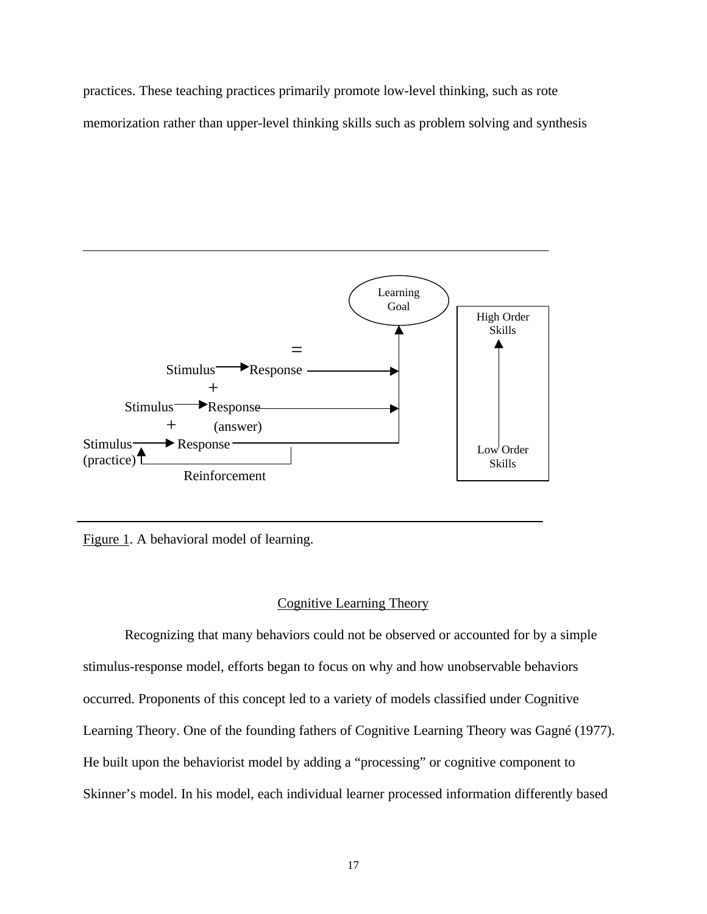practices. These teaching practices primarily promote low-level thinking, such as rote memorization rather than upper-level thinking skills such as problem solving and synthesis

Learning Goal

High Order Skills

Low Order Skills

=

Stimulus → Response

+

Stimulus → Response (answer)

+

Stimulus (practice) → Response

Reinforcement

Figure 1. A behavioral model of learning.

## Cognitive Learning Theory

Recognizing that many behaviors could not be observed or accounted for by a simple stimulus-response model, efforts began to focus on why and how unobservable behaviors occurred. Proponents of this concept led to a variety of models classified under Cognitive Learning Theory. One of the founding fathers of Cognitive Learning Theory was Gagné (1977). He built upon the behaviorist model by adding a "processing" or cognitive component to Skinner's model. In his model, each individual learner processed information differently based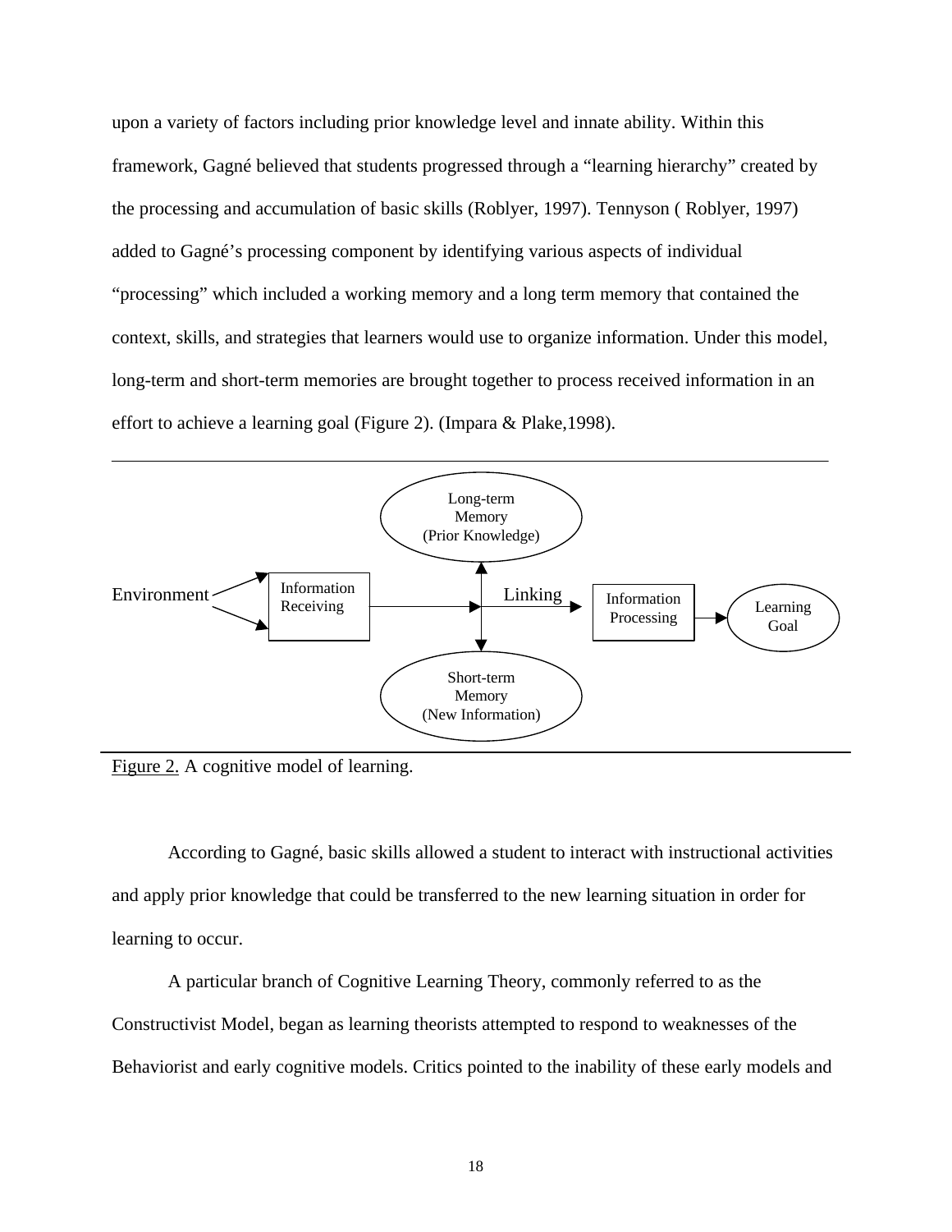upon a variety of factors including prior knowledge level and innate ability. Within this framework, Gagné believed that students progressed through a “learning hierarchy” created by the processing and accumulation of basic skills (Roblyer, 1997). Tennyson ( Roblyer, 1997) added to Gagné’s processing component by identifying various aspects of individual “processing” which included a working memory and a long term memory that contained the context, skills, and strategies that learners would use to organize information. Under this model, long-term and short-term memories are brought together to process received information in an effort to achieve a learning goal (Figure 2). (Impara & Plake,1998).

Environment → Information Receiving → Linking (↔ Long-term Memory (Prior Knowledge); ↔ Short-term Memory (New Information)) → Information Processing → Learning Goal

Figure 2. A cognitive model of learning.

According to Gagné, basic skills allowed a student to interact with instructional activities and apply prior knowledge that could be transferred to the new learning situation in order for learning to occur.

A particular branch of Cognitive Learning Theory, commonly referred to as the Constructivist Model, began as learning theorists attempted to respond to weaknesses of the Behaviorist and early cognitive models. Critics pointed to the inability of these early models and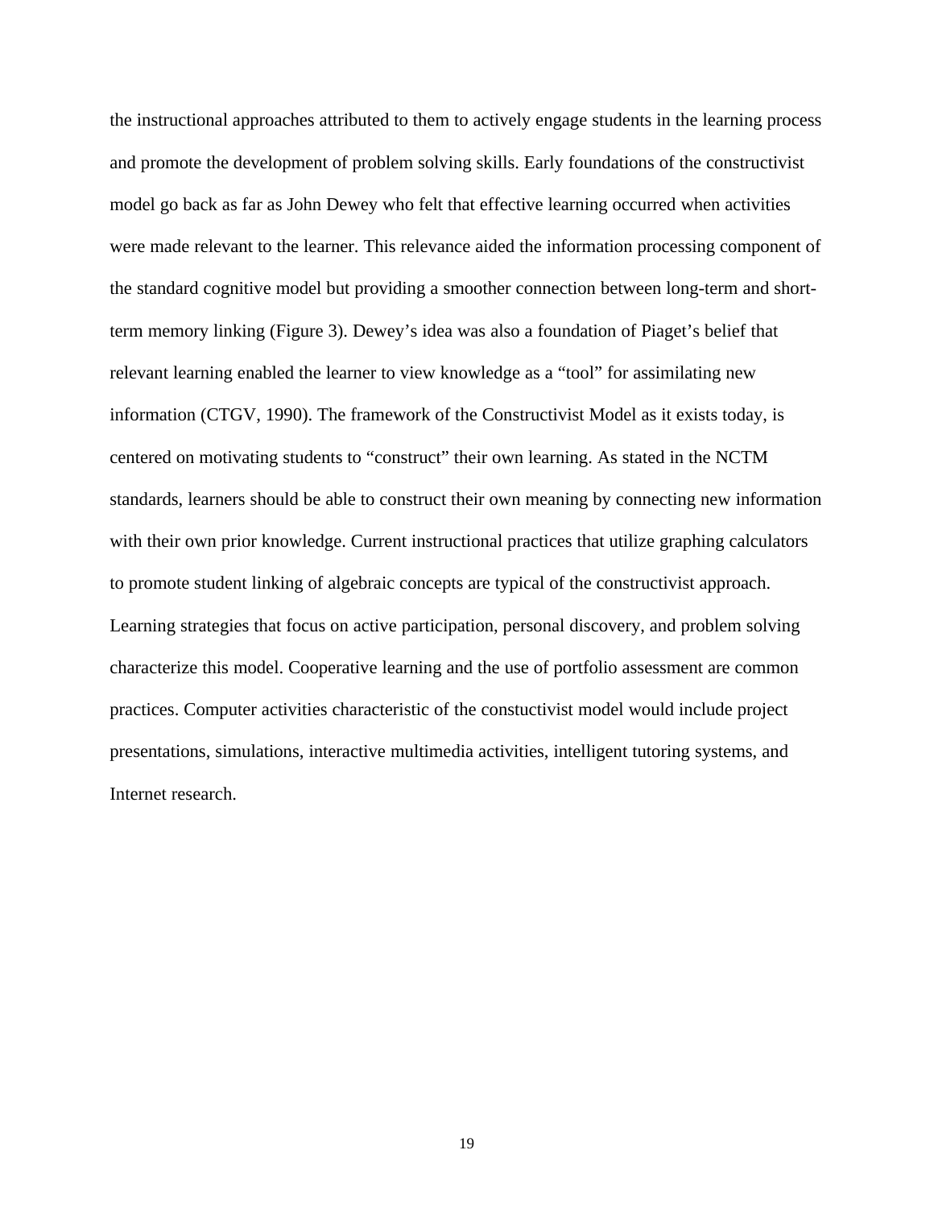the instructional approaches attributed to them to actively engage students in the learning process and promote the development of problem solving skills. Early foundations of the constructivist model go back as far as John Dewey who felt that effective learning occurred when activities were made relevant to the learner. This relevance aided the information processing component of the standard cognitive model but providing a smoother connection between long-term and short-term memory linking (Figure 3). Dewey's idea was also a foundation of Piaget's belief that relevant learning enabled the learner to view knowledge as a "tool" for assimilating new information (CTGV, 1990). The framework of the Constructivist Model as it exists today, is centered on motivating students to "construct" their own learning. As stated in the NCTM standards, learners should be able to construct their own meaning by connecting new information with their own prior knowledge. Current instructional practices that utilize graphing calculators to promote student linking of algebraic concepts are typical of the constructivist approach. Learning strategies that focus on active participation, personal discovery, and problem solving characterize this model. Cooperative learning and the use of portfolio assessment are common practices. Computer activities characteristic of the constuctivist model would include project presentations, simulations, interactive multimedia activities, intelligent tutoring systems, and Internet research.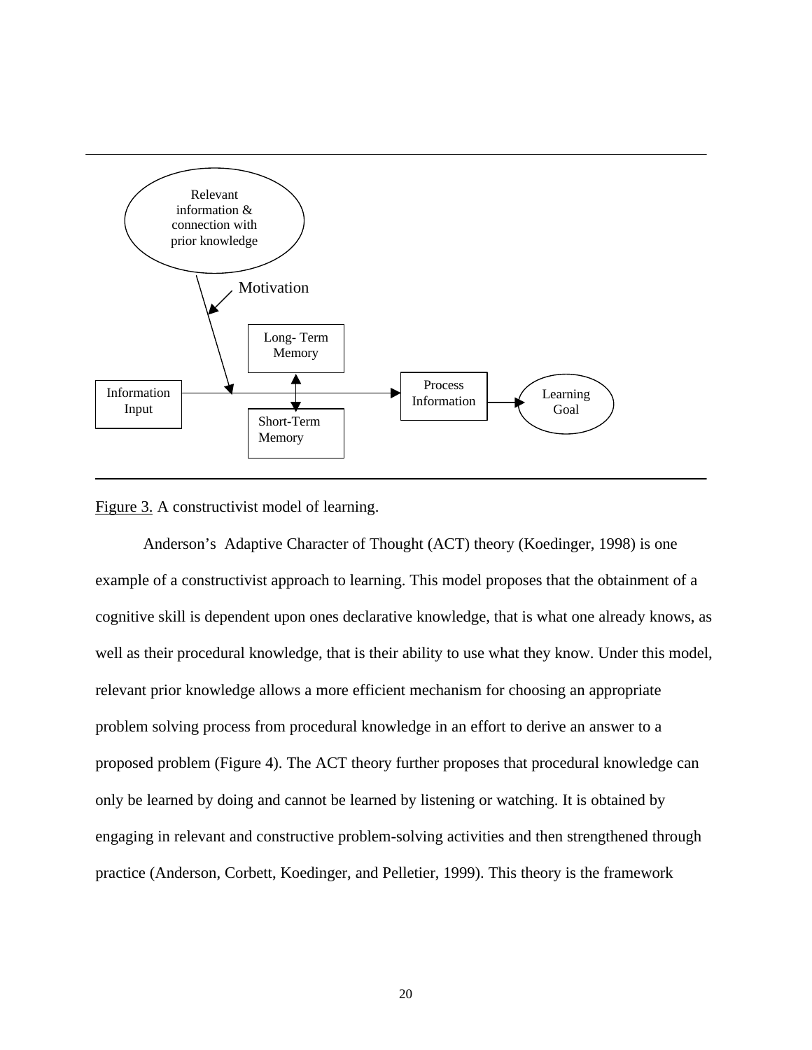Relevant information & connection with prior knowledge

Motivation

Long- Term Memory

Information Input

Short-Term Memory

Process Information

Learning Goal

Figure 3. A constructivist model of learning.

Anderson's Adaptive Character of Thought (ACT) theory (Koedinger, 1998) is one example of a constructivist approach to learning. This model proposes that the obtainment of a cognitive skill is dependent upon ones declarative knowledge, that is what one already knows, as well as their procedural knowledge, that is their ability to use what they know. Under this model, relevant prior knowledge allows a more efficient mechanism for choosing an appropriate problem solving process from procedural knowledge in an effort to derive an answer to a proposed problem (Figure 4). The ACT theory further proposes that procedural knowledge can only be learned by doing and cannot be learned by listening or watching. It is obtained by engaging in relevant and constructive problem-solving activities and then strengthened through practice (Anderson, Corbett, Koedinger, and Pelletier, 1999). This theory is the framework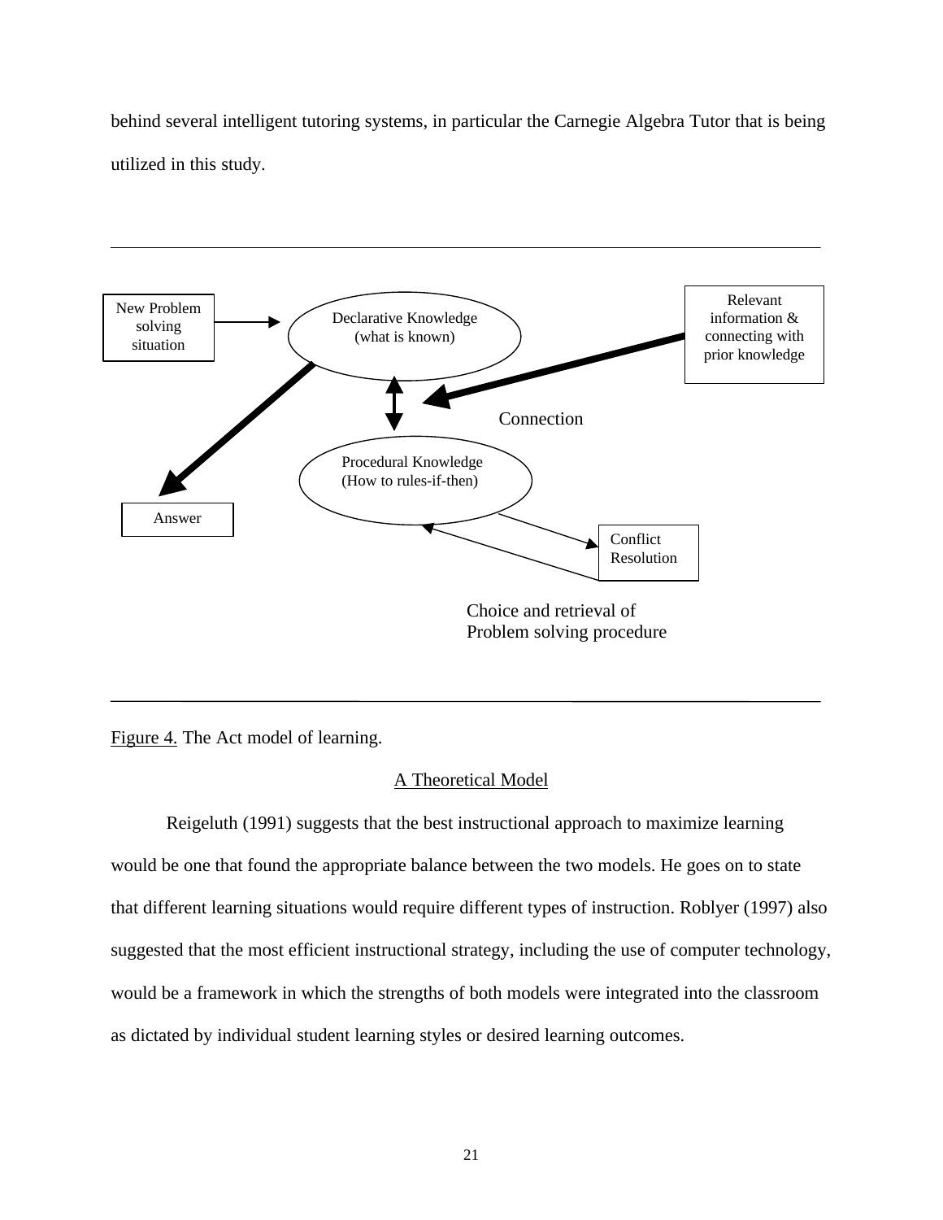behind several intelligent tutoring systems, in particular the Carnegie Algebra Tutor that is being utilized in this study.

New Problem solving situation

Declarative Knowledge (what is known)

Relevant information & connecting with prior knowledge

Connection

Procedural Knowledge (How to rules-if-then)

Answer

Conflict Resolution

Choice and retrieval of Problem solving procedure

Figure 4. The Act model of learning.

## A Theoretical Model

Reigeluth (1991) suggests that the best instructional approach to maximize learning would be one that found the appropriate balance between the two models. He goes on to state that different learning situations would require different types of instruction. Roblyer (1997) also suggested that the most efficient instructional strategy, including the use of computer technology, would be a framework in which the strengths of both models were integrated into the classroom as dictated by individual student learning styles or desired learning outcomes.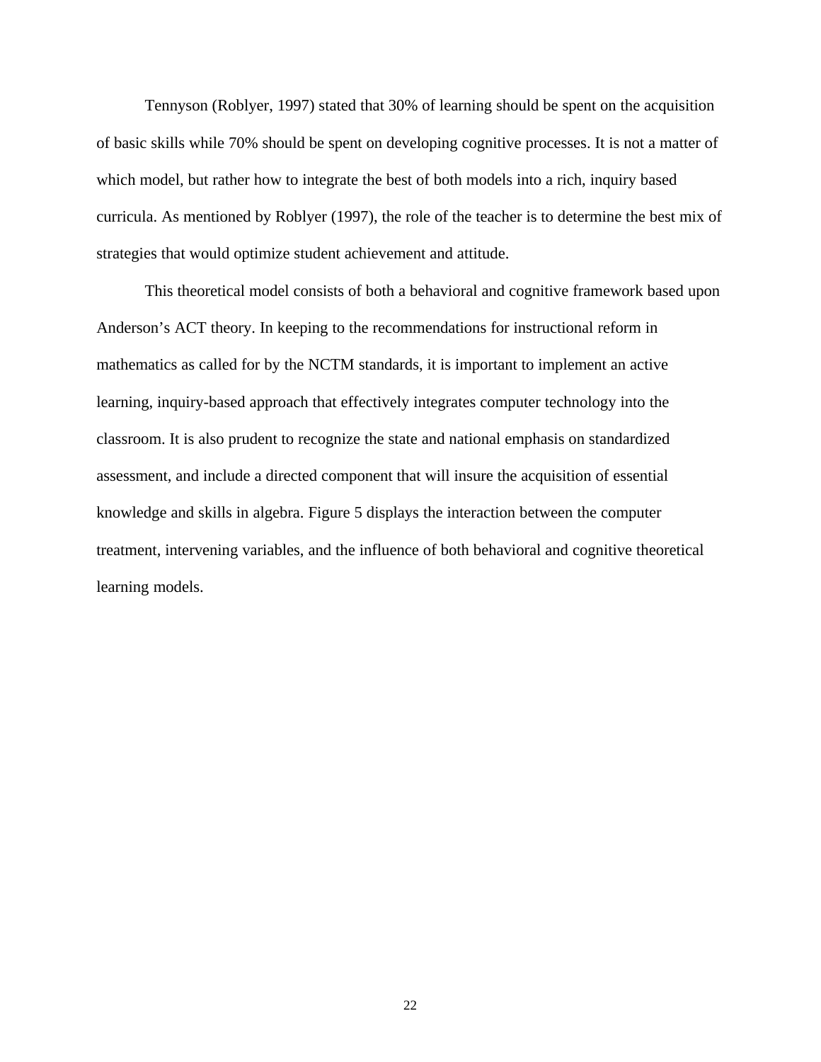Tennyson (Roblyer, 1997) stated that 30% of learning should be spent on the acquisition of basic skills while 70% should be spent on developing cognitive processes. It is not a matter of which model, but rather how to integrate the best of both models into a rich, inquiry based curricula. As mentioned by Roblyer (1997), the role of the teacher is to determine the best mix of strategies that would optimize student achievement and attitude.

This theoretical model consists of both a behavioral and cognitive framework based upon Anderson's ACT theory. In keeping to the recommendations for instructional reform in mathematics as called for by the NCTM standards, it is important to implement an active learning, inquiry-based approach that effectively integrates computer technology into the classroom. It is also prudent to recognize the state and national emphasis on standardized assessment, and include a directed component that will insure the acquisition of essential knowledge and skills in algebra. Figure 5 displays the interaction between the computer treatment, intervening variables, and the influence of both behavioral and cognitive theoretical learning models.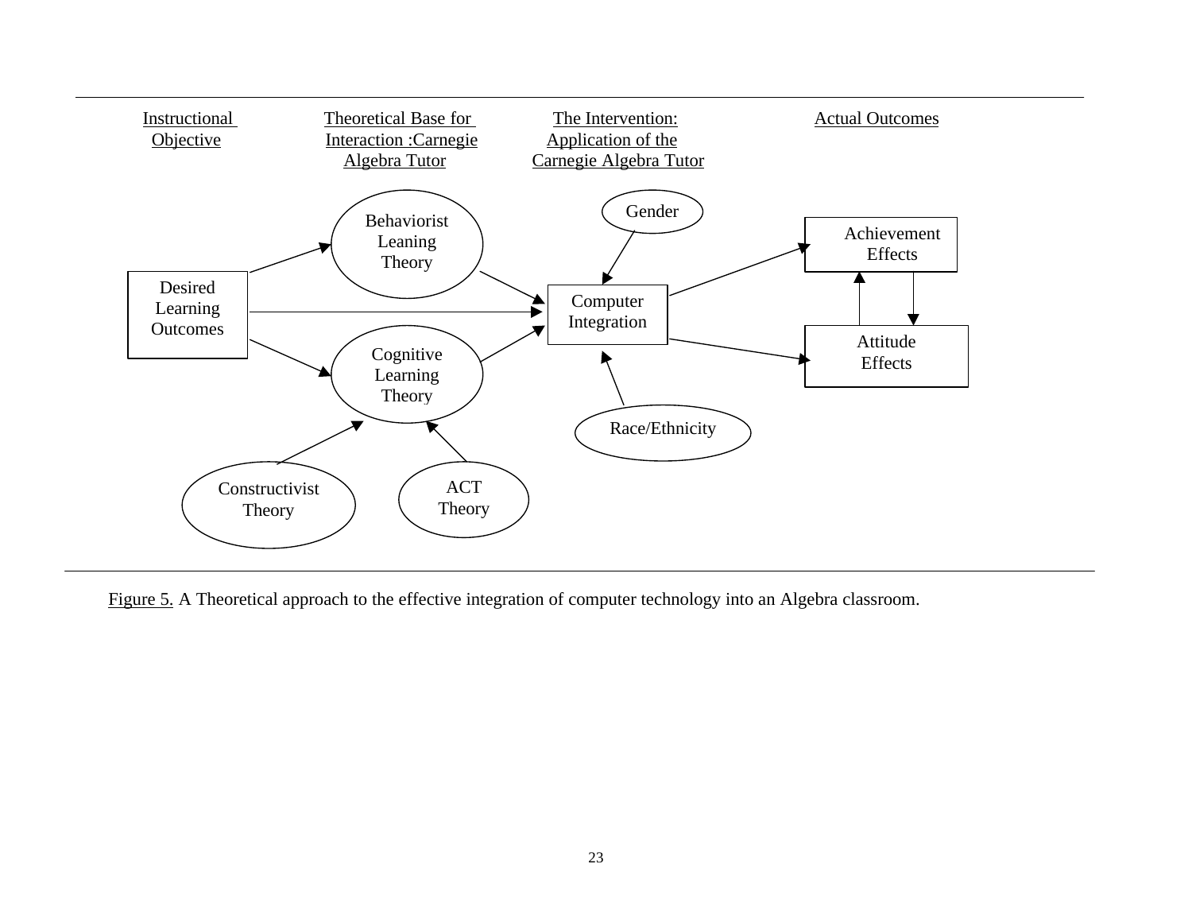Instructional Objective

Theoretical Base for Interaction :Carnegie Algebra Tutor

The Intervention: Application of the Carnegie Algebra Tutor

Actual Outcomes

Desired Learning Outcomes

Behaviorist Leaning Theory

Cognitive Learning Theory

Constructivist Theory

ACT Theory

Gender

Computer Integration

Race/Ethnicity

Achievement Effects

Attitude Effects

Figure 5. A Theoretical approach to the effective integration of computer technology into an Algebra classroom.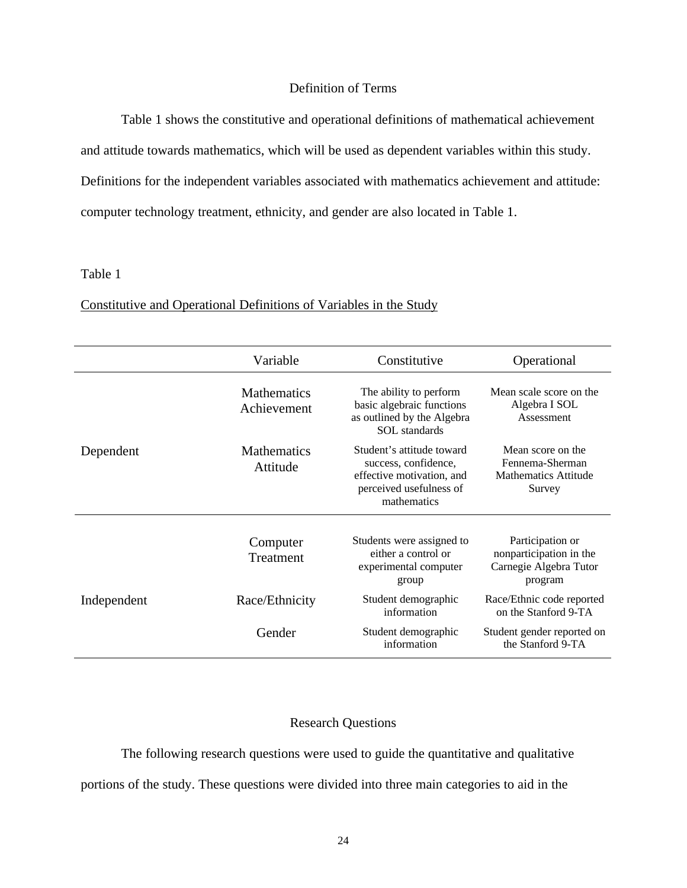## Definition of Terms

Table 1 shows the constitutive and operational definitions of mathematical achievement and attitude towards mathematics, which will be used as dependent variables within this study. Definitions for the independent variables associated with mathematics achievement and attitude: computer technology treatment, ethnicity, and gender are also located in Table 1.

Table 1

Constitutive and Operational Definitions of Variables in the Study

| | Variable | Constitutive | Operational |
|---|---|---|---|
| Dependent | Mathematics Achievement | The ability to perform basic algebraic functions as outlined by the Algebra SOL standards | Mean scale score on the Algebra I SOL Assessment |
| | Mathematics Attitude | Student's attitude toward success, confidence, effective motivation, and perceived usefulness of mathematics | Mean score on the Fennema-Sherman Mathematics Attitude Survey |
| Independent | Computer Treatment | Students were assigned to either a control or experimental computer group | Participation or nonparticipation in the Carnegie Algebra Tutor program |
| | Race/Ethnicity | Student demographic information | Race/Ethnic code reported on the Stanford 9-TA |
| | Gender | Student demographic information | Student gender reported on the Stanford 9-TA |

## Research Questions

The following research questions were used to guide the quantitative and qualitative portions of the study. These questions were divided into three main categories to aid in the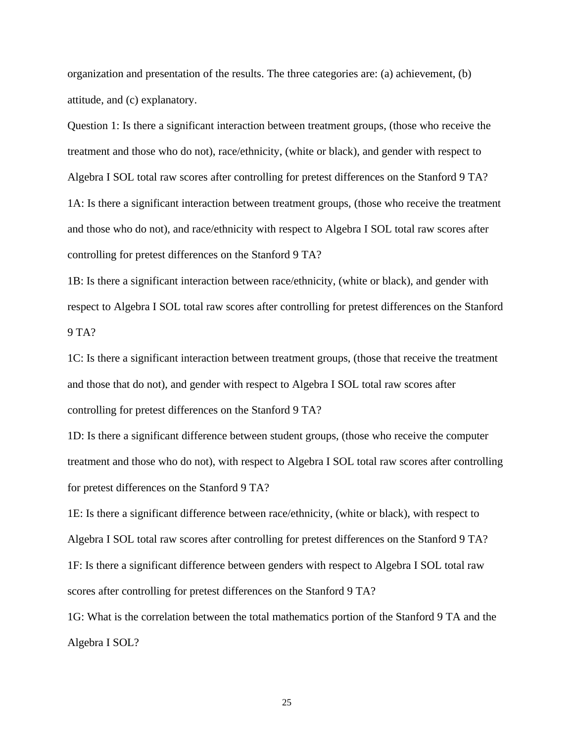organization and presentation of the results. The three categories are: (a) achievement, (b) attitude, and (c) explanatory.

Question 1: Is there a significant interaction between treatment groups, (those who receive the treatment and those who do not), race/ethnicity, (white or black), and gender with respect to Algebra I SOL total raw scores after controlling for pretest differences on the Stanford 9 TA?

1A: Is there a significant interaction between treatment groups, (those who receive the treatment and those who do not), and race/ethnicity with respect to Algebra I SOL total raw scores after controlling for pretest differences on the Stanford 9 TA?

1B: Is there a significant interaction between race/ethnicity, (white or black), and gender with respect to Algebra I SOL total raw scores after controlling for pretest differences on the Stanford 9 TA?

1C: Is there a significant interaction between treatment groups, (those that receive the treatment and those that do not), and gender with respect to Algebra I SOL total raw scores after controlling for pretest differences on the Stanford 9 TA?

1D: Is there a significant difference between student groups, (those who receive the computer treatment and those who do not), with respect to Algebra I SOL total raw scores after controlling for pretest differences on the Stanford 9 TA?

1E: Is there a significant difference between race/ethnicity, (white or black), with respect to Algebra I SOL total raw scores after controlling for pretest differences on the Stanford 9 TA?

1F: Is there a significant difference between genders with respect to Algebra I SOL total raw scores after controlling for pretest differences on the Stanford 9 TA?

1G: What is the correlation between the total mathematics portion of the Stanford 9 TA and the Algebra I SOL?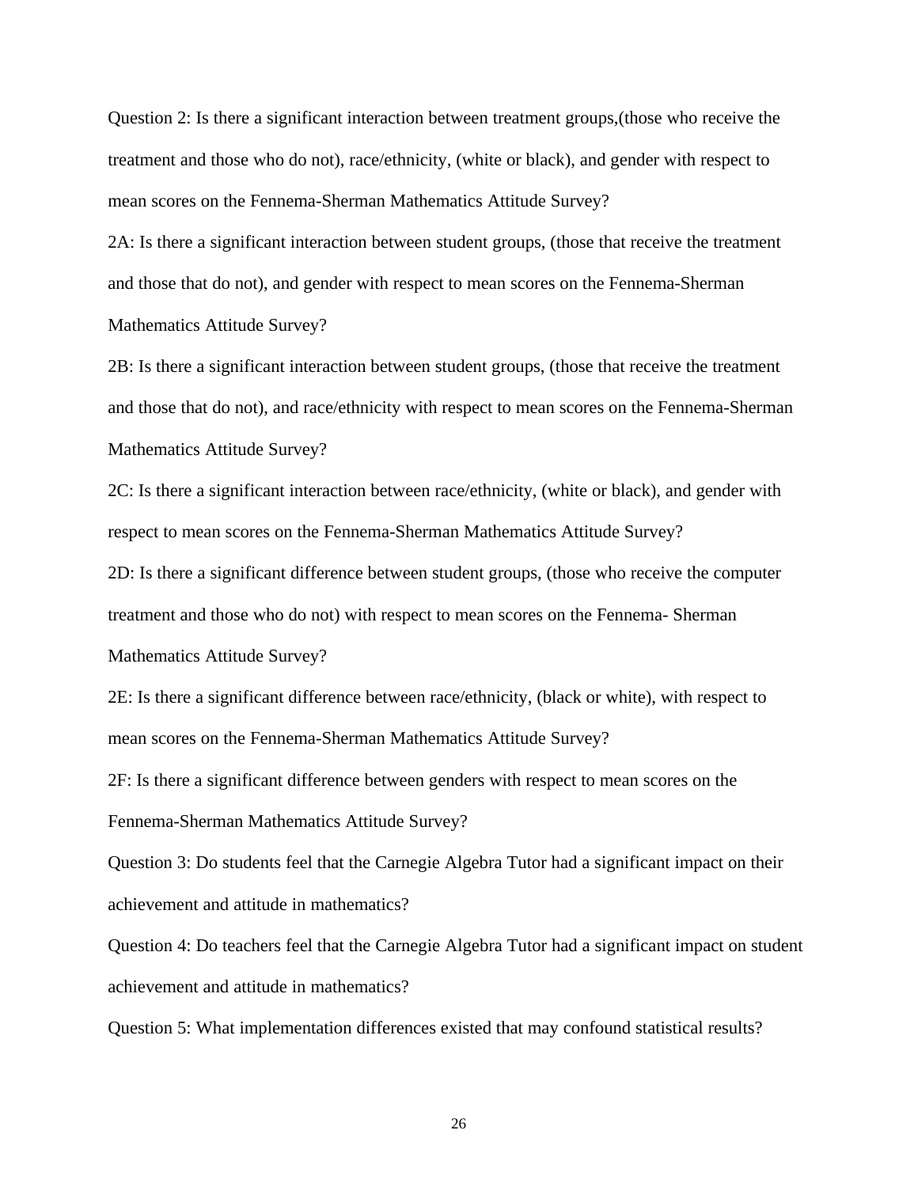Question 2: Is there a significant interaction between treatment groups,(those who receive the treatment and those who do not), race/ethnicity, (white or black), and gender with respect to mean scores on the Fennema-Sherman Mathematics Attitude Survey?

2A: Is there a significant interaction between student groups, (those that receive the treatment and those that do not), and gender with respect to mean scores on the Fennema-Sherman Mathematics Attitude Survey?

2B: Is there a significant interaction between student groups, (those that receive the treatment and those that do not), and race/ethnicity with respect to mean scores on the Fennema-Sherman Mathematics Attitude Survey?

2C: Is there a significant interaction between race/ethnicity, (white or black), and gender with respect to mean scores on the Fennema-Sherman Mathematics Attitude Survey?

2D: Is there a significant difference between student groups, (those who receive the computer treatment and those who do not) with respect to mean scores on the Fennema- Sherman Mathematics Attitude Survey?

2E: Is there a significant difference between race/ethnicity, (black or white), with respect to mean scores on the Fennema-Sherman Mathematics Attitude Survey?

2F: Is there a significant difference between genders with respect to mean scores on the Fennema-Sherman Mathematics Attitude Survey?

Question 3: Do students feel that the Carnegie Algebra Tutor had a significant impact on their achievement and attitude in mathematics?

Question 4: Do teachers feel that the Carnegie Algebra Tutor had a significant impact on student achievement and attitude in mathematics?

Question 5: What implementation differences existed that may confound statistical results?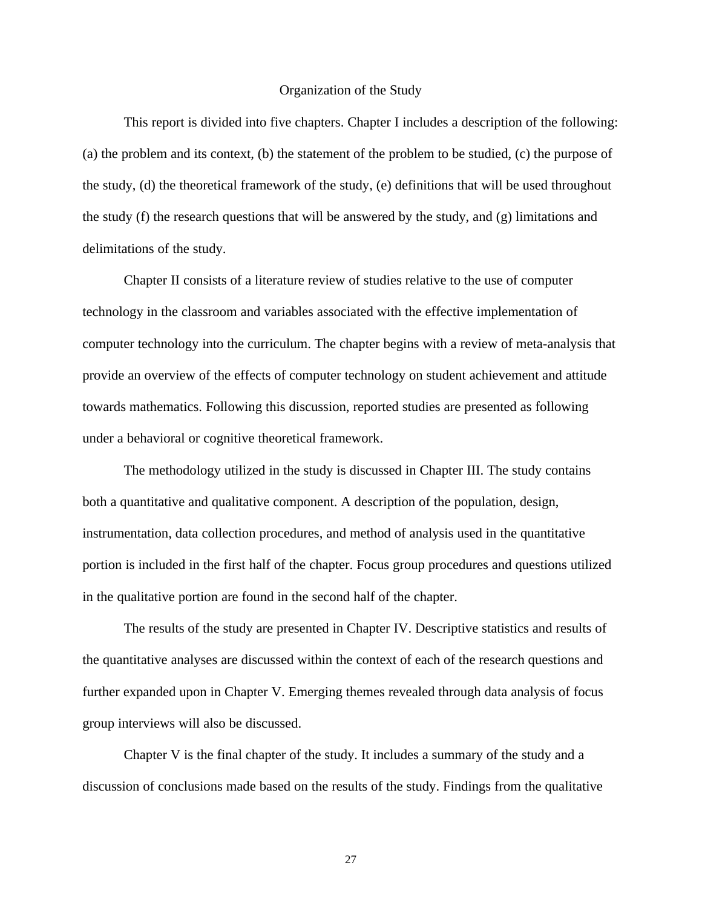## Organization of the Study

This report is divided into five chapters. Chapter I includes a description of the following: (a) the problem and its context, (b) the statement of the problem to be studied, (c) the purpose of the study, (d) the theoretical framework of the study, (e) definitions that will be used throughout the study (f) the research questions that will be answered by the study, and (g) limitations and delimitations of the study.

Chapter II consists of a literature review of studies relative to the use of computer technology in the classroom and variables associated with the effective implementation of computer technology into the curriculum. The chapter begins with a review of meta-analysis that provide an overview of the effects of computer technology on student achievement and attitude towards mathematics. Following this discussion, reported studies are presented as following under a behavioral or cognitive theoretical framework.

The methodology utilized in the study is discussed in Chapter III. The study contains both a quantitative and qualitative component. A description of the population, design, instrumentation, data collection procedures, and method of analysis used in the quantitative portion is included in the first half of the chapter. Focus group procedures and questions utilized in the qualitative portion are found in the second half of the chapter.

The results of the study are presented in Chapter IV. Descriptive statistics and results of the quantitative analyses are discussed within the context of each of the research questions and further expanded upon in Chapter V. Emerging themes revealed through data analysis of focus group interviews will also be discussed.

Chapter V is the final chapter of the study. It includes a summary of the study and a discussion of conclusions made based on the results of the study. Findings from the qualitative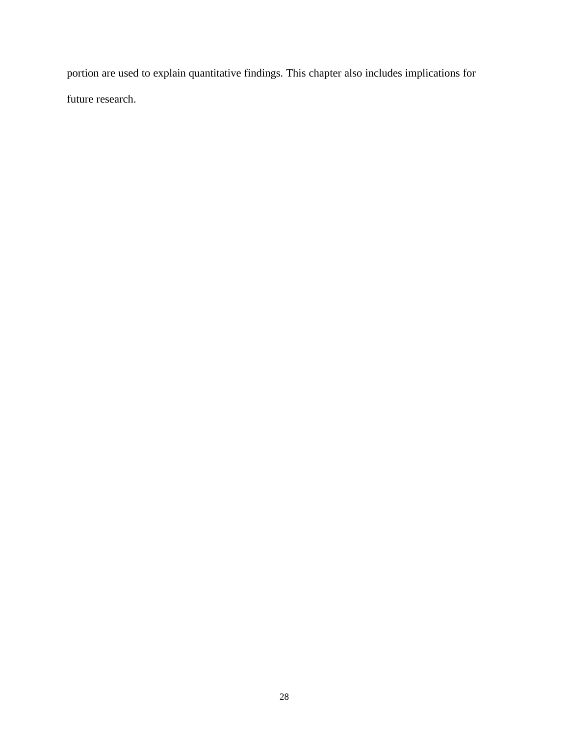portion are used to explain quantitative findings. This chapter also includes implications for future research.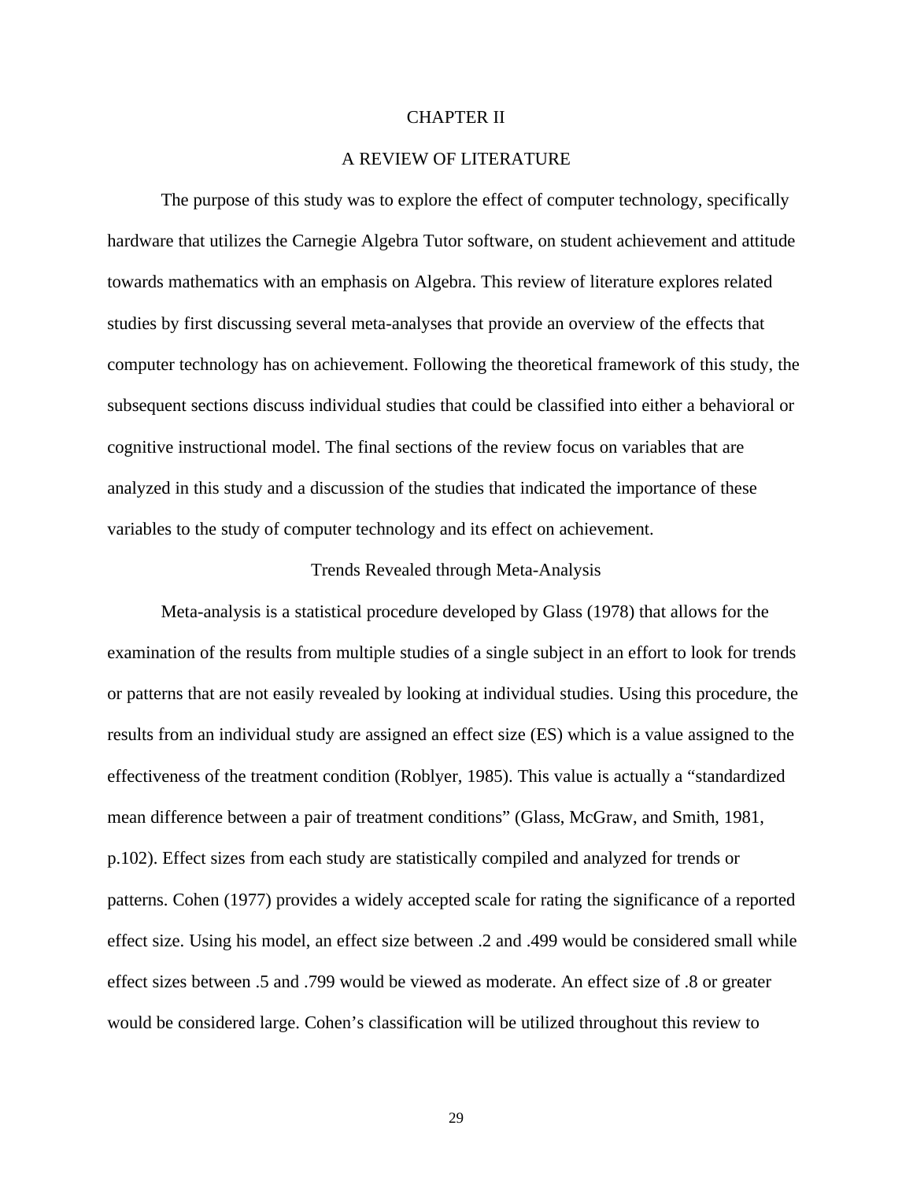# CHAPTER II

# A REVIEW OF LITERATURE

The purpose of this study was to explore the effect of computer technology, specifically hardware that utilizes the Carnegie Algebra Tutor software, on student achievement and attitude towards mathematics with an emphasis on Algebra. This review of literature explores related studies by first discussing several meta-analyses that provide an overview of the effects that computer technology has on achievement. Following the theoretical framework of this study, the subsequent sections discuss individual studies that could be classified into either a behavioral or cognitive instructional model. The final sections of the review focus on variables that are analyzed in this study and a discussion of the studies that indicated the importance of these variables to the study of computer technology and its effect on achievement.

## Trends Revealed through Meta-Analysis

Meta-analysis is a statistical procedure developed by Glass (1978) that allows for the examination of the results from multiple studies of a single subject in an effort to look for trends or patterns that are not easily revealed by looking at individual studies. Using this procedure, the results from an individual study are assigned an effect size (ES) which is a value assigned to the effectiveness of the treatment condition (Roblyer, 1985). This value is actually a "standardized mean difference between a pair of treatment conditions" (Glass, McGraw, and Smith, 1981, p.102). Effect sizes from each study are statistically compiled and analyzed for trends or patterns. Cohen (1977) provides a widely accepted scale for rating the significance of a reported effect size. Using his model, an effect size between .2 and .499 would be considered small while effect sizes between .5 and .799 would be viewed as moderate. An effect size of .8 or greater would be considered large. Cohen's classification will be utilized throughout this review to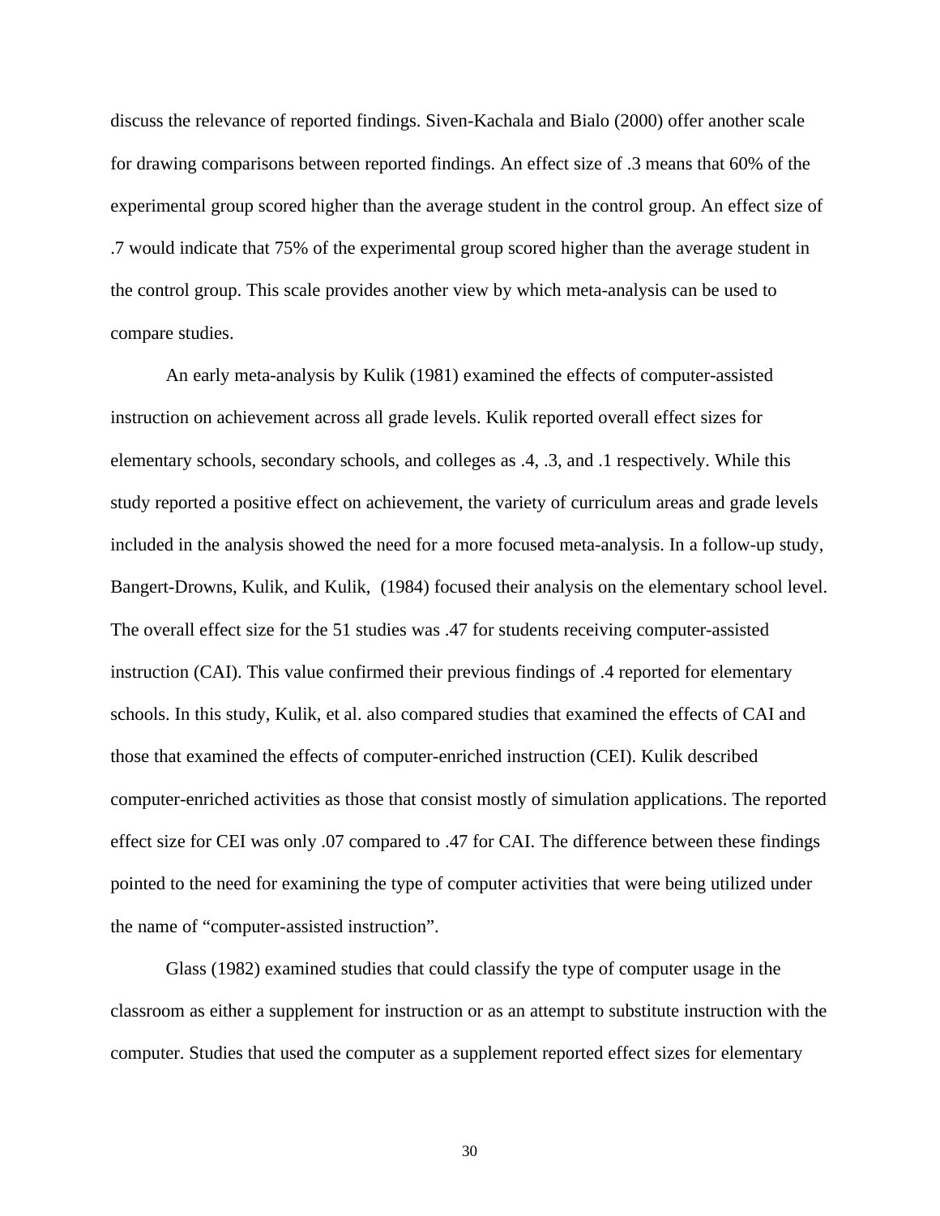discuss the relevance of reported findings. Siven-Kachala and Bialo (2000) offer another scale for drawing comparisons between reported findings. An effect size of .3 means that 60% of the experimental group scored higher than the average student in the control group. An effect size of .7 would indicate that 75% of the experimental group scored higher than the average student in the control group. This scale provides another view by which meta-analysis can be used to compare studies.

An early meta-analysis by Kulik (1981) examined the effects of computer-assisted instruction on achievement across all grade levels. Kulik reported overall effect sizes for elementary schools, secondary schools, and colleges as .4, .3, and .1 respectively. While this study reported a positive effect on achievement, the variety of curriculum areas and grade levels included in the analysis showed the need for a more focused meta-analysis. In a follow-up study, Bangert-Drowns, Kulik, and Kulik, (1984) focused their analysis on the elementary school level. The overall effect size for the 51 studies was .47 for students receiving computer-assisted instruction (CAI). This value confirmed their previous findings of .4 reported for elementary schools. In this study, Kulik, et al. also compared studies that examined the effects of CAI and those that examined the effects of computer-enriched instruction (CEI). Kulik described computer-enriched activities as those that consist mostly of simulation applications. The reported effect size for CEI was only .07 compared to .47 for CAI. The difference between these findings pointed to the need for examining the type of computer activities that were being utilized under the name of "computer-assisted instruction".

Glass (1982) examined studies that could classify the type of computer usage in the classroom as either a supplement for instruction or as an attempt to substitute instruction with the computer. Studies that used the computer as a supplement reported effect sizes for elementary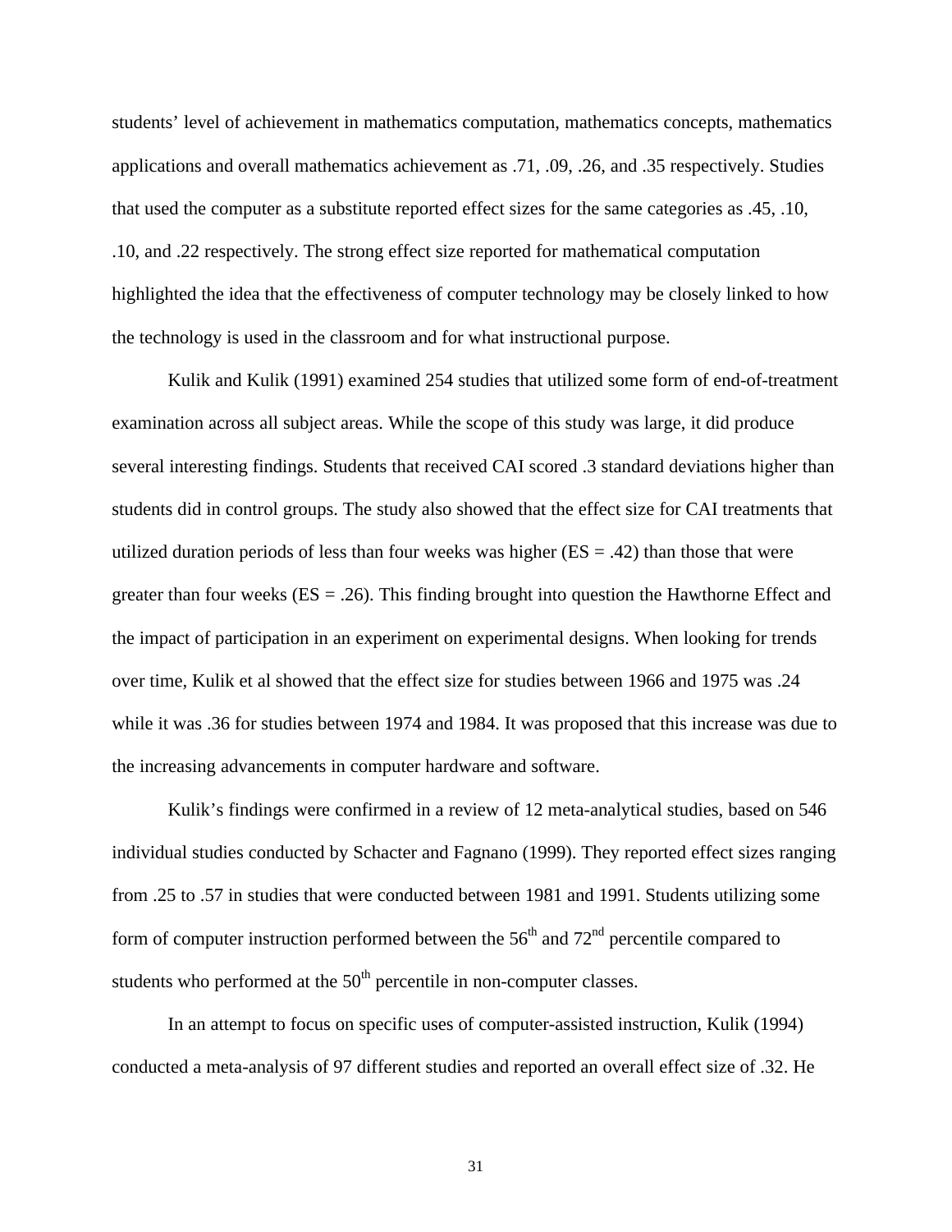students' level of achievement in mathematics computation, mathematics concepts, mathematics applications and overall mathematics achievement as .71, .09, .26, and .35 respectively. Studies that used the computer as a substitute reported effect sizes for the same categories as .45, .10, .10, and .22 respectively. The strong effect size reported for mathematical computation highlighted the idea that the effectiveness of computer technology may be closely linked to how the technology is used in the classroom and for what instructional purpose.

Kulik and Kulik (1991) examined 254 studies that utilized some form of end-of-treatment examination across all subject areas. While the scope of this study was large, it did produce several interesting findings. Students that received CAI scored .3 standard deviations higher than students did in control groups. The study also showed that the effect size for CAI treatments that utilized duration periods of less than four weeks was higher (ES = .42) than those that were greater than four weeks (ES = .26). This finding brought into question the Hawthorne Effect and the impact of participation in an experiment on experimental designs. When looking for trends over time, Kulik et al showed that the effect size for studies between 1966 and 1975 was .24 while it was .36 for studies between 1974 and 1984. It was proposed that this increase was due to the increasing advancements in computer hardware and software.

Kulik's findings were confirmed in a review of 12 meta-analytical studies, based on 546 individual studies conducted by Schacter and Fagnano (1999). They reported effect sizes ranging from .25 to .57 in studies that were conducted between 1981 and 1991. Students utilizing some form of computer instruction performed between the 56th and 72nd percentile compared to students who performed at the 50th percentile in non-computer classes.

In an attempt to focus on specific uses of computer-assisted instruction, Kulik (1994) conducted a meta-analysis of 97 different studies and reported an overall effect size of .32. He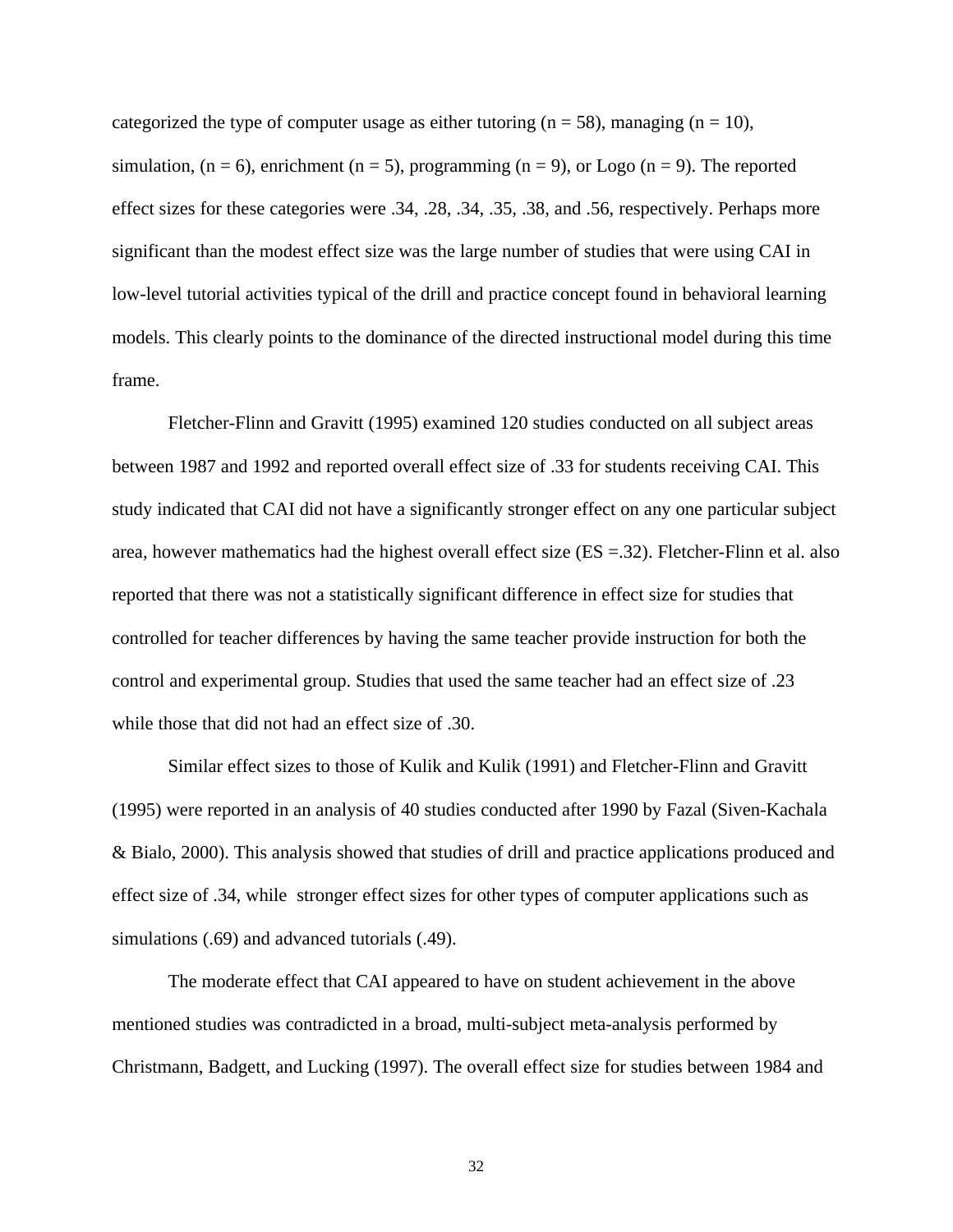categorized the type of computer usage as either tutoring (n = 58), managing (n = 10), simulation, (n = 6), enrichment (n = 5), programming (n = 9), or Logo (n = 9). The reported effect sizes for these categories were .34, .28, .34, .35, .38, and .56, respectively. Perhaps more significant than the modest effect size was the large number of studies that were using CAI in low-level tutorial activities typical of the drill and practice concept found in behavioral learning models. This clearly points to the dominance of the directed instructional model during this time frame.

Fletcher-Flinn and Gravitt (1995) examined 120 studies conducted on all subject areas between 1987 and 1992 and reported overall effect size of .33 for students receiving CAI. This study indicated that CAI did not have a significantly stronger effect on any one particular subject area, however mathematics had the highest overall effect size (ES =.32). Fletcher-Flinn et al. also reported that there was not a statistically significant difference in effect size for studies that controlled for teacher differences by having the same teacher provide instruction for both the control and experimental group. Studies that used the same teacher had an effect size of .23 while those that did not had an effect size of .30.

Similar effect sizes to those of Kulik and Kulik (1991) and Fletcher-Flinn and Gravitt (1995) were reported in an analysis of 40 studies conducted after 1990 by Fazal (Siven-Kachala & Bialo, 2000). This analysis showed that studies of drill and practice applications produced and effect size of .34, while stronger effect sizes for other types of computer applications such as simulations (.69) and advanced tutorials (.49).

The moderate effect that CAI appeared to have on student achievement in the above mentioned studies was contradicted in a broad, multi-subject meta-analysis performed by Christmann, Badgett, and Lucking (1997). The overall effect size for studies between 1984 and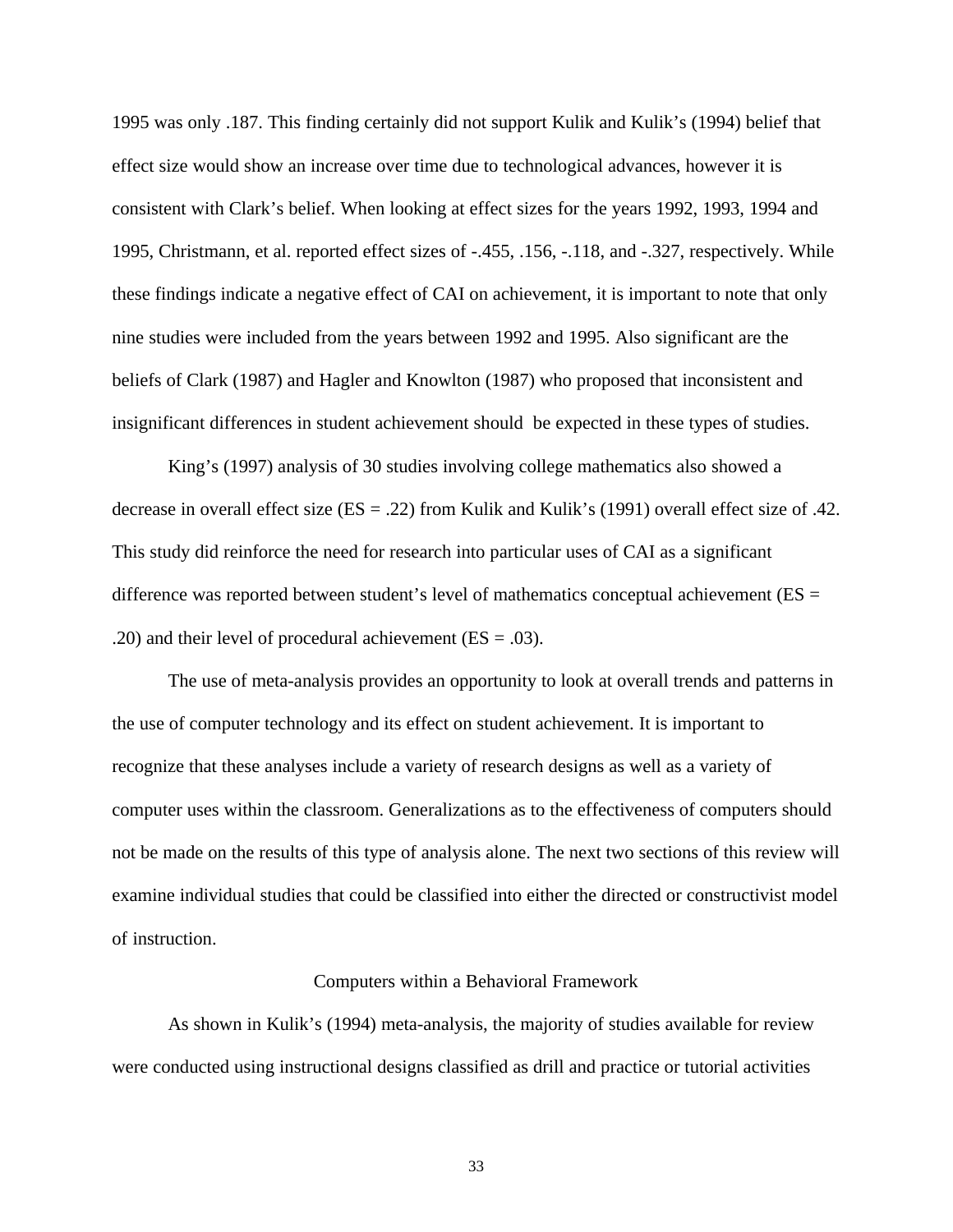1995 was only .187. This finding certainly did not support Kulik and Kulik's (1994) belief that effect size would show an increase over time due to technological advances, however it is consistent with Clark's belief. When looking at effect sizes for the years 1992, 1993, 1994 and 1995, Christmann, et al. reported effect sizes of -.455, .156, -.118, and -.327, respectively. While these findings indicate a negative effect of CAI on achievement, it is important to note that only nine studies were included from the years between 1992 and 1995. Also significant are the beliefs of Clark (1987) and Hagler and Knowlton (1987) who proposed that inconsistent and insignificant differences in student achievement should be expected in these types of studies.

King's (1997) analysis of 30 studies involving college mathematics also showed a decrease in overall effect size (ES = .22) from Kulik and Kulik's (1991) overall effect size of .42. This study did reinforce the need for research into particular uses of CAI as a significant difference was reported between student's level of mathematics conceptual achievement (ES = .20) and their level of procedural achievement (ES = .03).

The use of meta-analysis provides an opportunity to look at overall trends and patterns in the use of computer technology and its effect on student achievement. It is important to recognize that these analyses include a variety of research designs as well as a variety of computer uses within the classroom. Generalizations as to the effectiveness of computers should not be made on the results of this type of analysis alone. The next two sections of this review will examine individual studies that could be classified into either the directed or constructivist model of instruction.

## Computers within a Behavioral Framework

As shown in Kulik's (1994) meta-analysis, the majority of studies available for review were conducted using instructional designs classified as drill and practice or tutorial activities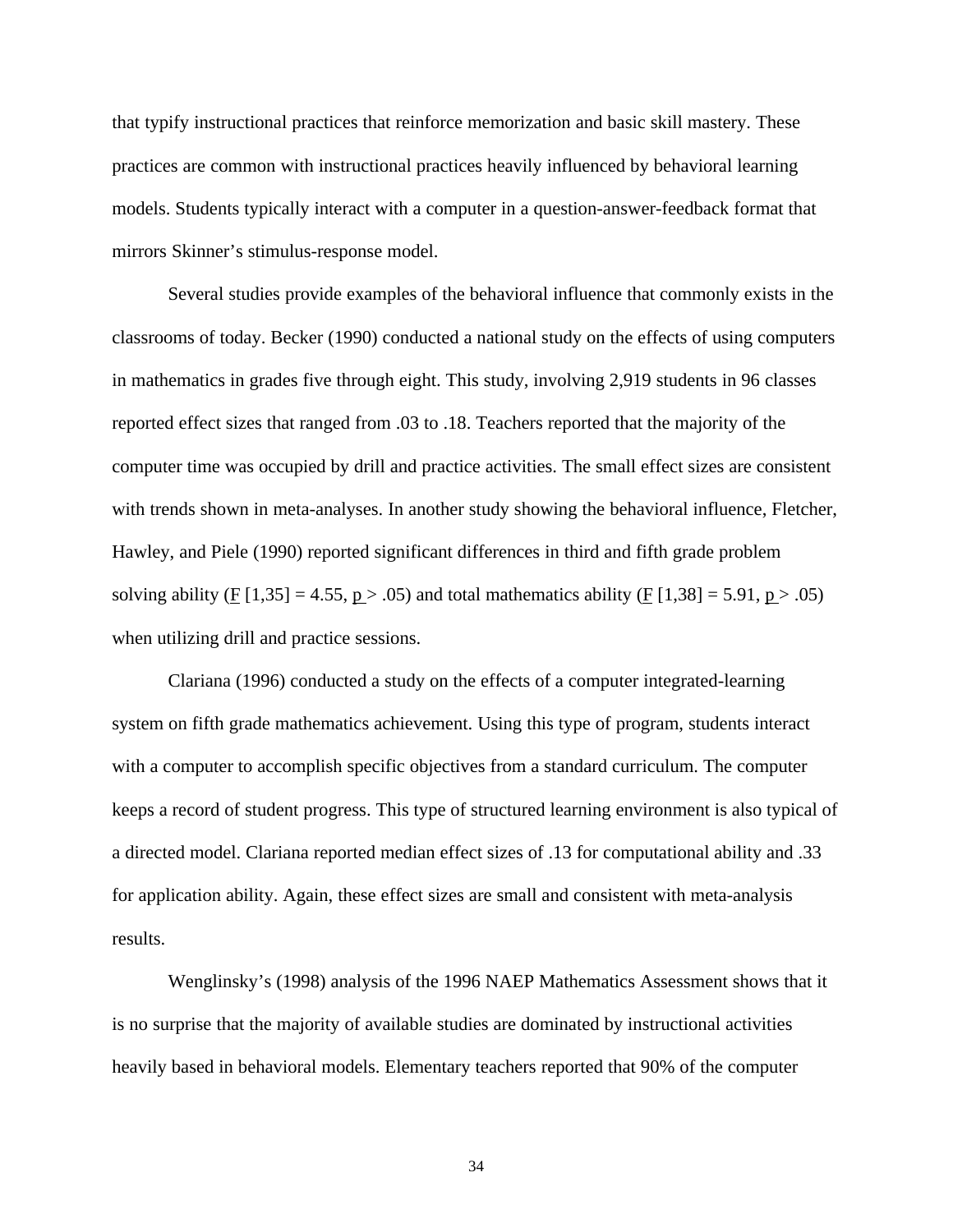that typify instructional practices that reinforce memorization and basic skill mastery. These practices are common with instructional practices heavily influenced by behavioral learning models. Students typically interact with a computer in a question-answer-feedback format that mirrors Skinner's stimulus-response model.

Several studies provide examples of the behavioral influence that commonly exists in the classrooms of today. Becker (1990) conducted a national study on the effects of using computers in mathematics in grades five through eight. This study, involving 2,919 students in 96 classes reported effect sizes that ranged from .03 to .18. Teachers reported that the majority of the computer time was occupied by drill and practice activities. The small effect sizes are consistent with trends shown in meta-analyses. In another study showing the behavioral influence, Fletcher, Hawley, and Piele (1990) reported significant differences in third and fifth grade problem solving ability ($F$ [1,35] = 4.55, $p$ > .05) and total mathematics ability ($F$ [1,38] = 5.91, $p$ > .05) when utilizing drill and practice sessions.

Clariana (1996) conducted a study on the effects of a computer integrated-learning system on fifth grade mathematics achievement. Using this type of program, students interact with a computer to accomplish specific objectives from a standard curriculum. The computer keeps a record of student progress. This type of structured learning environment is also typical of a directed model. Clariana reported median effect sizes of .13 for computational ability and .33 for application ability. Again, these effect sizes are small and consistent with meta-analysis results.

Wenglinsky's (1998) analysis of the 1996 NAEP Mathematics Assessment shows that it is no surprise that the majority of available studies are dominated by instructional activities heavily based in behavioral models. Elementary teachers reported that 90% of the computer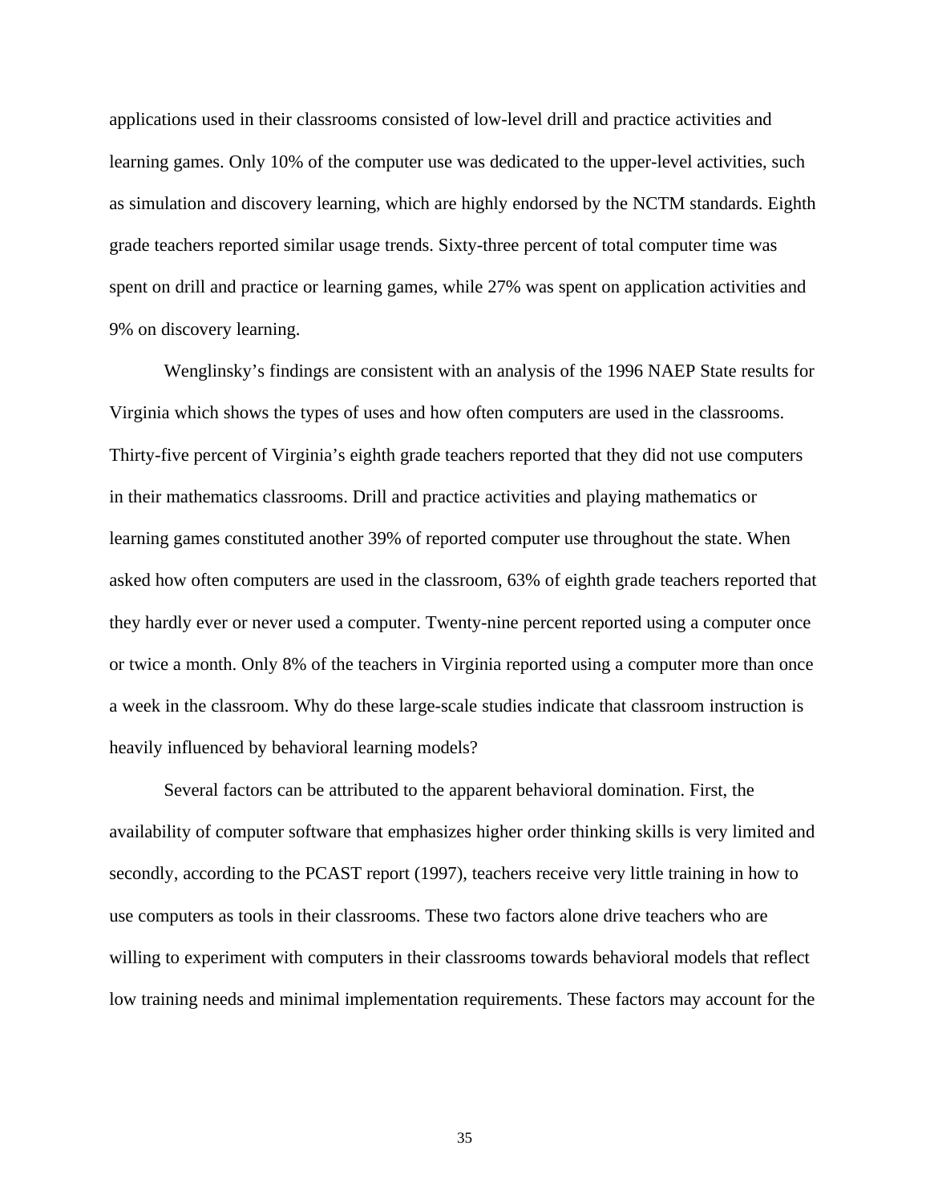applications used in their classrooms consisted of low-level drill and practice activities and learning games. Only 10% of the computer use was dedicated to the upper-level activities, such as simulation and discovery learning, which are highly endorsed by the NCTM standards. Eighth grade teachers reported similar usage trends. Sixty-three percent of total computer time was spent on drill and practice or learning games, while 27% was spent on application activities and 9% on discovery learning.

Wenglinsky's findings are consistent with an analysis of the 1996 NAEP State results for Virginia which shows the types of uses and how often computers are used in the classrooms. Thirty-five percent of Virginia's eighth grade teachers reported that they did not use computers in their mathematics classrooms. Drill and practice activities and playing mathematics or learning games constituted another 39% of reported computer use throughout the state. When asked how often computers are used in the classroom, 63% of eighth grade teachers reported that they hardly ever or never used a computer. Twenty-nine percent reported using a computer once or twice a month. Only 8% of the teachers in Virginia reported using a computer more than once a week in the classroom. Why do these large-scale studies indicate that classroom instruction is heavily influenced by behavioral learning models?

Several factors can be attributed to the apparent behavioral domination. First, the availability of computer software that emphasizes higher order thinking skills is very limited and secondly, according to the PCAST report (1997), teachers receive very little training in how to use computers as tools in their classrooms. These two factors alone drive teachers who are willing to experiment with computers in their classrooms towards behavioral models that reflect low training needs and minimal implementation requirements. These factors may account for the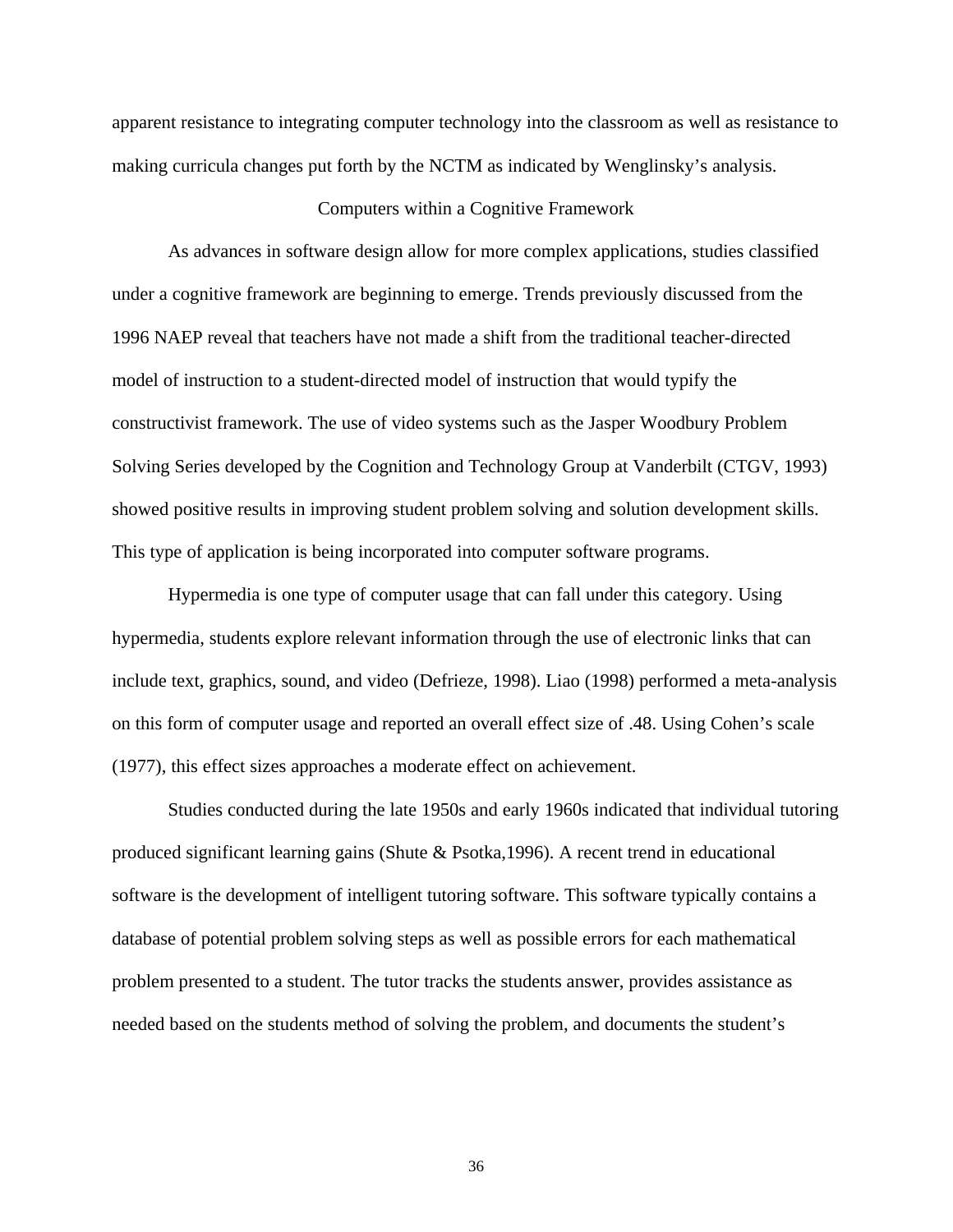apparent resistance to integrating computer technology into the classroom as well as resistance to making curricula changes put forth by the NCTM as indicated by Wenglinsky's analysis.

## Computers within a Cognitive Framework

As advances in software design allow for more complex applications, studies classified under a cognitive framework are beginning to emerge. Trends previously discussed from the 1996 NAEP reveal that teachers have not made a shift from the traditional teacher-directed model of instruction to a student-directed model of instruction that would typify the constructivist framework. The use of video systems such as the Jasper Woodbury Problem Solving Series developed by the Cognition and Technology Group at Vanderbilt (CTGV, 1993) showed positive results in improving student problem solving and solution development skills. This type of application is being incorporated into computer software programs.

Hypermedia is one type of computer usage that can fall under this category. Using hypermedia, students explore relevant information through the use of electronic links that can include text, graphics, sound, and video (Defrieze, 1998). Liao (1998) performed a meta-analysis on this form of computer usage and reported an overall effect size of .48. Using Cohen's scale (1977), this effect sizes approaches a moderate effect on achievement.

Studies conducted during the late 1950s and early 1960s indicated that individual tutoring produced significant learning gains (Shute & Psotka,1996). A recent trend in educational software is the development of intelligent tutoring software. This software typically contains a database of potential problem solving steps as well as possible errors for each mathematical problem presented to a student. The tutor tracks the students answer, provides assistance as needed based on the students method of solving the problem, and documents the student's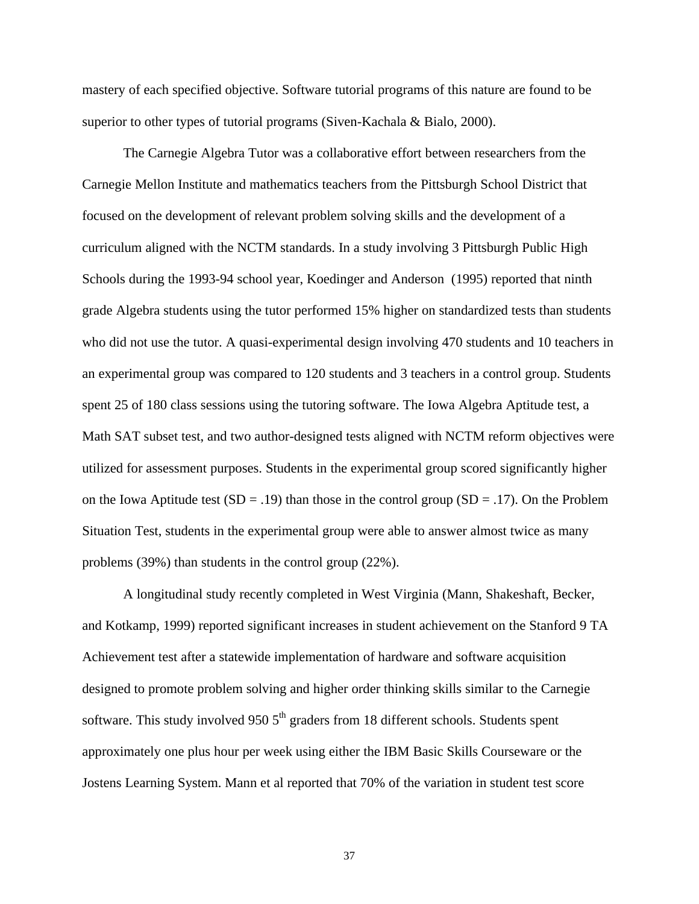mastery of each specified objective. Software tutorial programs of this nature are found to be superior to other types of tutorial programs (Siven-Kachala & Bialo, 2000).

The Carnegie Algebra Tutor was a collaborative effort between researchers from the Carnegie Mellon Institute and mathematics teachers from the Pittsburgh School District that focused on the development of relevant problem solving skills and the development of a curriculum aligned with the NCTM standards. In a study involving 3 Pittsburgh Public High Schools during the 1993-94 school year, Koedinger and Anderson (1995) reported that ninth grade Algebra students using the tutor performed 15% higher on standardized tests than students who did not use the tutor. A quasi-experimental design involving 470 students and 10 teachers in an experimental group was compared to 120 students and 3 teachers in a control group. Students spent 25 of 180 class sessions using the tutoring software. The Iowa Algebra Aptitude test, a Math SAT subset test, and two author-designed tests aligned with NCTM reform objectives were utilized for assessment purposes. Students in the experimental group scored significantly higher on the Iowa Aptitude test (SD = .19) than those in the control group (SD = .17). On the Problem Situation Test, students in the experimental group were able to answer almost twice as many problems (39%) than students in the control group (22%).

A longitudinal study recently completed in West Virginia (Mann, Shakeshaft, Becker, and Kotkamp, 1999) reported significant increases in student achievement on the Stanford 9 TA Achievement test after a statewide implementation of hardware and software acquisition designed to promote problem solving and higher order thinking skills similar to the Carnegie software. This study involved 950 5th graders from 18 different schools. Students spent approximately one plus hour per week using either the IBM Basic Skills Courseware or the Jostens Learning System. Mann et al reported that 70% of the variation in student test score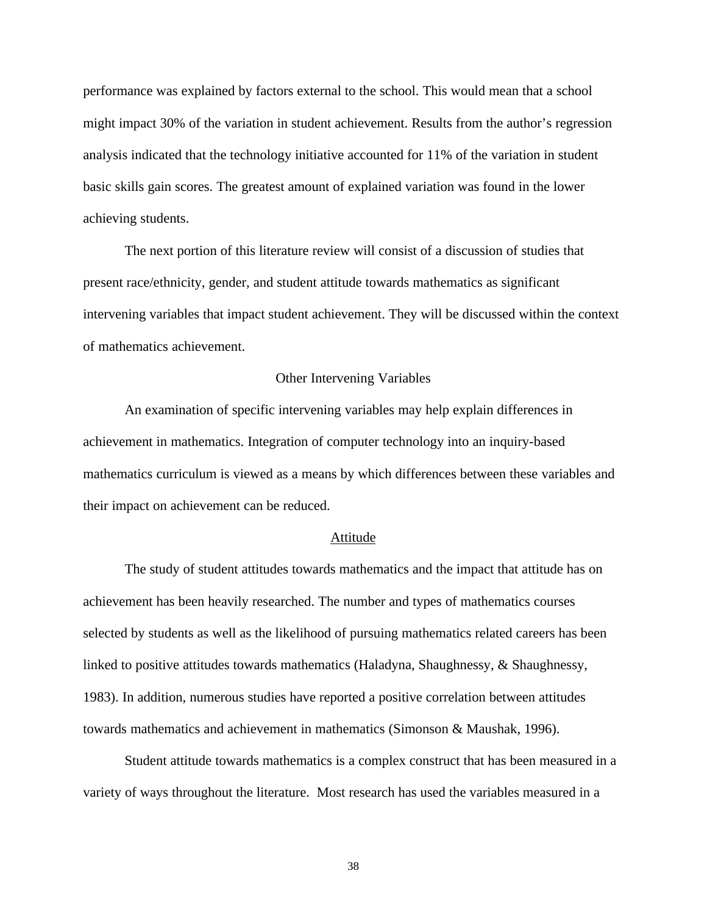performance was explained by factors external to the school. This would mean that a school might impact 30% of the variation in student achievement. Results from the author's regression analysis indicated that the technology initiative accounted for 11% of the variation in student basic skills gain scores. The greatest amount of explained variation was found in the lower achieving students.

The next portion of this literature review will consist of a discussion of studies that present race/ethnicity, gender, and student attitude towards mathematics as significant intervening variables that impact student achievement. They will be discussed within the context of mathematics achievement.

## Other Intervening Variables

An examination of specific intervening variables may help explain differences in achievement in mathematics. Integration of computer technology into an inquiry-based mathematics curriculum is viewed as a means by which differences between these variables and their impact on achievement can be reduced.

### Attitude

The study of student attitudes towards mathematics and the impact that attitude has on achievement has been heavily researched. The number and types of mathematics courses selected by students as well as the likelihood of pursuing mathematics related careers has been linked to positive attitudes towards mathematics (Haladyna, Shaughnessy, & Shaughnessy, 1983). In addition, numerous studies have reported a positive correlation between attitudes towards mathematics and achievement in mathematics (Simonson & Maushak, 1996).

Student attitude towards mathematics is a complex construct that has been measured in a variety of ways throughout the literature. Most research has used the variables measured in a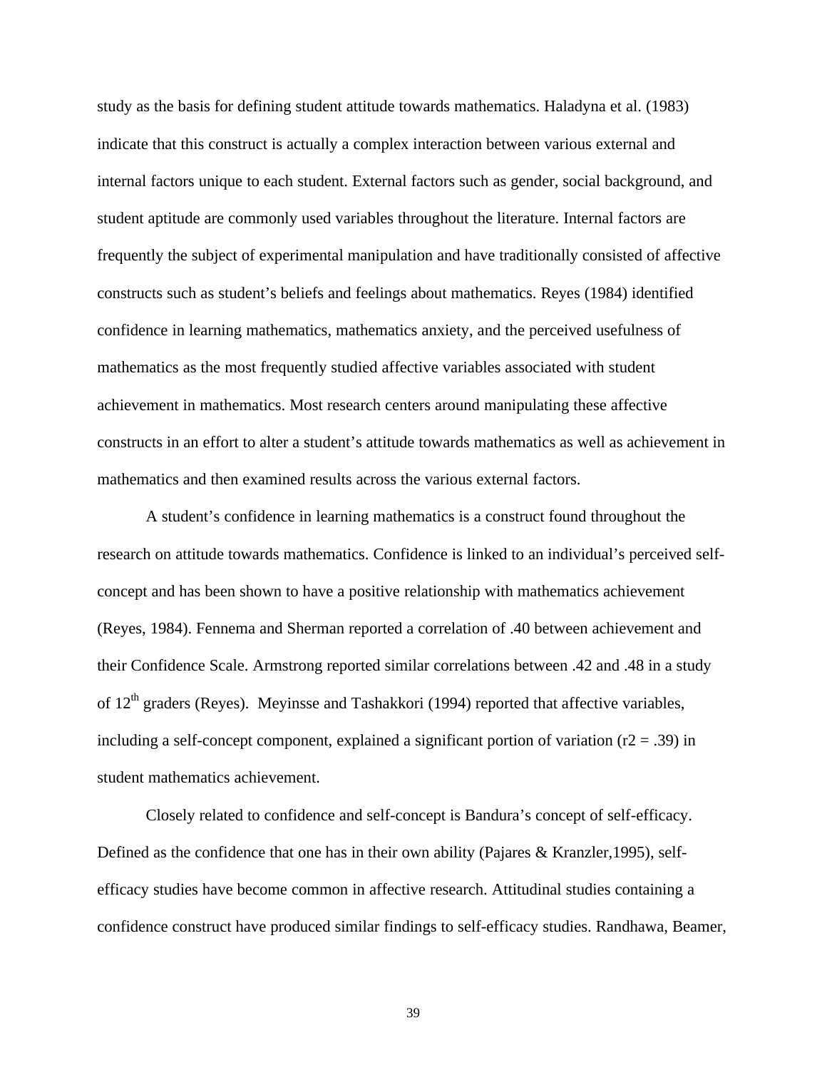study as the basis for defining student attitude towards mathematics. Haladyna et al. (1983) indicate that this construct is actually a complex interaction between various external and internal factors unique to each student. External factors such as gender, social background, and student aptitude are commonly used variables throughout the literature. Internal factors are frequently the subject of experimental manipulation and have traditionally consisted of affective constructs such as student's beliefs and feelings about mathematics. Reyes (1984) identified confidence in learning mathematics, mathematics anxiety, and the perceived usefulness of mathematics as the most frequently studied affective variables associated with student achievement in mathematics. Most research centers around manipulating these affective constructs in an effort to alter a student's attitude towards mathematics as well as achievement in mathematics and then examined results across the various external factors.

A student's confidence in learning mathematics is a construct found throughout the research on attitude towards mathematics. Confidence is linked to an individual's perceived self-concept and has been shown to have a positive relationship with mathematics achievement (Reyes, 1984). Fennema and Sherman reported a correlation of .40 between achievement and their Confidence Scale. Armstrong reported similar correlations between .42 and .48 in a study of 12th graders (Reyes). Meyinsse and Tashakkori (1994) reported that affective variables, including a self-concept component, explained a significant portion of variation ($r2 = .39$) in student mathematics achievement.

Closely related to confidence and self-concept is Bandura's concept of self-efficacy. Defined as the confidence that one has in their own ability (Pajares & Kranzler,1995), self-efficacy studies have become common in affective research. Attitudinal studies containing a confidence construct have produced similar findings to self-efficacy studies. Randhawa, Beamer,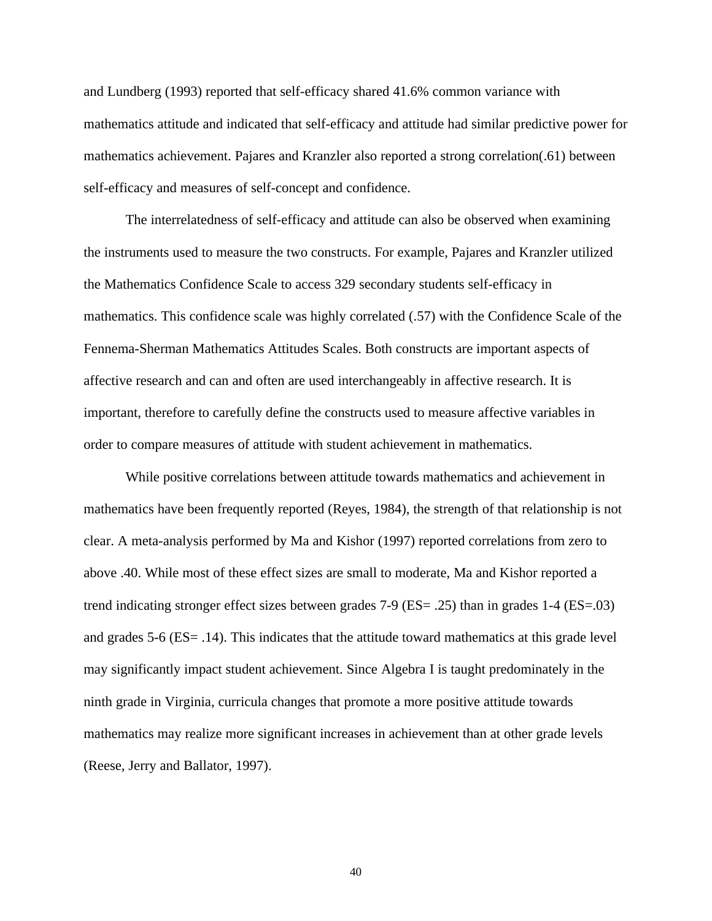and Lundberg (1993) reported that self-efficacy shared 41.6% common variance with mathematics attitude and indicated that self-efficacy and attitude had similar predictive power for mathematics achievement. Pajares and Kranzler also reported a strong correlation(.61) between self-efficacy and measures of self-concept and confidence.

The interrelatedness of self-efficacy and attitude can also be observed when examining the instruments used to measure the two constructs. For example, Pajares and Kranzler utilized the Mathematics Confidence Scale to access 329 secondary students self-efficacy in mathematics. This confidence scale was highly correlated (.57) with the Confidence Scale of the Fennema-Sherman Mathematics Attitudes Scales. Both constructs are important aspects of affective research and can and often are used interchangeably in affective research. It is important, therefore to carefully define the constructs used to measure affective variables in order to compare measures of attitude with student achievement in mathematics.

While positive correlations between attitude towards mathematics and achievement in mathematics have been frequently reported (Reyes, 1984), the strength of that relationship is not clear. A meta-analysis performed by Ma and Kishor (1997) reported correlations from zero to above .40. While most of these effect sizes are small to moderate, Ma and Kishor reported a trend indicating stronger effect sizes between grades 7-9 (ES= .25) than in grades 1-4 (ES=.03) and grades 5-6 (ES= .14). This indicates that the attitude toward mathematics at this grade level may significantly impact student achievement. Since Algebra I is taught predominately in the ninth grade in Virginia, curricula changes that promote a more positive attitude towards mathematics may realize more significant increases in achievement than at other grade levels (Reese, Jerry and Ballator, 1997).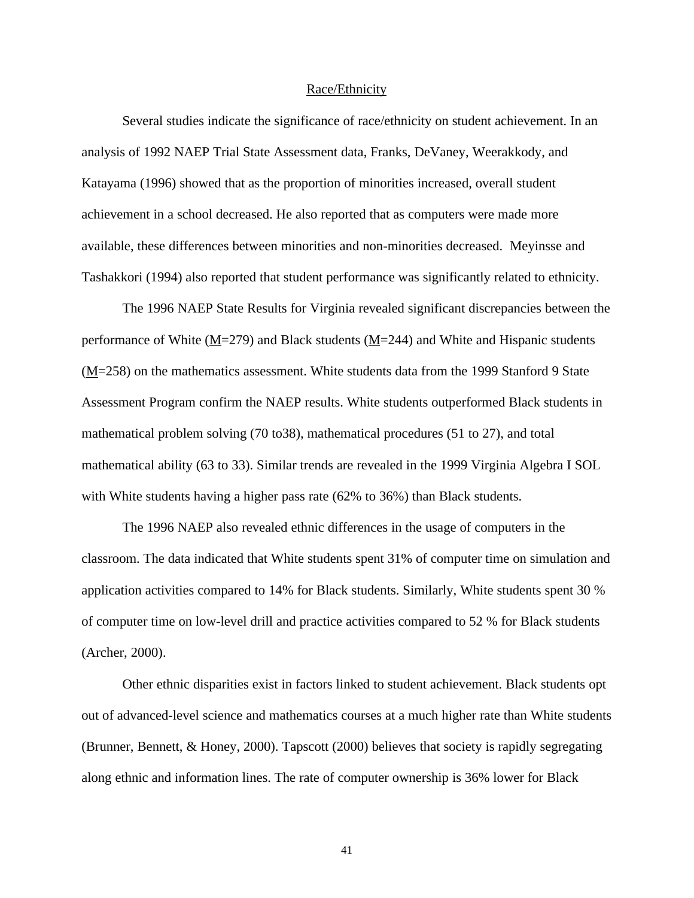## Race/Ethnicity

Several studies indicate the significance of race/ethnicity on student achievement. In an analysis of 1992 NAEP Trial State Assessment data, Franks, DeVaney, Weerakkody, and Katayama (1996) showed that as the proportion of minorities increased, overall student achievement in a school decreased. He also reported that as computers were made more available, these differences between minorities and non-minorities decreased. Meyinsse and Tashakkori (1994) also reported that student performance was significantly related to ethnicity.

The 1996 NAEP State Results for Virginia revealed significant discrepancies between the performance of White (M=279) and Black students (M=244) and White and Hispanic students (M=258) on the mathematics assessment. White students data from the 1999 Stanford 9 State Assessment Program confirm the NAEP results. White students outperformed Black students in mathematical problem solving (70 to38), mathematical procedures (51 to 27), and total mathematical ability (63 to 33). Similar trends are revealed in the 1999 Virginia Algebra I SOL with White students having a higher pass rate (62% to 36%) than Black students.

The 1996 NAEP also revealed ethnic differences in the usage of computers in the classroom. The data indicated that White students spent 31% of computer time on simulation and application activities compared to 14% for Black students. Similarly, White students spent 30 % of computer time on low-level drill and practice activities compared to 52 % for Black students (Archer, 2000).

Other ethnic disparities exist in factors linked to student achievement. Black students opt out of advanced-level science and mathematics courses at a much higher rate than White students (Brunner, Bennett, & Honey, 2000). Tapscott (2000) believes that society is rapidly segregating along ethnic and information lines. The rate of computer ownership is 36% lower for Black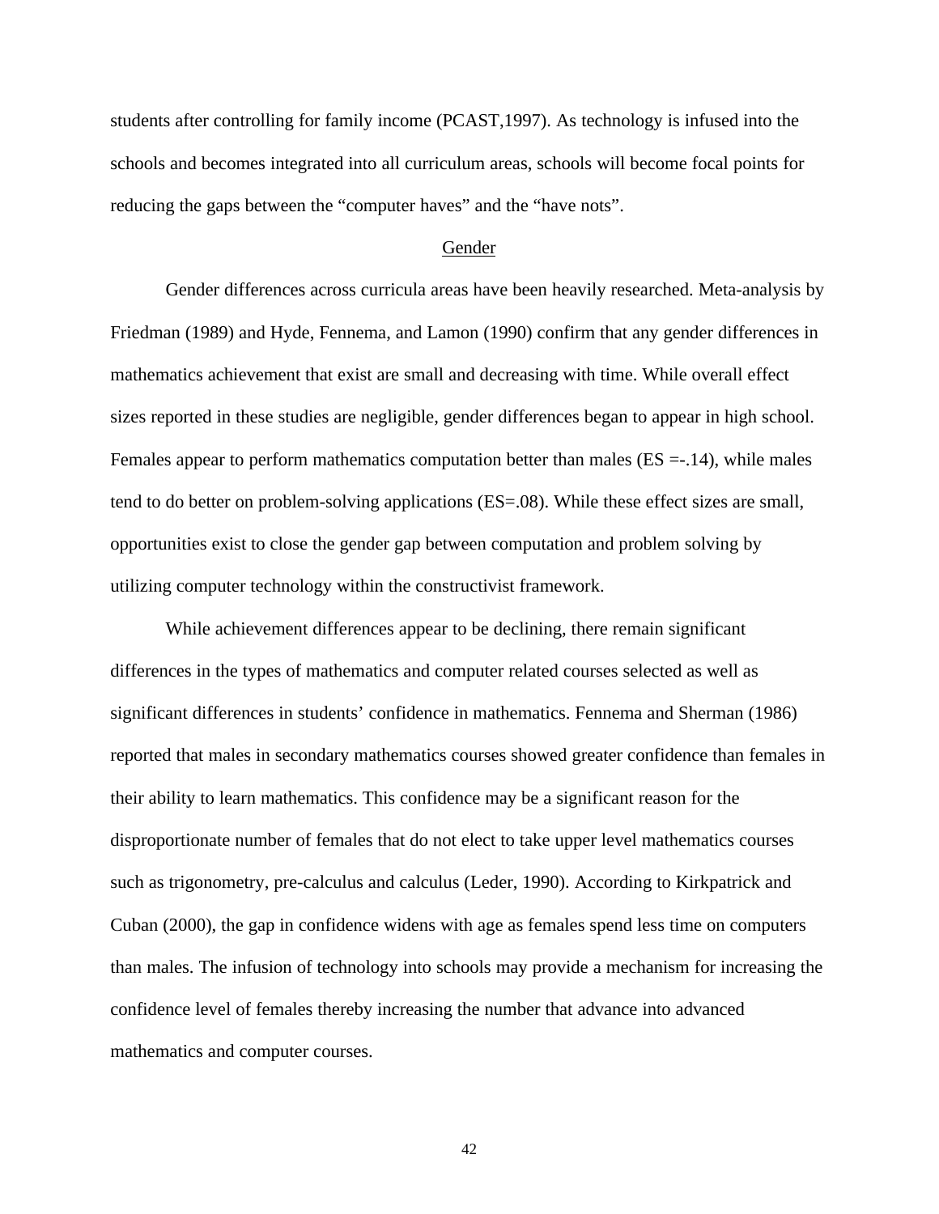students after controlling for family income (PCAST,1997). As technology is infused into the schools and becomes integrated into all curriculum areas, schools will become focal points for reducing the gaps between the "computer haves" and the "have nots".

## Gender

Gender differences across curricula areas have been heavily researched. Meta-analysis by Friedman (1989) and Hyde, Fennema, and Lamon (1990) confirm that any gender differences in mathematics achievement that exist are small and decreasing with time. While overall effect sizes reported in these studies are negligible, gender differences began to appear in high school. Females appear to perform mathematics computation better than males (ES =-.14), while males tend to do better on problem-solving applications (ES=.08). While these effect sizes are small, opportunities exist to close the gender gap between computation and problem solving by utilizing computer technology within the constructivist framework.

While achievement differences appear to be declining, there remain significant differences in the types of mathematics and computer related courses selected as well as significant differences in students' confidence in mathematics. Fennema and Sherman (1986) reported that males in secondary mathematics courses showed greater confidence than females in their ability to learn mathematics. This confidence may be a significant reason for the disproportionate number of females that do not elect to take upper level mathematics courses such as trigonometry, pre-calculus and calculus (Leder, 1990). According to Kirkpatrick and Cuban (2000), the gap in confidence widens with age as females spend less time on computers than males. The infusion of technology into schools may provide a mechanism for increasing the confidence level of females thereby increasing the number that advance into advanced mathematics and computer courses.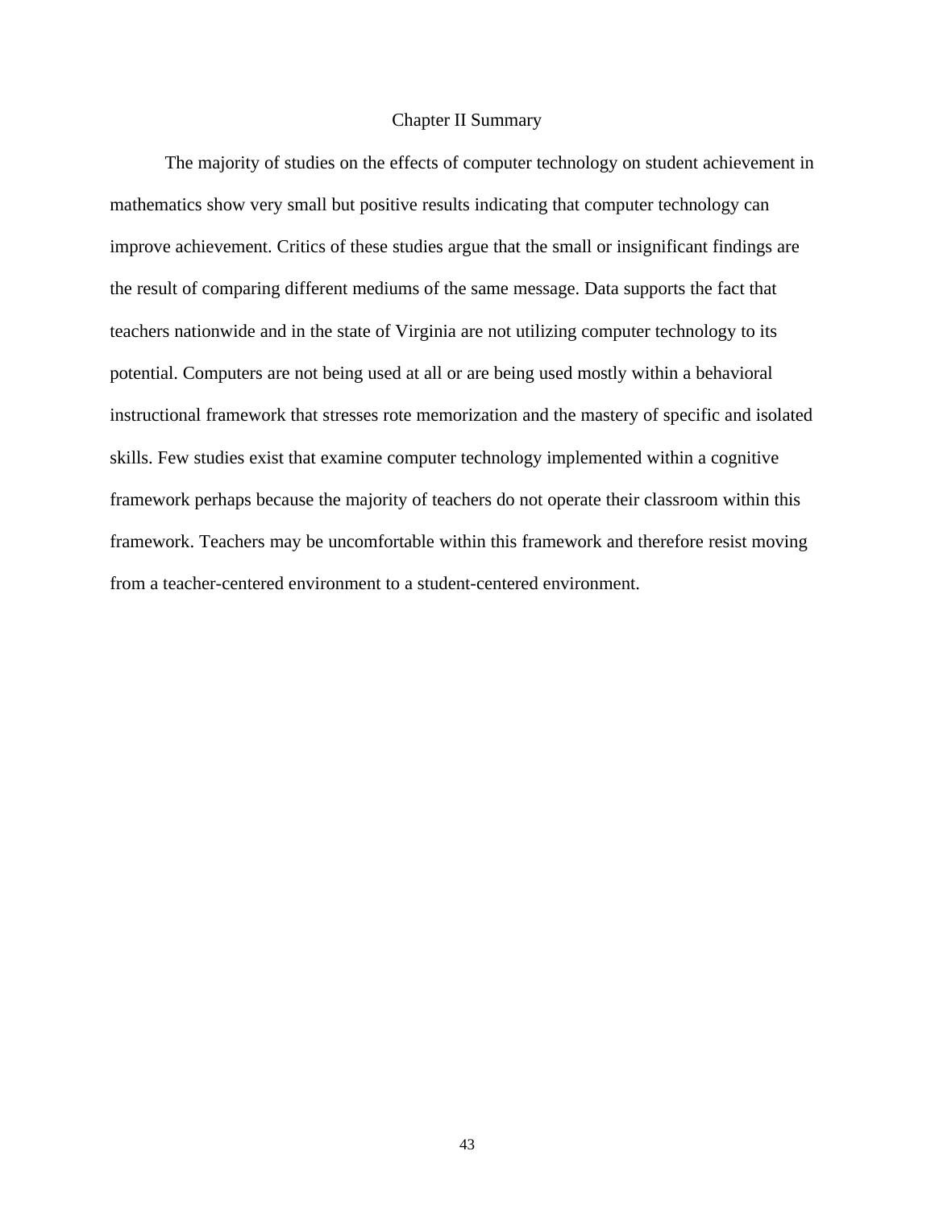## Chapter II Summary

The majority of studies on the effects of computer technology on student achievement in mathematics show very small but positive results indicating that computer technology can improve achievement. Critics of these studies argue that the small or insignificant findings are the result of comparing different mediums of the same message. Data supports the fact that teachers nationwide and in the state of Virginia are not utilizing computer technology to its potential. Computers are not being used at all or are being used mostly within a behavioral instructional framework that stresses rote memorization and the mastery of specific and isolated skills. Few studies exist that examine computer technology implemented within a cognitive framework perhaps because the majority of teachers do not operate their classroom within this framework. Teachers may be uncomfortable within this framework and therefore resist moving from a teacher-centered environment to a student-centered environment.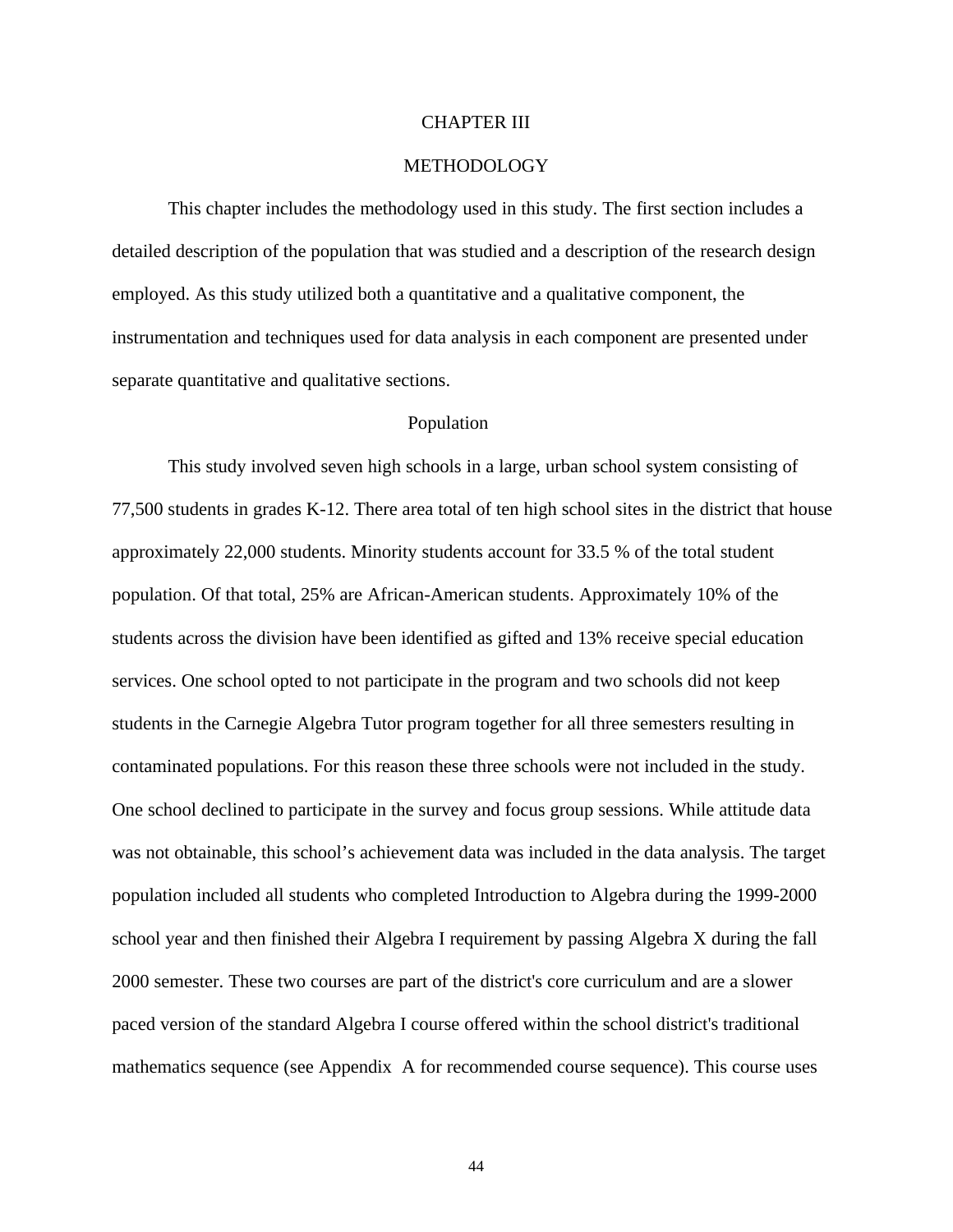# CHAPTER III

# METHODOLOGY

This chapter includes the methodology used in this study. The first section includes a detailed description of the population that was studied and a description of the research design employed. As this study utilized both a quantitative and a qualitative component, the instrumentation and techniques used for data analysis in each component are presented under separate quantitative and qualitative sections.

## Population

This study involved seven high schools in a large, urban school system consisting of 77,500 students in grades K-12. There area total of ten high school sites in the district that house approximately 22,000 students. Minority students account for 33.5 % of the total student population. Of that total, 25% are African-American students. Approximately 10% of the students across the division have been identified as gifted and 13% receive special education services. One school opted to not participate in the program and two schools did not keep students in the Carnegie Algebra Tutor program together for all three semesters resulting in contaminated populations. For this reason these three schools were not included in the study. One school declined to participate in the survey and focus group sessions. While attitude data was not obtainable, this school's achievement data was included in the data analysis. The target population included all students who completed Introduction to Algebra during the 1999-2000 school year and then finished their Algebra I requirement by passing Algebra X during the fall 2000 semester. These two courses are part of the district's core curriculum and are a slower paced version of the standard Algebra I course offered within the school district's traditional mathematics sequence (see Appendix A for recommended course sequence). This course uses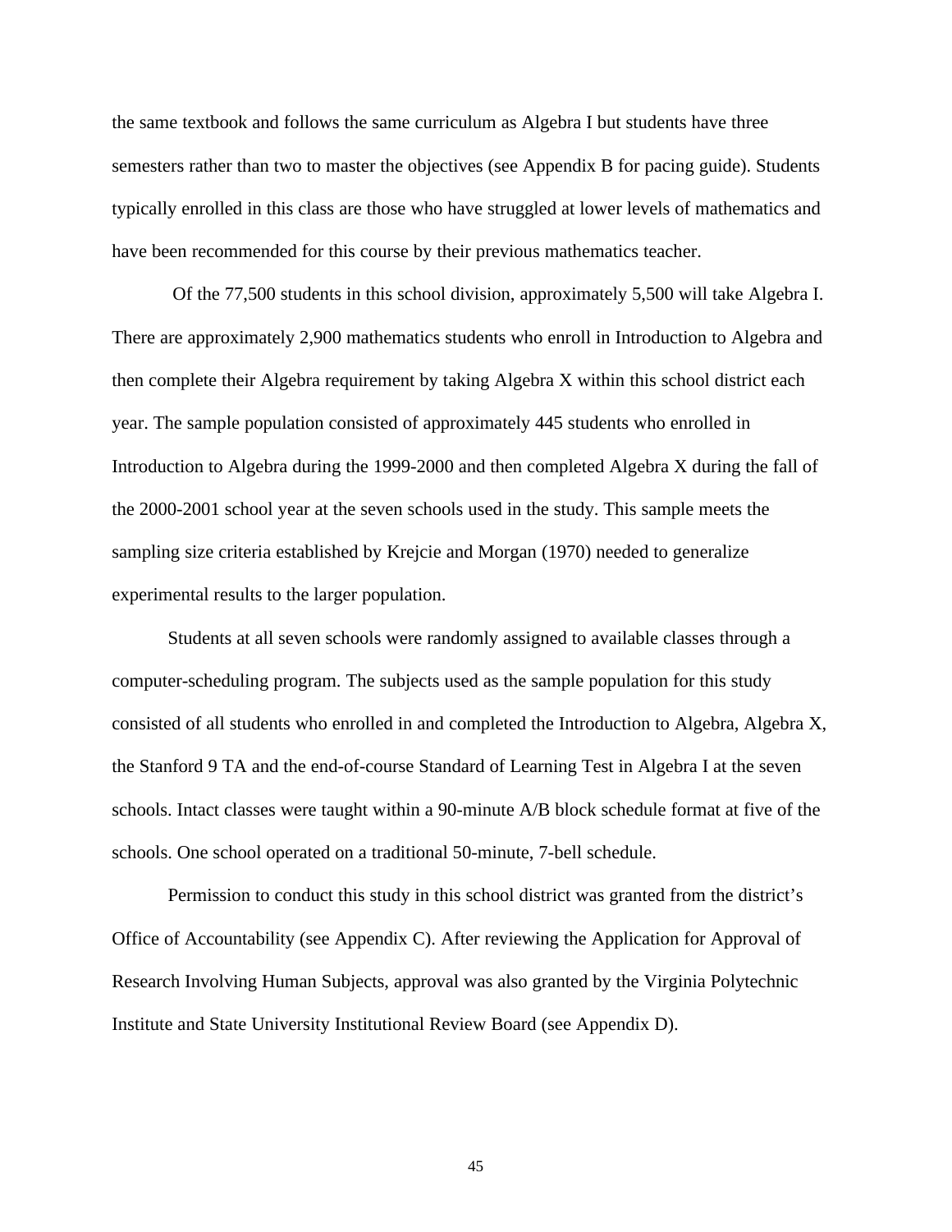the same textbook and follows the same curriculum as Algebra I but students have three semesters rather than two to master the objectives (see Appendix B for pacing guide). Students typically enrolled in this class are those who have struggled at lower levels of mathematics and have been recommended for this course by their previous mathematics teacher.

Of the 77,500 students in this school division, approximately 5,500 will take Algebra I. There are approximately 2,900 mathematics students who enroll in Introduction to Algebra and then complete their Algebra requirement by taking Algebra X within this school district each year. The sample population consisted of approximately 445 students who enrolled in Introduction to Algebra during the 1999-2000 and then completed Algebra X during the fall of the 2000-2001 school year at the seven schools used in the study. This sample meets the sampling size criteria established by Krejcie and Morgan (1970) needed to generalize experimental results to the larger population.

Students at all seven schools were randomly assigned to available classes through a computer-scheduling program. The subjects used as the sample population for this study consisted of all students who enrolled in and completed the Introduction to Algebra, Algebra X, the Stanford 9 TA and the end-of-course Standard of Learning Test in Algebra I at the seven schools. Intact classes were taught within a 90-minute A/B block schedule format at five of the schools. One school operated on a traditional 50-minute, 7-bell schedule.

Permission to conduct this study in this school district was granted from the district's Office of Accountability (see Appendix C). After reviewing the Application for Approval of Research Involving Human Subjects, approval was also granted by the Virginia Polytechnic Institute and State University Institutional Review Board (see Appendix D).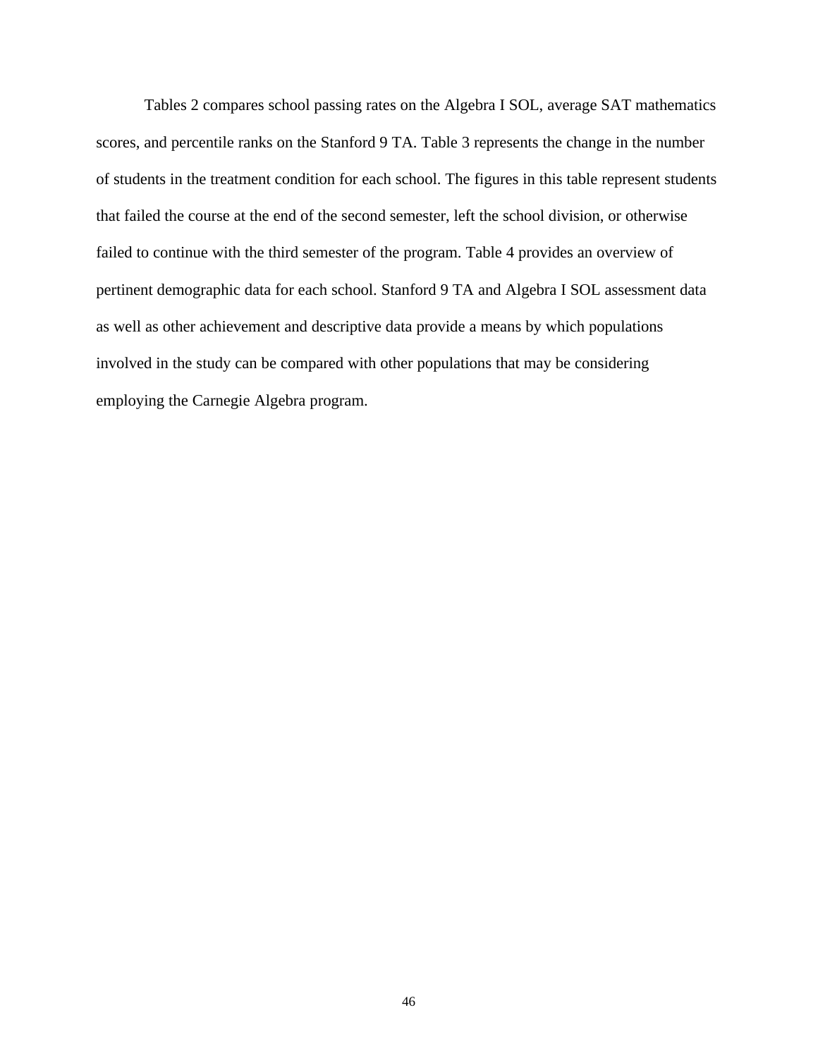Tables 2 compares school passing rates on the Algebra I SOL, average SAT mathematics scores, and percentile ranks on the Stanford 9 TA. Table 3 represents the change in the number of students in the treatment condition for each school. The figures in this table represent students that failed the course at the end of the second semester, left the school division, or otherwise failed to continue with the third semester of the program. Table 4 provides an overview of pertinent demographic data for each school. Stanford 9 TA and Algebra I SOL assessment data as well as other achievement and descriptive data provide a means by which populations involved in the study can be compared with other populations that may be considering employing the Carnegie Algebra program.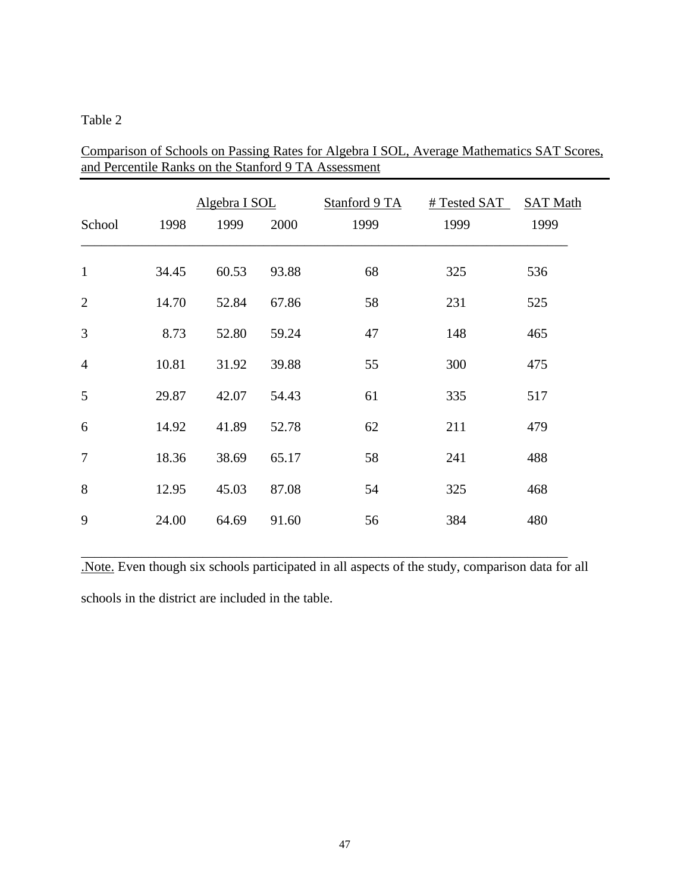Table 2

Comparison of Schools on Passing Rates for Algebra I SOL, Average Mathematics SAT Scores, and Percentile Ranks on the Stanford 9 TA Assessment

| | Algebra I SOL | | | Stanford 9 TA | # Tested SAT | SAT Math |
|---|---|---|---|---|---|---|
| School | 1998 | 1999 | 2000 | 1999 | 1999 | 1999 |
| 1 | 34.45 | 60.53 | 93.88 | 68 | 325 | 536 |
| 2 | 14.70 | 52.84 | 67.86 | 58 | 231 | 525 |
| 3 | 8.73 | 52.80 | 59.24 | 47 | 148 | 465 |
| 4 | 10.81 | 31.92 | 39.88 | 55 | 300 | 475 |
| 5 | 29.87 | 42.07 | 54.43 | 61 | 335 | 517 |
| 6 | 14.92 | 41.89 | 52.78 | 62 | 211 | 479 |
| 7 | 18.36 | 38.69 | 65.17 | 58 | 241 | 488 |
| 8 | 12.95 | 45.03 | 87.08 | 54 | 325 | 468 |
| 9 | 24.00 | 64.69 | 91.60 | 56 | 384 | 480 |

.Note. Even though six schools participated in all aspects of the study, comparison data for all schools in the district are included in the table.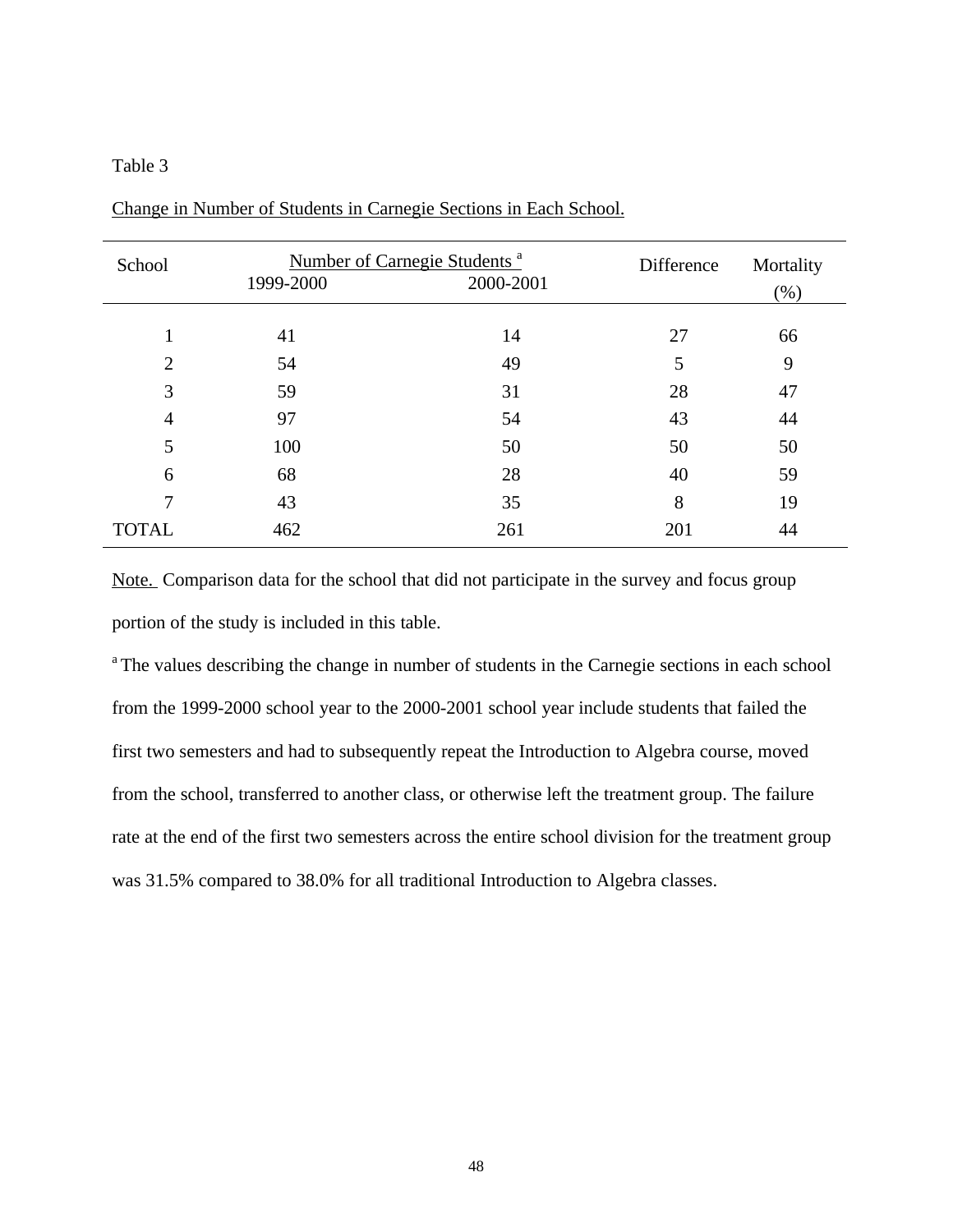Table 3

Change in Number of Students in Carnegie Sections in Each School.

| School | Number of Carnegie Students [a] | | Difference | Mortality |
|---|---|---|---|---|
| | 1999-2000 | 2000-2001 | | (%) |
| 1 | 41 | 14 | 27 | 66 |
| 2 | 54 | 49 | 5 | 9 |
| 3 | 59 | 31 | 28 | 47 |
| 4 | 97 | 54 | 43 | 44 |
| 5 | 100 | 50 | 50 | 50 |
| 6 | 68 | 28 | 40 | 59 |
| 7 | 43 | 35 | 8 | 19 |
| TOTAL | 462 | 261 | 201 | 44 |

Note. Comparison data for the school that did not participate in the survey and focus group portion of the study is included in this table.

[a] The values describing the change in number of students in the Carnegie sections in each school from the 1999-2000 school year to the 2000-2001 school year include students that failed the first two semesters and had to subsequently repeat the Introduction to Algebra course, moved from the school, transferred to another class, or otherwise left the treatment group. The failure rate at the end of the first two semesters across the entire school division for the treatment group was 31.5% compared to 38.0% for all traditional Introduction to Algebra classes.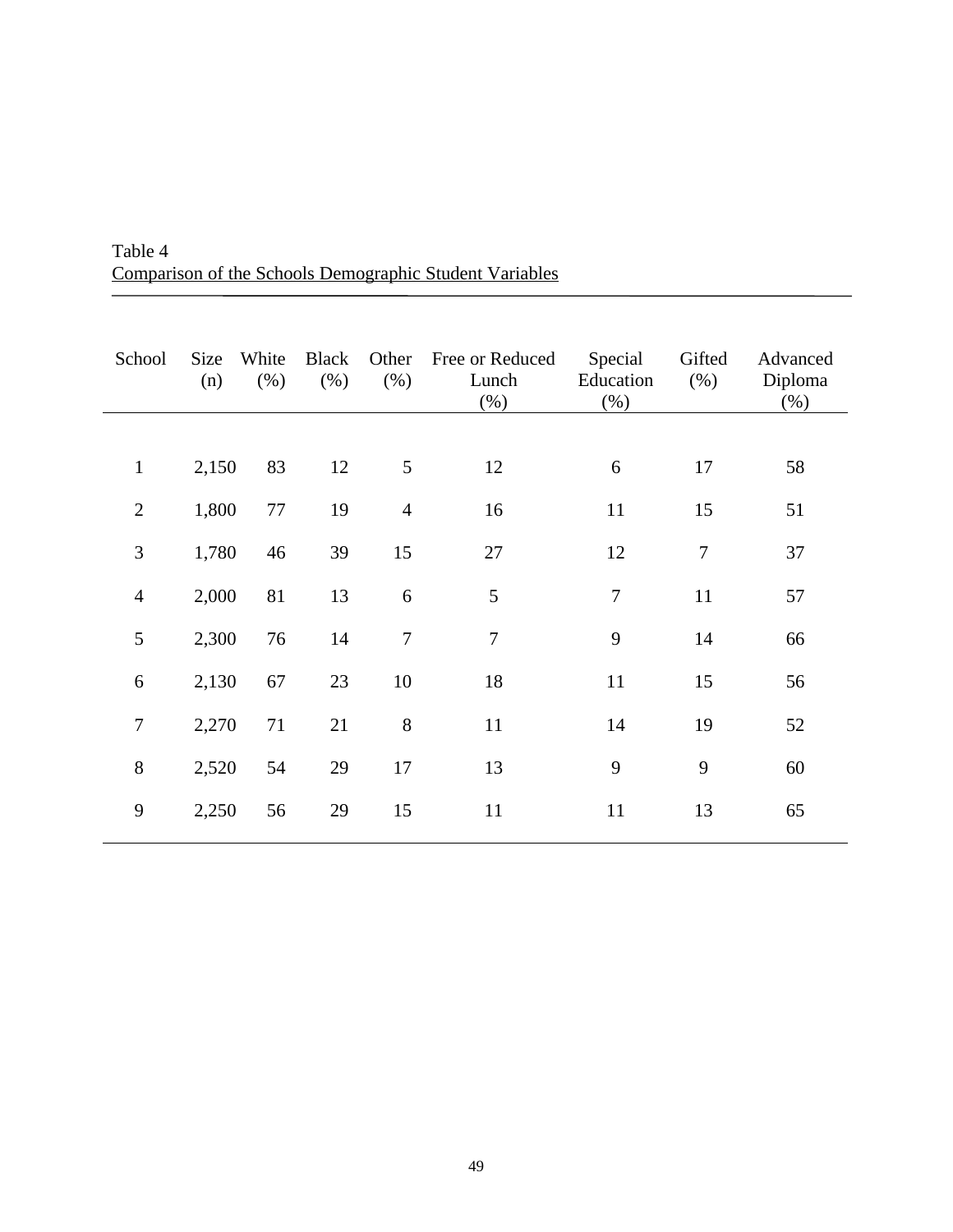Table 4

Comparison of the Schools Demographic Student Variables

| School | Size (n) | White (%) | Black (%) | Other (%) | Free or Reduced Lunch (%) | Special Education (%) | Gifted (%) | Advanced Diploma (%) |
|---|---|---|---|---|---|---|---|---|
| 1 | 2,150 | 83 | 12 | 5 | 12 | 6 | 17 | 58 |
| 2 | 1,800 | 77 | 19 | 4 | 16 | 11 | 15 | 51 |
| 3 | 1,780 | 46 | 39 | 15 | 27 | 12 | 7 | 37 |
| 4 | 2,000 | 81 | 13 | 6 | 5 | 7 | 11 | 57 |
| 5 | 2,300 | 76 | 14 | 7 | 7 | 9 | 14 | 66 |
| 6 | 2,130 | 67 | 23 | 10 | 18 | 11 | 15 | 56 |
| 7 | 2,270 | 71 | 21 | 8 | 11 | 14 | 19 | 52 |
| 8 | 2,520 | 54 | 29 | 17 | 13 | 9 | 9 | 60 |
| 9 | 2,250 | 56 | 29 | 15 | 11 | 11 | 13 | 65 |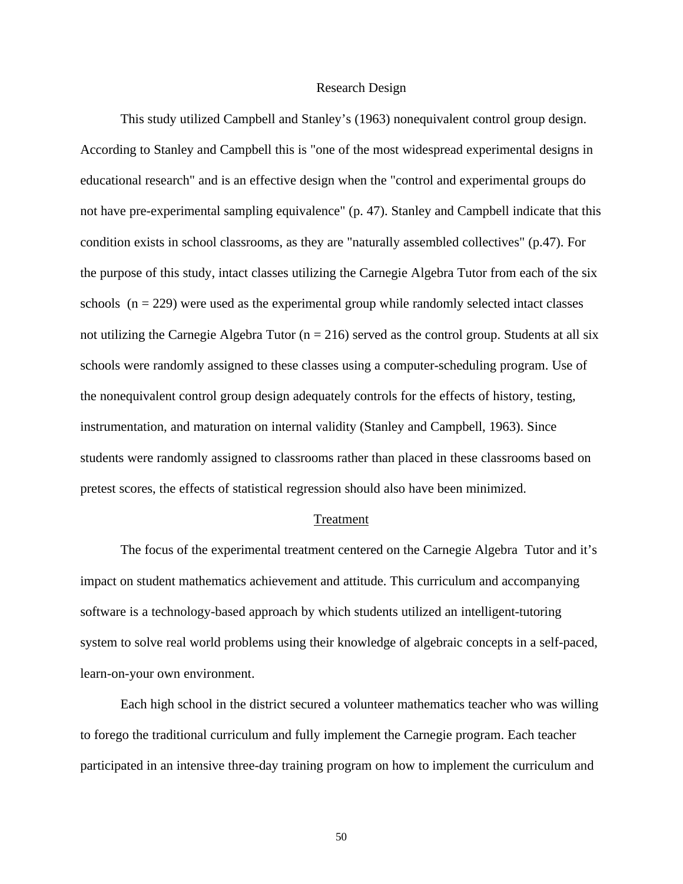## Research Design

This study utilized Campbell and Stanley's (1963) nonequivalent control group design. According to Stanley and Campbell this is "one of the most widespread experimental designs in educational research" and is an effective design when the "control and experimental groups do not have pre-experimental sampling equivalence" (p. 47). Stanley and Campbell indicate that this condition exists in school classrooms, as they are "naturally assembled collectives" (p.47). For the purpose of this study, intact classes utilizing the Carnegie Algebra Tutor from each of the six schools ($n = 229$) were used as the experimental group while randomly selected intact classes not utilizing the Carnegie Algebra Tutor ($n = 216$) served as the control group. Students at all six schools were randomly assigned to these classes using a computer-scheduling program. Use of the nonequivalent control group design adequately controls for the effects of history, testing, instrumentation, and maturation on internal validity (Stanley and Campbell, 1963). Since students were randomly assigned to classrooms rather than placed in these classrooms based on pretest scores, the effects of statistical regression should also have been minimized.

### Treatment

The focus of the experimental treatment centered on the Carnegie Algebra Tutor and it's impact on student mathematics achievement and attitude. This curriculum and accompanying software is a technology-based approach by which students utilized an intelligent-tutoring system to solve real world problems using their knowledge of algebraic concepts in a self-paced, learn-on-your own environment.

Each high school in the district secured a volunteer mathematics teacher who was willing to forego the traditional curriculum and fully implement the Carnegie program. Each teacher participated in an intensive three-day training program on how to implement the curriculum and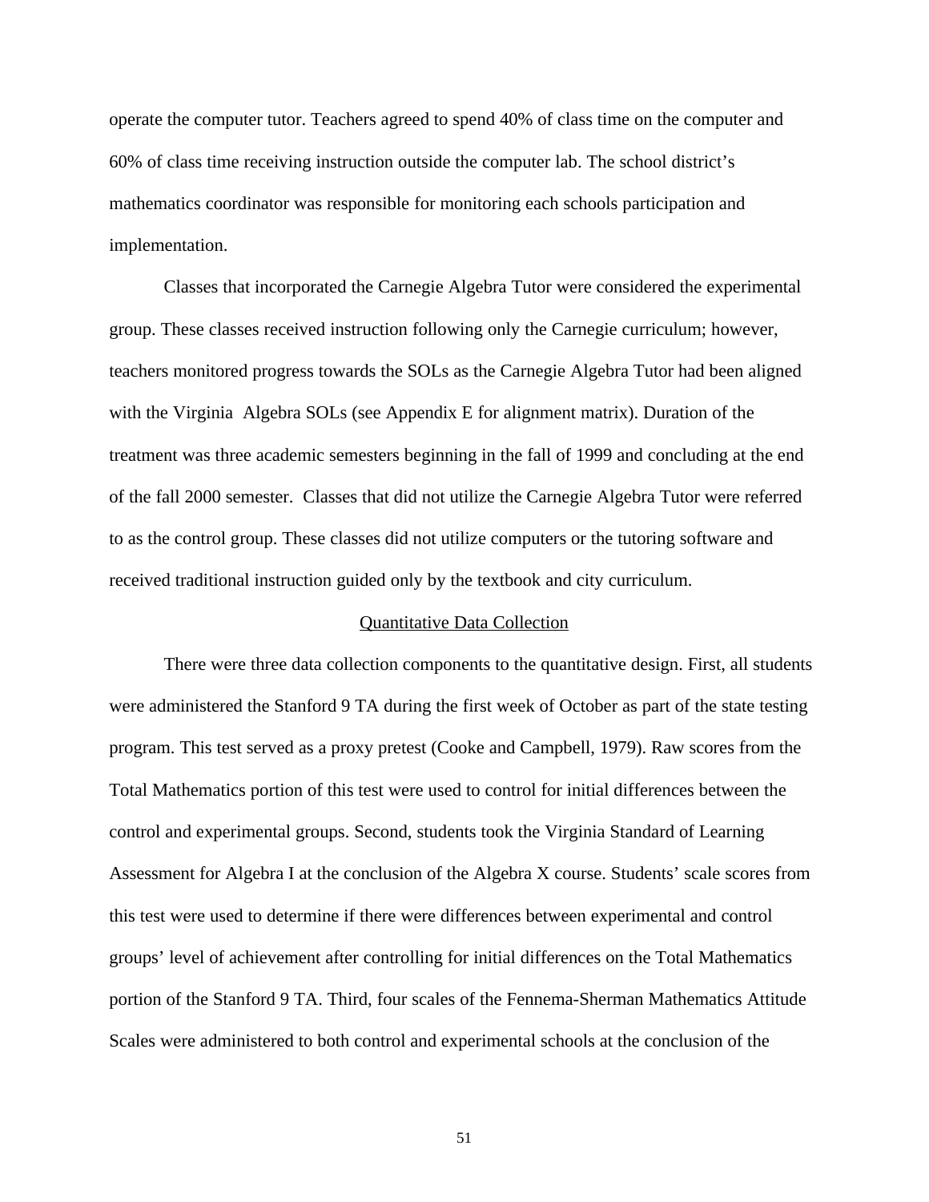operate the computer tutor. Teachers agreed to spend 40% of class time on the computer and 60% of class time receiving instruction outside the computer lab. The school district's mathematics coordinator was responsible for monitoring each schools participation and implementation.

Classes that incorporated the Carnegie Algebra Tutor were considered the experimental group. These classes received instruction following only the Carnegie curriculum; however, teachers monitored progress towards the SOLs as the Carnegie Algebra Tutor had been aligned with the Virginia Algebra SOLs (see Appendix E for alignment matrix). Duration of the treatment was three academic semesters beginning in the fall of 1999 and concluding at the end of the fall 2000 semester. Classes that did not utilize the Carnegie Algebra Tutor were referred to as the control group. These classes did not utilize computers or the tutoring software and received traditional instruction guided only by the textbook and city curriculum.

## Quantitative Data Collection

There were three data collection components to the quantitative design. First, all students were administered the Stanford 9 TA during the first week of October as part of the state testing program. This test served as a proxy pretest (Cooke and Campbell, 1979). Raw scores from the Total Mathematics portion of this test were used to control for initial differences between the control and experimental groups. Second, students took the Virginia Standard of Learning Assessment for Algebra I at the conclusion of the Algebra X course. Students' scale scores from this test were used to determine if there were differences between experimental and control groups' level of achievement after controlling for initial differences on the Total Mathematics portion of the Stanford 9 TA. Third, four scales of the Fennema-Sherman Mathematics Attitude Scales were administered to both control and experimental schools at the conclusion of the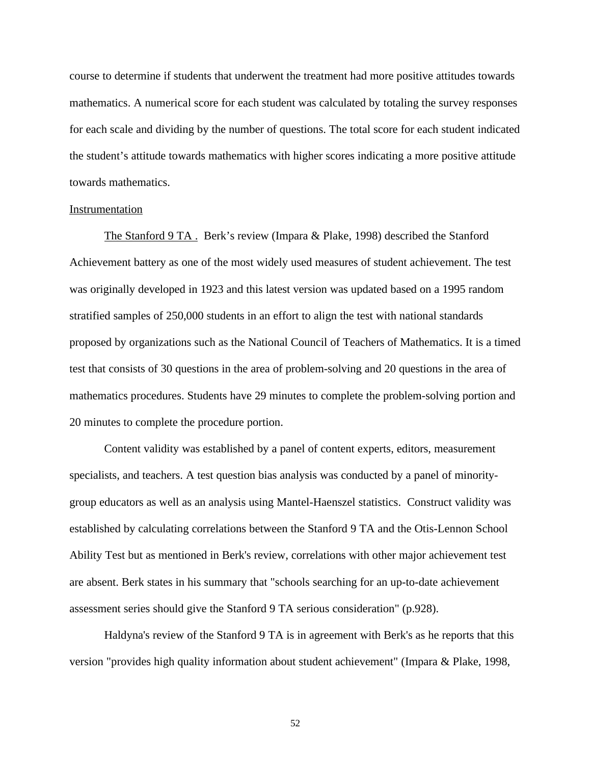course to determine if students that underwent the treatment had more positive attitudes towards mathematics. A numerical score for each student was calculated by totaling the survey responses for each scale and dividing by the number of questions. The total score for each student indicated the student's attitude towards mathematics with higher scores indicating a more positive attitude towards mathematics.

## Instrumentation

The Stanford 9 TA . Berk's review (Impara & Plake, 1998) described the Stanford Achievement battery as one of the most widely used measures of student achievement. The test was originally developed in 1923 and this latest version was updated based on a 1995 random stratified samples of 250,000 students in an effort to align the test with national standards proposed by organizations such as the National Council of Teachers of Mathematics. It is a timed test that consists of 30 questions in the area of problem-solving and 20 questions in the area of mathematics procedures. Students have 29 minutes to complete the problem-solving portion and 20 minutes to complete the procedure portion.

Content validity was established by a panel of content experts, editors, measurement specialists, and teachers. A test question bias analysis was conducted by a panel of minority-group educators as well as an analysis using Mantel-Haenszel statistics. Construct validity was established by calculating correlations between the Stanford 9 TA and the Otis-Lennon School Ability Test but as mentioned in Berk's review, correlations with other major achievement test are absent. Berk states in his summary that "schools searching for an up-to-date achievement assessment series should give the Stanford 9 TA serious consideration" (p.928).

Haldyna's review of the Stanford 9 TA is in agreement with Berk's as he reports that this version "provides high quality information about student achievement" (Impara & Plake, 1998,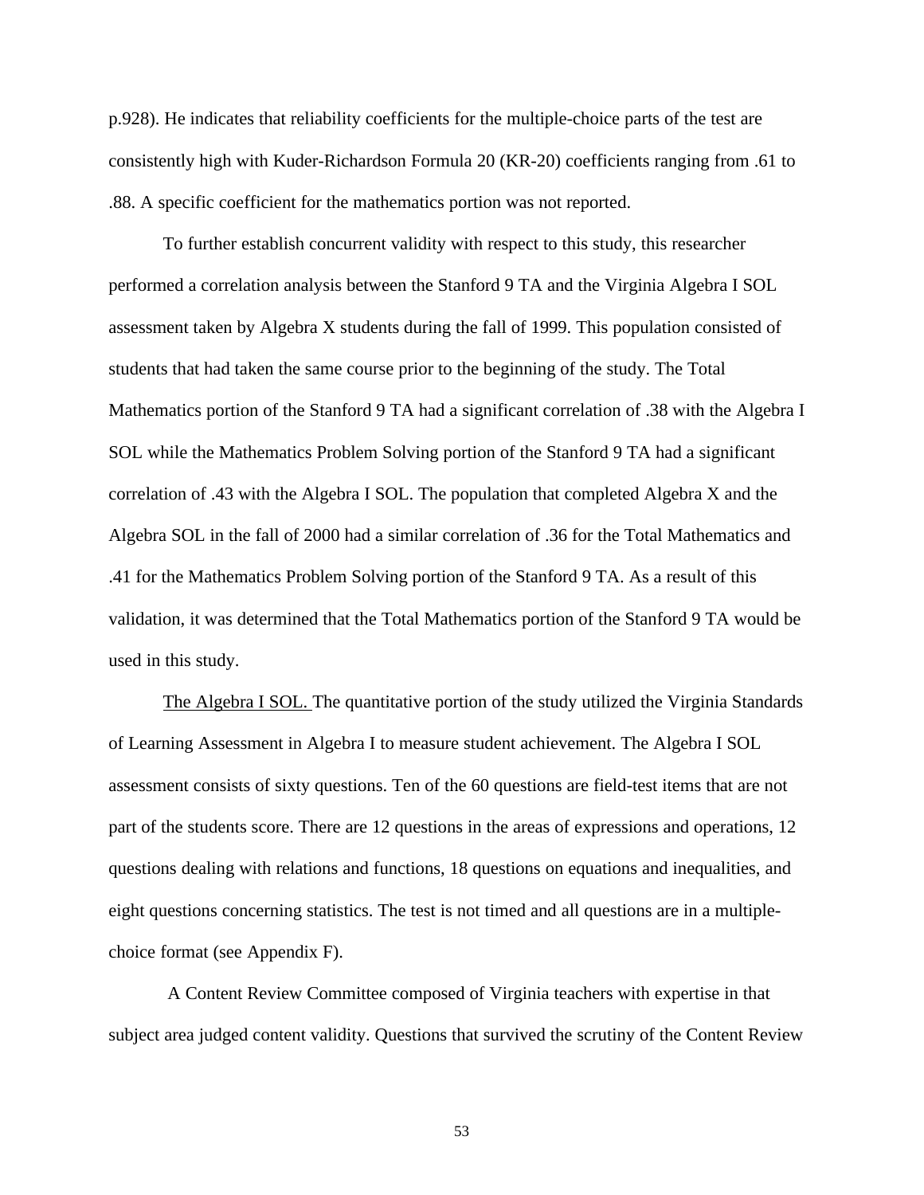p.928). He indicates that reliability coefficients for the multiple-choice parts of the test are consistently high with Kuder-Richardson Formula 20 (KR-20) coefficients ranging from .61 to .88. A specific coefficient for the mathematics portion was not reported.

To further establish concurrent validity with respect to this study, this researcher performed a correlation analysis between the Stanford 9 TA and the Virginia Algebra I SOL assessment taken by Algebra X students during the fall of 1999. This population consisted of students that had taken the same course prior to the beginning of the study. The Total Mathematics portion of the Stanford 9 TA had a significant correlation of .38 with the Algebra I SOL while the Mathematics Problem Solving portion of the Stanford 9 TA had a significant correlation of .43 with the Algebra I SOL. The population that completed Algebra X and the Algebra SOL in the fall of 2000 had a similar correlation of .36 for the Total Mathematics and .41 for the Mathematics Problem Solving portion of the Stanford 9 TA. As a result of this validation, it was determined that the Total Mathematics portion of the Stanford 9 TA would be used in this study.

<u>The Algebra I SOL.</u> The quantitative portion of the study utilized the Virginia Standards of Learning Assessment in Algebra I to measure student achievement. The Algebra I SOL assessment consists of sixty questions. Ten of the 60 questions are field-test items that are not part of the students score. There are 12 questions in the areas of expressions and operations, 12 questions dealing with relations and functions, 18 questions on equations and inequalities, and eight questions concerning statistics. The test is not timed and all questions are in a multiple-choice format (see Appendix F).

A Content Review Committee composed of Virginia teachers with expertise in that subject area judged content validity. Questions that survived the scrutiny of the Content Review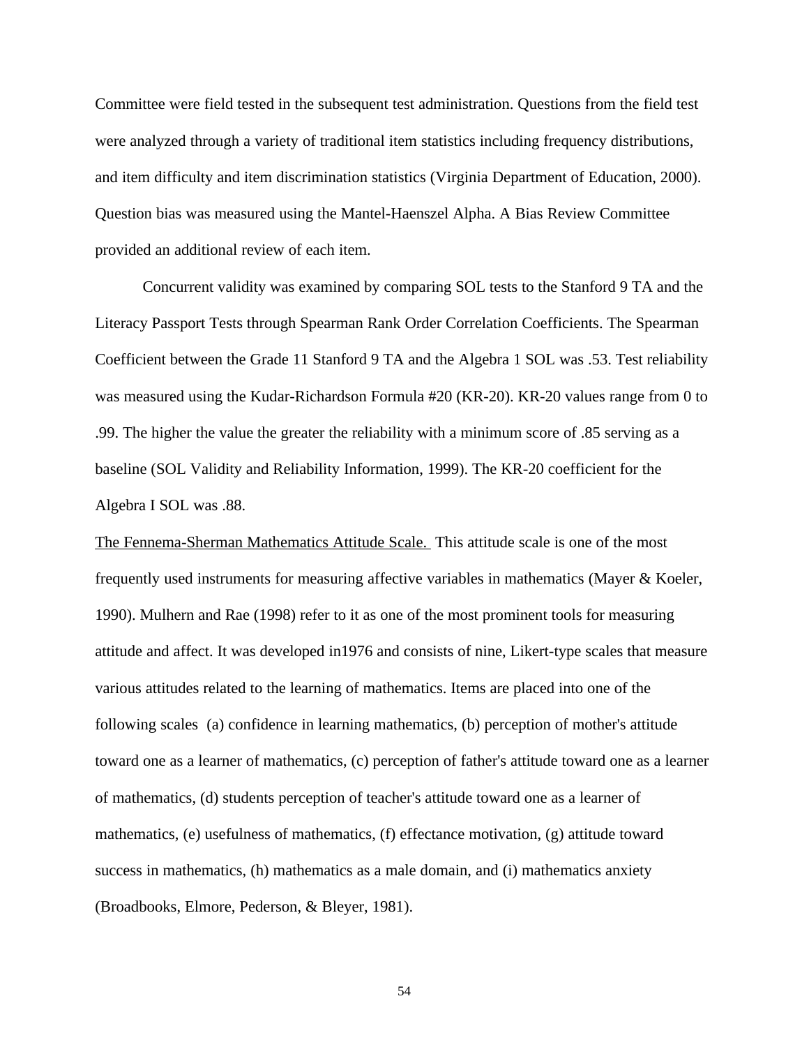Committee were field tested in the subsequent test administration. Questions from the field test were analyzed through a variety of traditional item statistics including frequency distributions, and item difficulty and item discrimination statistics (Virginia Department of Education, 2000). Question bias was measured using the Mantel-Haenszel Alpha. A Bias Review Committee provided an additional review of each item.

Concurrent validity was examined by comparing SOL tests to the Stanford 9 TA and the Literacy Passport Tests through Spearman Rank Order Correlation Coefficients. The Spearman Coefficient between the Grade 11 Stanford 9 TA and the Algebra 1 SOL was .53. Test reliability was measured using the Kudar-Richardson Formula #20 (KR-20). KR-20 values range from 0 to .99. The higher the value the greater the reliability with a minimum score of .85 serving as a baseline (SOL Validity and Reliability Information, 1999). The KR-20 coefficient for the Algebra I SOL was .88.

<u>The Fennema-Sherman Mathematics Attitude Scale.</u> This attitude scale is one of the most frequently used instruments for measuring affective variables in mathematics (Mayer & Koeler, 1990). Mulhern and Rae (1998) refer to it as one of the most prominent tools for measuring attitude and affect. It was developed in1976 and consists of nine, Likert-type scales that measure various attitudes related to the learning of mathematics. Items are placed into one of the following scales (a) confidence in learning mathematics, (b) perception of mother's attitude toward one as a learner of mathematics, (c) perception of father's attitude toward one as a learner of mathematics, (d) students perception of teacher's attitude toward one as a learner of mathematics, (e) usefulness of mathematics, (f) effectance motivation, (g) attitude toward success in mathematics, (h) mathematics as a male domain, and (i) mathematics anxiety (Broadbooks, Elmore, Pederson, & Bleyer, 1981).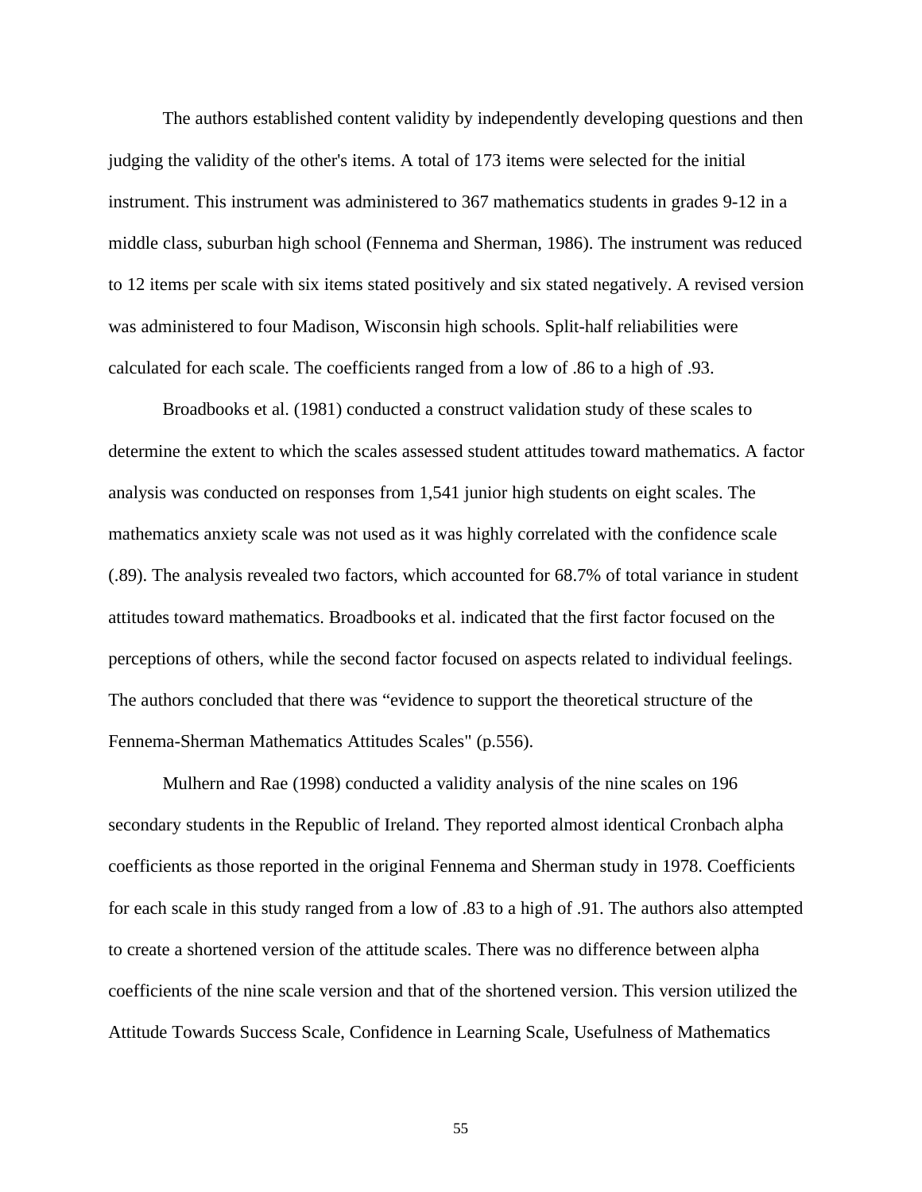The authors established content validity by independently developing questions and then judging the validity of the other's items. A total of 173 items were selected for the initial instrument. This instrument was administered to 367 mathematics students in grades 9-12 in a middle class, suburban high school (Fennema and Sherman, 1986). The instrument was reduced to 12 items per scale with six items stated positively and six stated negatively. A revised version was administered to four Madison, Wisconsin high schools. Split-half reliabilities were calculated for each scale. The coefficients ranged from a low of .86 to a high of .93.

Broadbooks et al. (1981) conducted a construct validation study of these scales to determine the extent to which the scales assessed student attitudes toward mathematics. A factor analysis was conducted on responses from 1,541 junior high students on eight scales. The mathematics anxiety scale was not used as it was highly correlated with the confidence scale (.89). The analysis revealed two factors, which accounted for 68.7% of total variance in student attitudes toward mathematics. Broadbooks et al. indicated that the first factor focused on the perceptions of others, while the second factor focused on aspects related to individual feelings. The authors concluded that there was "evidence to support the theoretical structure of the Fennema-Sherman Mathematics Attitudes Scales" (p.556).

Mulhern and Rae (1998) conducted a validity analysis of the nine scales on 196 secondary students in the Republic of Ireland. They reported almost identical Cronbach alpha coefficients as those reported in the original Fennema and Sherman study in 1978. Coefficients for each scale in this study ranged from a low of .83 to a high of .91. The authors also attempted to create a shortened version of the attitude scales. There was no difference between alpha coefficients of the nine scale version and that of the shortened version. This version utilized the Attitude Towards Success Scale, Confidence in Learning Scale, Usefulness of Mathematics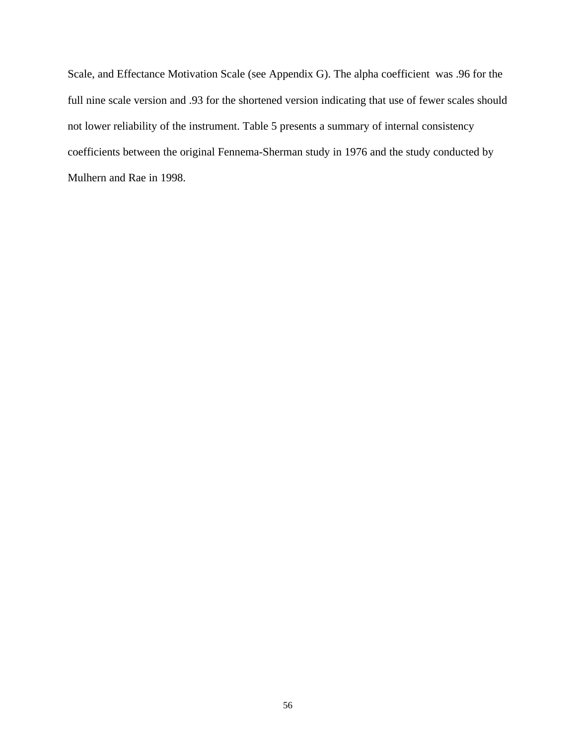Scale, and Effectance Motivation Scale (see Appendix G). The alpha coefficient was .96 for the full nine scale version and .93 for the shortened version indicating that use of fewer scales should not lower reliability of the instrument. Table 5 presents a summary of internal consistency coefficients between the original Fennema-Sherman study in 1976 and the study conducted by Mulhern and Rae in 1998.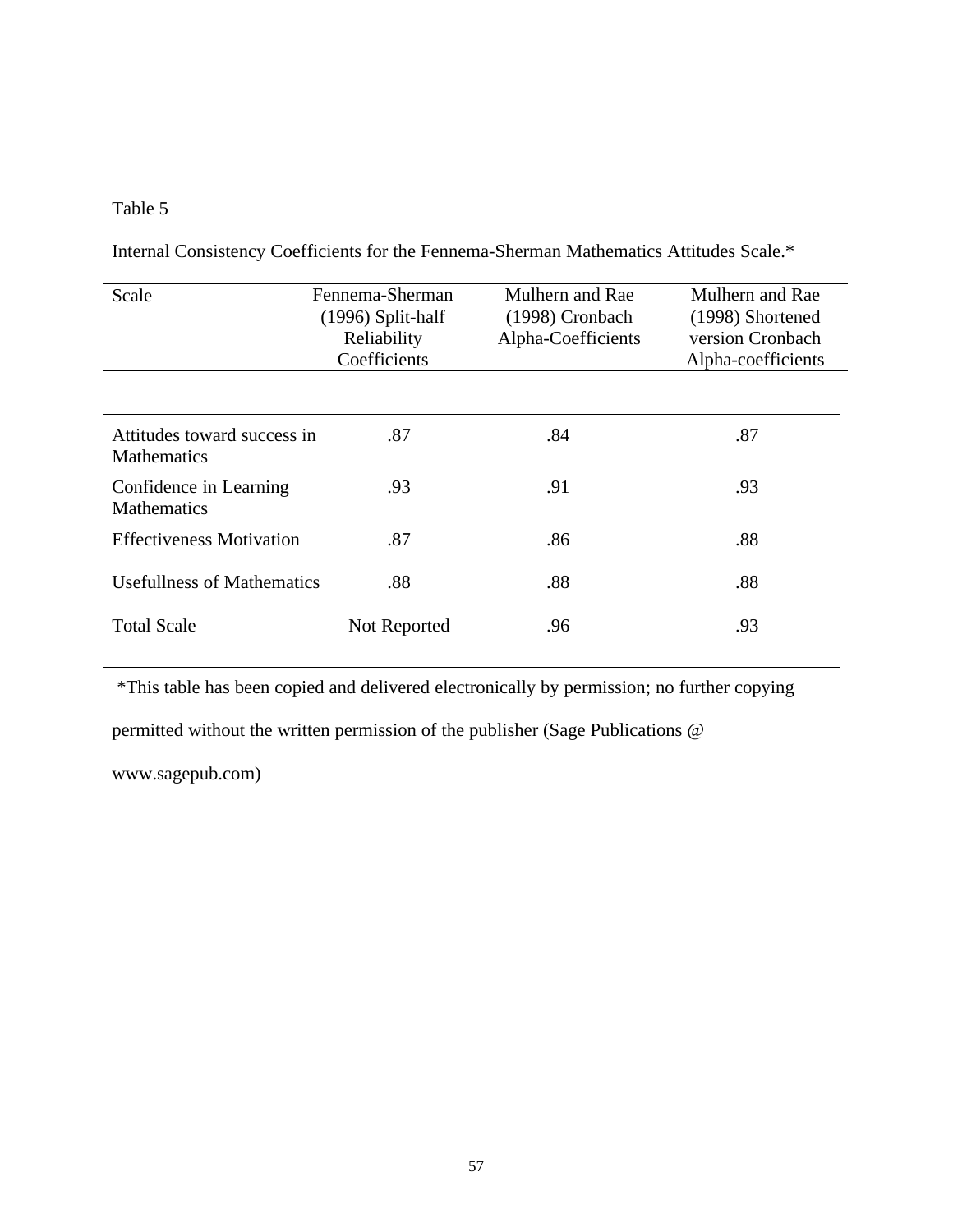Table 5

Internal Consistency Coefficients for the Fennema-Sherman Mathematics Attitudes Scale.*

| Scale | Fennema-Sherman (1996) Split-half Reliability Coefficients | Mulhern and Rae (1998) Cronbach Alpha-Coefficients | Mulhern and Rae (1998) Shortened version Cronbach Alpha-coefficients |
|---|---|---|---|
| Attitudes toward success in Mathematics | .87 | .84 | .87 |
| Confidence in Learning Mathematics | .93 | .91 | .93 |
| Effectiveness Motivation | .87 | .86 | .88 |
| Usefullness of Mathematics | .88 | .88 | .88 |
| Total Scale | Not Reported | .96 | .93 |

*This table has been copied and delivered electronically by permission; no further copying permitted without the written permission of the publisher (Sage Publications @ www.sagepub.com)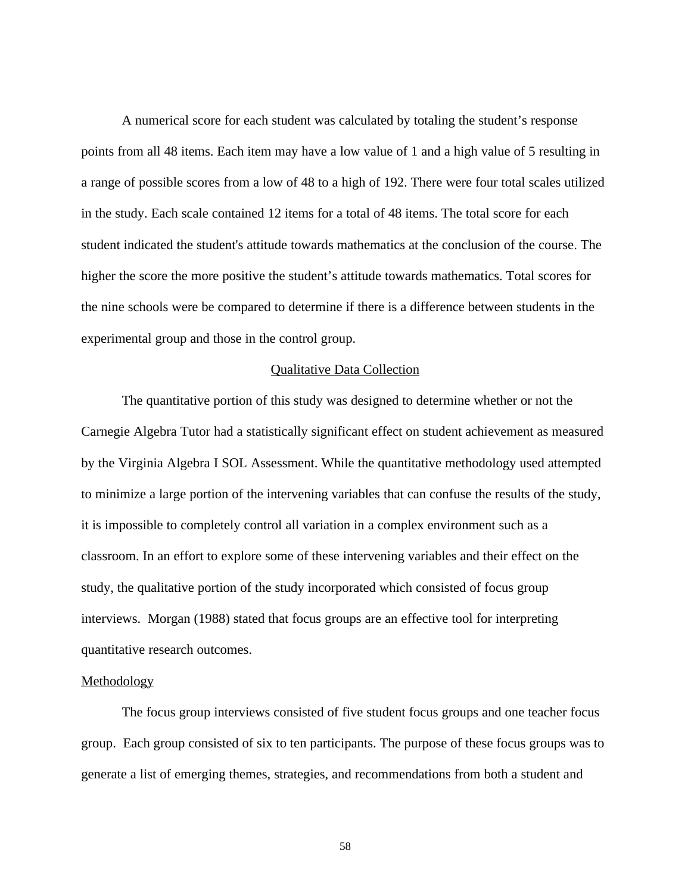A numerical score for each student was calculated by totaling the student's response points from all 48 items. Each item may have a low value of 1 and a high value of 5 resulting in a range of possible scores from a low of 48 to a high of 192. There were four total scales utilized in the study. Each scale contained 12 items for a total of 48 items. The total score for each student indicated the student's attitude towards mathematics at the conclusion of the course. The higher the score the more positive the student's attitude towards mathematics. Total scores for the nine schools were be compared to determine if there is a difference between students in the experimental group and those in the control group.

<u>Qualitative Data Collection</u>

The quantitative portion of this study was designed to determine whether or not the Carnegie Algebra Tutor had a statistically significant effect on student achievement as measured by the Virginia Algebra I SOL Assessment. While the quantitative methodology used attempted to minimize a large portion of the intervening variables that can confuse the results of the study, it is impossible to completely control all variation in a complex environment such as a classroom. In an effort to explore some of these intervening variables and their effect on the study, the qualitative portion of the study incorporated which consisted of focus group interviews. Morgan (1988) stated that focus groups are an effective tool for interpreting quantitative research outcomes.

<u>Methodology</u>

The focus group interviews consisted of five student focus groups and one teacher focus group. Each group consisted of six to ten participants. The purpose of these focus groups was to generate a list of emerging themes, strategies, and recommendations from both a student and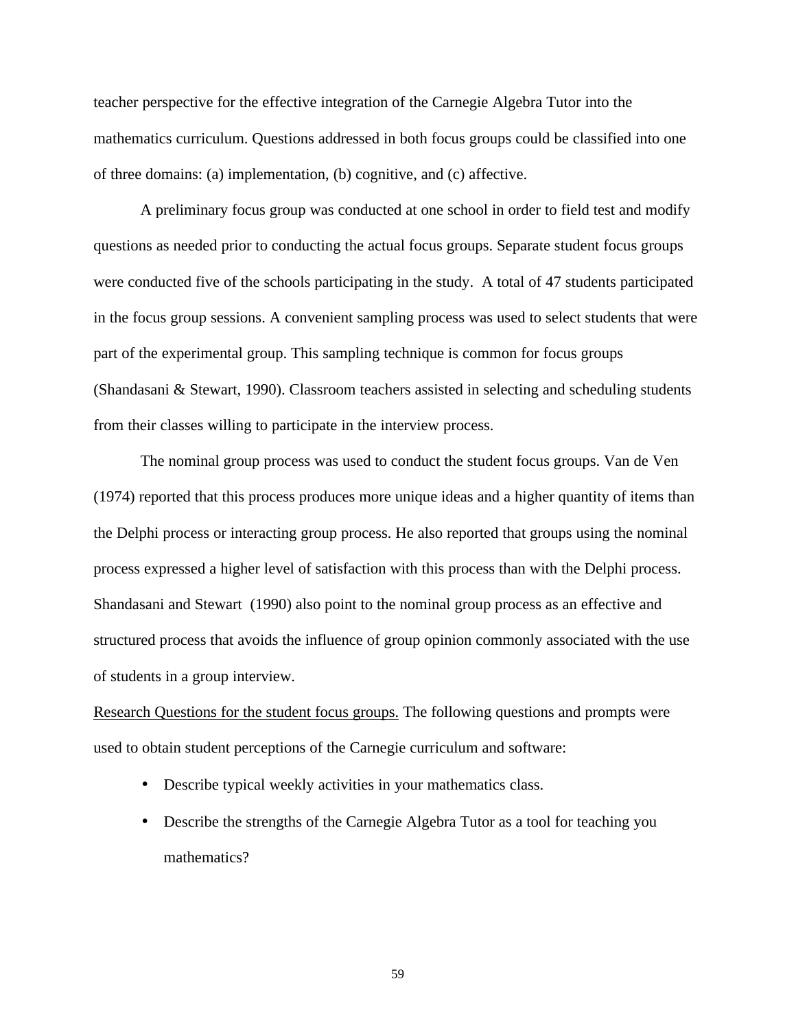teacher perspective for the effective integration of the Carnegie Algebra Tutor into the mathematics curriculum. Questions addressed in both focus groups could be classified into one of three domains: (a) implementation, (b) cognitive, and (c) affective.

A preliminary focus group was conducted at one school in order to field test and modify questions as needed prior to conducting the actual focus groups. Separate student focus groups were conducted five of the schools participating in the study. A total of 47 students participated in the focus group sessions. A convenient sampling process was used to select students that were part of the experimental group. This sampling technique is common for focus groups (Shandasani & Stewart, 1990). Classroom teachers assisted in selecting and scheduling students from their classes willing to participate in the interview process.

The nominal group process was used to conduct the student focus groups. Van de Ven (1974) reported that this process produces more unique ideas and a higher quantity of items than the Delphi process or interacting group process. He also reported that groups using the nominal process expressed a higher level of satisfaction with this process than with the Delphi process. Shandasani and Stewart (1990) also point to the nominal group process as an effective and structured process that avoids the influence of group opinion commonly associated with the use of students in a group interview.

<u>Research Questions for the student focus groups.</u> The following questions and prompts were used to obtain student perceptions of the Carnegie curriculum and software:

- Describe typical weekly activities in your mathematics class.
- Describe the strengths of the Carnegie Algebra Tutor as a tool for teaching you mathematics?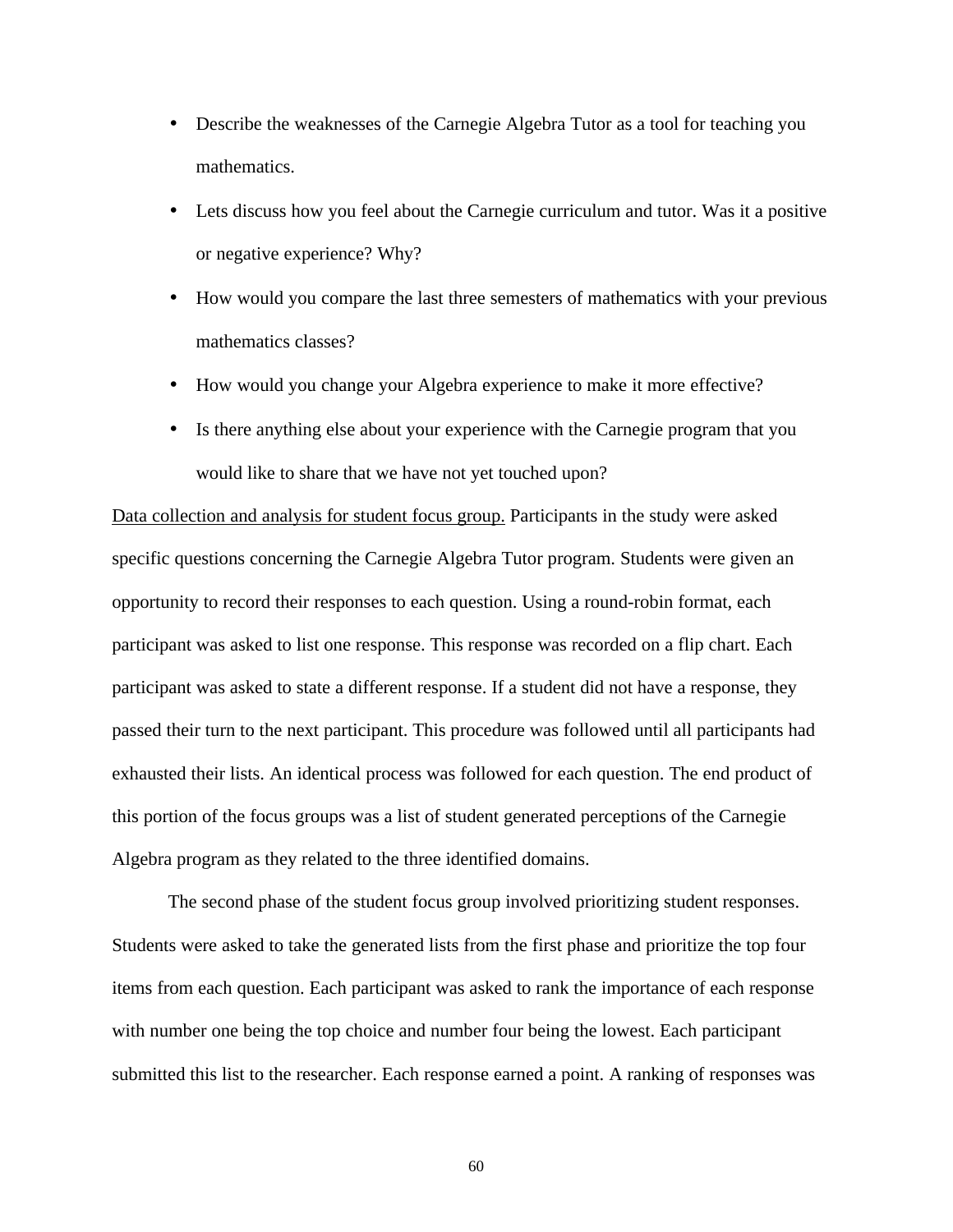- Describe the weaknesses of the Carnegie Algebra Tutor as a tool for teaching you mathematics.
- Lets discuss how you feel about the Carnegie curriculum and tutor. Was it a positive or negative experience? Why?
- How would you compare the last three semesters of mathematics with your previous mathematics classes?
- How would you change your Algebra experience to make it more effective?
- Is there anything else about your experience with the Carnegie program that you would like to share that we have not yet touched upon?

<u>Data collection and analysis for student focus group.</u> Participants in the study were asked specific questions concerning the Carnegie Algebra Tutor program. Students were given an opportunity to record their responses to each question. Using a round-robin format, each participant was asked to list one response. This response was recorded on a flip chart. Each participant was asked to state a different response. If a student did not have a response, they passed their turn to the next participant. This procedure was followed until all participants had exhausted their lists. An identical process was followed for each question. The end product of this portion of the focus groups was a list of student generated perceptions of the Carnegie Algebra program as they related to the three identified domains.

The second phase of the student focus group involved prioritizing student responses. Students were asked to take the generated lists from the first phase and prioritize the top four items from each question. Each participant was asked to rank the importance of each response with number one being the top choice and number four being the lowest. Each participant submitted this list to the researcher. Each response earned a point. A ranking of responses was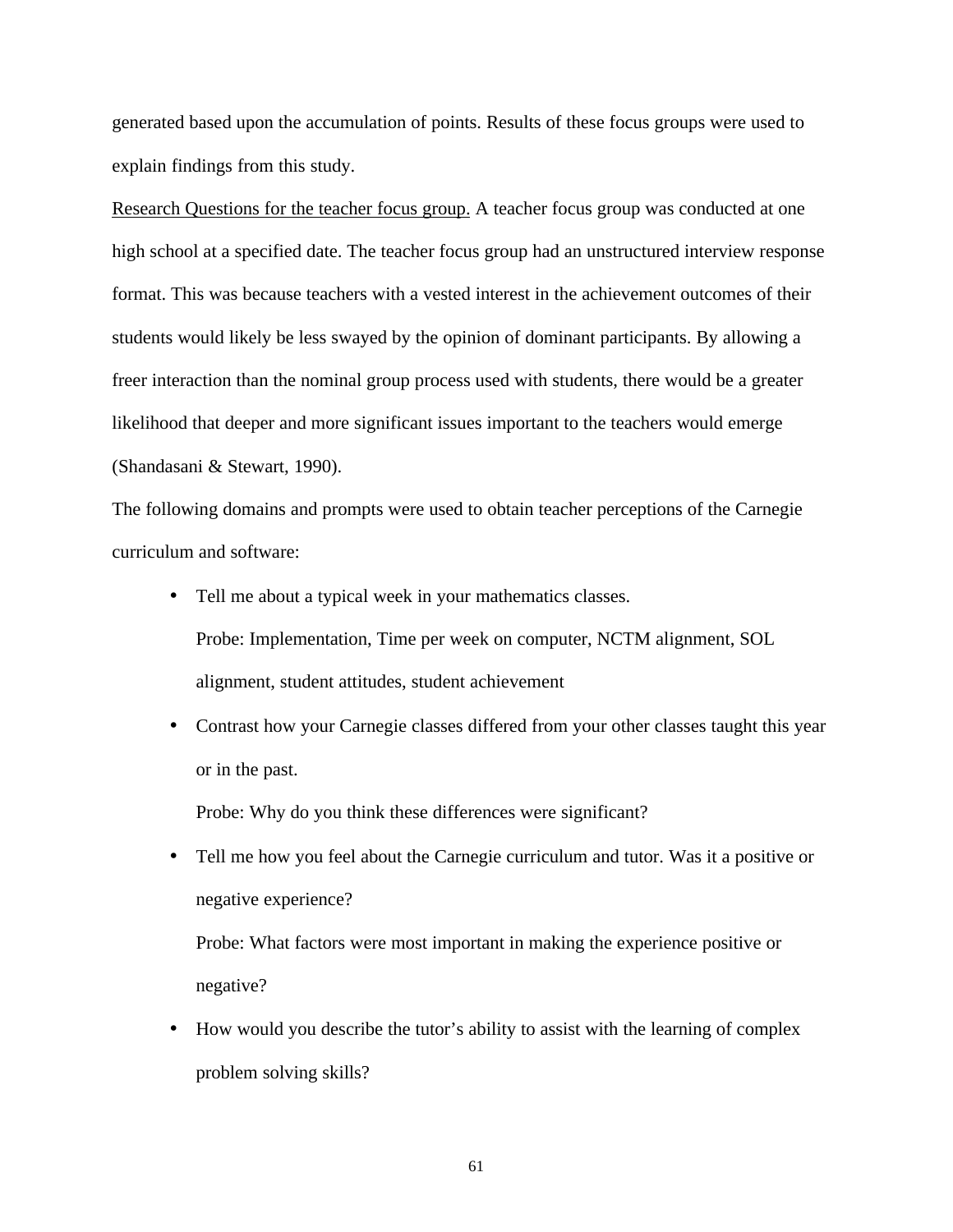generated based upon the accumulation of points. Results of these focus groups were used to explain findings from this study.

Research Questions for the teacher focus group. A teacher focus group was conducted at one high school at a specified date. The teacher focus group had an unstructured interview response format. This was because teachers with a vested interest in the achievement outcomes of their students would likely be less swayed by the opinion of dominant participants. By allowing a freer interaction than the nominal group process used with students, there would be a greater likelihood that deeper and more significant issues important to the teachers would emerge (Shandasani & Stewart, 1990).

The following domains and prompts were used to obtain teacher perceptions of the Carnegie curriculum and software:

- Tell me about a typical week in your mathematics classes.

  Probe: Implementation, Time per week on computer, NCTM alignment, SOL alignment, student attitudes, student achievement

- Contrast how your Carnegie classes differed from your other classes taught this year or in the past.

  Probe: Why do you think these differences were significant?

- Tell me how you feel about the Carnegie curriculum and tutor. Was it a positive or negative experience?

  Probe: What factors were most important in making the experience positive or negative?

- How would you describe the tutor's ability to assist with the learning of complex problem solving skills?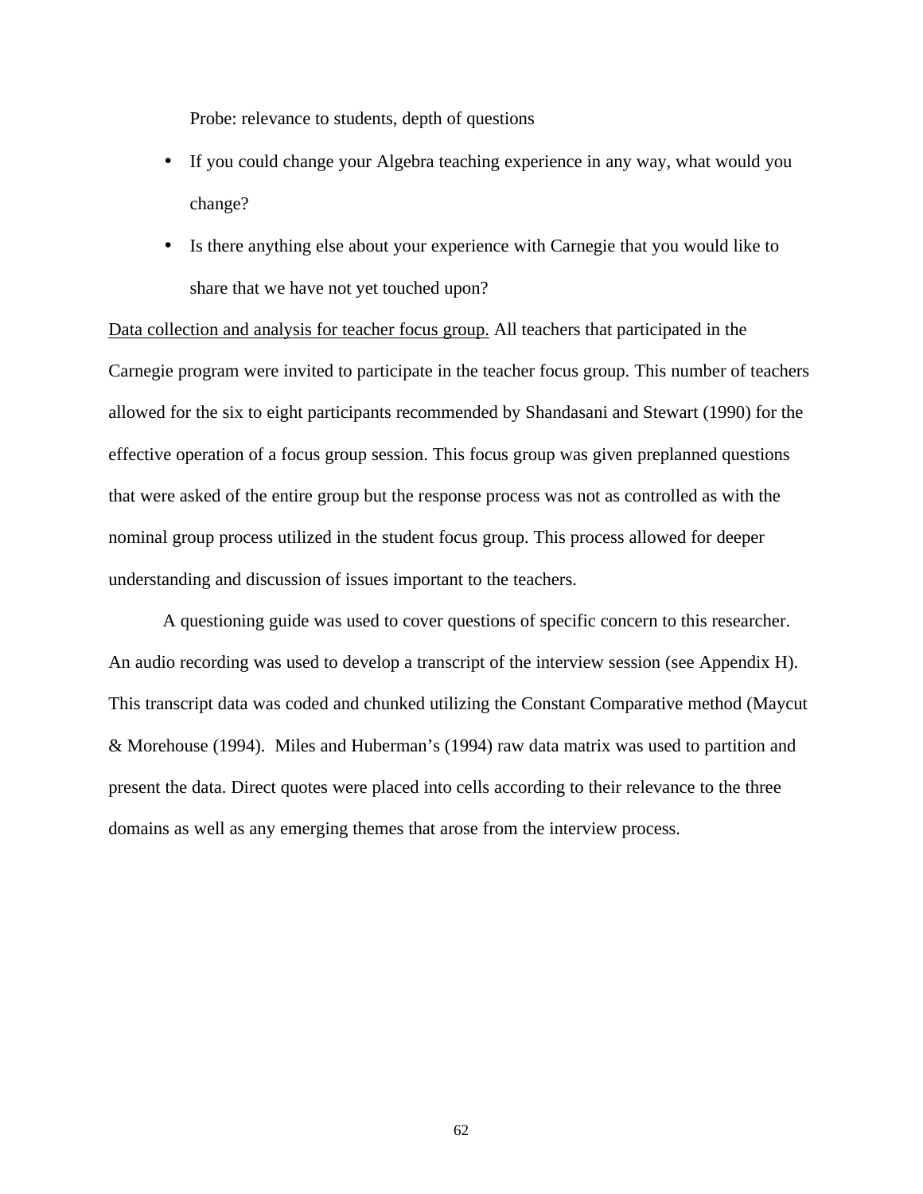Probe: relevance to students, depth of questions

- If you could change your Algebra teaching experience in any way, what would you change?
- Is there anything else about your experience with Carnegie that you would like to share that we have not yet touched upon?

<u>Data collection and analysis for teacher focus group.</u> All teachers that participated in the Carnegie program were invited to participate in the teacher focus group. This number of teachers allowed for the six to eight participants recommended by Shandasani and Stewart (1990) for the effective operation of a focus group session. This focus group was given preplanned questions that were asked of the entire group but the response process was not as controlled as with the nominal group process utilized in the student focus group. This process allowed for deeper understanding and discussion of issues important to the teachers.

A questioning guide was used to cover questions of specific concern to this researcher. An audio recording was used to develop a transcript of the interview session (see Appendix H). This transcript data was coded and chunked utilizing the Constant Comparative method (Maycut & Morehouse (1994). Miles and Huberman's (1994) raw data matrix was used to partition and present the data. Direct quotes were placed into cells according to their relevance to the three domains as well as any emerging themes that arose from the interview process.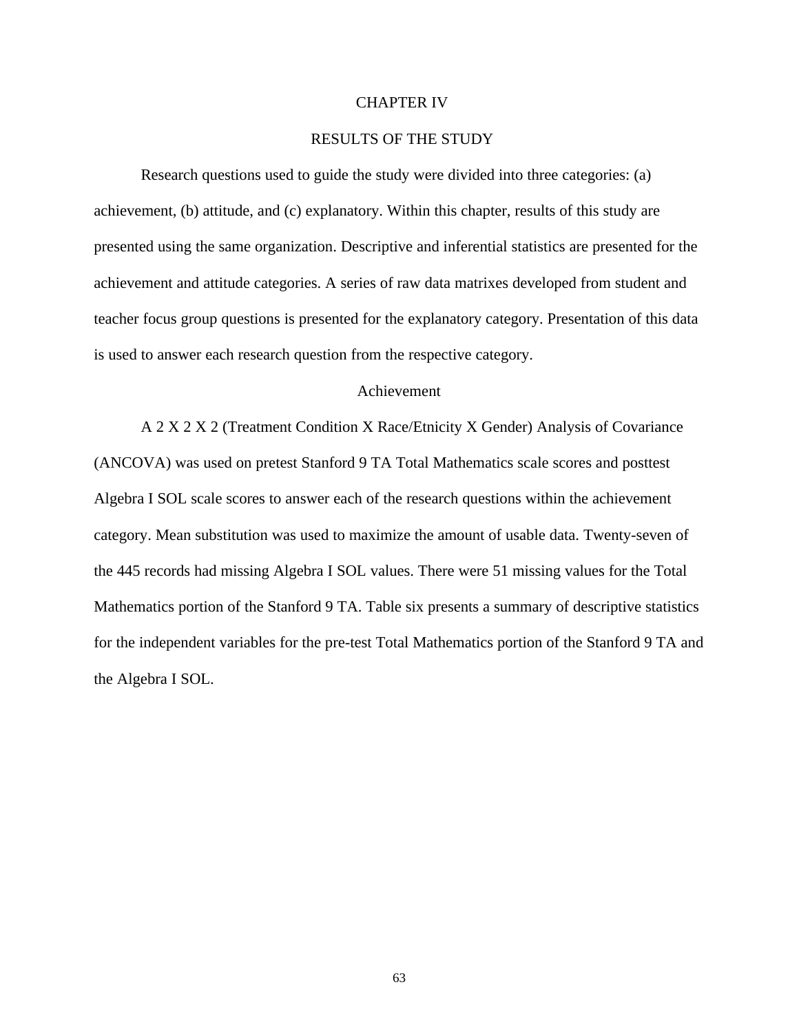# CHAPTER IV

# RESULTS OF THE STUDY

Research questions used to guide the study were divided into three categories: (a) achievement, (b) attitude, and (c) explanatory. Within this chapter, results of this study are presented using the same organization. Descriptive and inferential statistics are presented for the achievement and attitude categories. A series of raw data matrixes developed from student and teacher focus group questions is presented for the explanatory category. Presentation of this data is used to answer each research question from the respective category.

## Achievement

A 2 X 2 X 2 (Treatment Condition X Race/Etnicity X Gender) Analysis of Covariance (ANCOVA) was used on pretest Stanford 9 TA Total Mathematics scale scores and posttest Algebra I SOL scale scores to answer each of the research questions within the achievement category. Mean substitution was used to maximize the amount of usable data. Twenty-seven of the 445 records had missing Algebra I SOL values. There were 51 missing values for the Total Mathematics portion of the Stanford 9 TA. Table six presents a summary of descriptive statistics for the independent variables for the pre-test Total Mathematics portion of the Stanford 9 TA and the Algebra I SOL.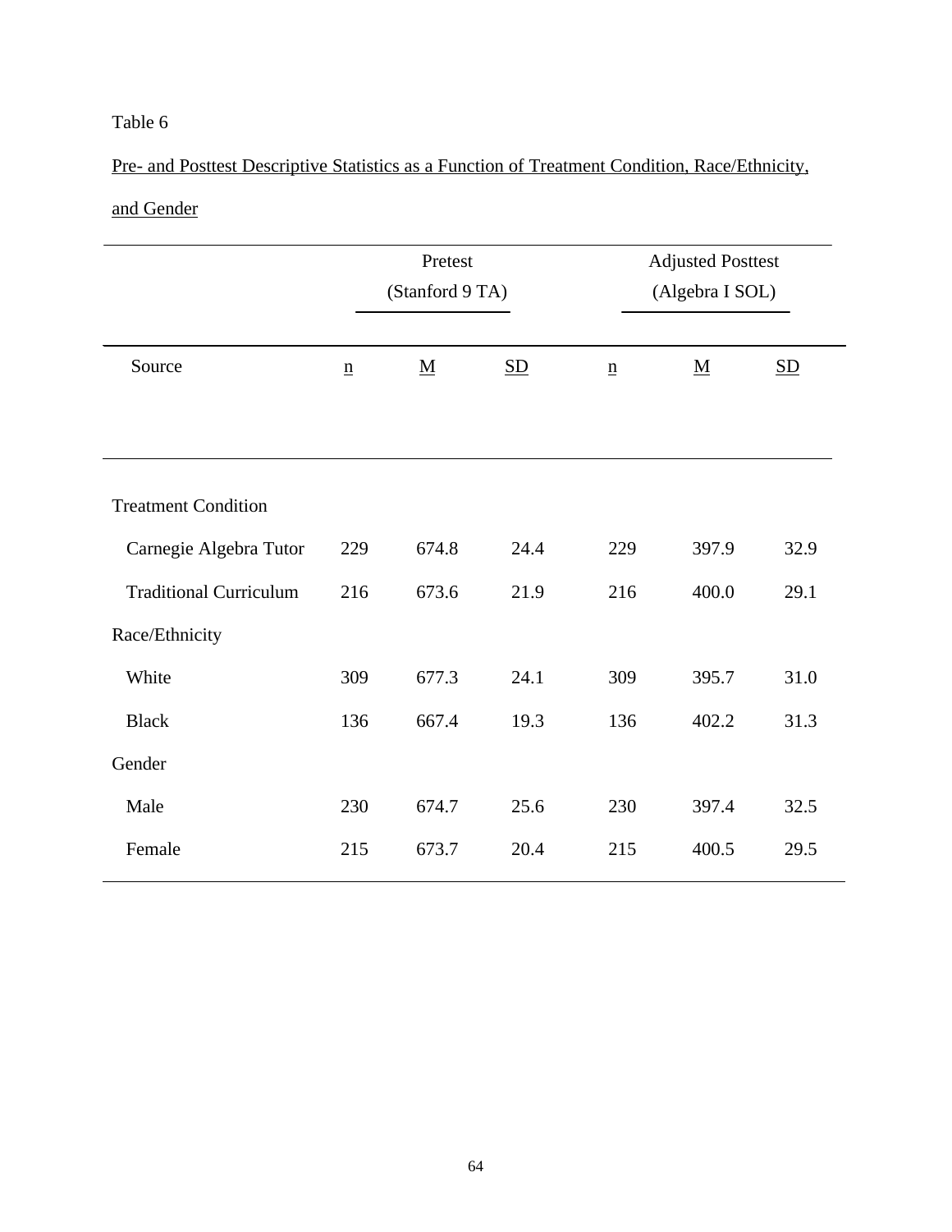Table 6

Pre- and Posttest Descriptive Statistics as a Function of Treatment Condition, Race/Ethnicity, and Gender

| | Pretest (Stanford 9 TA) | | | Adjusted Posttest (Algebra I SOL) | | |
|---|---|---|---|---|---|---|
| Source | n | M | SD | n | M | SD |
| Treatment Condition | | | | | | |
| Carnegie Algebra Tutor | 229 | 674.8 | 24.4 | 229 | 397.9 | 32.9 |
| Traditional Curriculum | 216 | 673.6 | 21.9 | 216 | 400.0 | 29.1 |
| Race/Ethnicity | | | | | | |
| White | 309 | 677.3 | 24.1 | 309 | 395.7 | 31.0 |
| Black | 136 | 667.4 | 19.3 | 136 | 402.2 | 31.3 |
| Gender | | | | | | |
| Male | 230 | 674.7 | 25.6 | 230 | 397.4 | 32.5 |
| Female | 215 | 673.7 | 20.4 | 215 | 400.5 | 29.5 |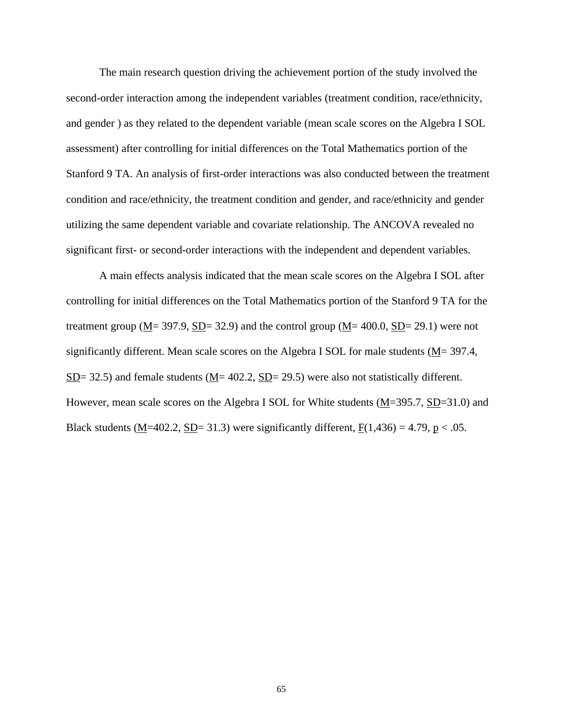The main research question driving the achievement portion of the study involved the second-order interaction among the independent variables (treatment condition, race/ethnicity, and gender ) as they related to the dependent variable (mean scale scores on the Algebra I SOL assessment) after controlling for initial differences on the Total Mathematics portion of the Stanford 9 TA. An analysis of first-order interactions was also conducted between the treatment condition and race/ethnicity, the treatment condition and gender, and race/ethnicity and gender utilizing the same dependent variable and covariate relationship. The ANCOVA revealed no significant first- or second-order interactions with the independent and dependent variables.

A main effects analysis indicated that the mean scale scores on the Algebra I SOL after controlling for initial differences on the Total Mathematics portion of the Stanford 9 TA for the treatment group ($M$= 397.9, $SD$= 32.9) and the control group ($M$= 400.0, $SD$= 29.1) were not significantly different. Mean scale scores on the Algebra I SOL for male students ($M$= 397.4, $SD$= 32.5) and female students ($M$= 402.2, $SD$= 29.5) were also not statistically different. However, mean scale scores on the Algebra I SOL for White students ($M$=395.7, $SD$=31.0) and Black students ($M$=402.2, $SD$= 31.3) were significantly different, $F(1,436) = 4.79$, $p < .05$.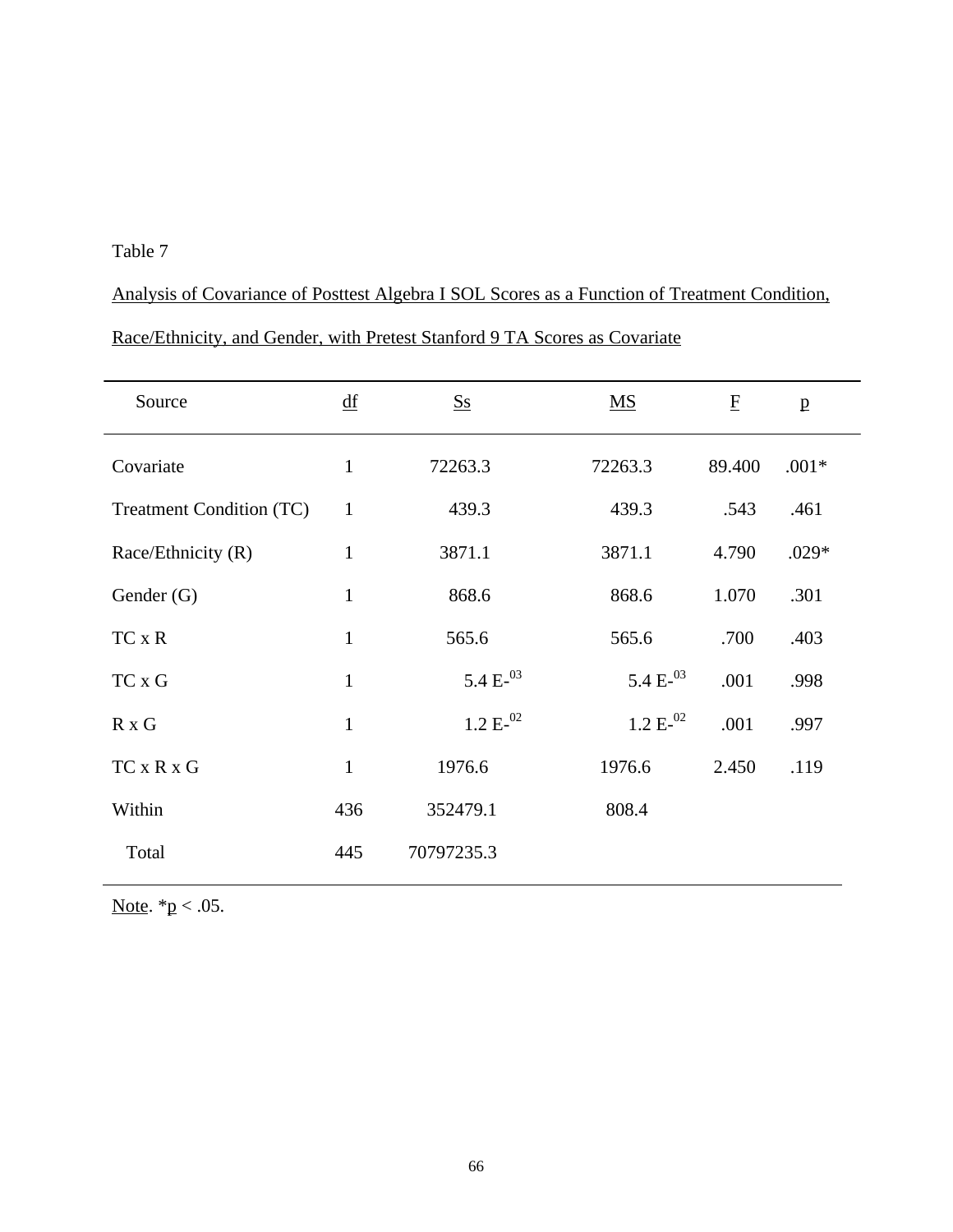Table 7

Analysis of Covariance of Posttest Algebra I SOL Scores as a Function of Treatment Condition, Race/Ethnicity, and Gender, with Pretest Stanford 9 TA Scores as Covariate

| Source | df | Ss | MS | F | p |
|---|---|---|---|---|---|
| Covariate | 1 | 72263.3 | 72263.3 | 89.400 | .001* |
| Treatment Condition (TC) | 1 | 439.3 | 439.3 | .543 | .461 |
| Race/Ethnicity (R) | 1 | 3871.1 | 3871.1 | 4.790 | .029* |
| Gender (G) | 1 | 868.6 | 868.6 | 1.070 | .301 |
| TC x R | 1 | 565.6 | 565.6 | .700 | .403 |
| TC x G | 1 | 5.4 E-$^{03}$ | 5.4 E-$^{03}$ | .001 | .998 |
| R x G | 1 | 1.2 E-$^{02}$ | 1.2 E-$^{02}$ | .001 | .997 |
| TC x R x G | 1 | 1976.6 | 1976.6 | 2.450 | .119 |
| Within | 436 | 352479.1 | 808.4 | | |
| Total | 445 | 70797235.3 | | | |

Note. *$p < .05$.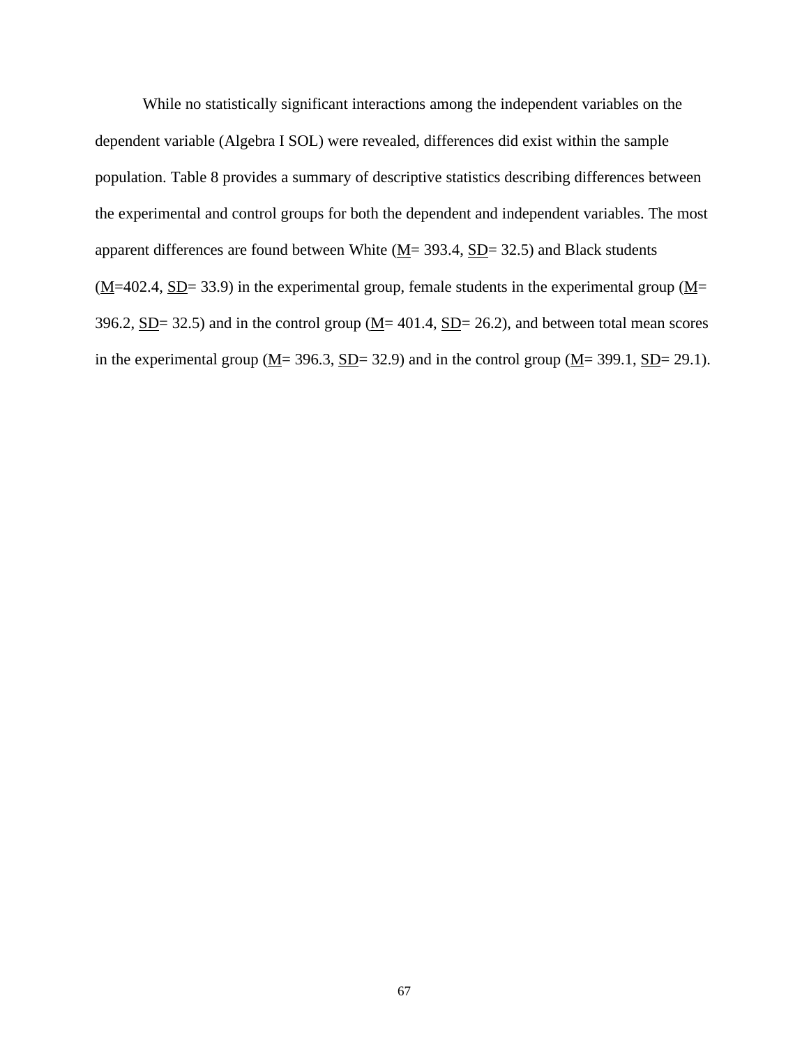While no statistically significant interactions among the independent variables on the dependent variable (Algebra I SOL) were revealed, differences did exist within the sample population. Table 8 provides a summary of descriptive statistics describing differences between the experimental and control groups for both the dependent and independent variables. The most apparent differences are found between White ($M$= 393.4, $SD$= 32.5) and Black students ($M$=402.4, $SD$= 33.9) in the experimental group, female students in the experimental group ($M$= 396.2, $SD$= 32.5) and in the control group ($M$= 401.4, $SD$= 26.2), and between total mean scores in the experimental group ($M$= 396.3, $SD$= 32.9) and in the control group ($M$= 399.1, $SD$= 29.1).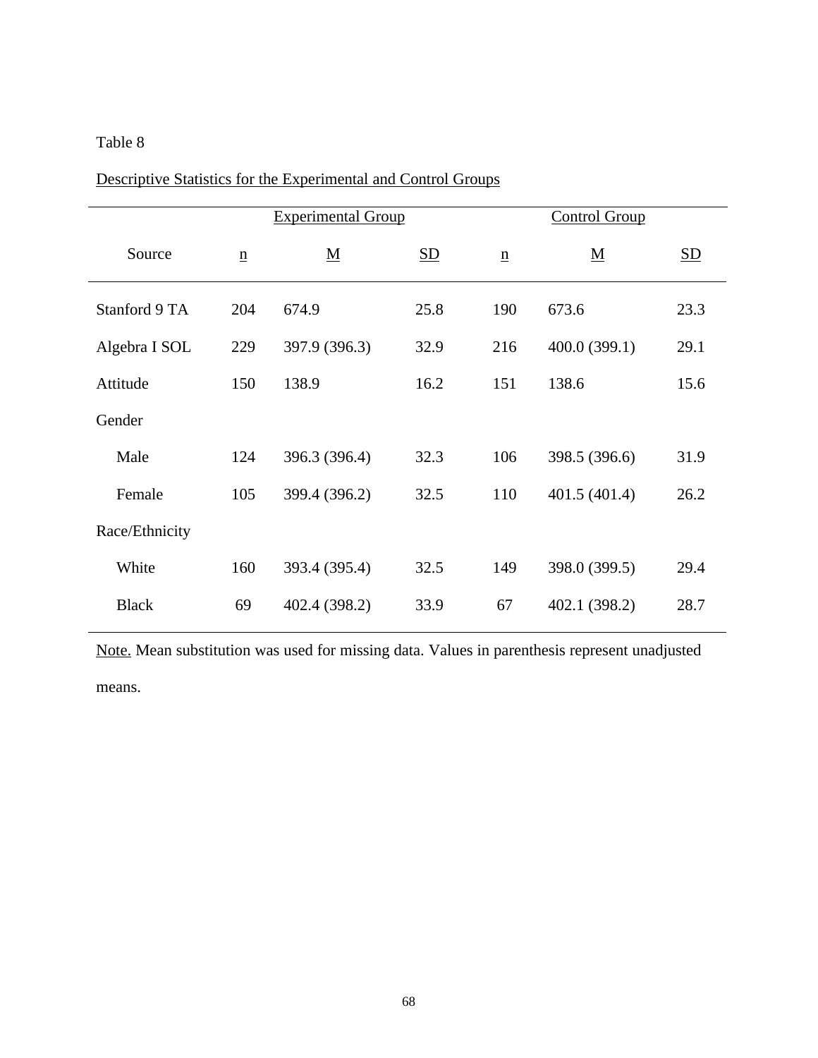Table 8

Descriptive Statistics for the Experimental and Control Groups

| | Experimental Group | | | Control Group | | |
|---|---|---|---|---|---|---|
| Source | n | M | SD | n | M | SD |
| Stanford 9 TA | 204 | 674.9 | 25.8 | 190 | 673.6 | 23.3 |
| Algebra I SOL | 229 | 397.9 (396.3) | 32.9 | 216 | 400.0 (399.1) | 29.1 |
| Attitude | 150 | 138.9 | 16.2 | 151 | 138.6 | 15.6 |
| Gender | | | | | | |
| Male | 124 | 396.3 (396.4) | 32.3 | 106 | 398.5 (396.6) | 31.9 |
| Female | 105 | 399.4 (396.2) | 32.5 | 110 | 401.5 (401.4) | 26.2 |
| Race/Ethnicity | | | | | | |
| White | 160 | 393.4 (395.4) | 32.5 | 149 | 398.0 (399.5) | 29.4 |
| Black | 69 | 402.4 (398.2) | 33.9 | 67 | 402.1 (398.2) | 28.7 |

Note. Mean substitution was used for missing data. Values in parenthesis represent unadjusted means.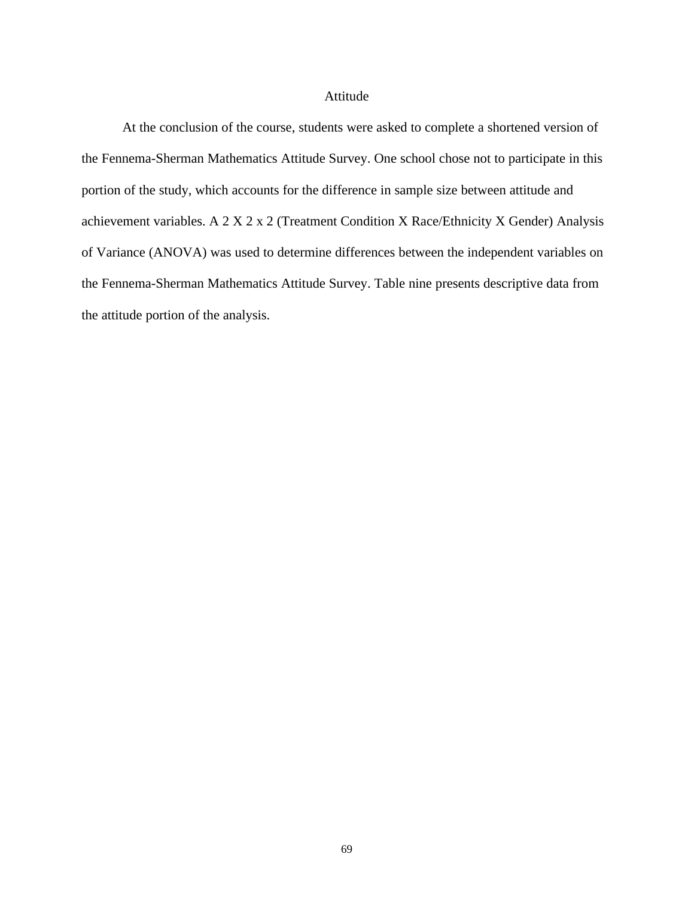## Attitude

At the conclusion of the course, students were asked to complete a shortened version of the Fennema-Sherman Mathematics Attitude Survey. One school chose not to participate in this portion of the study, which accounts for the difference in sample size between attitude and achievement variables. A 2 X 2 x 2 (Treatment Condition X Race/Ethnicity X Gender) Analysis of Variance (ANOVA) was used to determine differences between the independent variables on the Fennema-Sherman Mathematics Attitude Survey. Table nine presents descriptive data from the attitude portion of the analysis.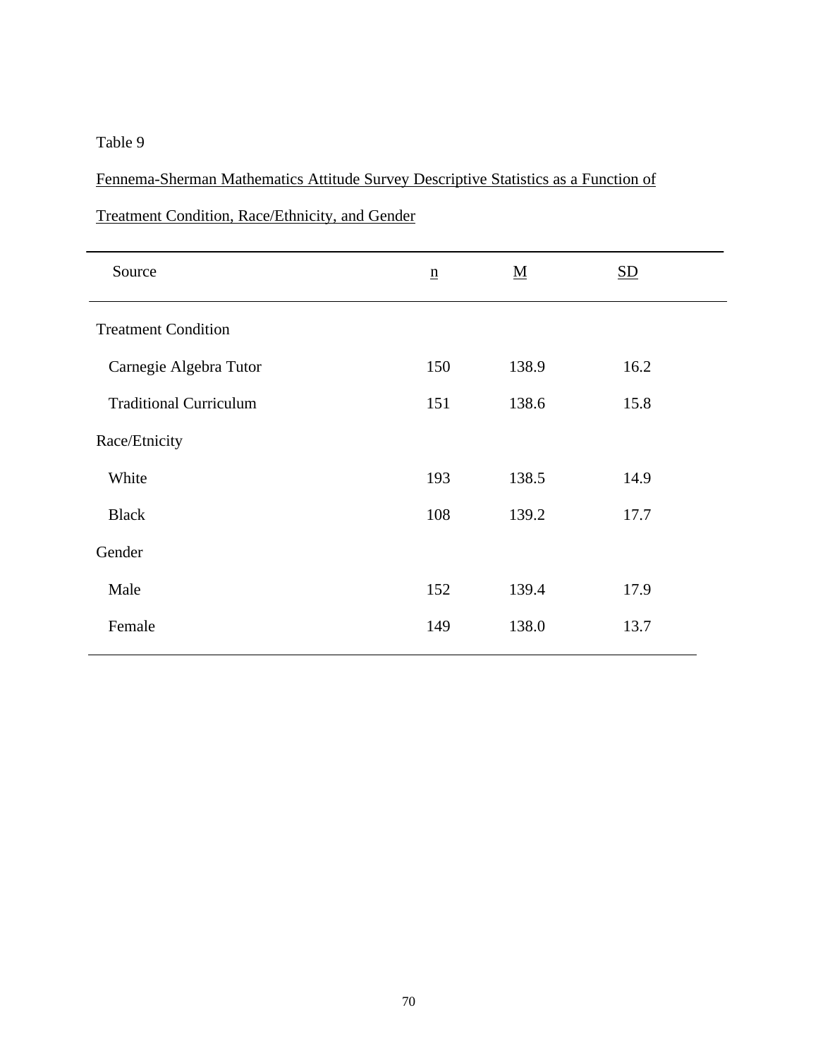Table 9

Fennema-Sherman Mathematics Attitude Survey Descriptive Statistics as a Function of Treatment Condition, Race/Ethnicity, and Gender

| Source | n | M | SD |
|---|---|---|---|
| Treatment Condition | | | |
| Carnegie Algebra Tutor | 150 | 138.9 | 16.2 |
| Traditional Curriculum | 151 | 138.6 | 15.8 |
| Race/Etnicity | | | |
| White | 193 | 138.5 | 14.9 |
| Black | 108 | 139.2 | 17.7 |
| Gender | | | |
| Male | 152 | 139.4 | 17.9 |
| Female | 149 | 138.0 | 13.7 |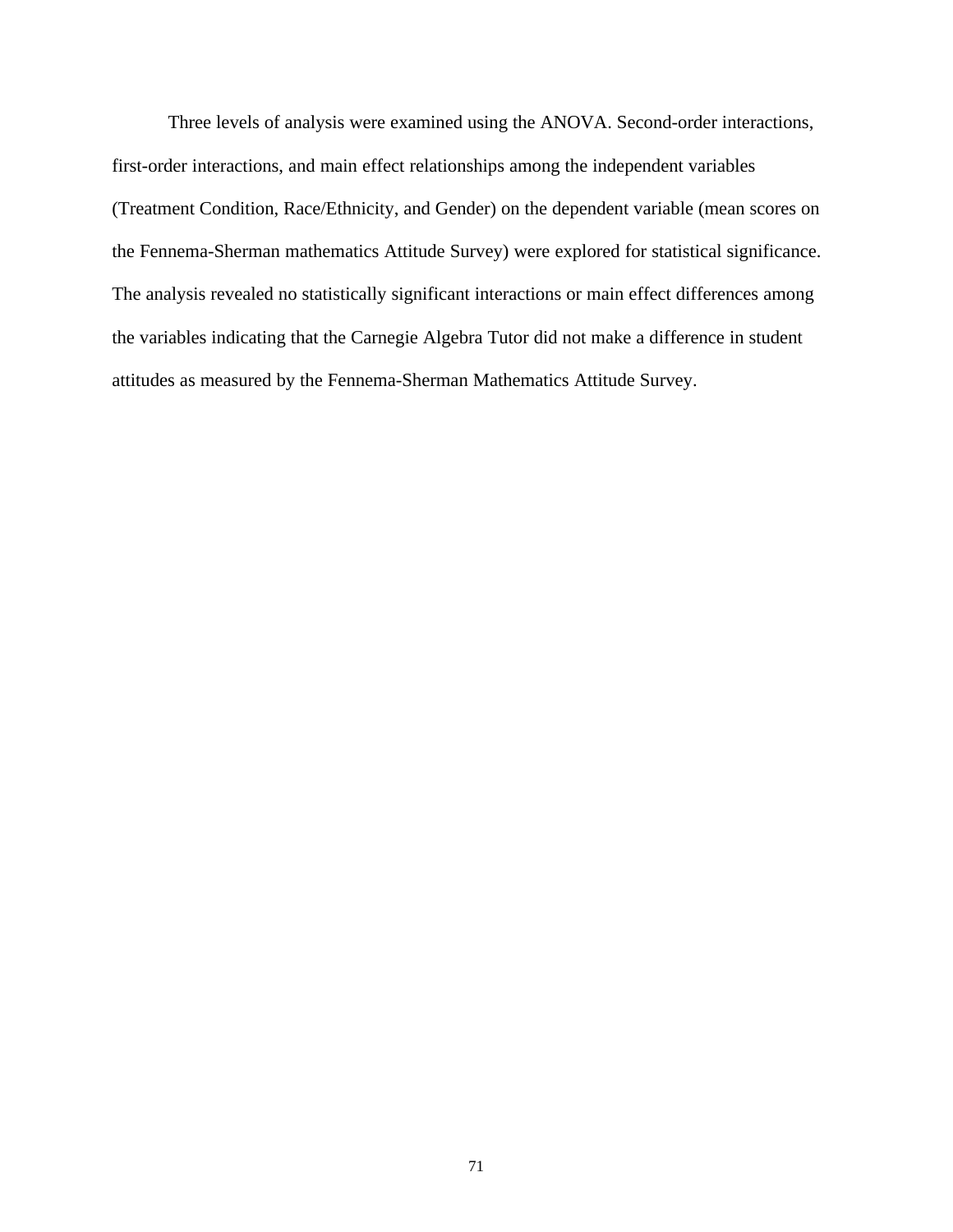Three levels of analysis were examined using the ANOVA. Second-order interactions, first-order interactions, and main effect relationships among the independent variables (Treatment Condition, Race/Ethnicity, and Gender) on the dependent variable (mean scores on the Fennema-Sherman mathematics Attitude Survey) were explored for statistical significance. The analysis revealed no statistically significant interactions or main effect differences among the variables indicating that the Carnegie Algebra Tutor did not make a difference in student attitudes as measured by the Fennema-Sherman Mathematics Attitude Survey.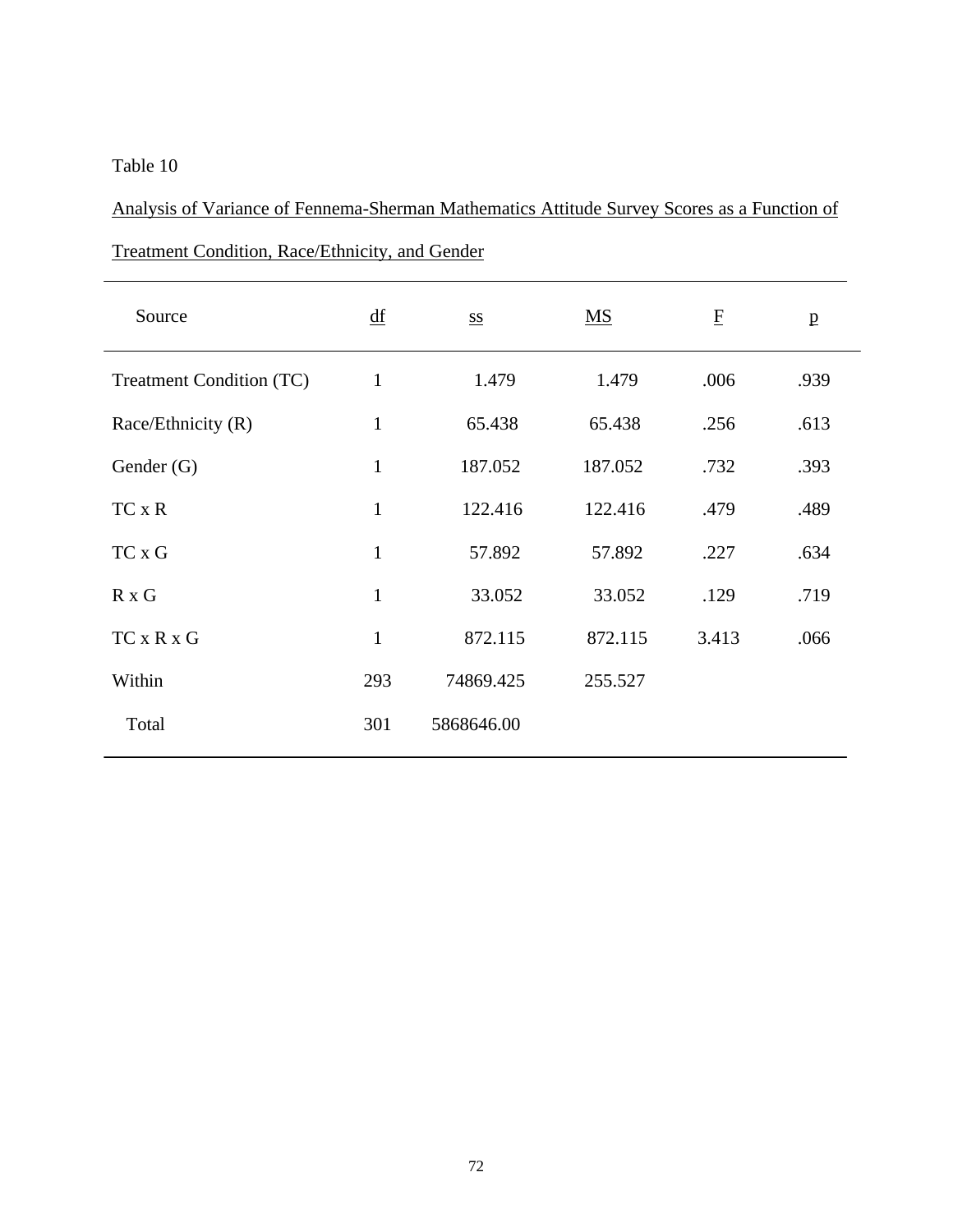Table 10

Analysis of Variance of Fennema-Sherman Mathematics Attitude Survey Scores as a Function of Treatment Condition, Race/Ethnicity, and Gender

| Source | df | ss | MS | F | p |
|---|---|---|---|---|---|
| Treatment Condition (TC) | 1 | 1.479 | 1.479 | .006 | .939 |
| Race/Ethnicity (R) | 1 | 65.438 | 65.438 | .256 | .613 |
| Gender (G) | 1 | 187.052 | 187.052 | .732 | .393 |
| TC x R | 1 | 122.416 | 122.416 | .479 | .489 |
| TC x G | 1 | 57.892 | 57.892 | .227 | .634 |
| R x G | 1 | 33.052 | 33.052 | .129 | .719 |
| TC x R x G | 1 | 872.115 | 872.115 | 3.413 | .066 |
| Within | 293 | 74869.425 | 255.527 | | |
| Total | 301 | 5868646.00 | | | |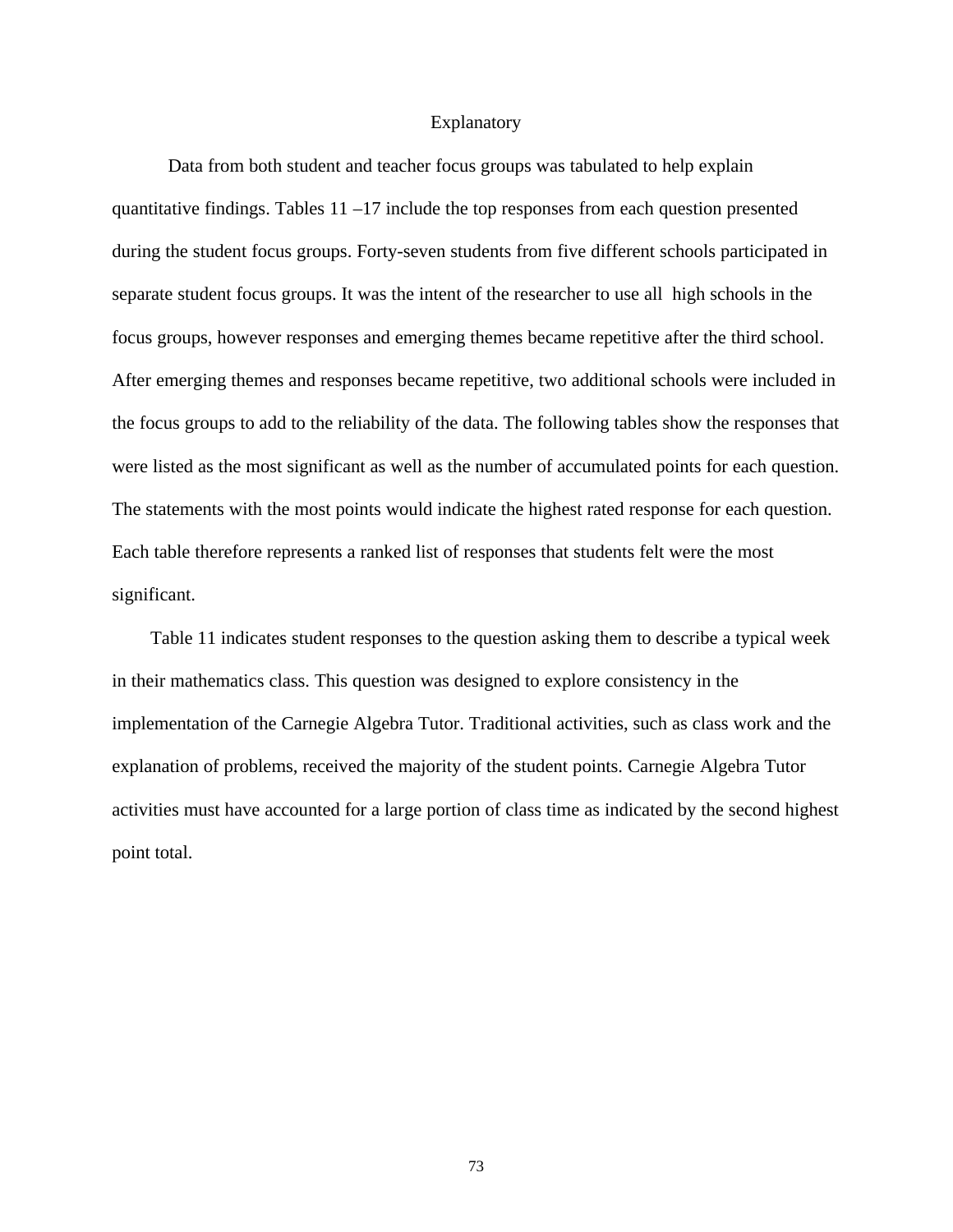## Explanatory

Data from both student and teacher focus groups was tabulated to help explain quantitative findings. Tables 11 –17 include the top responses from each question presented during the student focus groups. Forty-seven students from five different schools participated in separate student focus groups. It was the intent of the researcher to use all high schools in the focus groups, however responses and emerging themes became repetitive after the third school. After emerging themes and responses became repetitive, two additional schools were included in the focus groups to add to the reliability of the data. The following tables show the responses that were listed as the most significant as well as the number of accumulated points for each question. The statements with the most points would indicate the highest rated response for each question. Each table therefore represents a ranked list of responses that students felt were the most significant.

Table 11 indicates student responses to the question asking them to describe a typical week in their mathematics class. This question was designed to explore consistency in the implementation of the Carnegie Algebra Tutor. Traditional activities, such as class work and the explanation of problems, received the majority of the student points. Carnegie Algebra Tutor activities must have accounted for a large portion of class time as indicated by the second highest point total.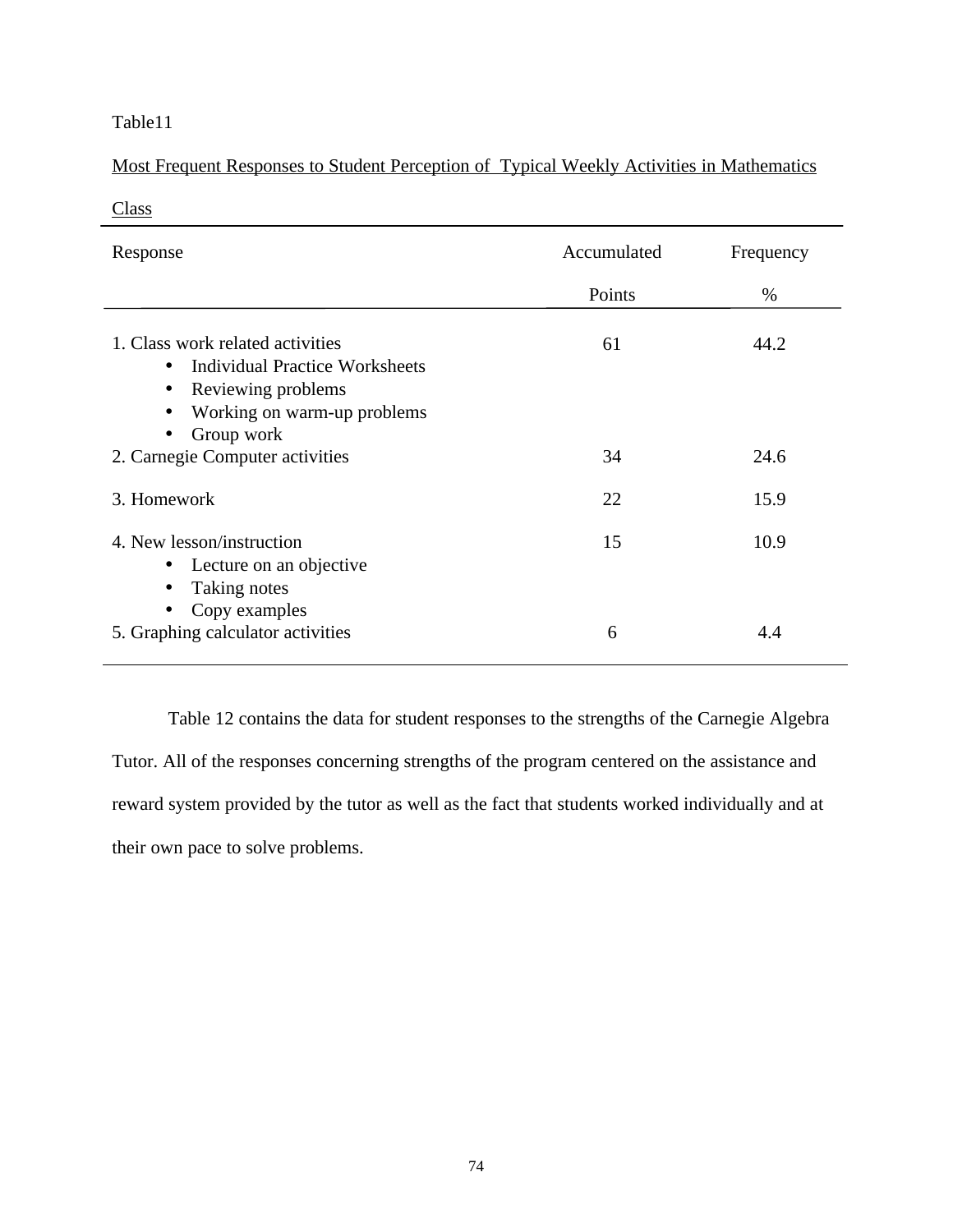Table11

Most Frequent Responses to Student Perception of Typical Weekly Activities in Mathematics Class

| Response | Accumulated Points | Frequency % |
|---|---|---|
| 1. Class work related activities<br>• Individual Practice Worksheets<br>• Reviewing problems<br>• Working on warm-up problems<br>• Group work | 61 | 44.2 |
| 2. Carnegie Computer activities | 34 | 24.6 |
| 3. Homework | 22 | 15.9 |
| 4. New lesson/instruction<br>• Lecture on an objective<br>• Taking notes<br>• Copy examples | 15 | 10.9 |
| 5. Graphing calculator activities | 6 | 4.4 |

Table 12 contains the data for student responses to the strengths of the Carnegie Algebra Tutor. All of the responses concerning strengths of the program centered on the assistance and reward system provided by the tutor as well as the fact that students worked individually and at their own pace to solve problems.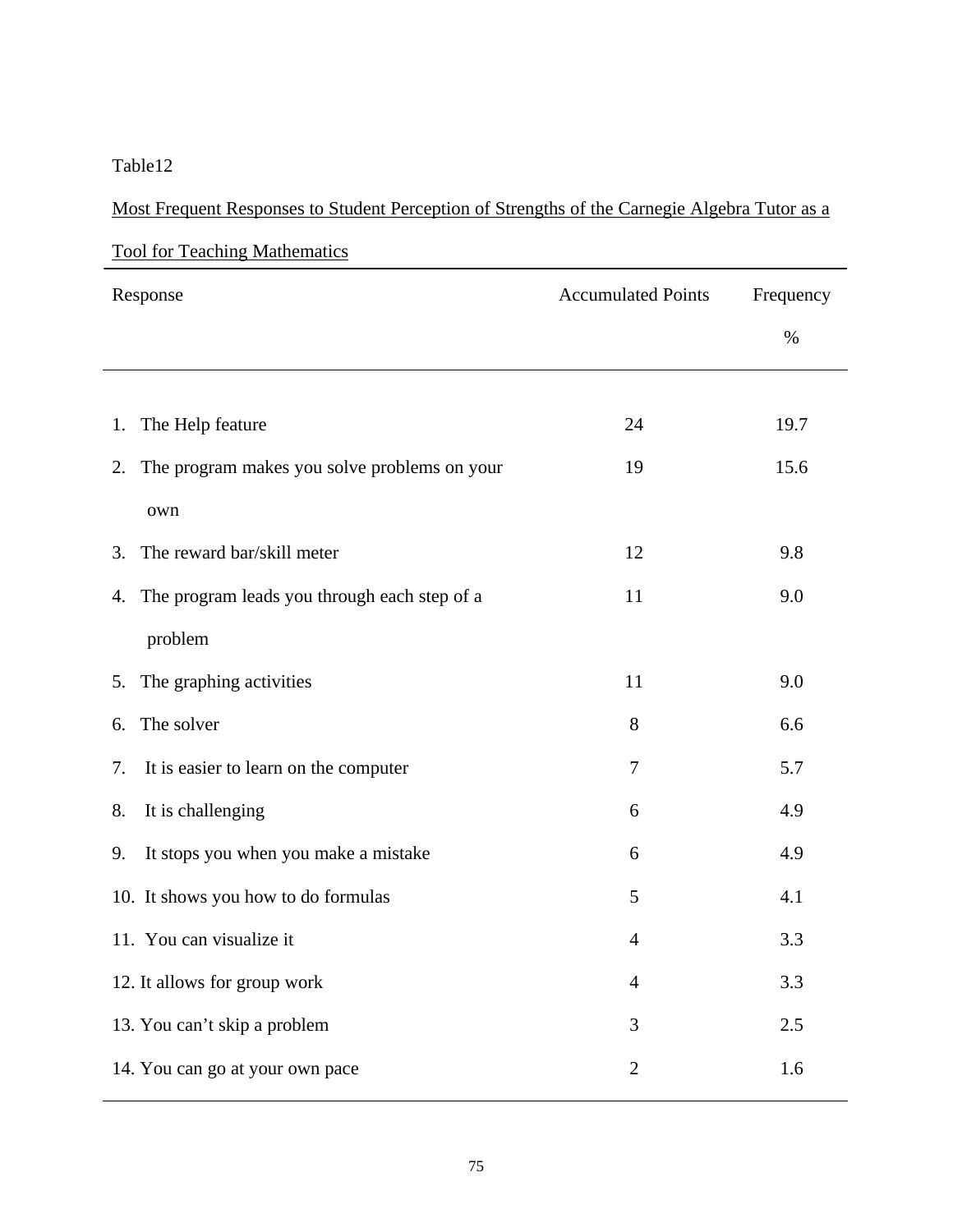Table12

Most Frequent Responses to Student Perception of Strengths of the Carnegie Algebra Tutor as a Tool for Teaching Mathematics

| Response | Accumulated Points | Frequency % |
|---|---|---|
| 1. The Help feature | 24 | 19.7 |
| 2. The program makes you solve problems on your own | 19 | 15.6 |
| 3. The reward bar/skill meter | 12 | 9.8 |
| 4. The program leads you through each step of a problem | 11 | 9.0 |
| 5. The graphing activities | 11 | 9.0 |
| 6. The solver | 8 | 6.6 |
| 7. It is easier to learn on the computer | 7 | 5.7 |
| 8. It is challenging | 6 | 4.9 |
| 9. It stops you when you make a mistake | 6 | 4.9 |
| 10. It shows you how to do formulas | 5 | 4.1 |
| 11. You can visualize it | 4 | 3.3 |
| 12. It allows for group work | 4 | 3.3 |
| 13. You can't skip a problem | 3 | 2.5 |
| 14. You can go at your own pace | 2 | 1.6 |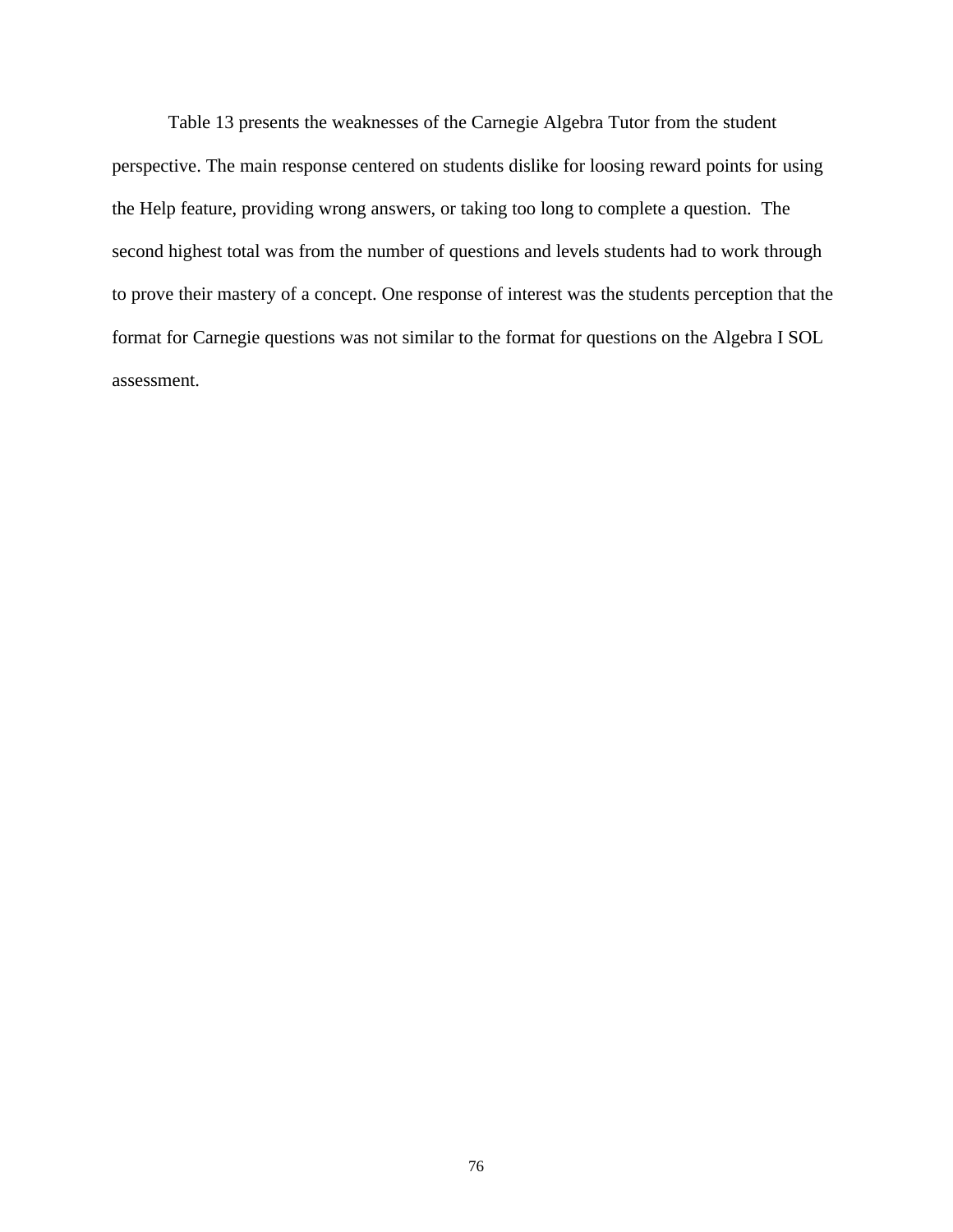Table 13 presents the weaknesses of the Carnegie Algebra Tutor from the student perspective. The main response centered on students dislike for loosing reward points for using the Help feature, providing wrong answers, or taking too long to complete a question. The second highest total was from the number of questions and levels students had to work through to prove their mastery of a concept. One response of interest was the students perception that the format for Carnegie questions was not similar to the format for questions on the Algebra I SOL assessment.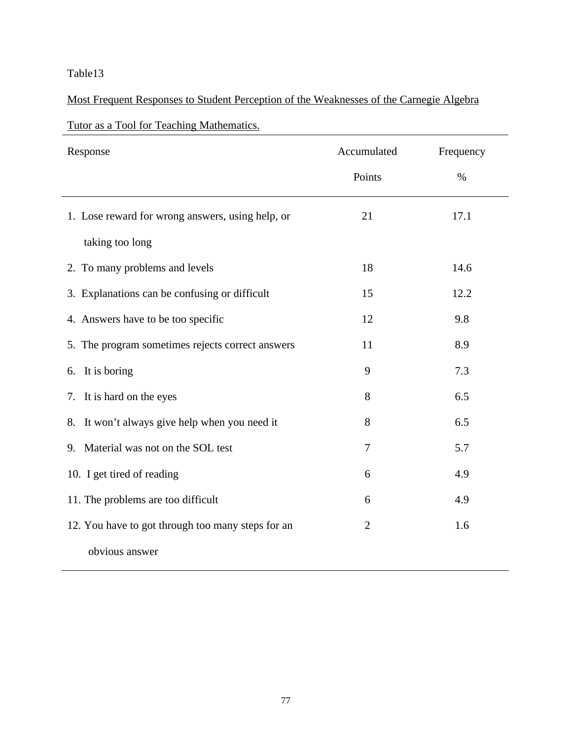Table13

Most Frequent Responses to Student Perception of the Weaknesses of the Carnegie Algebra Tutor as a Tool for Teaching Mathematics.

| Response | Accumulated Points | Frequency % |
|---|---|---|
| 1. Lose reward for wrong answers, using help, or taking too long | 21 | 17.1 |
| 2. To many problems and levels | 18 | 14.6 |
| 3. Explanations can be confusing or difficult | 15 | 12.2 |
| 4. Answers have to be too specific | 12 | 9.8 |
| 5. The program sometimes rejects correct answers | 11 | 8.9 |
| 6. It is boring | 9 | 7.3 |
| 7. It is hard on the eyes | 8 | 6.5 |
| 8. It won't always give help when you need it | 8 | 6.5 |
| 9. Material was not on the SOL test | 7 | 5.7 |
| 10. I get tired of reading | 6 | 4.9 |
| 11. The problems are too difficult | 6 | 4.9 |
| 12. You have to got through too many steps for an obvious answer | 2 | 1.6 |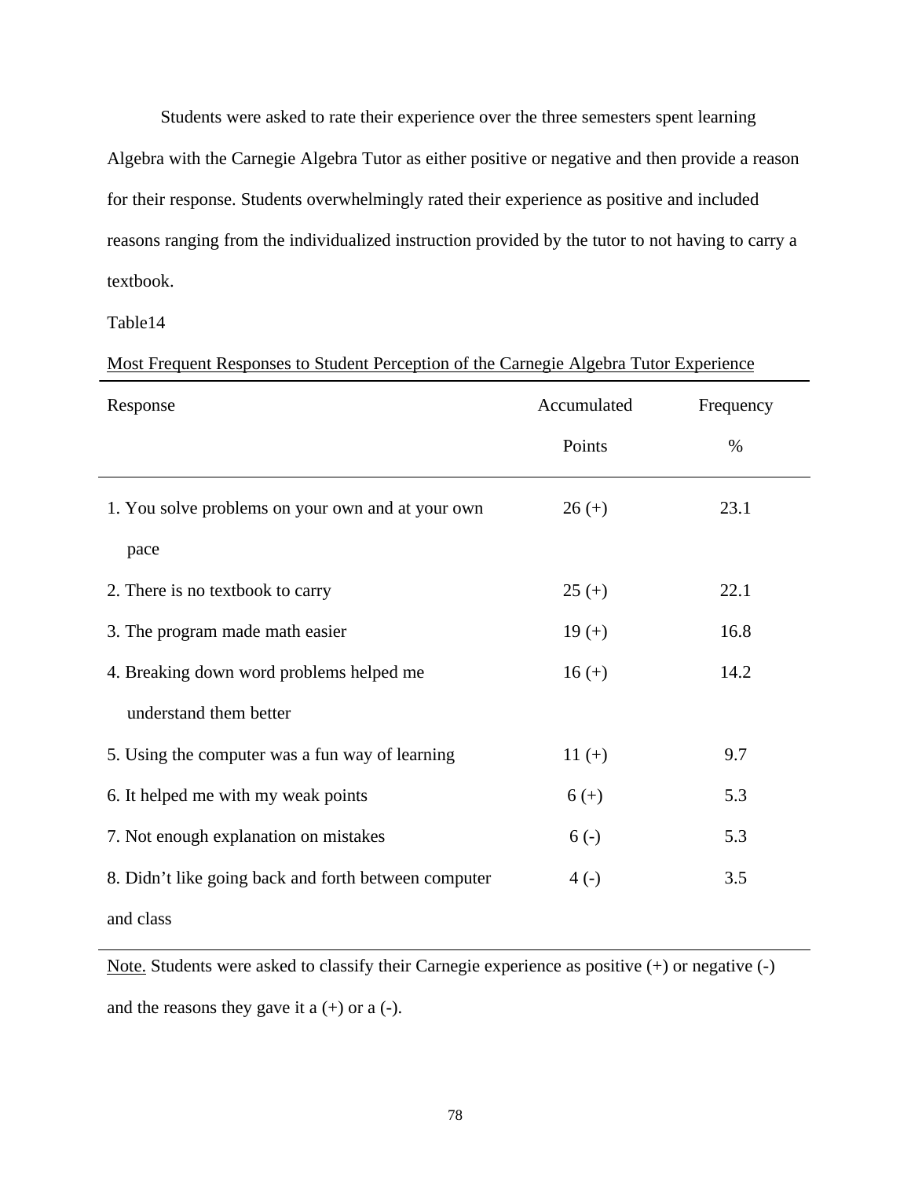Students were asked to rate their experience over the three semesters spent learning Algebra with the Carnegie Algebra Tutor as either positive or negative and then provide a reason for their response. Students overwhelmingly rated their experience as positive and included reasons ranging from the individualized instruction provided by the tutor to not having to carry a textbook.

Table14

Most Frequent Responses to Student Perception of the Carnegie Algebra Tutor Experience

| Response | Accumulated Points | Frequency % |
|---|---|---|
| 1. You solve problems on your own and at your own pace | 26 (+) | 23.1 |
| 2. There is no textbook to carry | 25 (+) | 22.1 |
| 3. The program made math easier | 19 (+) | 16.8 |
| 4. Breaking down word problems helped me understand them better | 16 (+) | 14.2 |
| 5. Using the computer was a fun way of learning | 11 (+) | 9.7 |
| 6. It helped me with my weak points | 6 (+) | 5.3 |
| 7. Not enough explanation on mistakes | 6 (-) | 5.3 |
| 8. Didn't like going back and forth between computer and class | 4 (-) | 3.5 |

Note. Students were asked to classify their Carnegie experience as positive (+) or negative (-) and the reasons they gave it a (+) or a (-).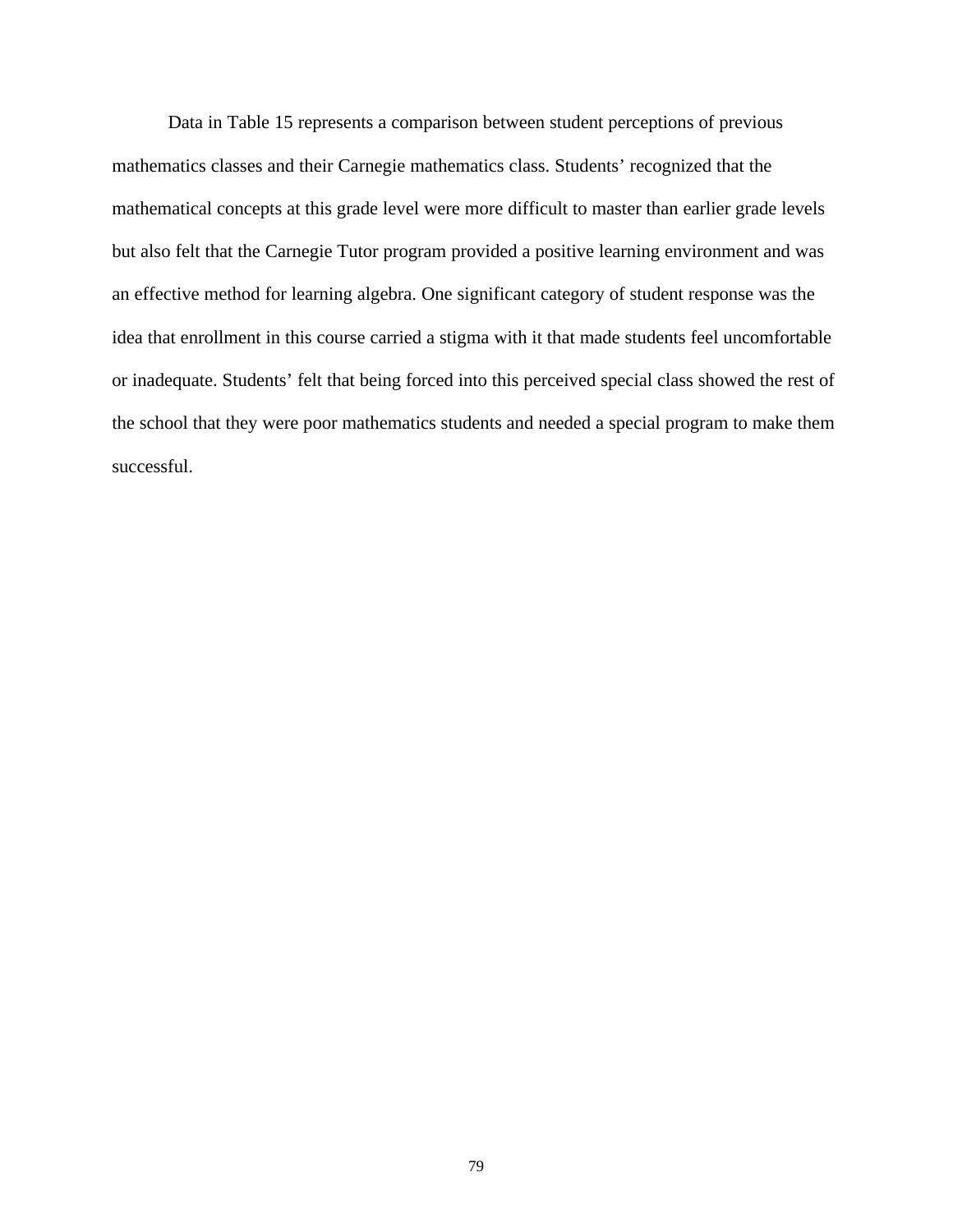Data in Table 15 represents a comparison between student perceptions of previous mathematics classes and their Carnegie mathematics class. Students' recognized that the mathematical concepts at this grade level were more difficult to master than earlier grade levels but also felt that the Carnegie Tutor program provided a positive learning environment and was an effective method for learning algebra. One significant category of student response was the idea that enrollment in this course carried a stigma with it that made students feel uncomfortable or inadequate. Students' felt that being forced into this perceived special class showed the rest of the school that they were poor mathematics students and needed a special program to make them successful.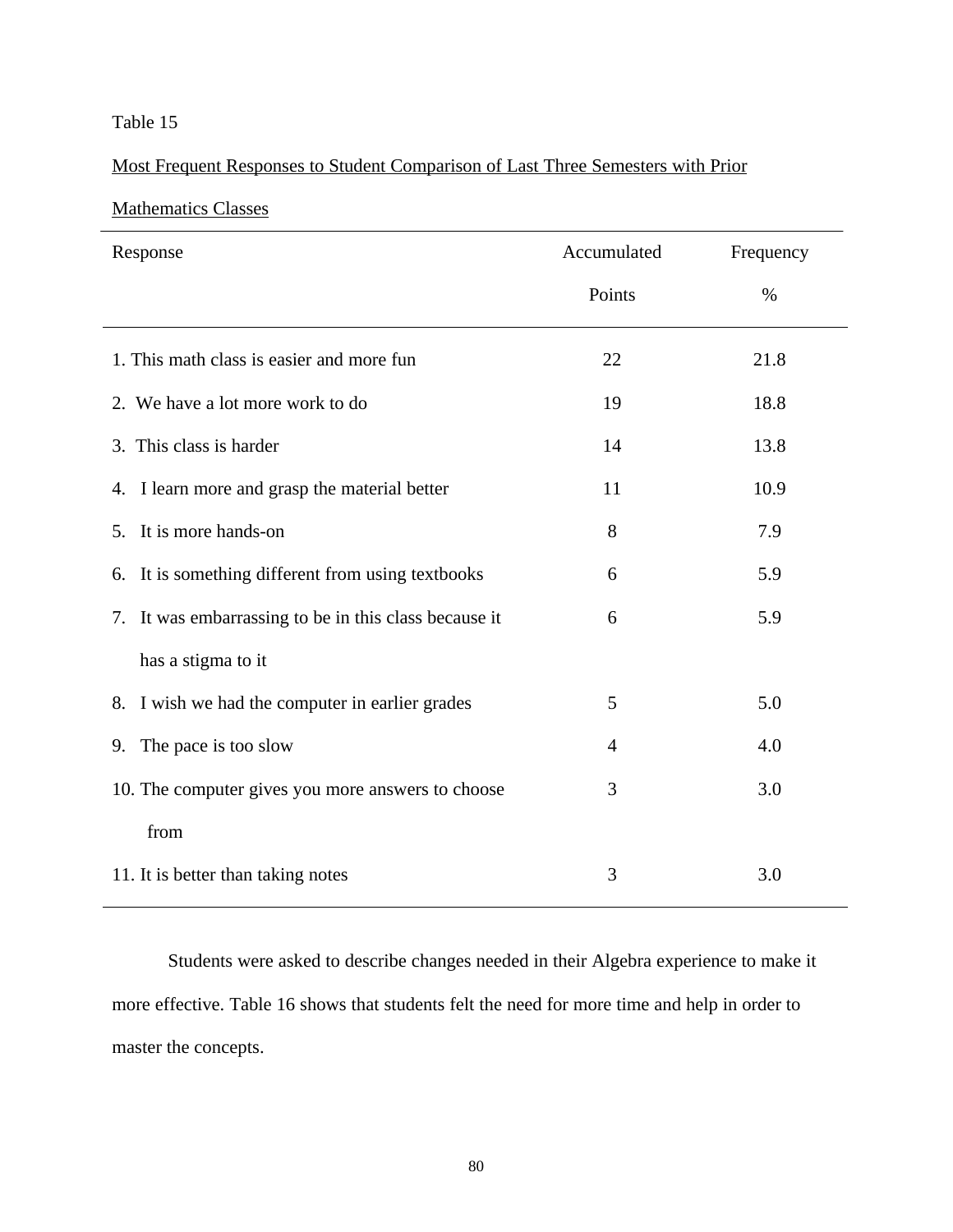Table 15

Most Frequent Responses to Student Comparison of Last Three Semesters with Prior Mathematics Classes

| Response | Accumulated Points | Frequency % |
|---|---|---|
| 1. This math class is easier and more fun | 22 | 21.8 |
| 2. We have a lot more work to do | 19 | 18.8 |
| 3. This class is harder | 14 | 13.8 |
| 4. I learn more and grasp the material better | 11 | 10.9 |
| 5. It is more hands-on | 8 | 7.9 |
| 6. It is something different from using textbooks | 6 | 5.9 |
| 7. It was embarrassing to be in this class because it has a stigma to it | 6 | 5.9 |
| 8. I wish we had the computer in earlier grades | 5 | 5.0 |
| 9. The pace is too slow | 4 | 4.0 |
| 10. The computer gives you more answers to choose from | 3 | 3.0 |
| 11. It is better than taking notes | 3 | 3.0 |

Students were asked to describe changes needed in their Algebra experience to make it more effective. Table 16 shows that students felt the need for more time and help in order to master the concepts.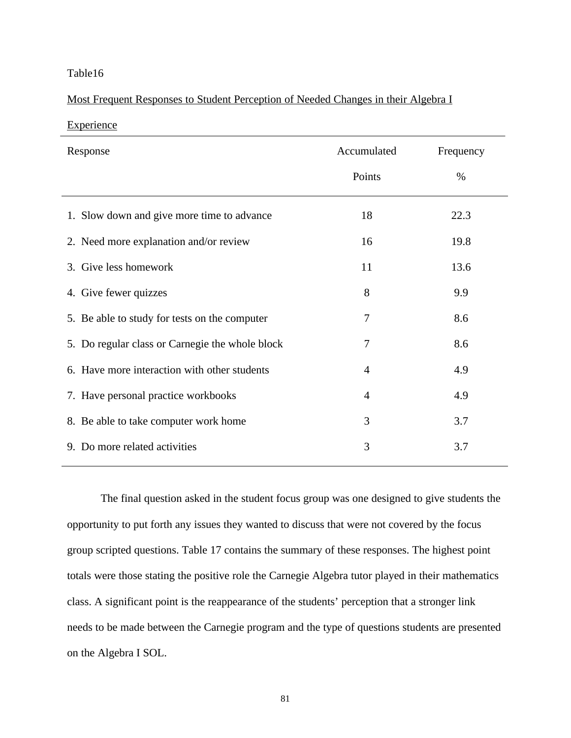Table16

Most Frequent Responses to Student Perception of Needed Changes in their Algebra I Experience

| Response | Accumulated Points | Frequency % |
|---|---|---|
| 1. Slow down and give more time to advance | 18 | 22.3 |
| 2. Need more explanation and/or review | 16 | 19.8 |
| 3. Give less homework | 11 | 13.6 |
| 4. Give fewer quizzes | 8 | 9.9 |
| 5. Be able to study for tests on the computer | 7 | 8.6 |
| 5. Do regular class or Carnegie the whole block | 7 | 8.6 |
| 6. Have more interaction with other students | 4 | 4.9 |
| 7. Have personal practice workbooks | 4 | 4.9 |
| 8. Be able to take computer work home | 3 | 3.7 |
| 9. Do more related activities | 3 | 3.7 |

The final question asked in the student focus group was one designed to give students the opportunity to put forth any issues they wanted to discuss that were not covered by the focus group scripted questions. Table 17 contains the summary of these responses. The highest point totals were those stating the positive role the Carnegie Algebra tutor played in their mathematics class. A significant point is the reappearance of the students' perception that a stronger link needs to be made between the Carnegie program and the type of questions students are presented on the Algebra I SOL.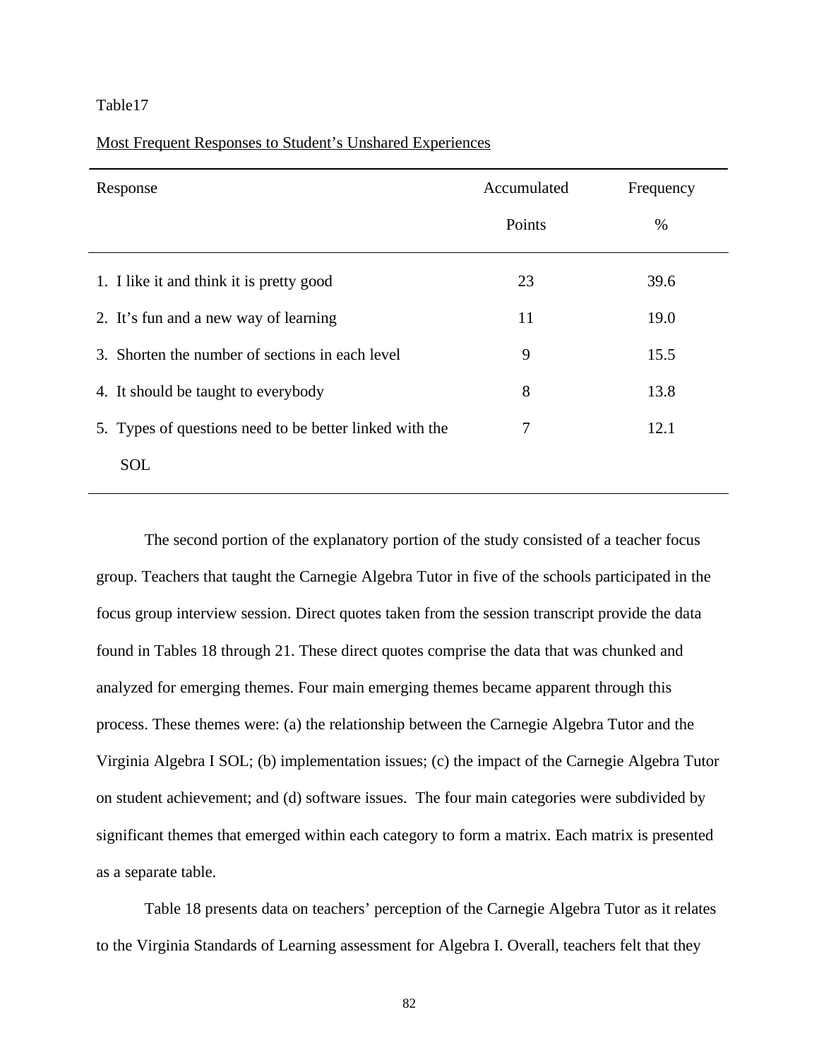Table17

Most Frequent Responses to Student's Unshared Experiences

| Response | Accumulated Points | Frequency % |
|---|---|---|
| 1. I like it and think it is pretty good | 23 | 39.6 |
| 2. It's fun and a new way of learning | 11 | 19.0 |
| 3. Shorten the number of sections in each level | 9 | 15.5 |
| 4. It should be taught to everybody | 8 | 13.8 |
| 5. Types of questions need to be better linked with the SOL | 7 | 12.1 |

The second portion of the explanatory portion of the study consisted of a teacher focus group. Teachers that taught the Carnegie Algebra Tutor in five of the schools participated in the focus group interview session. Direct quotes taken from the session transcript provide the data found in Tables 18 through 21. These direct quotes comprise the data that was chunked and analyzed for emerging themes. Four main emerging themes became apparent through this process. These themes were: (a) the relationship between the Carnegie Algebra Tutor and the Virginia Algebra I SOL; (b) implementation issues; (c) the impact of the Carnegie Algebra Tutor on student achievement; and (d) software issues. The four main categories were subdivided by significant themes that emerged within each category to form a matrix. Each matrix is presented as a separate table.

Table 18 presents data on teachers' perception of the Carnegie Algebra Tutor as it relates to the Virginia Standards of Learning assessment for Algebra I. Overall, teachers felt that they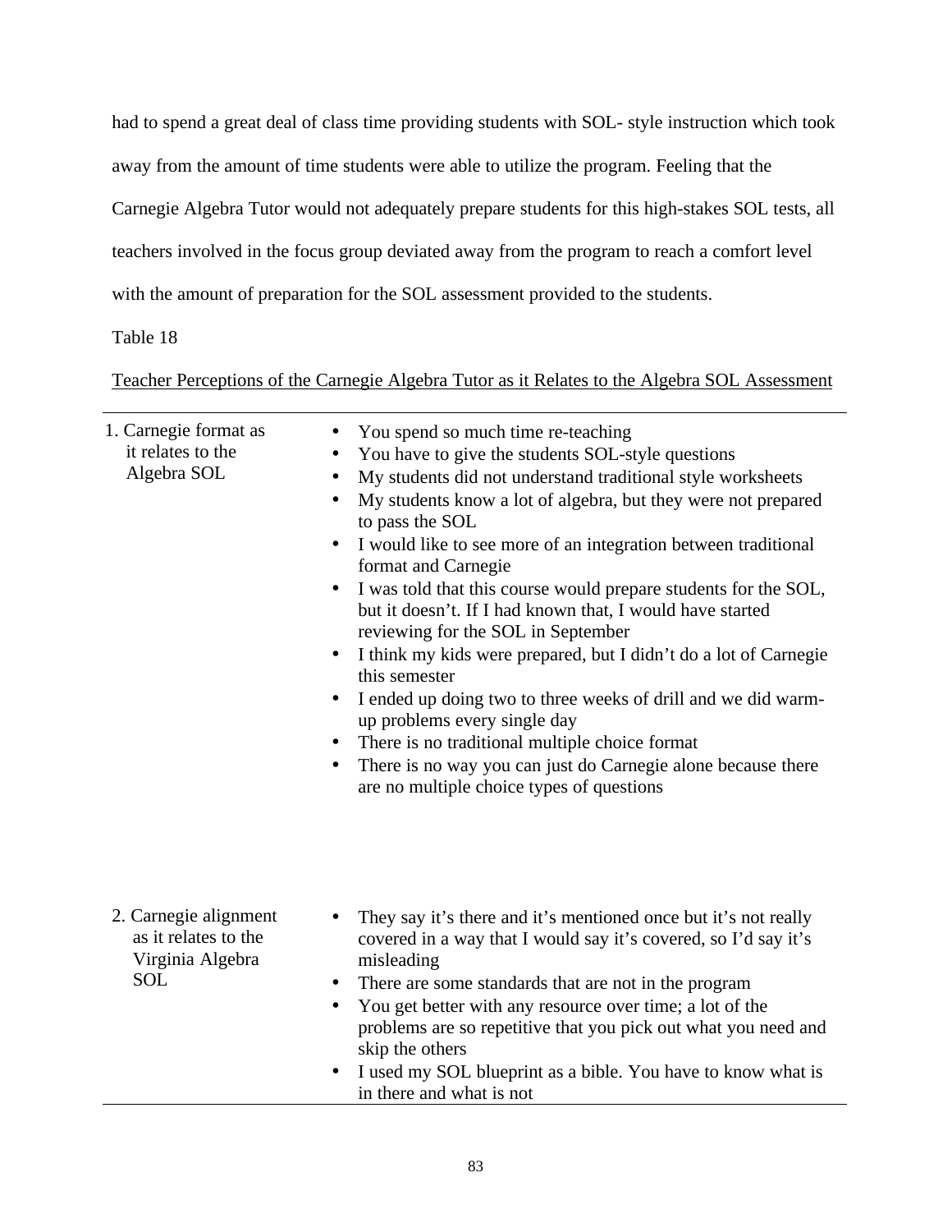had to spend a great deal of class time providing students with SOL- style instruction which took away from the amount of time students were able to utilize the program. Feeling that the Carnegie Algebra Tutor would not adequately prepare students for this high-stakes SOL tests, all teachers involved in the focus group deviated away from the program to reach a comfort level with the amount of preparation for the SOL assessment provided to the students.

Table 18

Teacher Perceptions of the Carnegie Algebra Tutor as it Relates to the Algebra SOL Assessment

| | |
|---|---|
| 1. Carnegie format as it relates to the Algebra SOL | • You spend so much time re-teaching<br>• You have to give the students SOL-style questions<br>• My students did not understand traditional style worksheets<br>• My students know a lot of algebra, but they were not prepared to pass the SOL<br>• I would like to see more of an integration between traditional format and Carnegie<br>• I was told that this course would prepare students for the SOL, but it doesn't. If I had known that, I would have started reviewing for the SOL in September<br>• I think my kids were prepared, but I didn't do a lot of Carnegie this semester<br>• I ended up doing two to three weeks of drill and we did warm-up problems every single day<br>• There is no traditional multiple choice format<br>• There is no way you can just do Carnegie alone because there are no multiple choice types of questions |
| 2. Carnegie alignment as it relates to the Virginia Algebra SOL | • They say it's there and it's mentioned once but it's not really covered in a way that I would say it's covered, so I'd say it's misleading<br>• There are some standards that are not in the program<br>• You get better with any resource over time; a lot of the problems are so repetitive that you pick out what you need and skip the others<br>• I used my SOL blueprint as a bible. You have to know what is in there and what is not |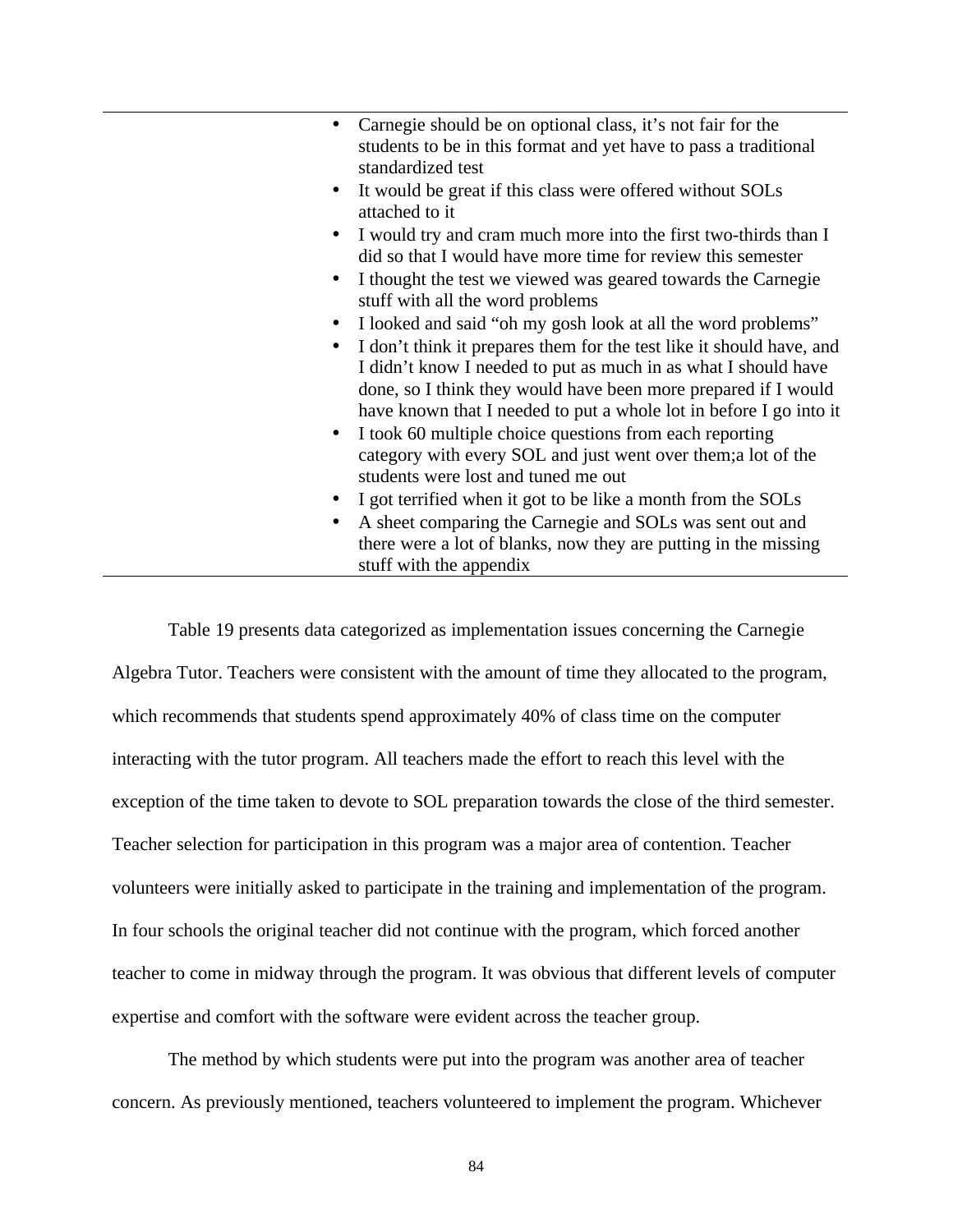| | |
|---|---|
| | • Carnegie should be on optional class, it's not fair for the students to be in this format and yet have to pass a traditional standardized test<br>• It would be great if this class were offered without SOLs attached to it<br>• I would try and cram much more into the first two-thirds than I did so that I would have more time for review this semester<br>• I thought the test we viewed was geared towards the Carnegie stuff with all the word problems<br>• I looked and said "oh my gosh look at all the word problems"<br>• I don't think it prepares them for the test like it should have, and I didn't know I needed to put as much in as what I should have done, so I think they would have been more prepared if I would have known that I needed to put a whole lot in before I go into it<br>• I took 60 multiple choice questions from each reporting category with every SOL and just went over them;a lot of the students were lost and tuned me out<br>• I got terrified when it got to be like a month from the SOLs<br>• A sheet comparing the Carnegie and SOLs was sent out and there were a lot of blanks, now they are putting in the missing stuff with the appendix |

Table 19 presents data categorized as implementation issues concerning the Carnegie Algebra Tutor. Teachers were consistent with the amount of time they allocated to the program, which recommends that students spend approximately 40% of class time on the computer interacting with the tutor program. All teachers made the effort to reach this level with the exception of the time taken to devote to SOL preparation towards the close of the third semester. Teacher selection for participation in this program was a major area of contention. Teacher volunteers were initially asked to participate in the training and implementation of the program. In four schools the original teacher did not continue with the program, which forced another teacher to come in midway through the program. It was obvious that different levels of computer expertise and comfort with the software were evident across the teacher group.

The method by which students were put into the program was another area of teacher concern. As previously mentioned, teachers volunteered to implement the program. Whichever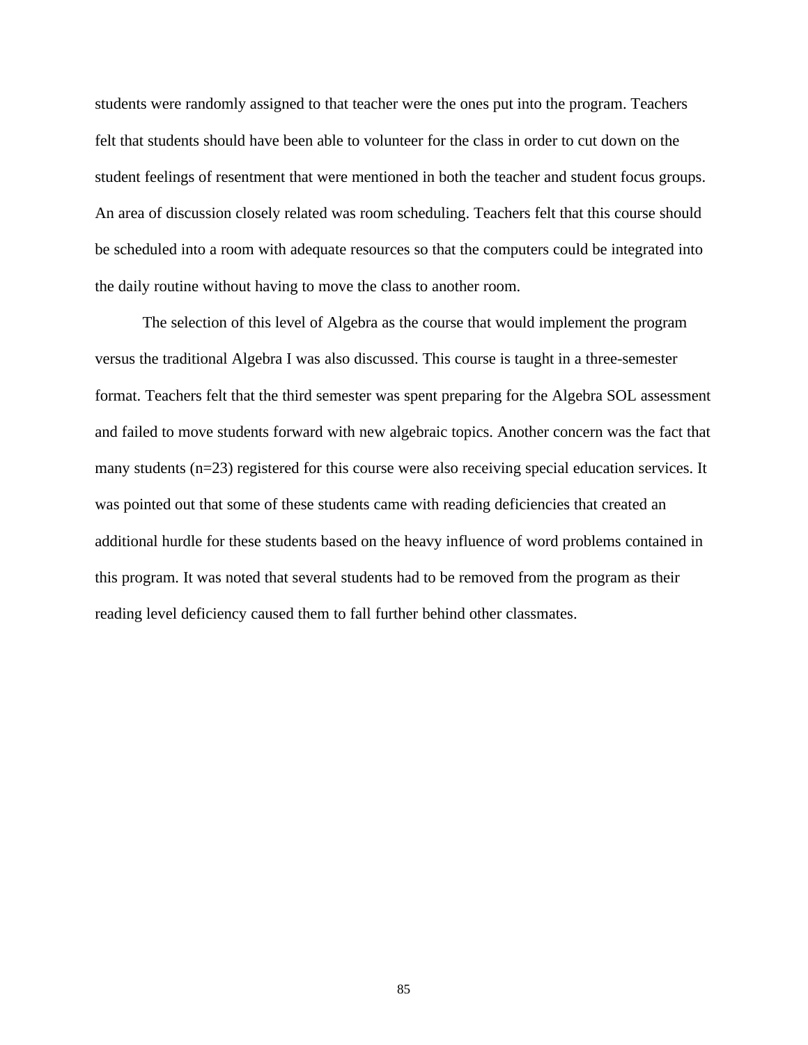students were randomly assigned to that teacher were the ones put into the program. Teachers felt that students should have been able to volunteer for the class in order to cut down on the student feelings of resentment that were mentioned in both the teacher and student focus groups. An area of discussion closely related was room scheduling. Teachers felt that this course should be scheduled into a room with adequate resources so that the computers could be integrated into the daily routine without having to move the class to another room.

The selection of this level of Algebra as the course that would implement the program versus the traditional Algebra I was also discussed. This course is taught in a three-semester format. Teachers felt that the third semester was spent preparing for the Algebra SOL assessment and failed to move students forward with new algebraic topics. Another concern was the fact that many students (n=23) registered for this course were also receiving special education services. It was pointed out that some of these students came with reading deficiencies that created an additional hurdle for these students based on the heavy influence of word problems contained in this program. It was noted that several students had to be removed from the program as their reading level deficiency caused them to fall further behind other classmates.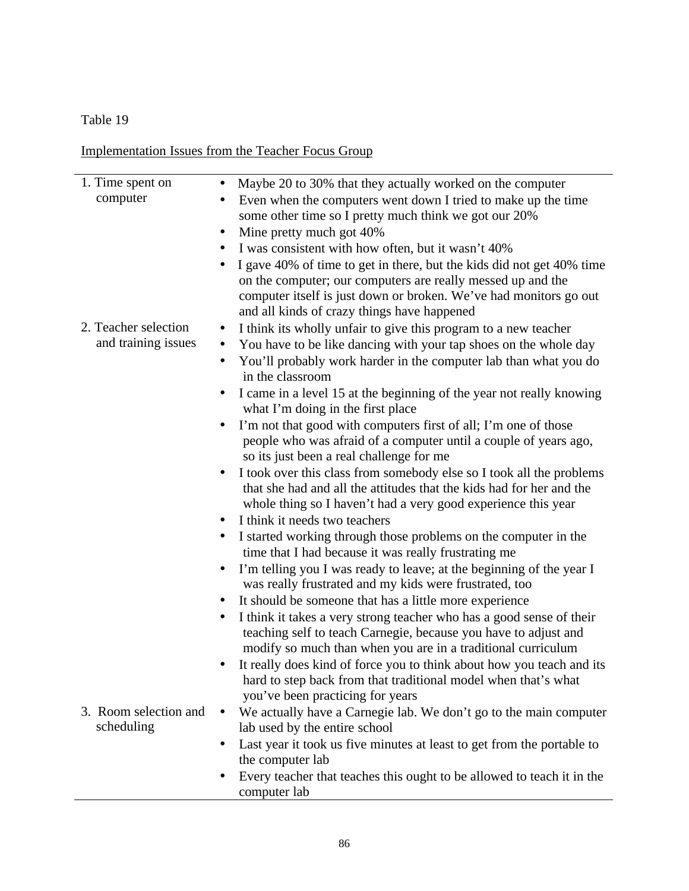Table 19

Implementation Issues from the Teacher Focus Group

| | |
|---|---|
| 1. Time spent on computer | • Maybe 20 to 30% that they actually worked on the computer<br>• Even when the computers went down I tried to make up the time some other time so I pretty much think we got our 20%<br>• Mine pretty much got 40%<br>• I was consistent with how often, but it wasn't 40%<br>• I gave 40% of time to get in there, but the kids did not get 40% time on the computer; our computers are really messed up and the computer itself is just down or broken. We've had monitors go out and all kinds of crazy things have happened |
| 2. Teacher selection and training issues | • I think its wholly unfair to give this program to a new teacher<br>• You have to be like dancing with your tap shoes on the whole day<br>• You'll probably work harder in the computer lab than what you do in the classroom<br>• I came in a level 15 at the beginning of the year not really knowing what I'm doing in the first place<br>• I'm not that good with computers first of all; I'm one of those people who was afraid of a computer until a couple of years ago, so its just been a real challenge for me<br>• I took over this class from somebody else so I took all the problems that she had and all the attitudes that the kids had for her and the whole thing so I haven't had a very good experience this year<br>• I think it needs two teachers<br>• I started working through those problems on the computer in the time that I had because it was really frustrating me<br>• I'm telling you I was ready to leave; at the beginning of the year I was really frustrated and my kids were frustrated, too<br>• It should be someone that has a little more experience<br>• I think it takes a very strong teacher who has a good sense of their teaching self to teach Carnegie, because you have to adjust and modify so much than when you are in a traditional curriculum<br>• It really does kind of force you to think about how you teach and its hard to step back from that traditional model when that's what you've been practicing for years |
| 3. Room selection and scheduling | • We actually have a Carnegie lab. We don't go to the main computer lab used by the entire school<br>• Last year it took us five minutes at least to get from the portable to the computer lab<br>• Every teacher that teaches this ought to be allowed to teach it in the computer lab |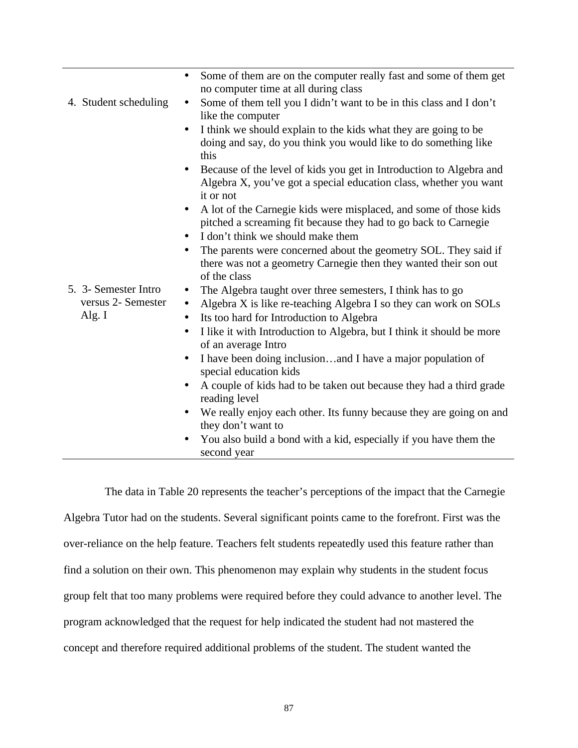| | |
|---|---|
| 4. Student scheduling | • Some of them are on the computer really fast and some of them get no computer time at all during class<br>• Some of them tell you I didn't want to be in this class and I don't like the computer<br>• I think we should explain to the kids what they are going to be doing and say, do you think you would like to do something like this<br>• Because of the level of kids you get in Introduction to Algebra and Algebra X, you've got a special education class, whether you want it or not<br>• A lot of the Carnegie kids were misplaced, and some of those kids pitched a screaming fit because they had to go back to Carnegie<br>• I don't think we should make them<br>• The parents were concerned about the geometry SOL. They said if there was not a geometry Carnegie then they wanted their son out of the class |
| 5. 3- Semester Intro versus 2- Semester Alg. I | • The Algebra taught over three semesters, I think has to go<br>• Algebra X is like re-teaching Algebra I so they can work on SOLs<br>• Its too hard for Introduction to Algebra<br>• I like it with Introduction to Algebra, but I think it should be more of an average Intro<br>• I have been doing inclusion…and I have a major population of special education kids<br>• A couple of kids had to be taken out because they had a third grade reading level<br>• We really enjoy each other. Its funny because they are going on and they don't want to<br>• You also build a bond with a kid, especially if you have them the second year |

The data in Table 20 represents the teacher's perceptions of the impact that the Carnegie Algebra Tutor had on the students. Several significant points came to the forefront. First was the over-reliance on the help feature. Teachers felt students repeatedly used this feature rather than find a solution on their own. This phenomenon may explain why students in the student focus group felt that too many problems were required before they could advance to another level. The program acknowledged that the request for help indicated the student had not mastered the concept and therefore required additional problems of the student. The student wanted the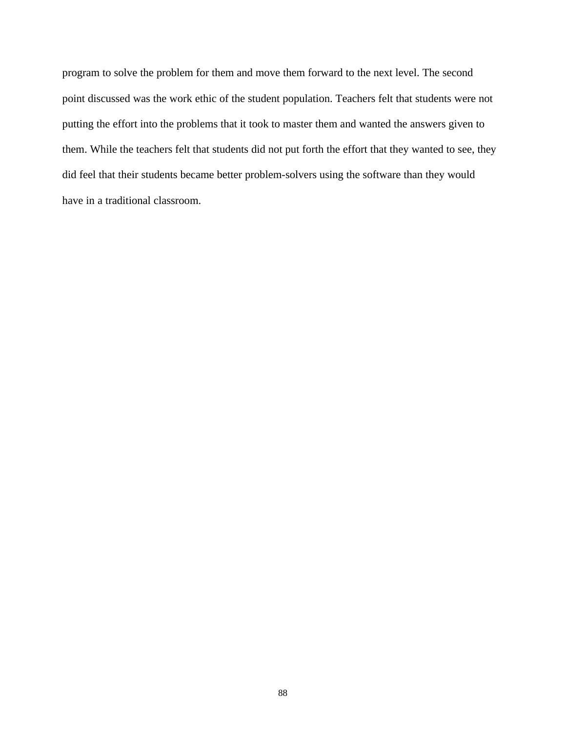program to solve the problem for them and move them forward to the next level. The second point discussed was the work ethic of the student population. Teachers felt that students were not putting the effort into the problems that it took to master them and wanted the answers given to them. While the teachers felt that students did not put forth the effort that they wanted to see, they did feel that their students became better problem-solvers using the software than they would have in a traditional classroom.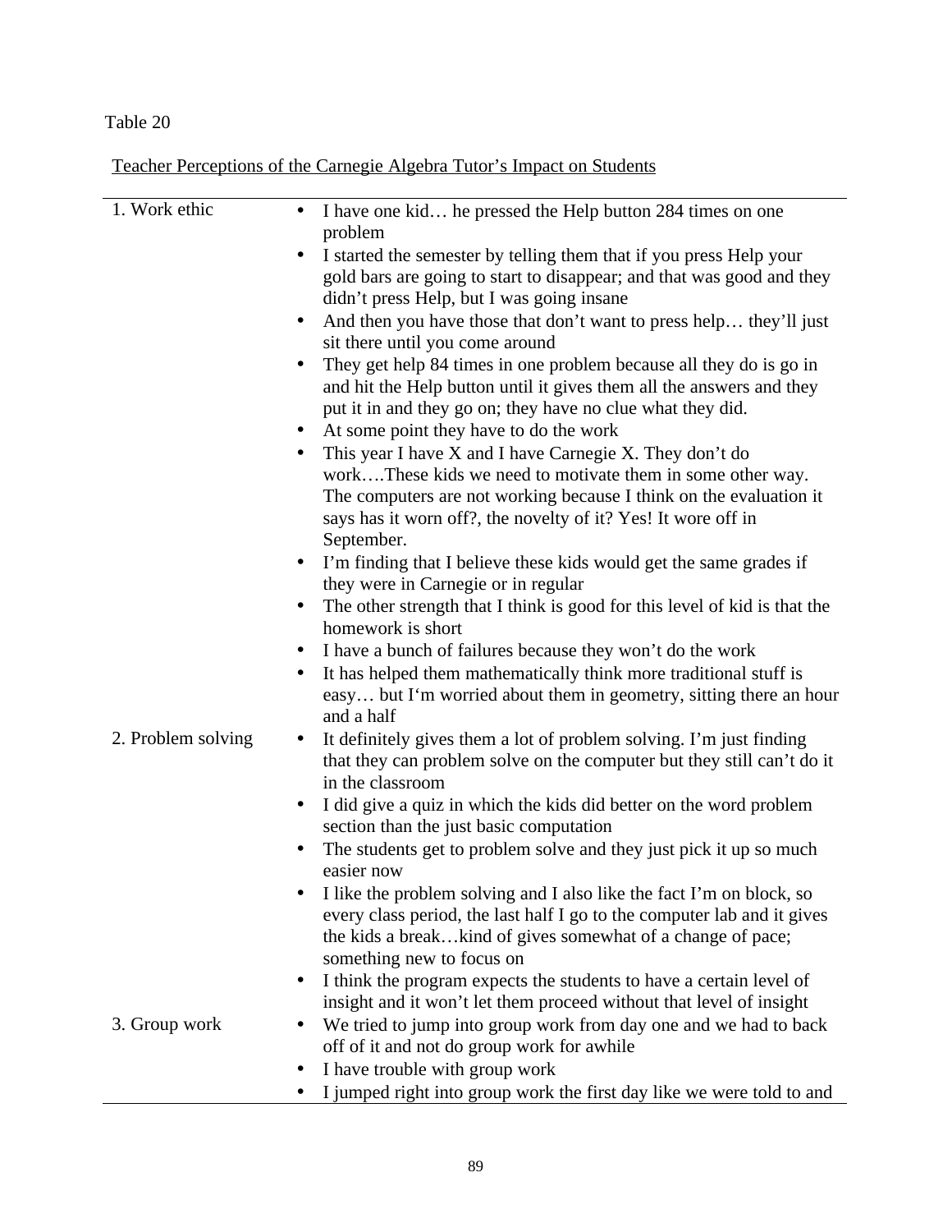Table 20

Teacher Perceptions of the Carnegie Algebra Tutor's Impact on Students

| | |
|---|---|
| 1. Work ethic | • I have one kid… he pressed the Help button 284 times on one problem<br>• I started the semester by telling them that if you press Help your gold bars are going to start to disappear; and that was good and they didn't press Help, but I was going insane<br>• And then you have those that don't want to press help… they'll just sit there until you come around<br>• They get help 84 times in one problem because all they do is go in and hit the Help button until it gives them all the answers and they put it in and they go on; they have no clue what they did.<br>• At some point they have to do the work<br>• This year I have X and I have Carnegie X. They don't do work….These kids we need to motivate them in some other way. The computers are not working because I think on the evaluation it says has it worn off?, the novelty of it? Yes! It wore off in September.<br>• I'm finding that I believe these kids would get the same grades if they were in Carnegie or in regular<br>• The other strength that I think is good for this level of kid is that the homework is short<br>• I have a bunch of failures because they won't do the work<br>• It has helped them mathematically think more traditional stuff is easy… but I'm worried about them in geometry, sitting there an hour and a half |
| 2. Problem solving | • It definitely gives them a lot of problem solving. I'm just finding that they can problem solve on the computer but they still can't do it in the classroom<br>• I did give a quiz in which the kids did better on the word problem section than the just basic computation<br>• The students get to problem solve and they just pick it up so much easier now<br>• I like the problem solving and I also like the fact I'm on block, so every class period, the last half I go to the computer lab and it gives the kids a break…kind of gives somewhat of a change of pace; something new to focus on<br>• I think the program expects the students to have a certain level of insight and it won't let them proceed without that level of insight |
| 3. Group work | • We tried to jump into group work from day one and we had to back off of it and not do group work for awhile<br>• I have trouble with group work<br>• I jumped right into group work the first day like we were told to and |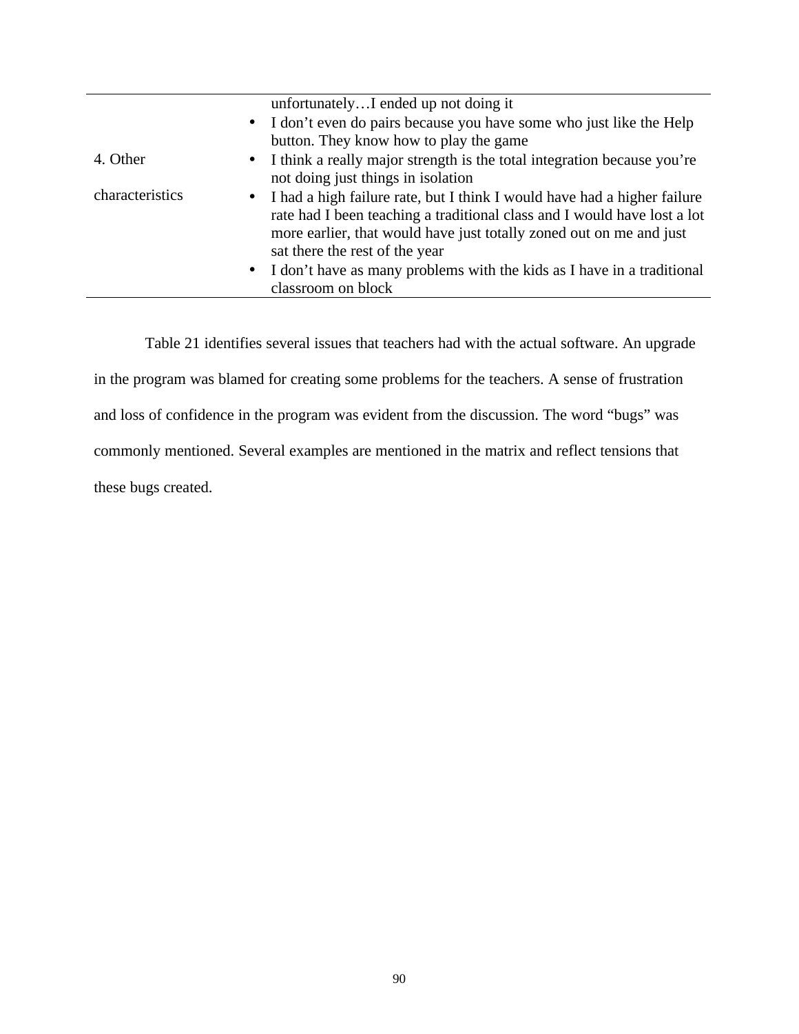| | |
|---|---|
| | unfortunately…I ended up not doing it |
| 4. Other characteristics | • I don't even do pairs because you have some who just like the Help button. They know how to play the game<br>• I think a really major strength is the total integration because you're not doing just things in isolation<br>• I had a high failure rate, but I think I would have had a higher failure rate had I been teaching a traditional class and I would have lost a lot more earlier, that would have just totally zoned out on me and just sat there the rest of the year<br>• I don't have as many problems with the kids as I have in a traditional classroom on block |

Table 21 identifies several issues that teachers had with the actual software. An upgrade in the program was blamed for creating some problems for the teachers. A sense of frustration and loss of confidence in the program was evident from the discussion. The word "bugs" was commonly mentioned. Several examples are mentioned in the matrix and reflect tensions that these bugs created.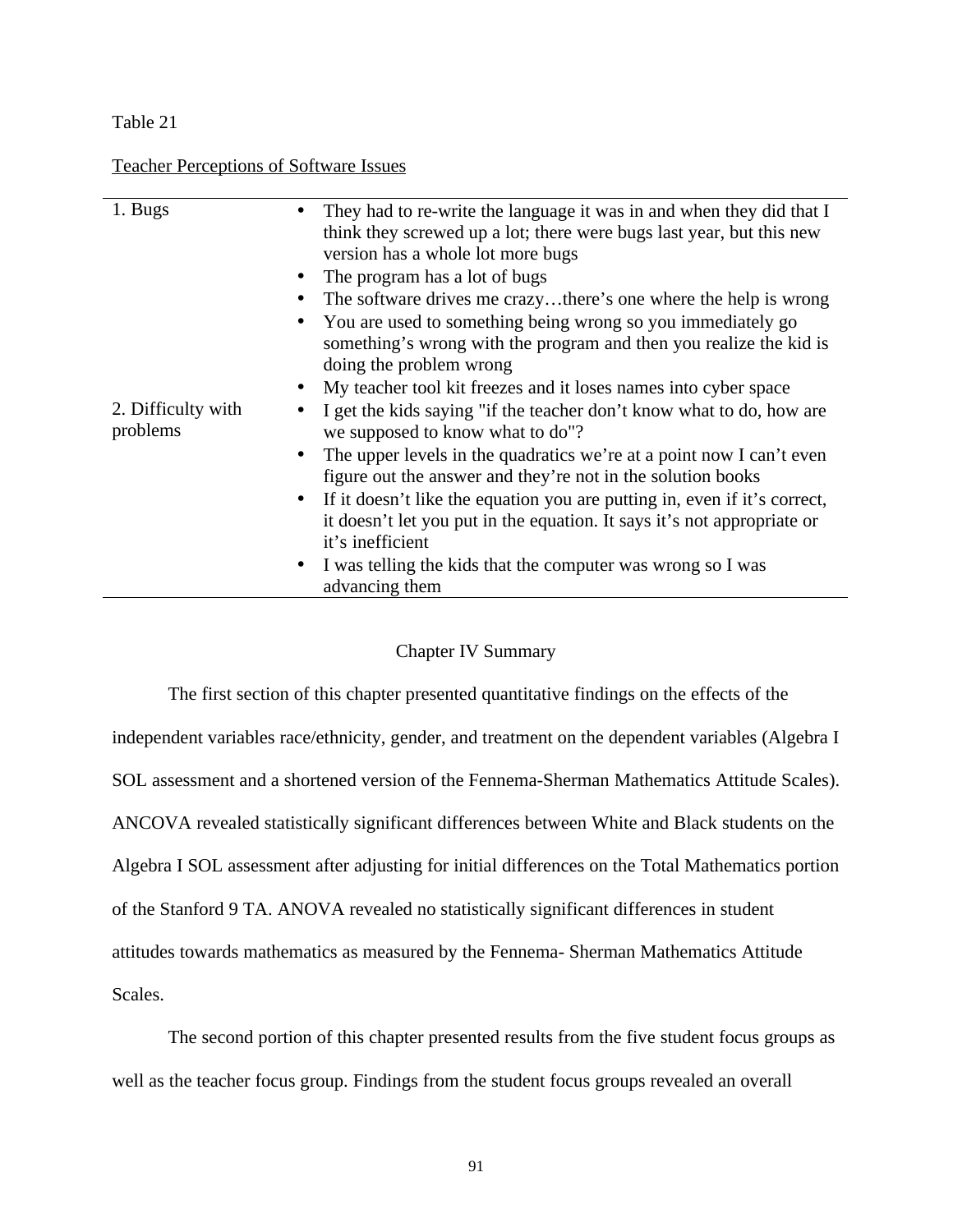Table 21

Teacher Perceptions of Software Issues

| | |
|---|---|
| 1. Bugs | • They had to re-write the language it was in and when they did that I think they screwed up a lot; there were bugs last year, but this new version has a whole lot more bugs<br>• The program has a lot of bugs<br>• The software drives me crazy…there's one where the help is wrong<br>• You are used to something being wrong so you immediately go something's wrong with the program and then you realize the kid is doing the problem wrong<br>• My teacher tool kit freezes and it loses names into cyber space |
| 2. Difficulty with problems | • I get the kids saying "if the teacher don't know what to do, how are we supposed to know what to do"?<br>• The upper levels in the quadratics we're at a point now I can't even figure out the answer and they're not in the solution books<br>• If it doesn't like the equation you are putting in, even if it's correct, it doesn't let you put in the equation. It says it's not appropriate or it's inefficient<br>• I was telling the kids that the computer was wrong so I was advancing them |

## Chapter IV Summary

The first section of this chapter presented quantitative findings on the effects of the independent variables race/ethnicity, gender, and treatment on the dependent variables (Algebra I SOL assessment and a shortened version of the Fennema-Sherman Mathematics Attitude Scales). ANCOVA revealed statistically significant differences between White and Black students on the Algebra I SOL assessment after adjusting for initial differences on the Total Mathematics portion of the Stanford 9 TA. ANOVA revealed no statistically significant differences in student attitudes towards mathematics as measured by the Fennema- Sherman Mathematics Attitude Scales.

The second portion of this chapter presented results from the five student focus groups as well as the teacher focus group. Findings from the student focus groups revealed an overall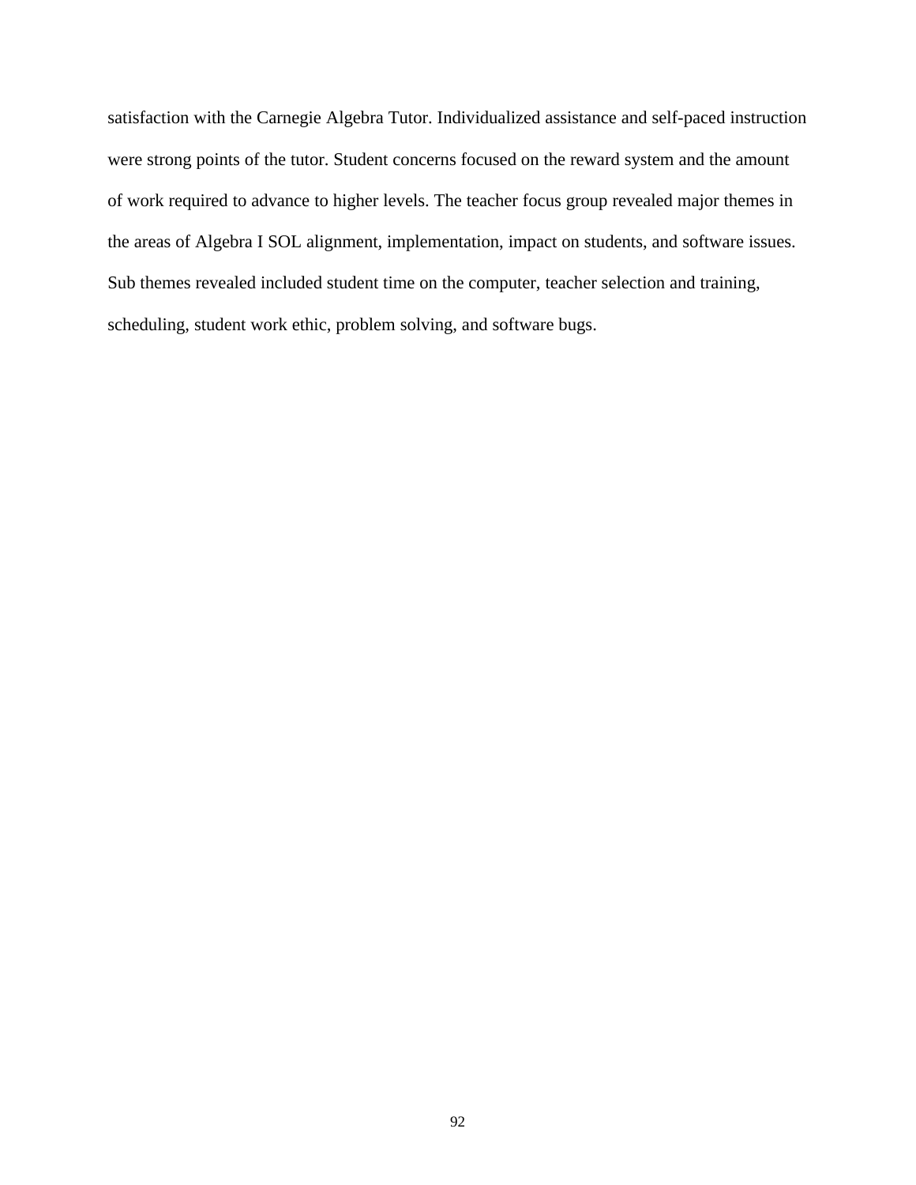satisfaction with the Carnegie Algebra Tutor. Individualized assistance and self-paced instruction were strong points of the tutor. Student concerns focused on the reward system and the amount of work required to advance to higher levels. The teacher focus group revealed major themes in the areas of Algebra I SOL alignment, implementation, impact on students, and software issues. Sub themes revealed included student time on the computer, teacher selection and training, scheduling, student work ethic, problem solving, and software bugs.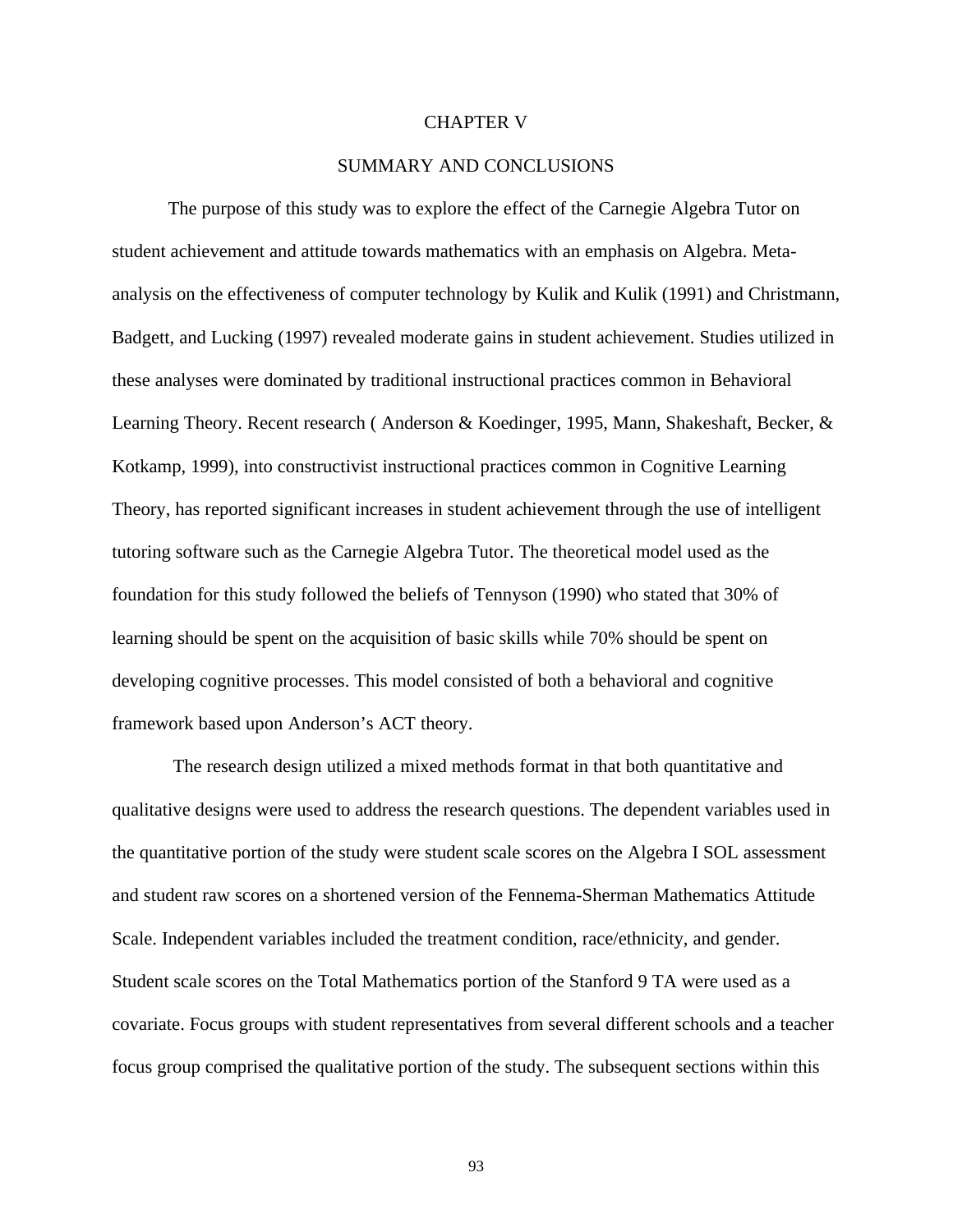# CHAPTER V

## SUMMARY AND CONCLUSIONS

The purpose of this study was to explore the effect of the Carnegie Algebra Tutor on student achievement and attitude towards mathematics with an emphasis on Algebra. Meta-analysis on the effectiveness of computer technology by Kulik and Kulik (1991) and Christmann, Badgett, and Lucking (1997) revealed moderate gains in student achievement. Studies utilized in these analyses were dominated by traditional instructional practices common in Behavioral Learning Theory. Recent research ( Anderson & Koedinger, 1995, Mann, Shakeshaft, Becker, & Kotkamp, 1999), into constructivist instructional practices common in Cognitive Learning Theory, has reported significant increases in student achievement through the use of intelligent tutoring software such as the Carnegie Algebra Tutor. The theoretical model used as the foundation for this study followed the beliefs of Tennyson (1990) who stated that 30% of learning should be spent on the acquisition of basic skills while 70% should be spent on developing cognitive processes. This model consisted of both a behavioral and cognitive framework based upon Anderson's ACT theory.

The research design utilized a mixed methods format in that both quantitative and qualitative designs were used to address the research questions. The dependent variables used in the quantitative portion of the study were student scale scores on the Algebra I SOL assessment and student raw scores on a shortened version of the Fennema-Sherman Mathematics Attitude Scale. Independent variables included the treatment condition, race/ethnicity, and gender. Student scale scores on the Total Mathematics portion of the Stanford 9 TA were used as a covariate. Focus groups with student representatives from several different schools and a teacher focus group comprised the qualitative portion of the study. The subsequent sections within this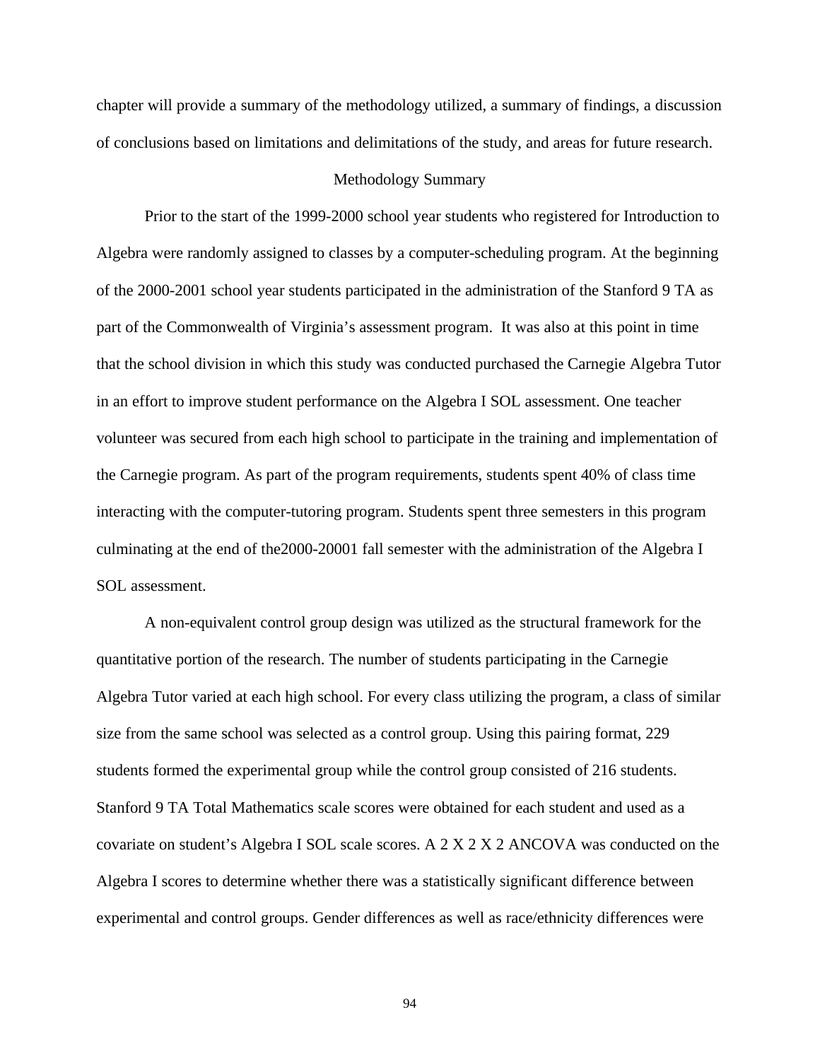chapter will provide a summary of the methodology utilized, a summary of findings, a discussion of conclusions based on limitations and delimitations of the study, and areas for future research.

## Methodology Summary

Prior to the start of the 1999-2000 school year students who registered for Introduction to Algebra were randomly assigned to classes by a computer-scheduling program. At the beginning of the 2000-2001 school year students participated in the administration of the Stanford 9 TA as part of the Commonwealth of Virginia's assessment program.  It was also at this point in time that the school division in which this study was conducted purchased the Carnegie Algebra Tutor in an effort to improve student performance on the Algebra I SOL assessment. One teacher volunteer was secured from each high school to participate in the training and implementation of the Carnegie program. As part of the program requirements, students spent 40% of class time interacting with the computer-tutoring program. Students spent three semesters in this program culminating at the end of the2000-20001 fall semester with the administration of the Algebra I SOL assessment.

A non-equivalent control group design was utilized as the structural framework for the quantitative portion of the research. The number of students participating in the Carnegie Algebra Tutor varied at each high school. For every class utilizing the program, a class of similar size from the same school was selected as a control group. Using this pairing format, 229 students formed the experimental group while the control group consisted of 216 students. Stanford 9 TA Total Mathematics scale scores were obtained for each student and used as a covariate on student's Algebra I SOL scale scores. A 2 X 2 X 2 ANCOVA was conducted on the Algebra I scores to determine whether there was a statistically significant difference between experimental and control groups. Gender differences as well as race/ethnicity differences were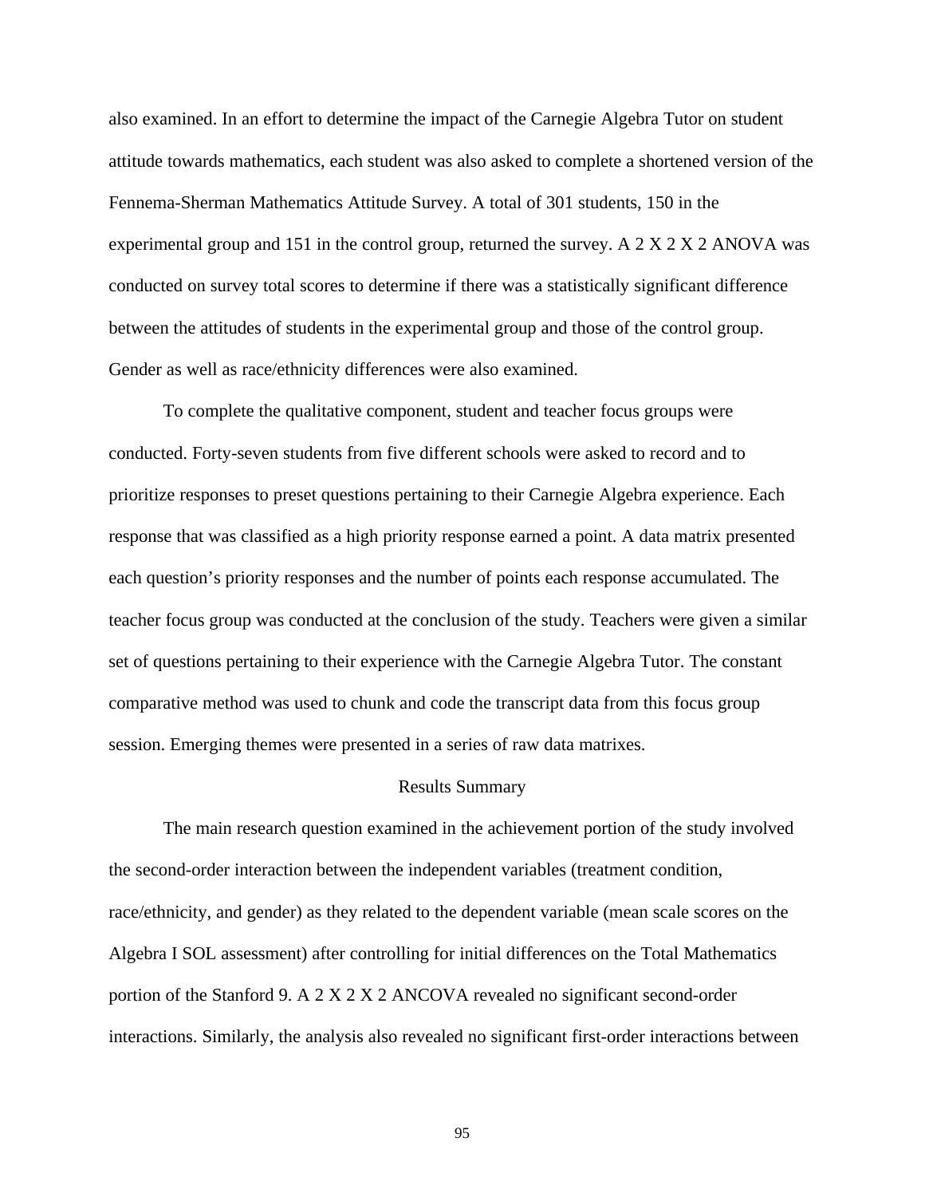also examined. In an effort to determine the impact of the Carnegie Algebra Tutor on student attitude towards mathematics, each student was also asked to complete a shortened version of the Fennema-Sherman Mathematics Attitude Survey. A total of 301 students, 150 in the experimental group and 151 in the control group, returned the survey. A 2 X 2 X 2 ANOVA was conducted on survey total scores to determine if there was a statistically significant difference between the attitudes of students in the experimental group and those of the control group. Gender as well as race/ethnicity differences were also examined.

To complete the qualitative component, student and teacher focus groups were conducted. Forty-seven students from five different schools were asked to record and to prioritize responses to preset questions pertaining to their Carnegie Algebra experience. Each response that was classified as a high priority response earned a point. A data matrix presented each question's priority responses and the number of points each response accumulated. The teacher focus group was conducted at the conclusion of the study. Teachers were given a similar set of questions pertaining to their experience with the Carnegie Algebra Tutor. The constant comparative method was used to chunk and code the transcript data from this focus group session. Emerging themes were presented in a series of raw data matrixes.

## Results Summary

The main research question examined in the achievement portion of the study involved the second-order interaction between the independent variables (treatment condition, race/ethnicity, and gender) as they related to the dependent variable (mean scale scores on the Algebra I SOL assessment) after controlling for initial differences on the Total Mathematics portion of the Stanford 9. A 2 X 2 X 2 ANCOVA revealed no significant second-order interactions. Similarly, the analysis also revealed no significant first-order interactions between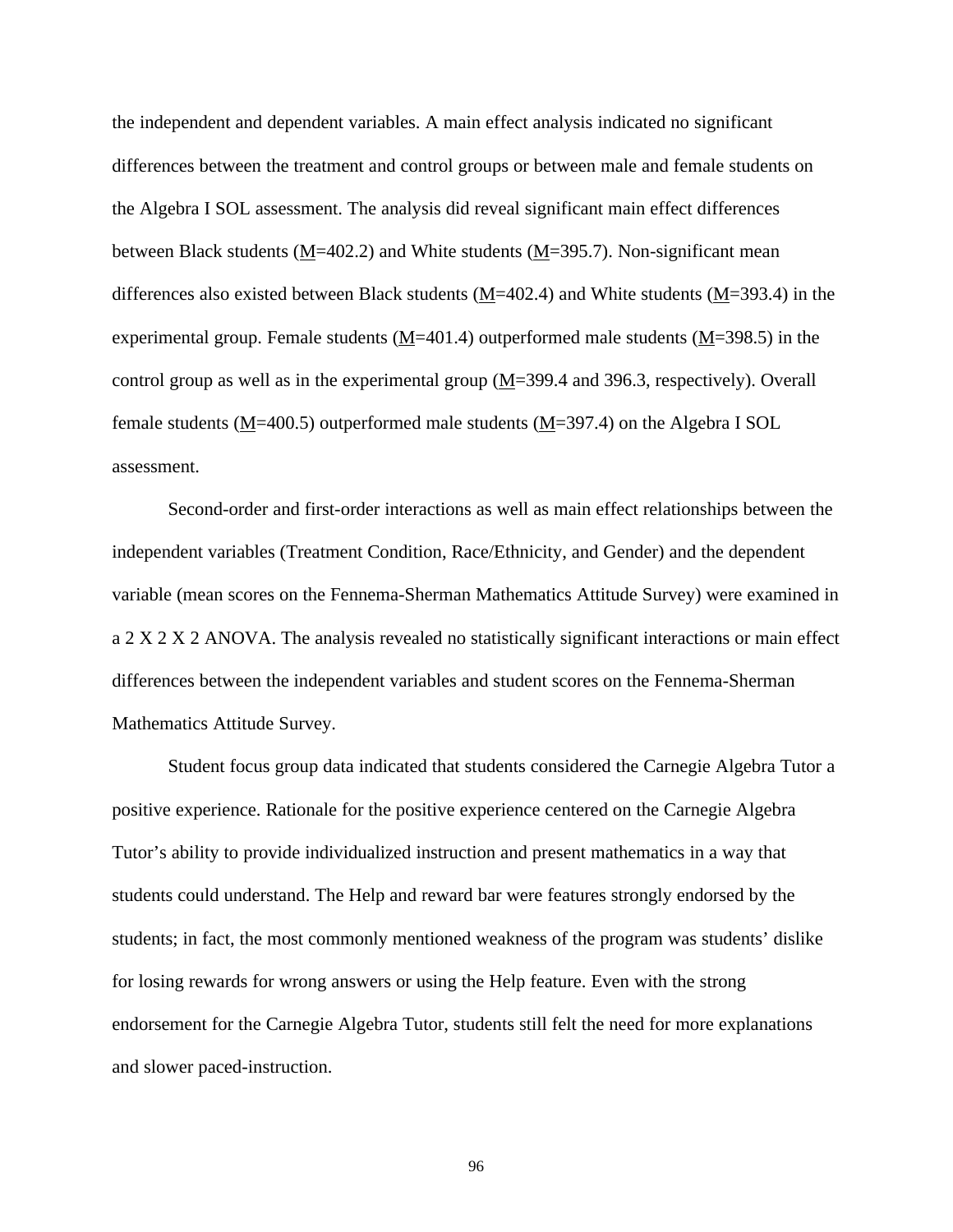the independent and dependent variables. A main effect analysis indicated no significant differences between the treatment and control groups or between male and female students on the Algebra I SOL assessment. The analysis did reveal significant main effect differences between Black students ($\underline{M}$=402.2) and White students ($\underline{M}$=395.7). Non-significant mean differences also existed between Black students ($\underline{M}$=402.4) and White students ($\underline{M}$=393.4) in the experimental group. Female students ($\underline{M}$=401.4) outperformed male students ($\underline{M}$=398.5) in the control group as well as in the experimental group ($\underline{M}$=399.4 and 396.3, respectively). Overall female students ($\underline{M}$=400.5) outperformed male students ($\underline{M}$=397.4) on the Algebra I SOL assessment.

Second-order and first-order interactions as well as main effect relationships between the independent variables (Treatment Condition, Race/Ethnicity, and Gender) and the dependent variable (mean scores on the Fennema-Sherman Mathematics Attitude Survey) were examined in a 2 X 2 X 2 ANOVA. The analysis revealed no statistically significant interactions or main effect differences between the independent variables and student scores on the Fennema-Sherman Mathematics Attitude Survey.

Student focus group data indicated that students considered the Carnegie Algebra Tutor a positive experience. Rationale for the positive experience centered on the Carnegie Algebra Tutor's ability to provide individualized instruction and present mathematics in a way that students could understand. The Help and reward bar were features strongly endorsed by the students; in fact, the most commonly mentioned weakness of the program was students' dislike for losing rewards for wrong answers or using the Help feature. Even with the strong endorsement for the Carnegie Algebra Tutor, students still felt the need for more explanations and slower paced-instruction.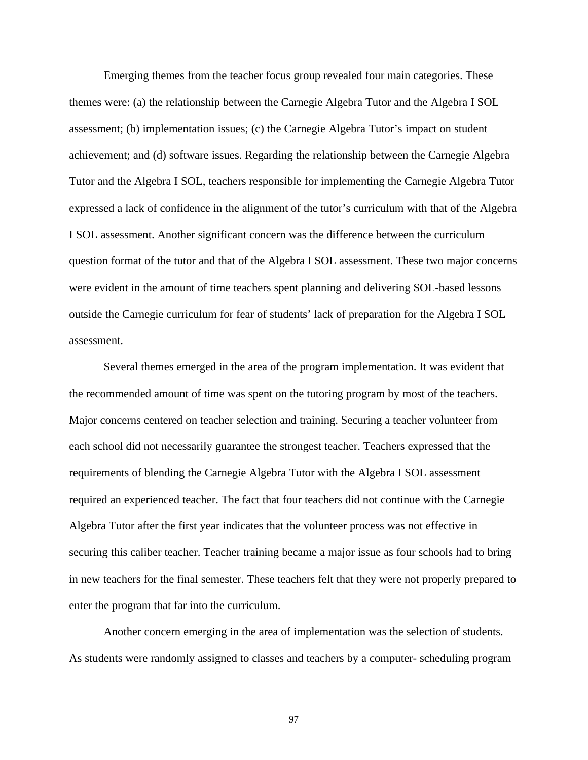Emerging themes from the teacher focus group revealed four main categories. These themes were: (a) the relationship between the Carnegie Algebra Tutor and the Algebra I SOL assessment; (b) implementation issues; (c) the Carnegie Algebra Tutor's impact on student achievement; and (d) software issues. Regarding the relationship between the Carnegie Algebra Tutor and the Algebra I SOL, teachers responsible for implementing the Carnegie Algebra Tutor expressed a lack of confidence in the alignment of the tutor's curriculum with that of the Algebra I SOL assessment. Another significant concern was the difference between the curriculum question format of the tutor and that of the Algebra I SOL assessment. These two major concerns were evident in the amount of time teachers spent planning and delivering SOL-based lessons outside the Carnegie curriculum for fear of students' lack of preparation for the Algebra I SOL assessment.

Several themes emerged in the area of the program implementation. It was evident that the recommended amount of time was spent on the tutoring program by most of the teachers. Major concerns centered on teacher selection and training. Securing a teacher volunteer from each school did not necessarily guarantee the strongest teacher. Teachers expressed that the requirements of blending the Carnegie Algebra Tutor with the Algebra I SOL assessment required an experienced teacher. The fact that four teachers did not continue with the Carnegie Algebra Tutor after the first year indicates that the volunteer process was not effective in securing this caliber teacher. Teacher training became a major issue as four schools had to bring in new teachers for the final semester. These teachers felt that they were not properly prepared to enter the program that far into the curriculum.

Another concern emerging in the area of implementation was the selection of students. As students were randomly assigned to classes and teachers by a computer- scheduling program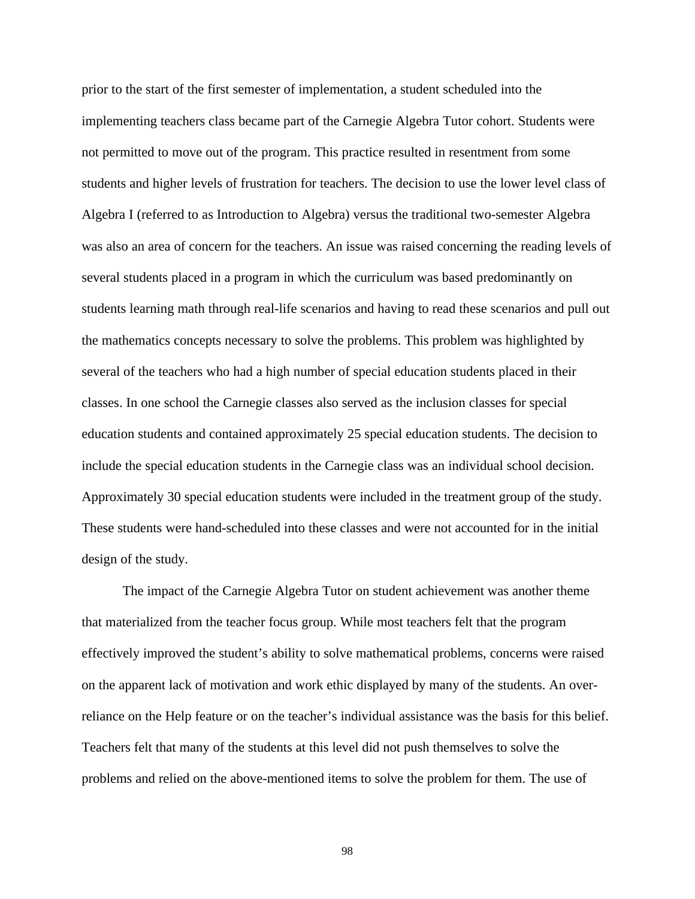prior to the start of the first semester of implementation, a student scheduled into the implementing teachers class became part of the Carnegie Algebra Tutor cohort. Students were not permitted to move out of the program. This practice resulted in resentment from some students and higher levels of frustration for teachers. The decision to use the lower level class of Algebra I (referred to as Introduction to Algebra) versus the traditional two-semester Algebra was also an area of concern for the teachers. An issue was raised concerning the reading levels of several students placed in a program in which the curriculum was based predominantly on students learning math through real-life scenarios and having to read these scenarios and pull out the mathematics concepts necessary to solve the problems. This problem was highlighted by several of the teachers who had a high number of special education students placed in their classes. In one school the Carnegie classes also served as the inclusion classes for special education students and contained approximately 25 special education students. The decision to include the special education students in the Carnegie class was an individual school decision. Approximately 30 special education students were included in the treatment group of the study. These students were hand-scheduled into these classes and were not accounted for in the initial design of the study.

The impact of the Carnegie Algebra Tutor on student achievement was another theme that materialized from the teacher focus group. While most teachers felt that the program effectively improved the student's ability to solve mathematical problems, concerns were raised on the apparent lack of motivation and work ethic displayed by many of the students. An over-reliance on the Help feature or on the teacher's individual assistance was the basis for this belief. Teachers felt that many of the students at this level did not push themselves to solve the problems and relied on the above-mentioned items to solve the problem for them. The use of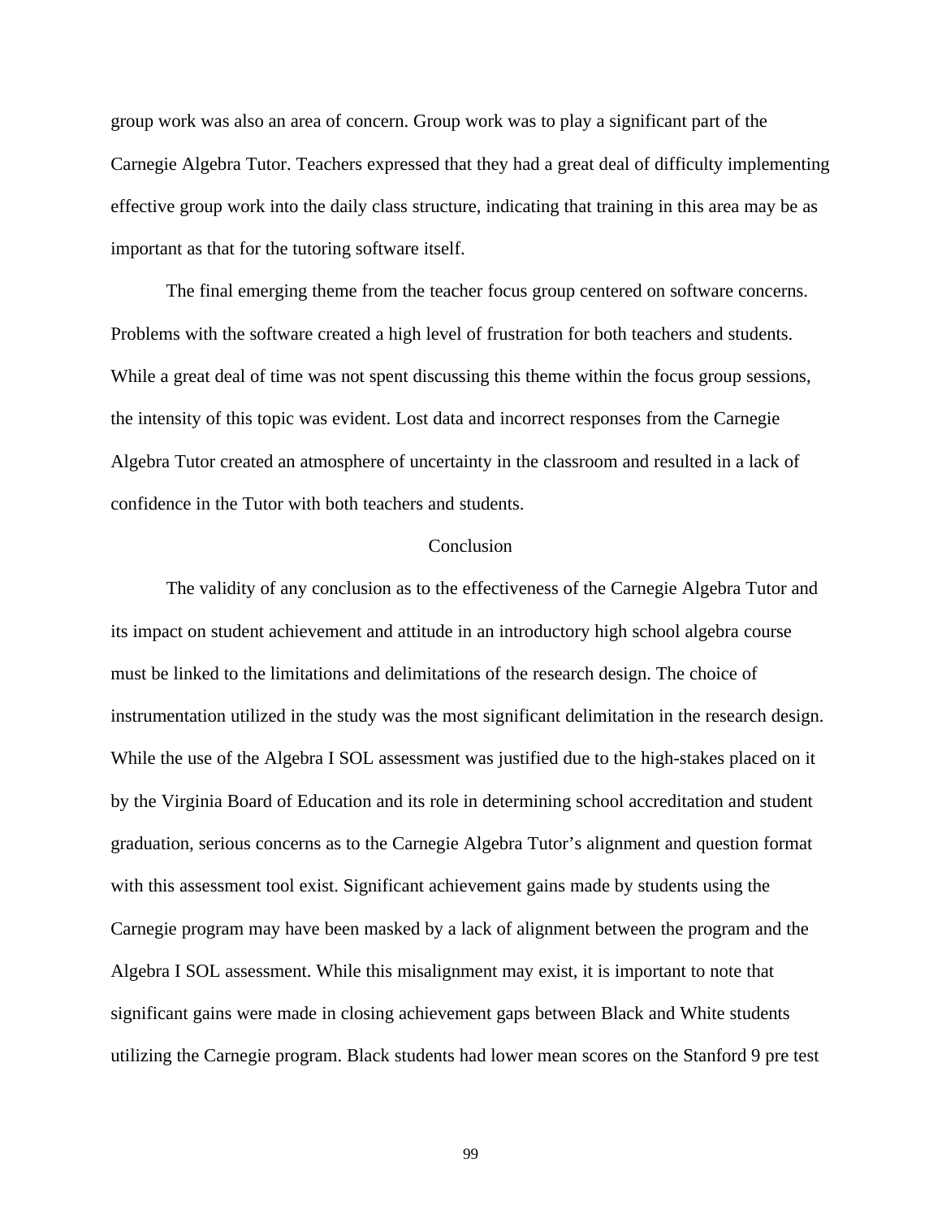group work was also an area of concern. Group work was to play a significant part of the Carnegie Algebra Tutor. Teachers expressed that they had a great deal of difficulty implementing effective group work into the daily class structure, indicating that training in this area may be as important as that for the tutoring software itself.

The final emerging theme from the teacher focus group centered on software concerns. Problems with the software created a high level of frustration for both teachers and students. While a great deal of time was not spent discussing this theme within the focus group sessions, the intensity of this topic was evident. Lost data and incorrect responses from the Carnegie Algebra Tutor created an atmosphere of uncertainty in the classroom and resulted in a lack of confidence in the Tutor with both teachers and students.

## Conclusion

The validity of any conclusion as to the effectiveness of the Carnegie Algebra Tutor and its impact on student achievement and attitude in an introductory high school algebra course must be linked to the limitations and delimitations of the research design. The choice of instrumentation utilized in the study was the most significant delimitation in the research design. While the use of the Algebra I SOL assessment was justified due to the high-stakes placed on it by the Virginia Board of Education and its role in determining school accreditation and student graduation, serious concerns as to the Carnegie Algebra Tutor's alignment and question format with this assessment tool exist. Significant achievement gains made by students using the Carnegie program may have been masked by a lack of alignment between the program and the Algebra I SOL assessment. While this misalignment may exist, it is important to note that significant gains were made in closing achievement gaps between Black and White students utilizing the Carnegie program. Black students had lower mean scores on the Stanford 9 pre test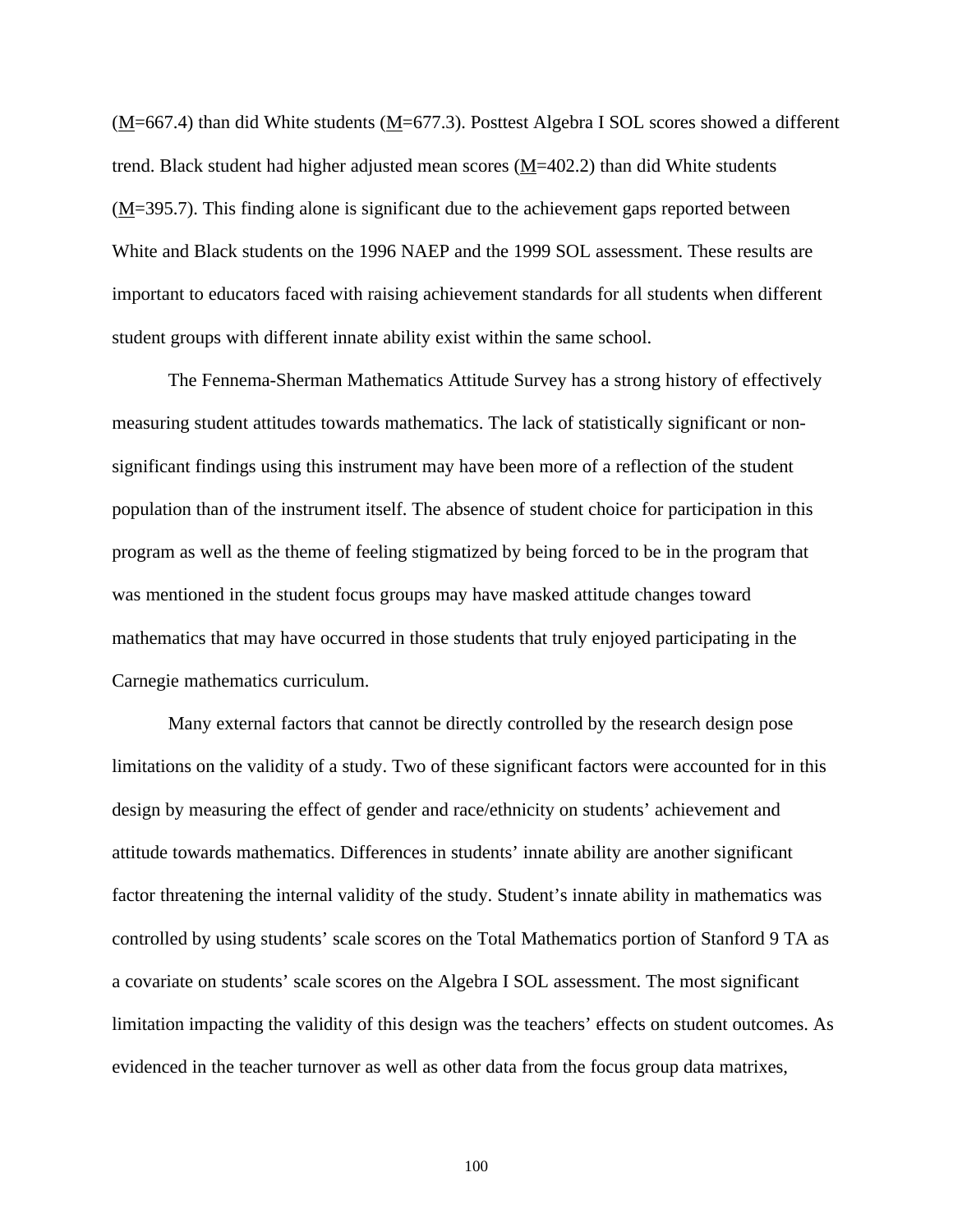($\underline{M}$=667.4) than did White students ($\underline{M}$=677.3). Posttest Algebra I SOL scores showed a different trend. Black student had higher adjusted mean scores ($\underline{M}$=402.2) than did White students ($\underline{M}$=395.7). This finding alone is significant due to the achievement gaps reported between White and Black students on the 1996 NAEP and the 1999 SOL assessment. These results are important to educators faced with raising achievement standards for all students when different student groups with different innate ability exist within the same school.

The Fennema-Sherman Mathematics Attitude Survey has a strong history of effectively measuring student attitudes towards mathematics. The lack of statistically significant or non-significant findings using this instrument may have been more of a reflection of the student population than of the instrument itself. The absence of student choice for participation in this program as well as the theme of feeling stigmatized by being forced to be in the program that was mentioned in the student focus groups may have masked attitude changes toward mathematics that may have occurred in those students that truly enjoyed participating in the Carnegie mathematics curriculum.

Many external factors that cannot be directly controlled by the research design pose limitations on the validity of a study. Two of these significant factors were accounted for in this design by measuring the effect of gender and race/ethnicity on students' achievement and attitude towards mathematics. Differences in students' innate ability are another significant factor threatening the internal validity of the study. Student's innate ability in mathematics was controlled by using students' scale scores on the Total Mathematics portion of Stanford 9 TA as a covariate on students' scale scores on the Algebra I SOL assessment. The most significant limitation impacting the validity of this design was the teachers' effects on student outcomes. As evidenced in the teacher turnover as well as other data from the focus group data matrixes,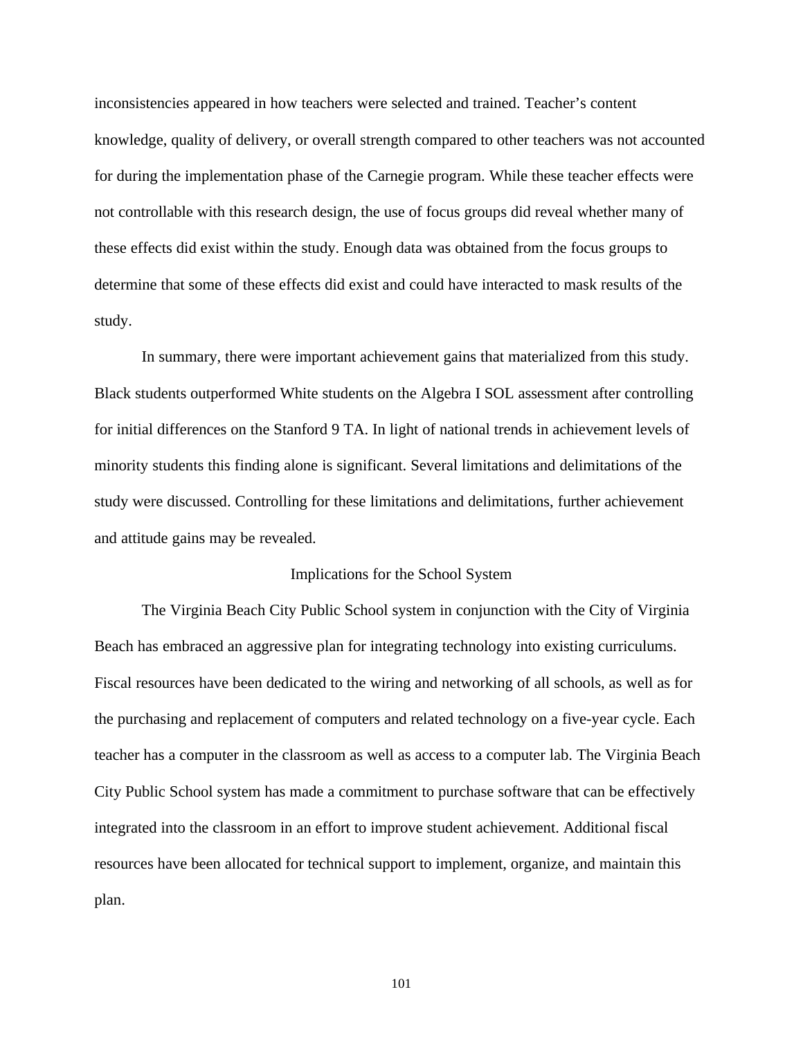inconsistencies appeared in how teachers were selected and trained. Teacher's content knowledge, quality of delivery, or overall strength compared to other teachers was not accounted for during the implementation phase of the Carnegie program. While these teacher effects were not controllable with this research design, the use of focus groups did reveal whether many of these effects did exist within the study. Enough data was obtained from the focus groups to determine that some of these effects did exist and could have interacted to mask results of the study.

In summary, there were important achievement gains that materialized from this study. Black students outperformed White students on the Algebra I SOL assessment after controlling for initial differences on the Stanford 9 TA. In light of national trends in achievement levels of minority students this finding alone is significant. Several limitations and delimitations of the study were discussed. Controlling for these limitations and delimitations, further achievement and attitude gains may be revealed.

## Implications for the School System

The Virginia Beach City Public School system in conjunction with the City of Virginia Beach has embraced an aggressive plan for integrating technology into existing curriculums. Fiscal resources have been dedicated to the wiring and networking of all schools, as well as for the purchasing and replacement of computers and related technology on a five-year cycle. Each teacher has a computer in the classroom as well as access to a computer lab. The Virginia Beach City Public School system has made a commitment to purchase software that can be effectively integrated into the classroom in an effort to improve student achievement. Additional fiscal resources have been allocated for technical support to implement, organize, and maintain this plan.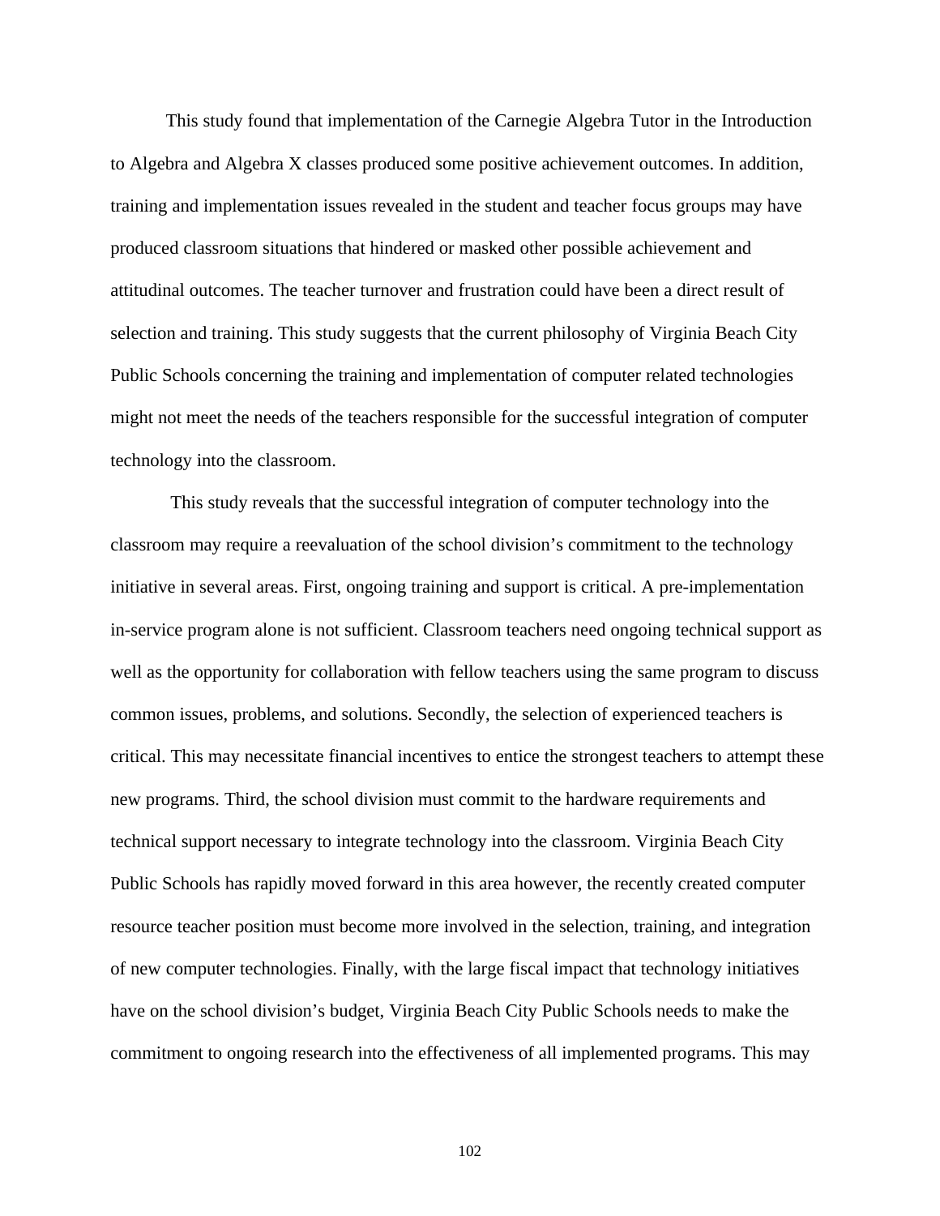This study found that implementation of the Carnegie Algebra Tutor in the Introduction to Algebra and Algebra X classes produced some positive achievement outcomes. In addition, training and implementation issues revealed in the student and teacher focus groups may have produced classroom situations that hindered or masked other possible achievement and attitudinal outcomes. The teacher turnover and frustration could have been a direct result of selection and training. This study suggests that the current philosophy of Virginia Beach City Public Schools concerning the training and implementation of computer related technologies might not meet the needs of the teachers responsible for the successful integration of computer technology into the classroom.

This study reveals that the successful integration of computer technology into the classroom may require a reevaluation of the school division's commitment to the technology initiative in several areas. First, ongoing training and support is critical. A pre-implementation in-service program alone is not sufficient. Classroom teachers need ongoing technical support as well as the opportunity for collaboration with fellow teachers using the same program to discuss common issues, problems, and solutions. Secondly, the selection of experienced teachers is critical. This may necessitate financial incentives to entice the strongest teachers to attempt these new programs. Third, the school division must commit to the hardware requirements and technical support necessary to integrate technology into the classroom. Virginia Beach City Public Schools has rapidly moved forward in this area however, the recently created computer resource teacher position must become more involved in the selection, training, and integration of new computer technologies. Finally, with the large fiscal impact that technology initiatives have on the school division's budget, Virginia Beach City Public Schools needs to make the commitment to ongoing research into the effectiveness of all implemented programs. This may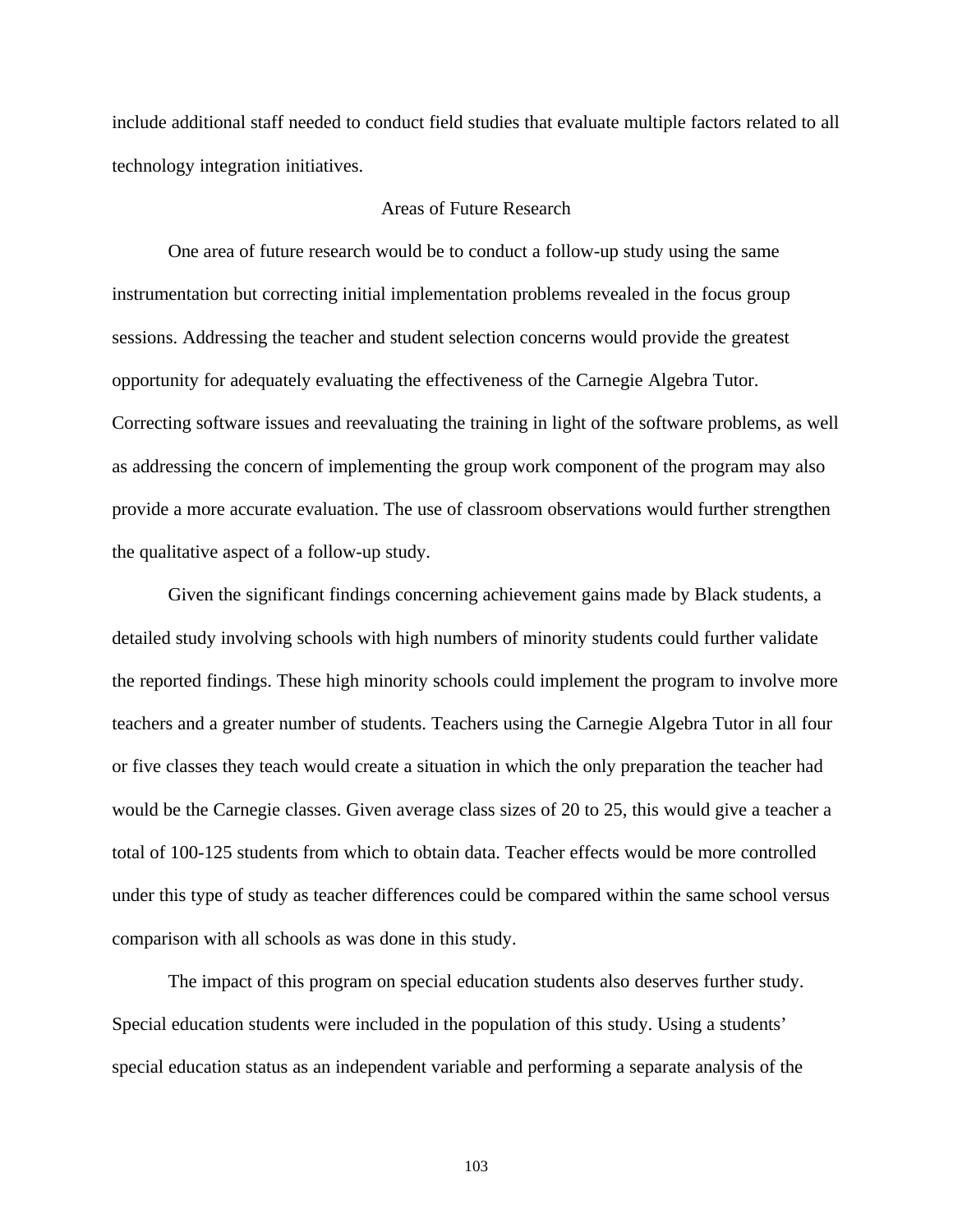include additional staff needed to conduct field studies that evaluate multiple factors related to all technology integration initiatives.

## Areas of Future Research

One area of future research would be to conduct a follow-up study using the same instrumentation but correcting initial implementation problems revealed in the focus group sessions. Addressing the teacher and student selection concerns would provide the greatest opportunity for adequately evaluating the effectiveness of the Carnegie Algebra Tutor. Correcting software issues and reevaluating the training in light of the software problems, as well as addressing the concern of implementing the group work component of the program may also provide a more accurate evaluation. The use of classroom observations would further strengthen the qualitative aspect of a follow-up study.

Given the significant findings concerning achievement gains made by Black students, a detailed study involving schools with high numbers of minority students could further validate the reported findings. These high minority schools could implement the program to involve more teachers and a greater number of students. Teachers using the Carnegie Algebra Tutor in all four or five classes they teach would create a situation in which the only preparation the teacher had would be the Carnegie classes. Given average class sizes of 20 to 25, this would give a teacher a total of 100-125 students from which to obtain data. Teacher effects would be more controlled under this type of study as teacher differences could be compared within the same school versus comparison with all schools as was done in this study.

The impact of this program on special education students also deserves further study. Special education students were included in the population of this study. Using a students' special education status as an independent variable and performing a separate analysis of the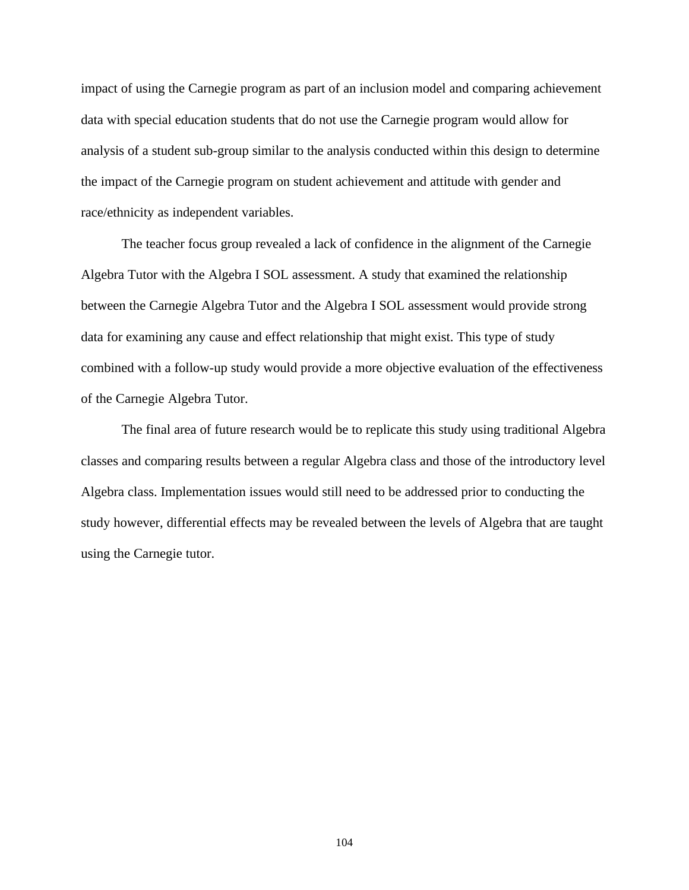impact of using the Carnegie program as part of an inclusion model and comparing achievement data with special education students that do not use the Carnegie program would allow for analysis of a student sub-group similar to the analysis conducted within this design to determine the impact of the Carnegie program on student achievement and attitude with gender and race/ethnicity as independent variables.

The teacher focus group revealed a lack of confidence in the alignment of the Carnegie Algebra Tutor with the Algebra I SOL assessment. A study that examined the relationship between the Carnegie Algebra Tutor and the Algebra I SOL assessment would provide strong data for examining any cause and effect relationship that might exist. This type of study combined with a follow-up study would provide a more objective evaluation of the effectiveness of the Carnegie Algebra Tutor.

The final area of future research would be to replicate this study using traditional Algebra classes and comparing results between a regular Algebra class and those of the introductory level Algebra class. Implementation issues would still need to be addressed prior to conducting the study however, differential effects may be revealed between the levels of Algebra that are taught using the Carnegie tutor.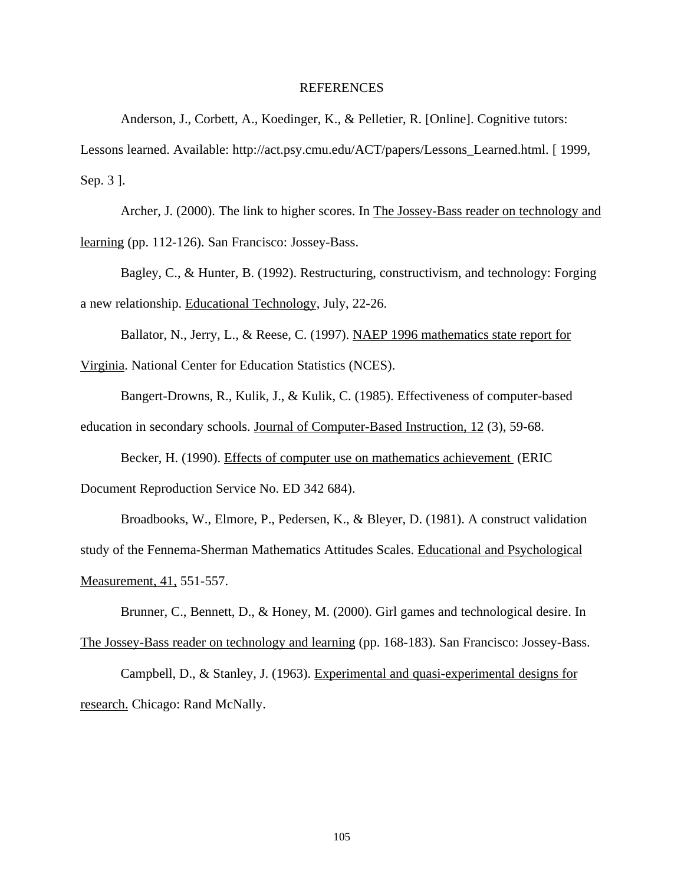# REFERENCES

Anderson, J., Corbett, A., Koedinger, K., & Pelletier, R. [Online]. Cognitive tutors: Lessons learned. Available: http://act.psy.cmu.edu/ACT/papers/Lessons_Learned.html. [ 1999, Sep. 3 ].

Archer, J. (2000). The link to higher scores. In The Jossey-Bass reader on technology and learning (pp. 112-126). San Francisco: Jossey-Bass.

Bagley, C., & Hunter, B. (1992). Restructuring, constructivism, and technology: Forging a new relationship. Educational Technology, July, 22-26.

Ballator, N., Jerry, L., & Reese, C. (1997). NAEP 1996 mathematics state report for Virginia. National Center for Education Statistics (NCES).

Bangert-Drowns, R., Kulik, J., & Kulik, C. (1985). Effectiveness of computer-based education in secondary schools. Journal of Computer-Based Instruction, 12 (3), 59-68.

Becker, H. (1990). Effects of computer use on mathematics achievement (ERIC Document Reproduction Service No. ED 342 684).

Broadbooks, W., Elmore, P., Pedersen, K., & Bleyer, D. (1981). A construct validation study of the Fennema-Sherman Mathematics Attitudes Scales. Educational and Psychological Measurement, 41, 551-557.

Brunner, C., Bennett, D., & Honey, M. (2000). Girl games and technological desire. In The Jossey-Bass reader on technology and learning (pp. 168-183). San Francisco: Jossey-Bass.

Campbell, D., & Stanley, J. (1963). Experimental and quasi-experimental designs for research. Chicago: Rand McNally.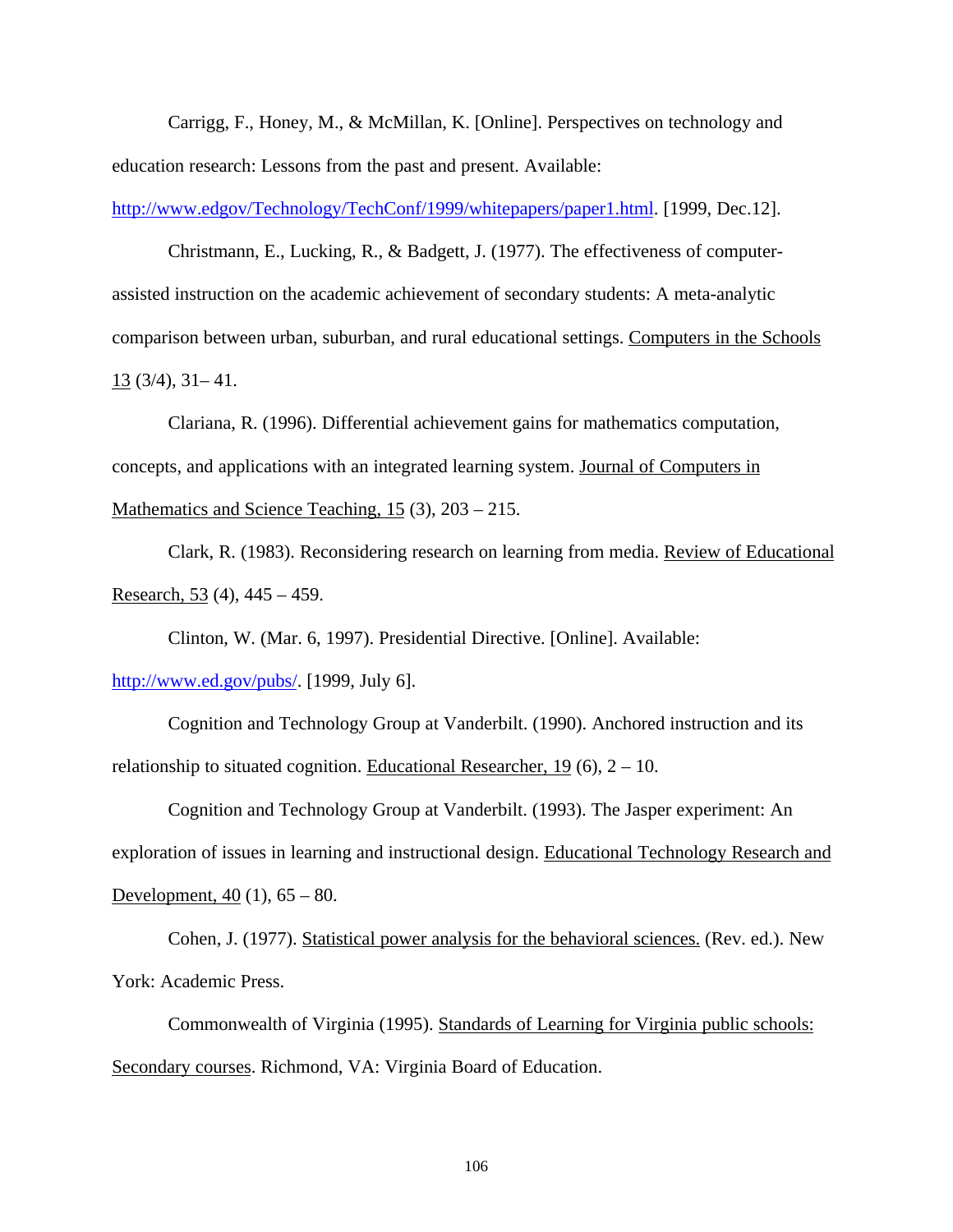Carrigg, F., Honey, M., & McMillan, K. [Online]. Perspectives on technology and education research: Lessons from the past and present. Available: http://www.edgov/Technology/TechConf/1999/whitepapers/paper1.html. [1999, Dec.12].

Christmann, E., Lucking, R., & Badgett, J. (1977). The effectiveness of computer-assisted instruction on the academic achievement of secondary students: A meta-analytic comparison between urban, suburban, and rural educational settings. Computers in the Schools 13 (3/4), 31– 41.

Clariana, R. (1996). Differential achievement gains for mathematics computation, concepts, and applications with an integrated learning system. Journal of Computers in Mathematics and Science Teaching, 15 (3), 203 – 215.

Clark, R. (1983). Reconsidering research on learning from media. Review of Educational Research, 53 (4), 445 – 459.

Clinton, W. (Mar. 6, 1997). Presidential Directive. [Online]. Available: http://www.ed.gov/pubs/. [1999, July 6].

Cognition and Technology Group at Vanderbilt. (1990). Anchored instruction and its relationship to situated cognition. Educational Researcher, 19 (6), 2 – 10.

Cognition and Technology Group at Vanderbilt. (1993). The Jasper experiment: An exploration of issues in learning and instructional design. Educational Technology Research and Development, 40 (1), 65 – 80.

Cohen, J. (1977). Statistical power analysis for the behavioral sciences. (Rev. ed.). New York: Academic Press.

Commonwealth of Virginia (1995). Standards of Learning for Virginia public schools: Secondary courses. Richmond, VA: Virginia Board of Education.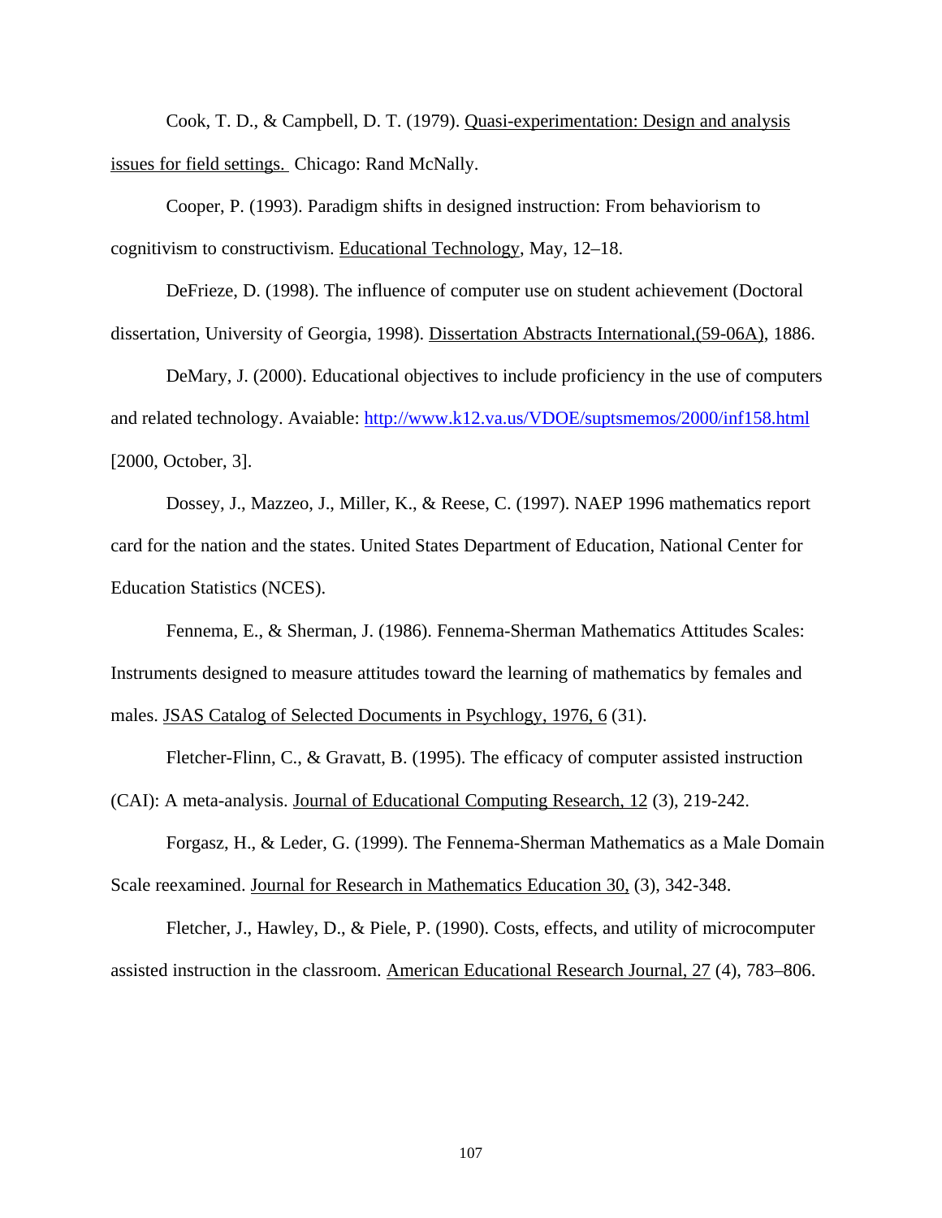Cook, T. D., & Campbell, D. T. (1979). Quasi-experimentation: Design and analysis issues for field settings. Chicago: Rand McNally.

Cooper, P. (1993). Paradigm shifts in designed instruction: From behaviorism to cognitivism to constructivism. Educational Technology, May, 12–18.

DeFrieze, D. (1998). The influence of computer use on student achievement (Doctoral dissertation, University of Georgia, 1998). Dissertation Abstracts International,(59-06A), 1886.

DeMary, J. (2000). Educational objectives to include proficiency in the use of computers and related technology. Avaiable: http://www.k12.va.us/VDOE/suptsmemos/2000/inf158.html [2000, October, 3].

Dossey, J., Mazzeo, J., Miller, K., & Reese, C. (1997). NAEP 1996 mathematics report card for the nation and the states. United States Department of Education, National Center for Education Statistics (NCES).

Fennema, E., & Sherman, J. (1986). Fennema-Sherman Mathematics Attitudes Scales: Instruments designed to measure attitudes toward the learning of mathematics by females and males. JSAS Catalog of Selected Documents in Psychlogy, 1976, 6 (31).

Fletcher-Flinn, C., & Gravatt, B. (1995). The efficacy of computer assisted instruction (CAI): A meta-analysis. Journal of Educational Computing Research, 12 (3), 219-242.

Forgasz, H., & Leder, G. (1999). The Fennema-Sherman Mathematics as a Male Domain Scale reexamined. Journal for Research in Mathematics Education 30, (3), 342-348.

Fletcher, J., Hawley, D., & Piele, P. (1990). Costs, effects, and utility of microcomputer assisted instruction in the classroom. American Educational Research Journal, 27 (4), 783–806.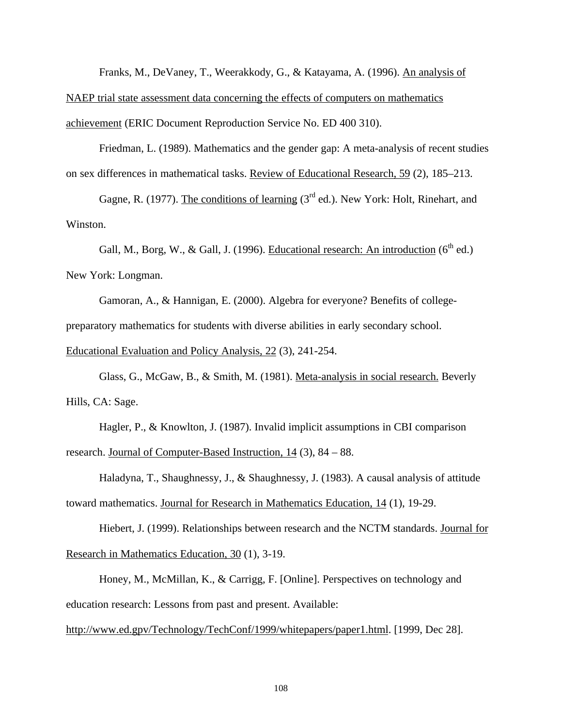Franks, M., DeVaney, T., Weerakkody, G., & Katayama, A. (1996). An analysis of NAEP trial state assessment data concerning the effects of computers on mathematics achievement (ERIC Document Reproduction Service No. ED 400 310).

Friedman, L. (1989). Mathematics and the gender gap: A meta-analysis of recent studies on sex differences in mathematical tasks. Review of Educational Research, 59 (2), 185–213.

Gagne, R. (1977). The conditions of learning (3rd ed.). New York: Holt, Rinehart, and Winston.

Gall, M., Borg, W., & Gall, J. (1996). Educational research: An introduction (6th ed.) New York: Longman.

Gamoran, A., & Hannigan, E. (2000). Algebra for everyone? Benefits of college-preparatory mathematics for students with diverse abilities in early secondary school. Educational Evaluation and Policy Analysis, 22 (3), 241-254.

Glass, G., McGaw, B., & Smith, M. (1981). Meta-analysis in social research. Beverly Hills, CA: Sage.

Hagler, P., & Knowlton, J. (1987). Invalid implicit assumptions in CBI comparison research. Journal of Computer-Based Instruction, 14 (3), 84 – 88.

Haladyna, T., Shaughnessy, J., & Shaughnessy, J. (1983). A causal analysis of attitude toward mathematics. Journal for Research in Mathematics Education, 14 (1), 19-29.

Hiebert, J. (1999). Relationships between research and the NCTM standards. Journal for Research in Mathematics Education, 30 (1), 3-19.

Honey, M., McMillan, K., & Carrigg, F. [Online]. Perspectives on technology and education research: Lessons from past and present. Available: http://www.ed.gpv/Technology/TechConf/1999/whitepapers/paper1.html. [1999, Dec 28].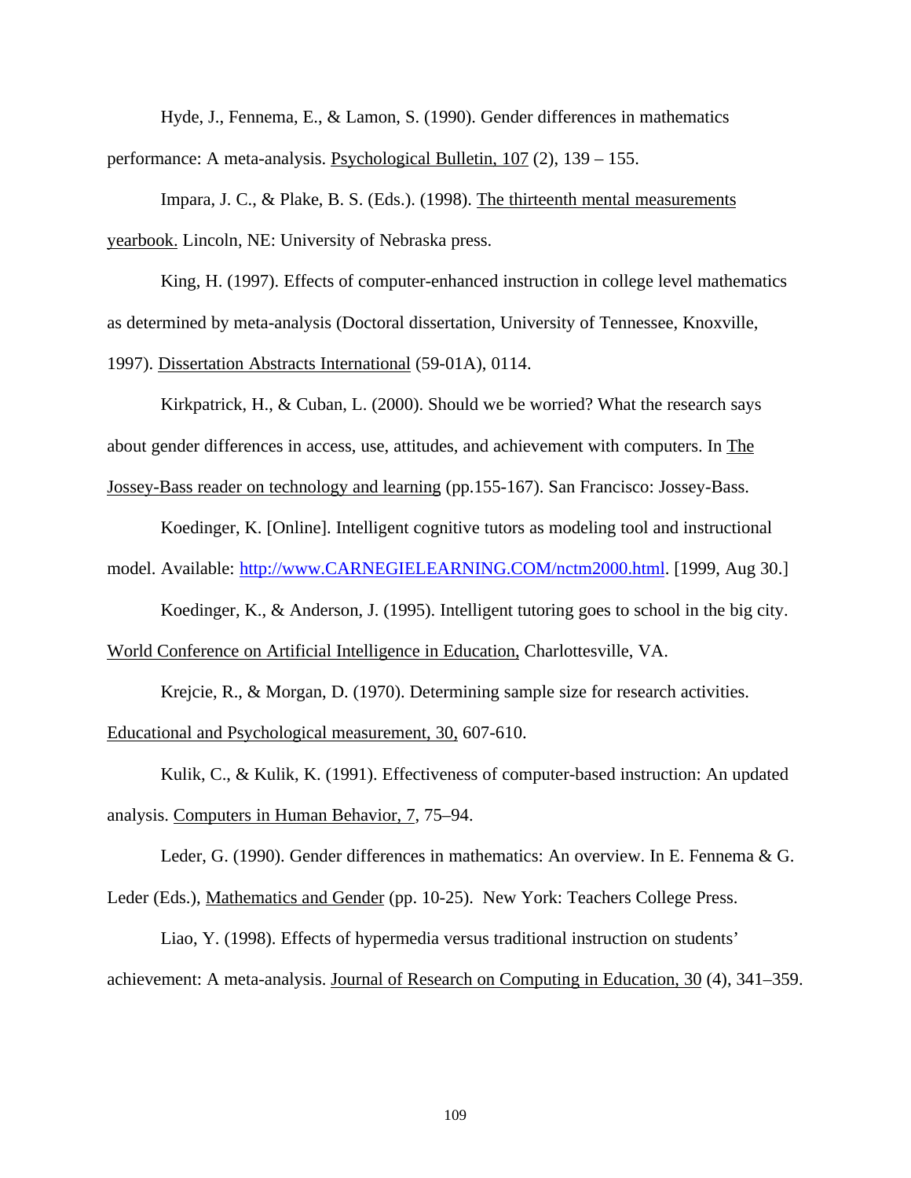Hyde, J., Fennema, E., & Lamon, S. (1990). Gender differences in mathematics performance: A meta-analysis. Psychological Bulletin, 107 (2), 139 – 155.

Impara, J. C., & Plake, B. S. (Eds.). (1998). The thirteenth mental measurements yearbook. Lincoln, NE: University of Nebraska press.

King, H. (1997). Effects of computer-enhanced instruction in college level mathematics as determined by meta-analysis (Doctoral dissertation, University of Tennessee, Knoxville, 1997). Dissertation Abstracts International (59-01A), 0114.

Kirkpatrick, H., & Cuban, L. (2000). Should we be worried? What the research says about gender differences in access, use, attitudes, and achievement with computers. In The Jossey-Bass reader on technology and learning (pp.155-167). San Francisco: Jossey-Bass.

Koedinger, K. [Online]. Intelligent cognitive tutors as modeling tool and instructional model. Available: http://www.CARNEGIELEARNING.COM/nctm2000.html. [1999, Aug 30.]

Koedinger, K., & Anderson, J. (1995). Intelligent tutoring goes to school in the big city. World Conference on Artificial Intelligence in Education, Charlottesville, VA.

Krejcie, R., & Morgan, D. (1970). Determining sample size for research activities. Educational and Psychological measurement, 30, 607-610.

Kulik, C., & Kulik, K. (1991). Effectiveness of computer-based instruction: An updated analysis. Computers in Human Behavior, 7, 75–94.

Leder, G. (1990). Gender differences in mathematics: An overview. In E. Fennema & G. Leder (Eds.), Mathematics and Gender (pp. 10-25). New York: Teachers College Press.

Liao, Y. (1998). Effects of hypermedia versus traditional instruction on students' achievement: A meta-analysis. Journal of Research on Computing in Education, 30 (4), 341–359.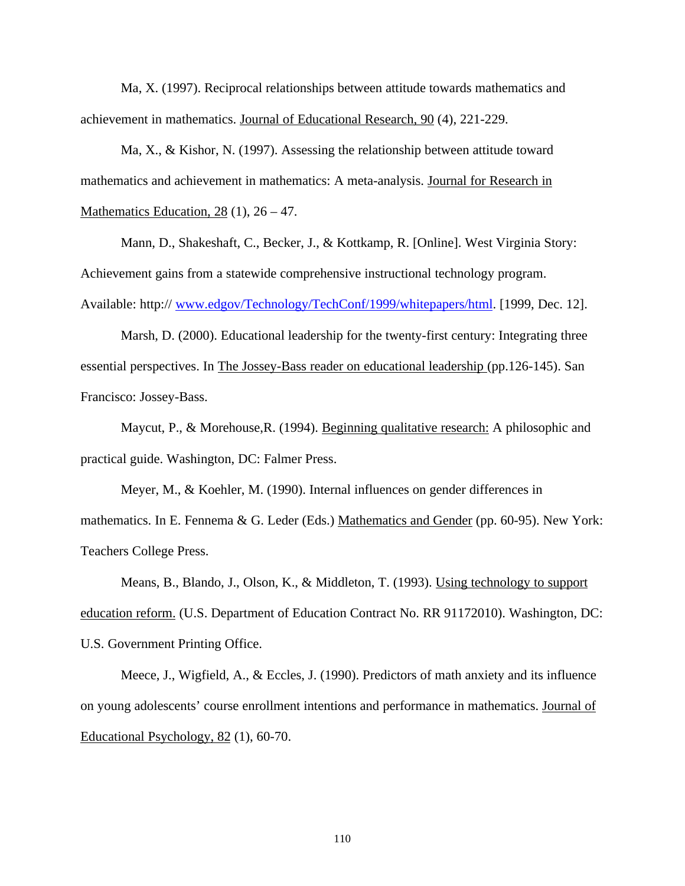Ma, X. (1997). Reciprocal relationships between attitude towards mathematics and achievement in mathematics. Journal of Educational Research, 90 (4), 221-229.

Ma, X., & Kishor, N. (1997). Assessing the relationship between attitude toward mathematics and achievement in mathematics: A meta-analysis. Journal for Research in Mathematics Education, 28 (1), 26 – 47.

Mann, D., Shakeshaft, C., Becker, J., & Kottkamp, R. [Online]. West Virginia Story: Achievement gains from a statewide comprehensive instructional technology program. Available: http:// www.edgov/Technology/TechConf/1999/whitepapers/html. [1999, Dec. 12].

Marsh, D. (2000). Educational leadership for the twenty-first century: Integrating three essential perspectives. In The Jossey-Bass reader on educational leadership (pp.126-145). San Francisco: Jossey-Bass.

Maycut, P., & Morehouse,R. (1994). Beginning qualitative research: A philosophic and practical guide. Washington, DC: Falmer Press.

Meyer, M., & Koehler, M. (1990). Internal influences on gender differences in mathematics. In E. Fennema & G. Leder (Eds.) Mathematics and Gender (pp. 60-95). New York: Teachers College Press.

Means, B., Blando, J., Olson, K., & Middleton, T. (1993). Using technology to support education reform. (U.S. Department of Education Contract No. RR 91172010). Washington, DC: U.S. Government Printing Office.

Meece, J., Wigfield, A., & Eccles, J. (1990). Predictors of math anxiety and its influence on young adolescents' course enrollment intentions and performance in mathematics. Journal of Educational Psychology, 82 (1), 60-70.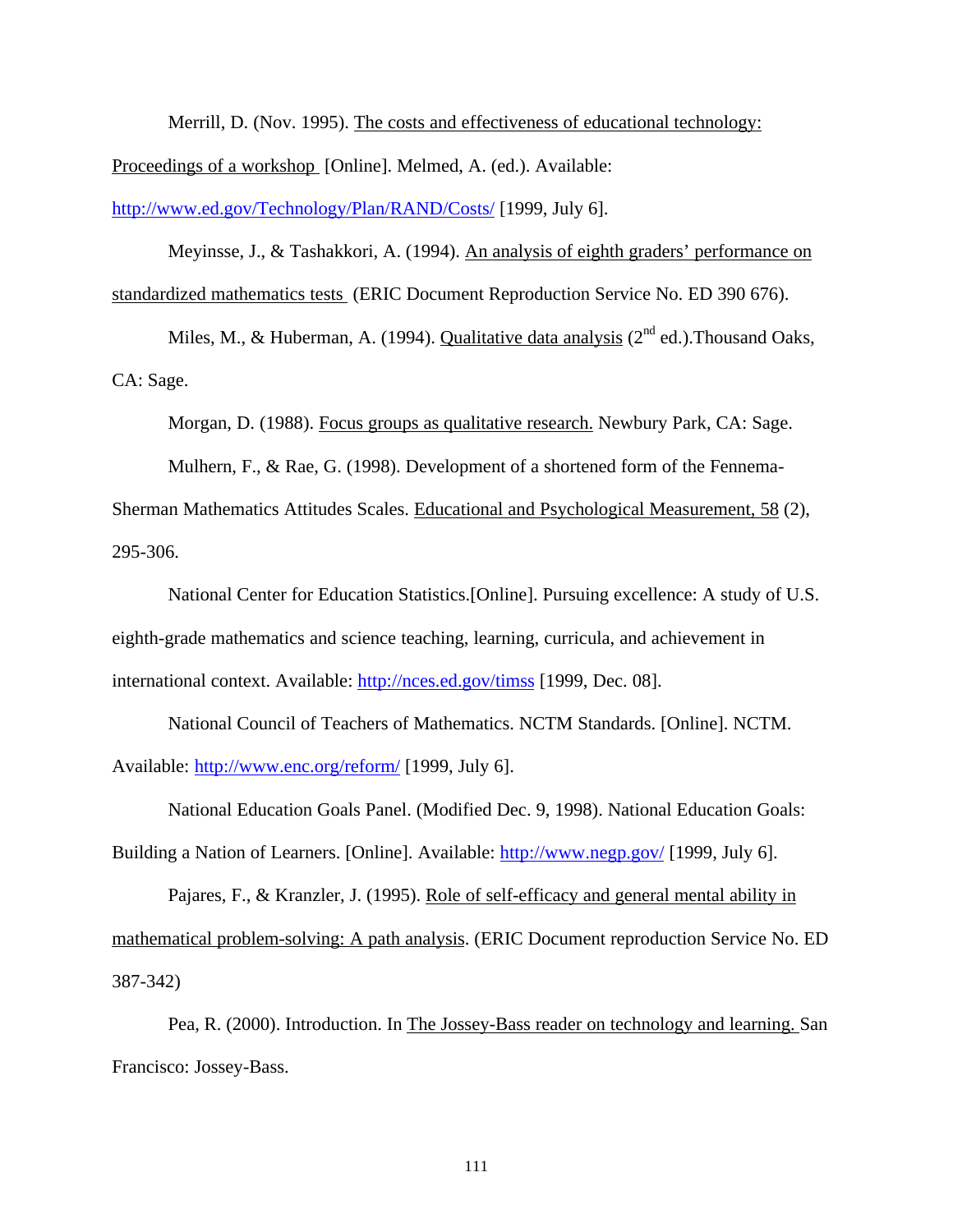Merrill, D. (Nov. 1995). The costs and effectiveness of educational technology: Proceedings of a workshop [Online]. Melmed, A. (ed.). Available: http://www.ed.gov/Technology/Plan/RAND/Costs/ [1999, July 6].

Meyinsse, J., & Tashakkori, A. (1994). An analysis of eighth graders' performance on standardized mathematics tests (ERIC Document Reproduction Service No. ED 390 676).

Miles, M., & Huberman, A. (1994). Qualitative data analysis (2nd ed.).Thousand Oaks, CA: Sage.

Morgan, D. (1988). Focus groups as qualitative research. Newbury Park, CA: Sage.

Mulhern, F., & Rae, G. (1998). Development of a shortened form of the Fennema-Sherman Mathematics Attitudes Scales. Educational and Psychological Measurement, 58 (2), 295-306.

National Center for Education Statistics.[Online]. Pursuing excellence: A study of U.S. eighth-grade mathematics and science teaching, learning, curricula, and achievement in international context. Available: http://nces.ed.gov/timss [1999, Dec. 08].

National Council of Teachers of Mathematics. NCTM Standards. [Online]. NCTM. Available: http://www.enc.org/reform/ [1999, July 6].

National Education Goals Panel. (Modified Dec. 9, 1998). National Education Goals: Building a Nation of Learners. [Online]. Available: http://www.negp.gov/ [1999, July 6].

Pajares, F., & Kranzler, J. (1995). Role of self-efficacy and general mental ability in mathematical problem-solving: A path analysis. (ERIC Document reproduction Service No. ED 387-342)

Pea, R. (2000). Introduction. In The Jossey-Bass reader on technology and learning. San Francisco: Jossey-Bass.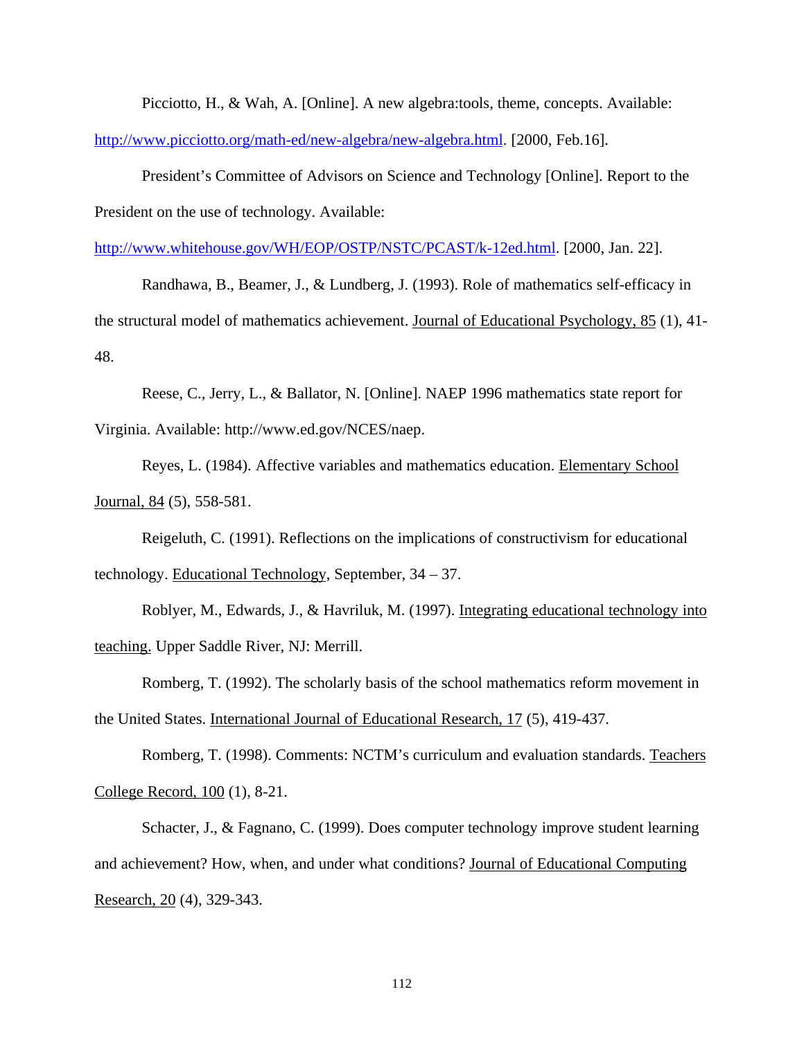Picciotto, H., & Wah, A. [Online]. A new algebra:tools, theme, concepts. Available: http://www.picciotto.org/math-ed/new-algebra/new-algebra.html. [2000, Feb.16].

President's Committee of Advisors on Science and Technology [Online]. Report to the President on the use of technology. Available: http://www.whitehouse.gov/WH/EOP/OSTP/NSTC/PCAST/k-12ed.html. [2000, Jan. 22].

Randhawa, B., Beamer, J., & Lundberg, J. (1993). Role of mathematics self-efficacy in the structural model of mathematics achievement. Journal of Educational Psychology, 85 (1), 41-48.

Reese, C., Jerry, L., & Ballator, N. [Online]. NAEP 1996 mathematics state report for Virginia. Available: http://www.ed.gov/NCES/naep.

Reyes, L. (1984). Affective variables and mathematics education. Elementary School Journal, 84 (5), 558-581.

Reigeluth, C. (1991). Reflections on the implications of constructivism for educational technology. Educational Technology, September, 34 – 37.

Roblyer, M., Edwards, J., & Havriluk, M. (1997). Integrating educational technology into teaching. Upper Saddle River, NJ: Merrill.

Romberg, T. (1992). The scholarly basis of the school mathematics reform movement in the United States. International Journal of Educational Research, 17 (5), 419-437.

Romberg, T. (1998). Comments: NCTM's curriculum and evaluation standards. Teachers College Record, 100 (1), 8-21.

Schacter, J., & Fagnano, C. (1999). Does computer technology improve student learning and achievement? How, when, and under what conditions? Journal of Educational Computing Research, 20 (4), 329-343.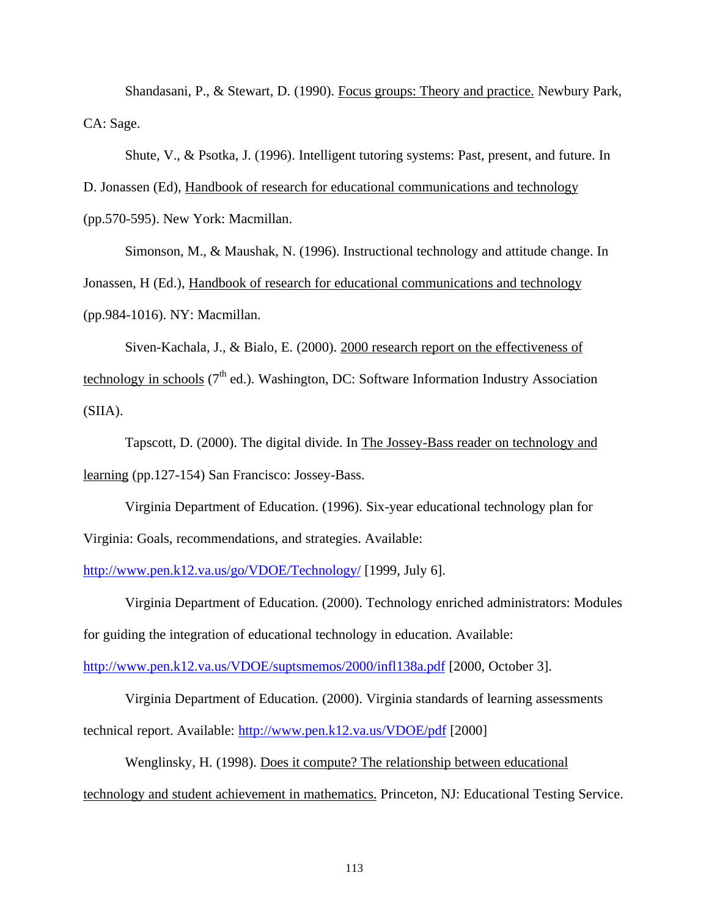Shandasani, P., & Stewart, D. (1990). Focus groups: Theory and practice. Newbury Park, CA: Sage.

Shute, V., & Psotka, J. (1996). Intelligent tutoring systems: Past, present, and future. In D. Jonassen (Ed), Handbook of research for educational communications and technology (pp.570-595). New York: Macmillan.

Simonson, M., & Maushak, N. (1996). Instructional technology and attitude change. In Jonassen, H (Ed.), Handbook of research for educational communications and technology (pp.984-1016). NY: Macmillan.

Siven-Kachala, J., & Bialo, E. (2000). 2000 research report on the effectiveness of technology in schools (7th ed.). Washington, DC: Software Information Industry Association (SIIA).

Tapscott, D. (2000). The digital divide. In The Jossey-Bass reader on technology and learning (pp.127-154) San Francisco: Jossey-Bass.

Virginia Department of Education. (1996). Six-year educational technology plan for Virginia: Goals, recommendations, and strategies. Available: http://www.pen.k12.va.us/go/VDOE/Technology/ [1999, July 6].

Virginia Department of Education. (2000). Technology enriched administrators: Modules for guiding the integration of educational technology in education. Available: http://www.pen.k12.va.us/VDOE/suptsmemos/2000/infl138a.pdf [2000, October 3].

Virginia Department of Education. (2000). Virginia standards of learning assessments technical report. Available: http://www.pen.k12.va.us/VDOE/pdf [2000]

Wenglinsky, H. (1998). Does it compute? The relationship between educational technology and student achievement in mathematics. Princeton, NJ: Educational Testing Service.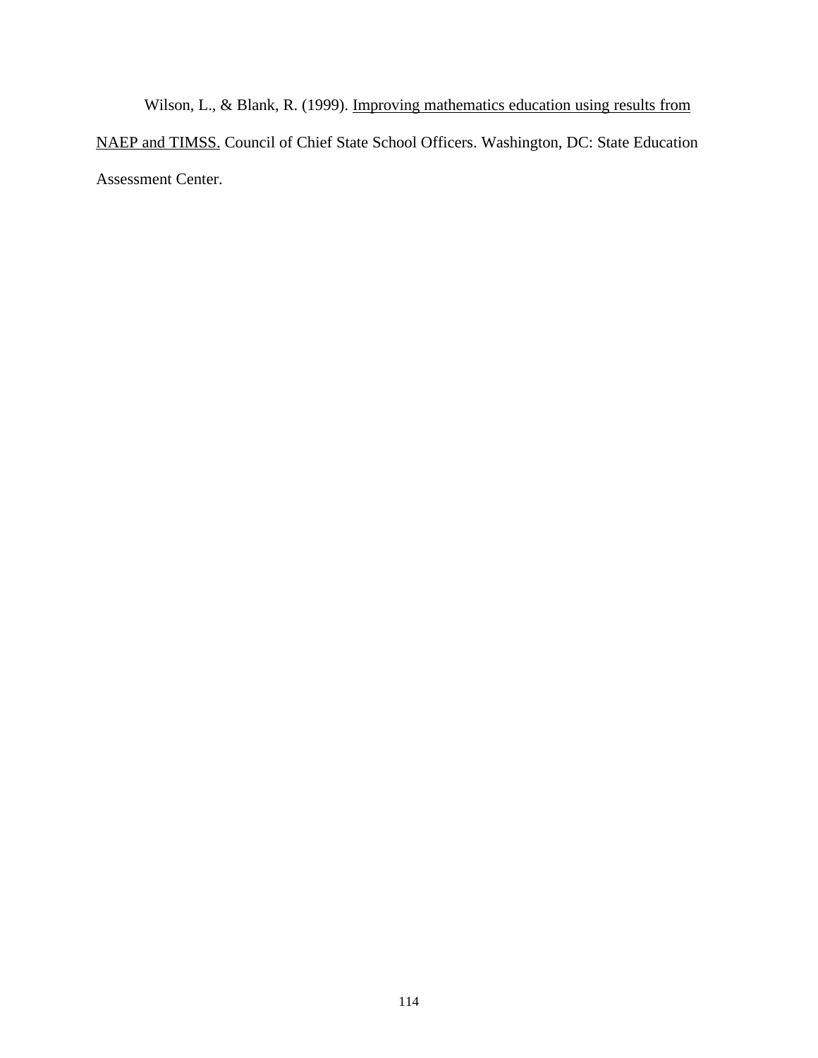Wilson, L., & Blank, R. (1999). <u>Improving mathematics education using results from NAEP and TIMSS.</u> Council of Chief State School Officers. Washington, DC: State Education Assessment Center.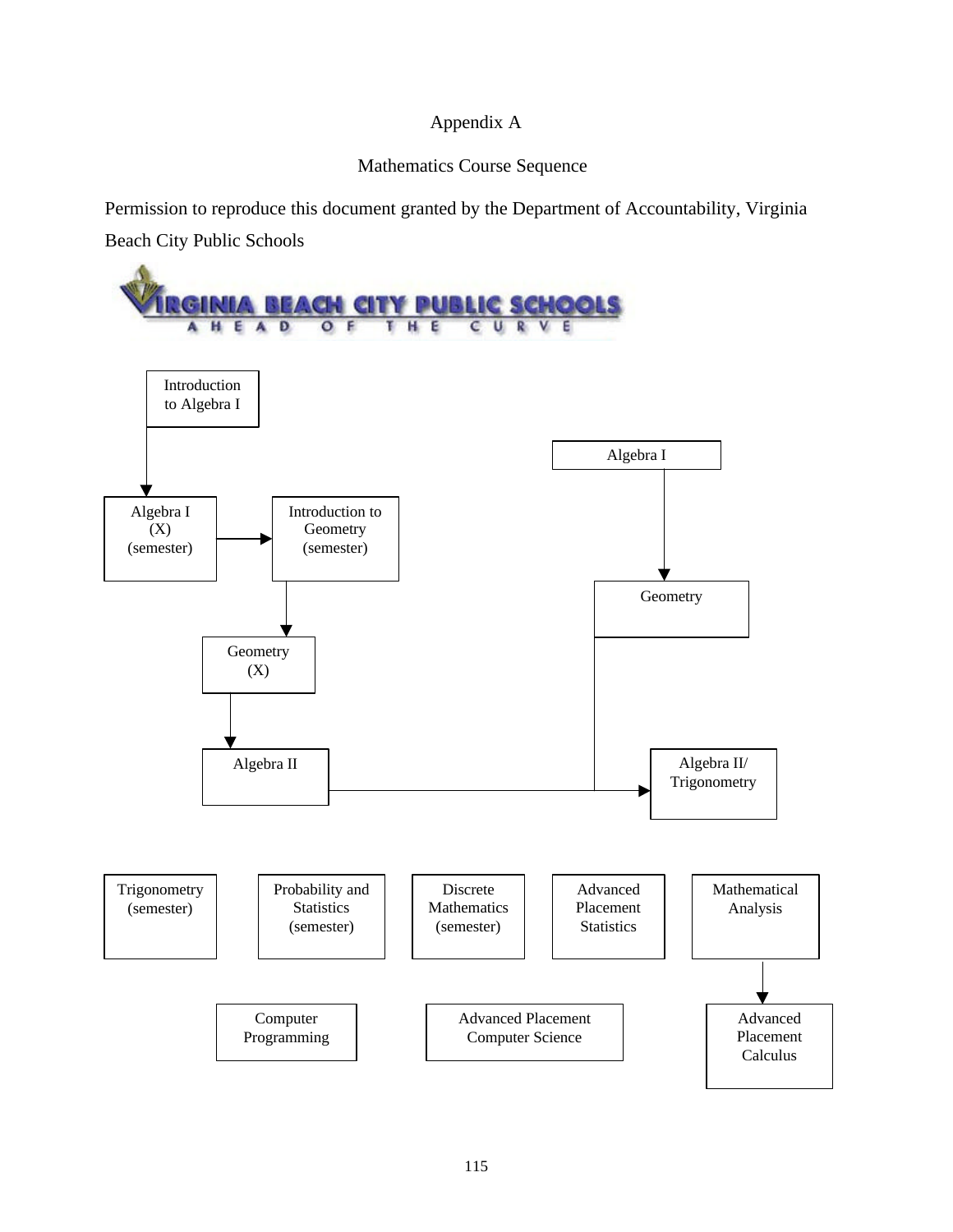# Appendix A

## Mathematics Course Sequence

Permission to reproduce this document granted by the Department of Accountability, Virginia Beach City Public Schools

VIRGINIA BEACH CITY PUBLIC SCHOOLS
AHEAD OF THE CURVE

Introduction to Algebra I

Algebra I

Algebra I (X) (semester)

Introduction to Geometry (semester)

Geometry

Geometry (X)

Algebra II

Algebra II/ Trigonometry

Trigonometry (semester)

Probability and Statistics (semester)

Discrete Mathematics (semester)

Advanced Placement Statistics

Mathematical Analysis

Computer Programming

Advanced Placement Computer Science

Advanced Placement Calculus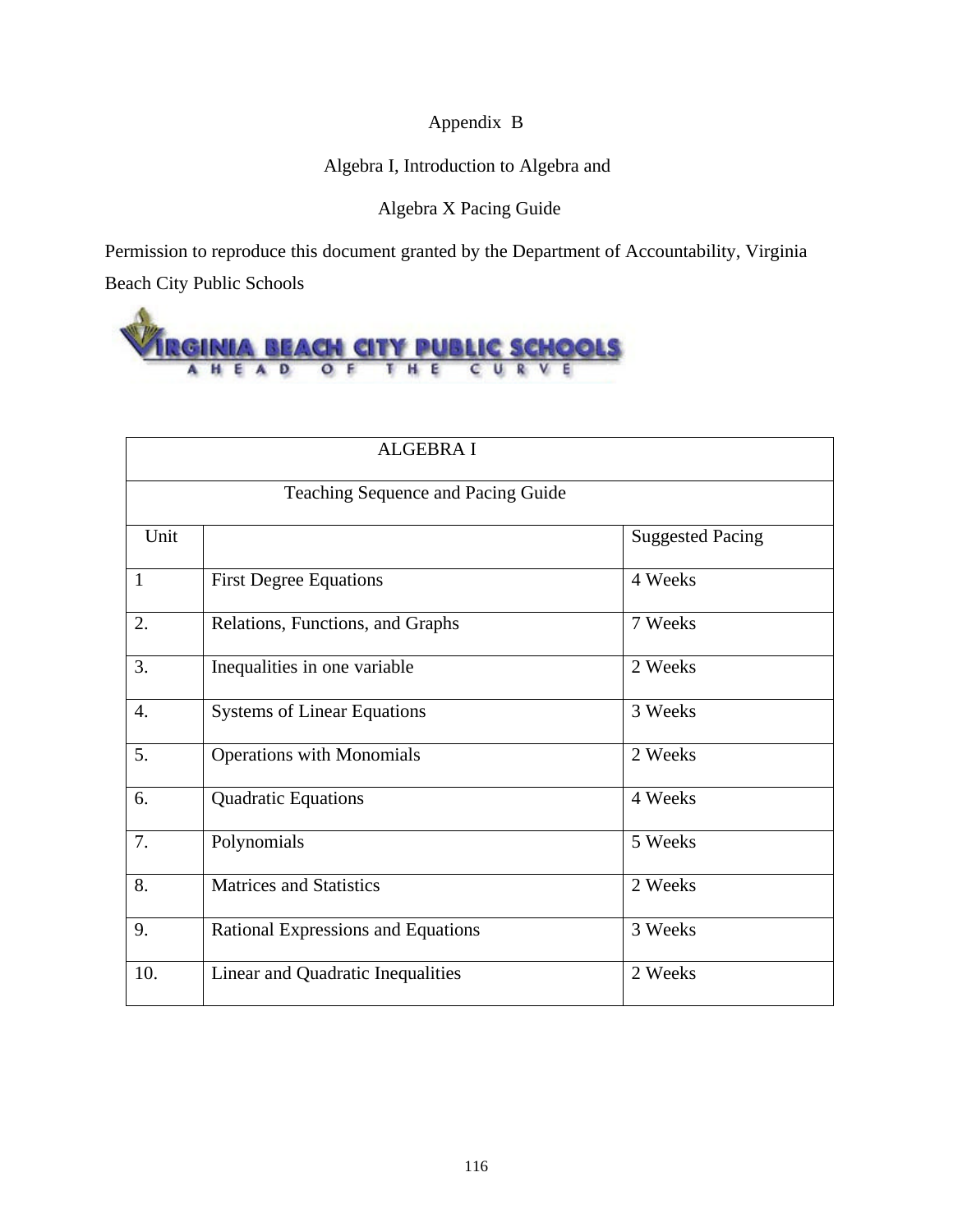Appendix B

Algebra I, Introduction to Algebra and

Algebra X Pacing Guide

Permission to reproduce this document granted by the Department of Accountability, Virginia Beach City Public Schools

| ALGEBRA I | | |
|---|---|---|
| Teaching Sequence and Pacing Guide | | |
| Unit | | Suggested Pacing |
| 1 | First Degree Equations | 4 Weeks |
| 2. | Relations, Functions, and Graphs | 7 Weeks |
| 3. | Inequalities in one variable | 2 Weeks |
| 4. | Systems of Linear Equations | 3 Weeks |
| 5. | Operations with Monomials | 2 Weeks |
| 6. | Quadratic Equations | 4 Weeks |
| 7. | Polynomials | 5 Weeks |
| 8. | Matrices and Statistics | 2 Weeks |
| 9. | Rational Expressions and Equations | 3 Weeks |
| 10. | Linear and Quadratic Inequalities | 2 Weeks |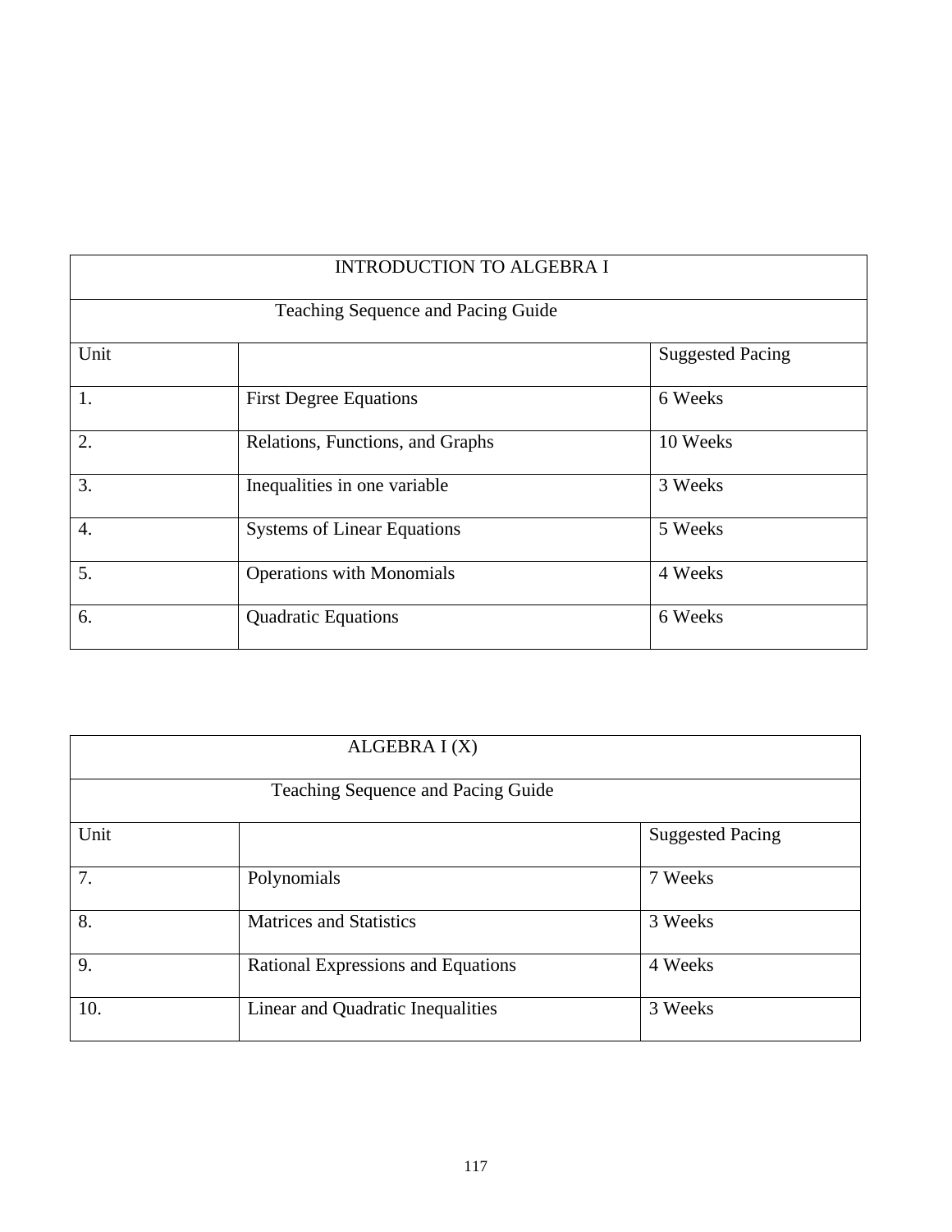| INTRODUCTION TO ALGEBRA I | | |
|---|---|---|
| Teaching Sequence and Pacing Guide | | |
| Unit | | Suggested Pacing |
| 1. | First Degree Equations | 6 Weeks |
| 2. | Relations, Functions, and Graphs | 10 Weeks |
| 3. | Inequalities in one variable | 3 Weeks |
| 4. | Systems of Linear Equations | 5 Weeks |
| 5. | Operations with Monomials | 4 Weeks |
| 6. | Quadratic Equations | 6 Weeks |

| ALGEBRA I (X) | | |
|---|---|---|
| Teaching Sequence and Pacing Guide | | |
| Unit | | Suggested Pacing |
| 7. | Polynomials | 7 Weeks |
| 8. | Matrices and Statistics | 3 Weeks |
| 9. | Rational Expressions and Equations | 4 Weeks |
| 10. | Linear and Quadratic Inequalities | 3 Weeks |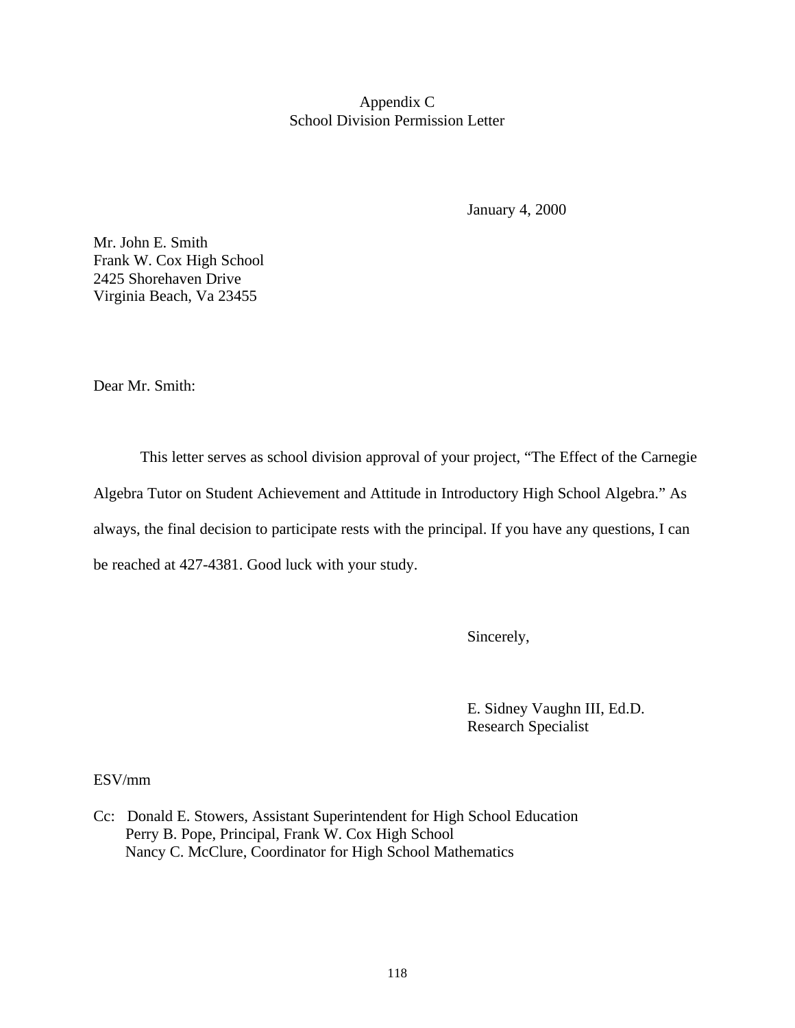# Appendix C
## School Division Permission Letter

January 4, 2000

Mr. John E. Smith
Frank W. Cox High School
2425 Shorehaven Drive
Virginia Beach, Va 23455

Dear Mr. Smith:

This letter serves as school division approval of your project, “The Effect of the Carnegie Algebra Tutor on Student Achievement and Attitude in Introductory High School Algebra.” As always, the final decision to participate rests with the principal. If you have any questions, I can be reached at 427-4381. Good luck with your study.

Sincerely,

E. Sidney Vaughn III, Ed.D.
Research Specialist

ESV/mm

Cc: Donald E. Stowers, Assistant Superintendent for High School Education
Perry B. Pope, Principal, Frank W. Cox High School
Nancy C. McClure, Coordinator for High School Mathematics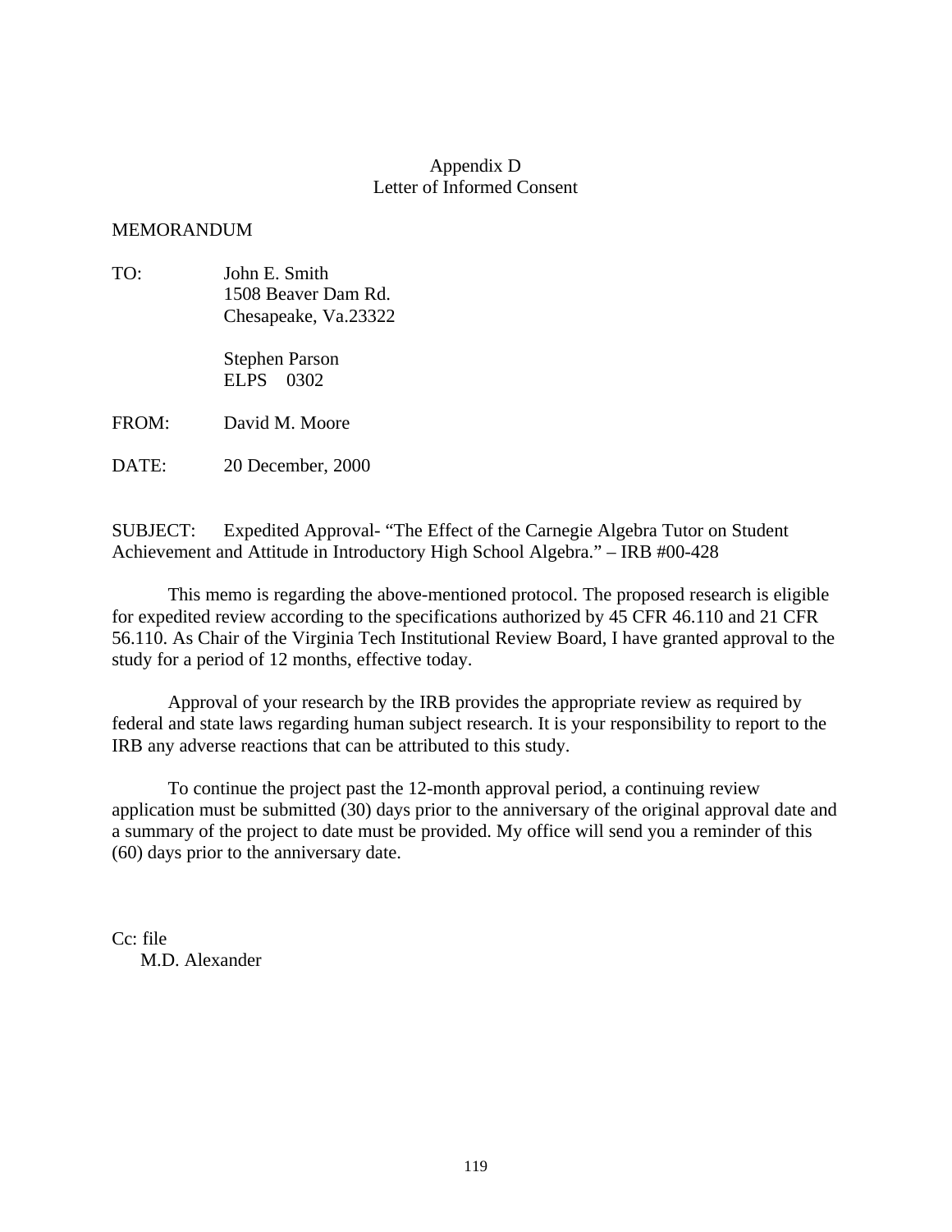## Appendix D
## Letter of Informed Consent

MEMORANDUM

TO: John E. Smith
1508 Beaver Dam Rd.
Chesapeake, Va.23322

Stephen Parson
ELPS 0302

FROM: David M. Moore

DATE: 20 December, 2000

SUBJECT: Expedited Approval- "The Effect of the Carnegie Algebra Tutor on Student Achievement and Attitude in Introductory High School Algebra." – IRB #00-428

This memo is regarding the above-mentioned protocol. The proposed research is eligible for expedited review according to the specifications authorized by 45 CFR 46.110 and 21 CFR 56.110. As Chair of the Virginia Tech Institutional Review Board, I have granted approval to the study for a period of 12 months, effective today.

Approval of your research by the IRB provides the appropriate review as required by federal and state laws regarding human subject research. It is your responsibility to report to the IRB any adverse reactions that can be attributed to this study.

To continue the project past the 12-month approval period, a continuing review application must be submitted (30) days prior to the anniversary of the original approval date and a summary of the project to date must be provided. My office will send you a reminder of this (60) days prior to the anniversary date.

Cc: file
M.D. Alexander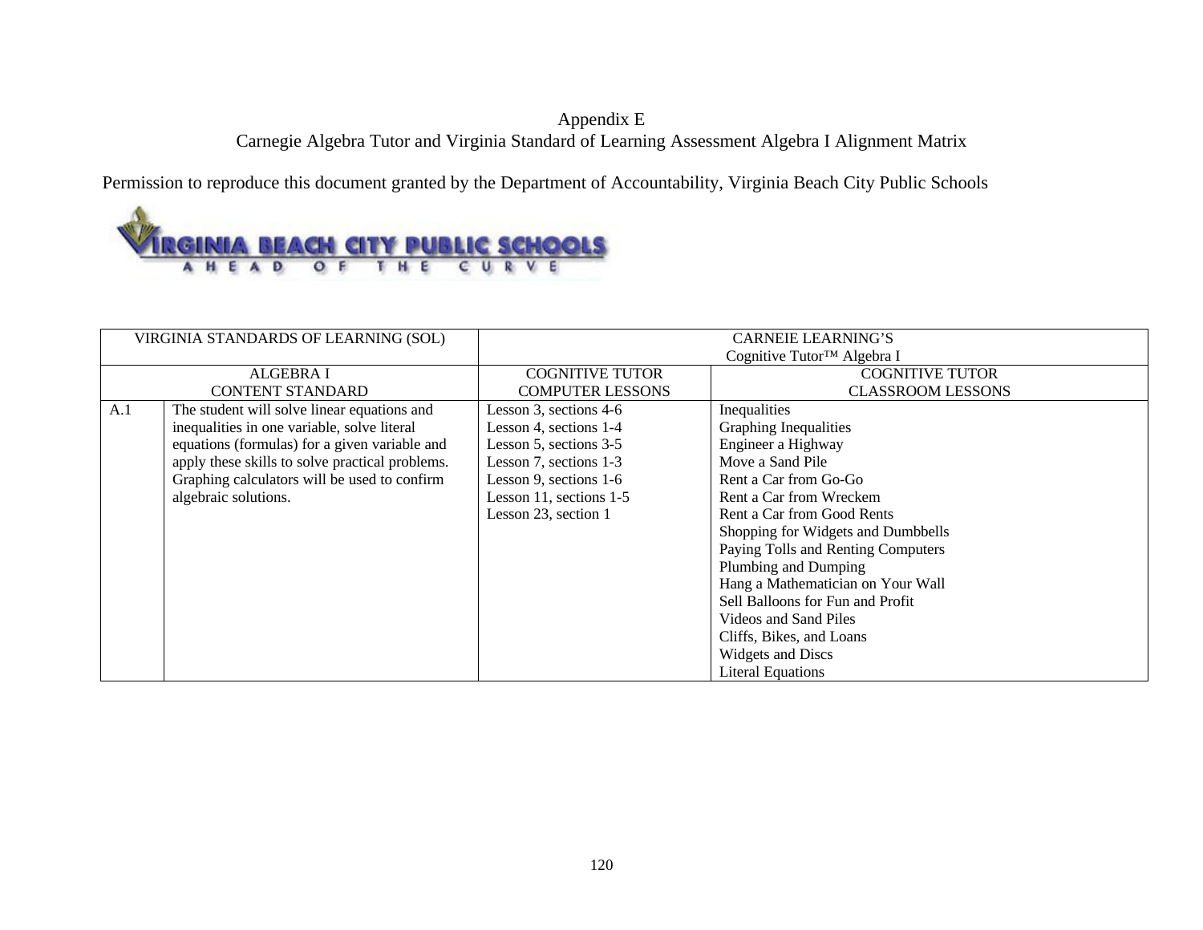Appendix E

Carnegie Algebra Tutor and Virginia Standard of Learning Assessment Algebra I Alignment Matrix

Permission to reproduce this document granted by the Department of Accountability, Virginia Beach City Public Schools

| VIRGINIA STANDARDS OF LEARNING (SOL) | | CARNEIE LEARNING'S Cognitive Tutor™ Algebra I | |
|---|---|---|---|
| ALGEBRA I CONTENT STANDARD | | COGNITIVE TUTOR COMPUTER LESSONS | COGNITIVE TUTOR CLASSROOM LESSONS |
| A.1 | The student will solve linear equations and inequalities in one variable, solve literal equations (formulas) for a given variable and apply these skills to solve practical problems. Graphing calculators will be used to confirm algebraic solutions. | Lesson 3, sections 4-6<br>Lesson 4, sections 1-4<br>Lesson 5, sections 3-5<br>Lesson 7, sections 1-3<br>Lesson 9, sections 1-6<br>Lesson 11, sections 1-5<br>Lesson 23, section 1 | Inequalities<br>Graphing Inequalities<br>Engineer a Highway<br>Move a Sand Pile<br>Rent a Car from Go-Go<br>Rent a Car from Wreckem<br>Rent a Car from Good Rents<br>Shopping for Widgets and Dumbbells<br>Paying Tolls and Renting Computers<br>Plumbing and Dumping<br>Hang a Mathematician on Your Wall<br>Sell Balloons for Fun and Profit<br>Videos and Sand Piles<br>Cliffs, Bikes, and Loans<br>Widgets and Discs<br>Literal Equations |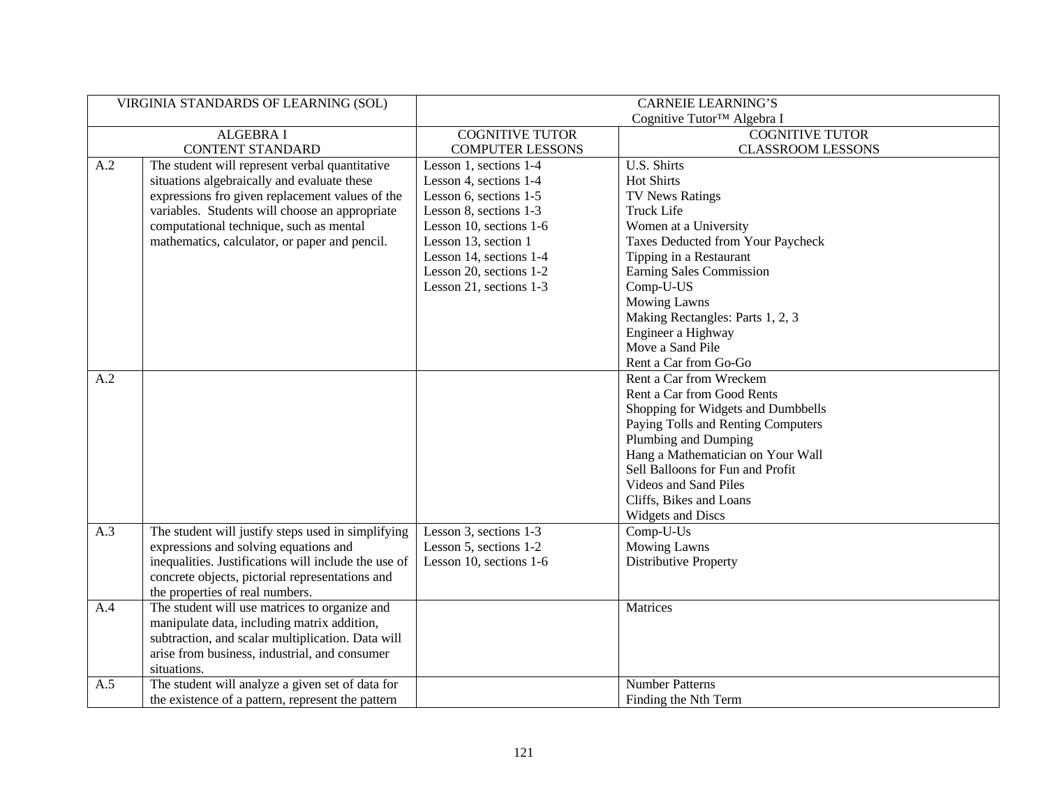| VIRGINIA STANDARDS OF LEARNING (SOL) | | CARNEIE LEARNING'S Cognitive Tutor™ Algebra I | |
|---|---|---|---|
| ALGEBRA I CONTENT STANDARD | | COGNITIVE TUTOR COMPUTER LESSONS | COGNITIVE TUTOR CLASSROOM LESSONS |
| A.2 | The student will represent verbal quantitative situations algebraically and evaluate these expressions fro given replacement values of the variables. Students will choose an appropriate computational technique, such as mental mathematics, calculator, or paper and pencil. | Lesson 1, sections 1-4<br>Lesson 4, sections 1-4<br>Lesson 6, sections 1-5<br>Lesson 8, sections 1-3<br>Lesson 10, sections 1-6<br>Lesson 13, section 1<br>Lesson 14, sections 1-4<br>Lesson 20, sections 1-2<br>Lesson 21, sections 1-3 | U.S. Shirts<br>Hot Shirts<br>TV News Ratings<br>Truck Life<br>Women at a University<br>Taxes Deducted from Your Paycheck<br>Tipping in a Restaurant<br>Earning Sales Commission<br>Comp-U-US<br>Mowing Lawns<br>Making Rectangles: Parts 1, 2, 3<br>Engineer a Highway<br>Move a Sand Pile<br>Rent a Car from Go-Go |
| A.2 | | | Rent a Car from Wreckem<br>Rent a Car from Good Rents<br>Shopping for Widgets and Dumbbells<br>Paying Tolls and Renting Computers<br>Plumbing and Dumping<br>Hang a Mathematician on Your Wall<br>Sell Balloons for Fun and Profit<br>Videos and Sand Piles<br>Cliffs, Bikes and Loans<br>Widgets and Discs |
| A.3 | The student will justify steps used in simplifying expressions and solving equations and inequalities. Justifications will include the use of concrete objects, pictorial representations and the properties of real numbers. | Lesson 3, sections 1-3<br>Lesson 5, sections 1-2<br>Lesson 10, sections 1-6 | Comp-U-Us<br>Mowing Lawns<br>Distributive Property |
| A.4 | The student will use matrices to organize and manipulate data, including matrix addition, subtraction, and scalar multiplication. Data will arise from business, industrial, and consumer situations. | | Matrices |
| A.5 | The student will analyze a given set of data for the existence of a pattern, represent the pattern | | Number Patterns<br>Finding the Nth Term |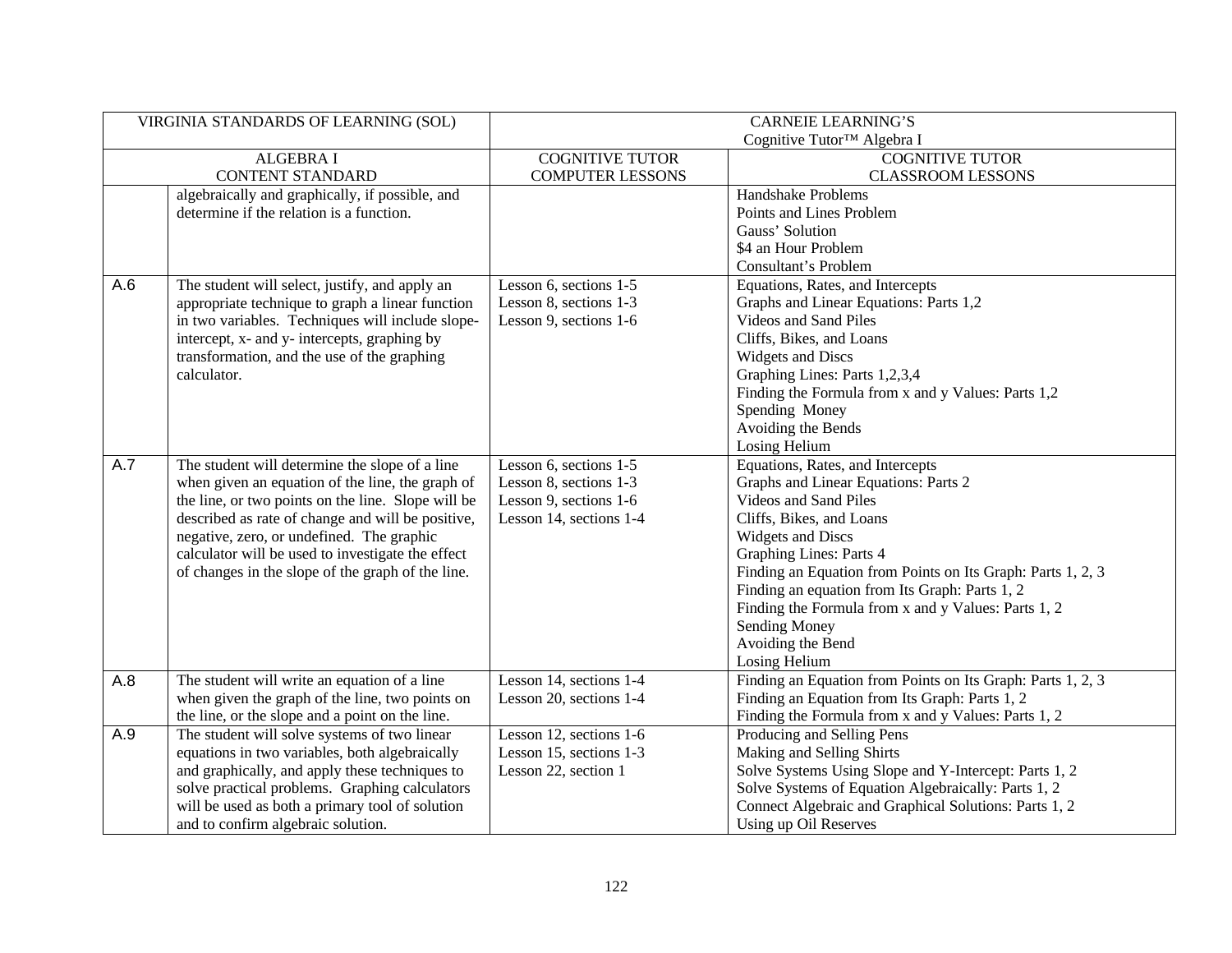| VIRGINIA STANDARDS OF LEARNING (SOL) | | CARNEIE LEARNING'S Cognitive Tutor™ Algebra I | |
|---|---|---|---|
| ALGEBRA I CONTENT STANDARD | | COGNITIVE TUTOR COMPUTER LESSONS | COGNITIVE TUTOR CLASSROOM LESSONS |
| | algebraically and graphically, if possible, and determine if the relation is a function. | | Handshake Problems<br>Points and Lines Problem<br>Gauss' Solution<br>$4 an Hour Problem<br>Consultant's Problem |
| A.6 | The student will select, justify, and apply an appropriate technique to graph a linear function in two variables. Techniques will include slope-intercept, x- and y- intercepts, graphing by transformation, and the use of the graphing calculator. | Lesson 6, sections 1-5<br>Lesson 8, sections 1-3<br>Lesson 9, sections 1-6 | Equations, Rates, and Intercepts<br>Graphs and Linear Equations: Parts 1,2<br>Videos and Sand Piles<br>Cliffs, Bikes, and Loans<br>Widgets and Discs<br>Graphing Lines: Parts 1,2,3,4<br>Finding the Formula from x and y Values: Parts 1,2<br>Spending Money<br>Avoiding the Bends<br>Losing Helium |
| A.7 | The student will determine the slope of a line when given an equation of the line, the graph of the line, or two points on the line. Slope will be described as rate of change and will be positive, negative, zero, or undefined. The graphic calculator will be used to investigate the effect of changes in the slope of the graph of the line. | Lesson 6, sections 1-5<br>Lesson 8, sections 1-3<br>Lesson 9, sections 1-6<br>Lesson 14, sections 1-4 | Equations, Rates, and Intercepts<br>Graphs and Linear Equations: Parts 2<br>Videos and Sand Piles<br>Cliffs, Bikes, and Loans<br>Widgets and Discs<br>Graphing Lines: Parts 4<br>Finding an Equation from Points on Its Graph: Parts 1, 2, 3<br>Finding an equation from Its Graph: Parts 1, 2<br>Finding the Formula from x and y Values: Parts 1, 2<br>Sending Money<br>Avoiding the Bend<br>Losing Helium |
| A.8 | The student will write an equation of a line when given the graph of the line, two points on the line, or the slope and a point on the line. | Lesson 14, sections 1-4<br>Lesson 20, sections 1-4 | Finding an Equation from Points on Its Graph: Parts 1, 2, 3<br>Finding an Equation from Its Graph: Parts 1, 2<br>Finding the Formula from x and y Values: Parts 1, 2 |
| A.9 | The student will solve systems of two linear equations in two variables, both algebraically and graphically, and apply these techniques to solve practical problems. Graphing calculators will be used as both a primary tool of solution and to confirm algebraic solution. | Lesson 12, sections 1-6<br>Lesson 15, sections 1-3<br>Lesson 22, section 1 | Producing and Selling Pens<br>Making and Selling Shirts<br>Solve Systems Using Slope and Y-Intercept: Parts 1, 2<br>Solve Systems of Equation Algebraically: Parts 1, 2<br>Connect Algebraic and Graphical Solutions: Parts 1, 2<br>Using up Oil Reserves |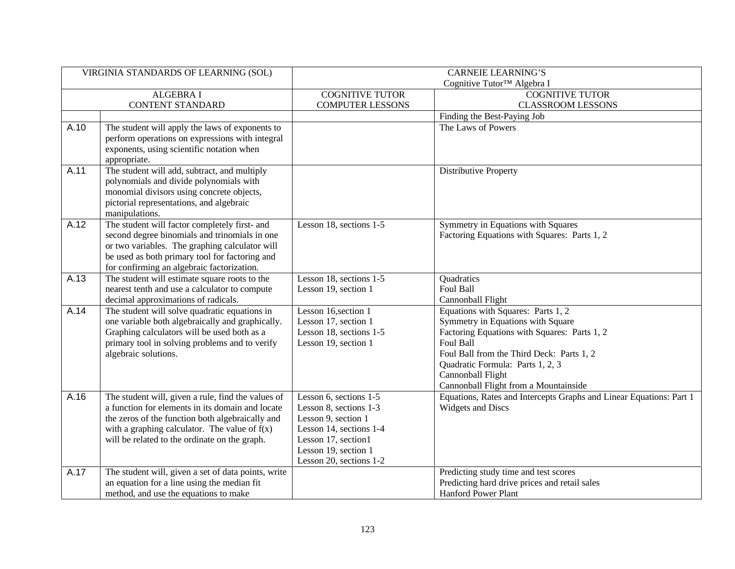| VIRGINIA STANDARDS OF LEARNING (SOL) | | CARNEIE LEARNING'S Cognitive Tutor™ Algebra I | |
|---|---|---|---|
| ALGEBRA I CONTENT STANDARD | | COGNITIVE TUTOR COMPUTER LESSONS | COGNITIVE TUTOR CLASSROOM LESSONS |
| | | | Finding the Best-Paying Job |
| A.10 | The student will apply the laws of exponents to perform operations on expressions with integral exponents, using scientific notation when appropriate. | | The Laws of Powers |
| A.11 | The student will add, subtract, and multiply polynomials and divide polynomials with monomial divisors using concrete objects, pictorial representations, and algebraic manipulations. | | Distributive Property |
| A.12 | The student will factor completely first- and second degree binomials and trinomials in one or two variables. The graphing calculator will be used as both primary tool for factoring and for confirming an algebraic factorization. | Lesson 18, sections 1-5 | Symmetry in Equations with Squares<br>Factoring Equations with Squares: Parts 1, 2 |
| A.13 | The student will estimate square roots to the nearest tenth and use a calculator to compute decimal approximations of radicals. | Lesson 18, sections 1-5<br>Lesson 19, section 1 | Quadratics<br>Foul Ball<br>Cannonball Flight |
| A.14 | The student will solve quadratic equations in one variable both algebraically and graphically. Graphing calculators will be used both as a primary tool in solving problems and to verify algebraic solutions. | Lesson 16,section 1<br>Lesson 17, section 1<br>Lesson 18, sections 1-5<br>Lesson 19, section 1 | Equations with Squares: Parts 1, 2<br>Symmetry in Equations with Square<br>Factoring Equations with Squares: Parts 1, 2<br>Foul Ball<br>Foul Ball from the Third Deck: Parts 1, 2<br>Quadratic Formula: Parts 1, 2, 3<br>Cannonball Flight<br>Cannonball Flight from a Mountainside |
| A.16 | The student will, given a rule, find the values of a function for elements in its domain and locate the zeros of the function both algebraically and with a graphing calculator. The value of f(x) will be related to the ordinate on the graph. | Lesson 6, sections 1-5<br>Lesson 8, sections 1-3<br>Lesson 9, section 1<br>Lesson 14, sections 1-4<br>Lesson 17, section1<br>Lesson 19, section 1<br>Lesson 20, sections 1-2 | Equations, Rates and Intercepts Graphs and Linear Equations: Part 1<br>Widgets and Discs |
| A.17 | The student will, given a set of data points, write an equation for a line using the median fit method, and use the equations to make | | Predicting study time and test scores<br>Predicting hard drive prices and retail sales<br>Hanford Power Plant |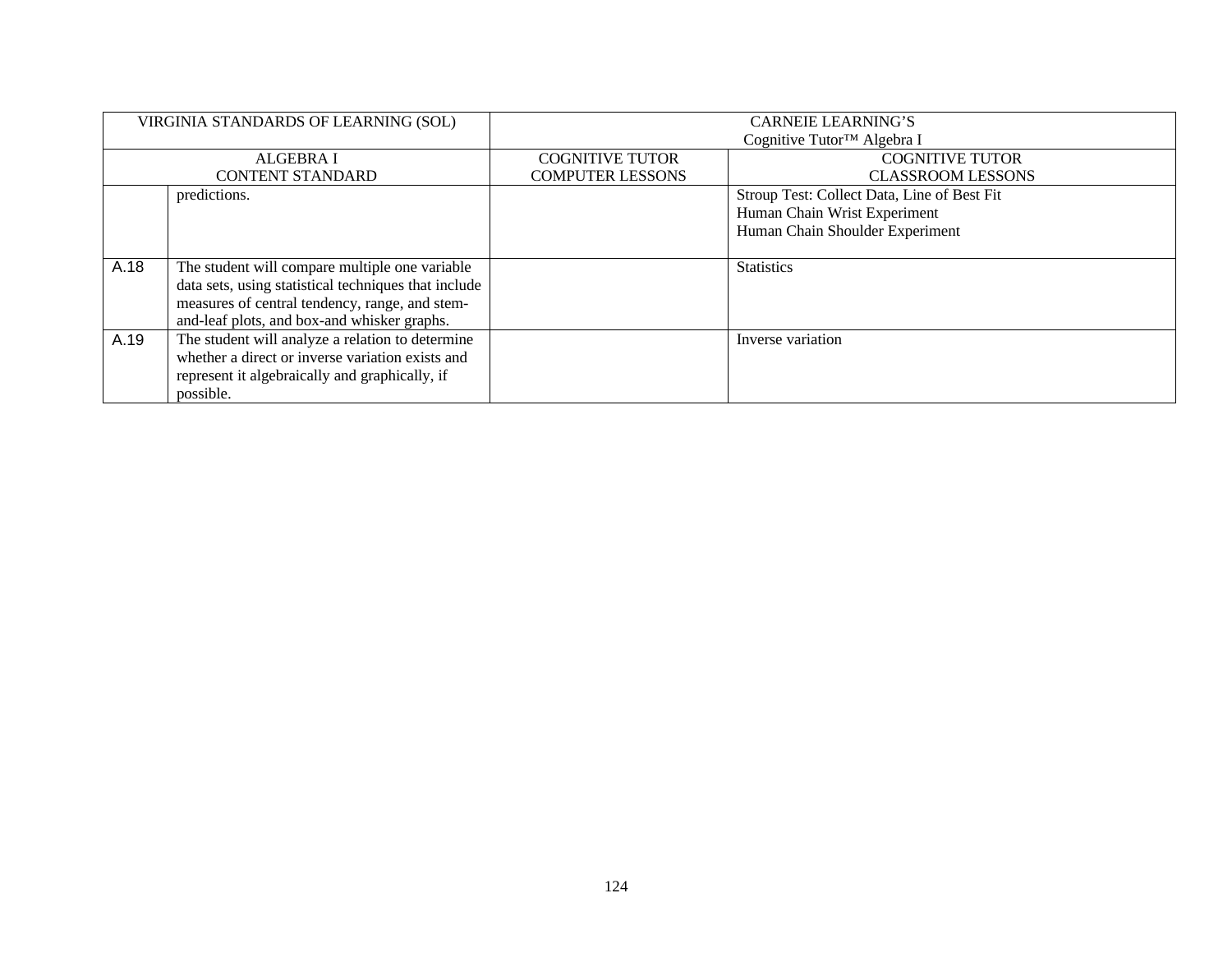| VIRGINIA STANDARDS OF LEARNING (SOL) | | CARNEIE LEARNING'S Cognitive Tutor™ Algebra I | |
|---|---|---|---|
| ALGEBRA I CONTENT STANDARD | | COGNITIVE TUTOR COMPUTER LESSONS | COGNITIVE TUTOR CLASSROOM LESSONS |
| | predictions. | | Stroup Test: Collect Data, Line of Best Fit<br>Human Chain Wrist Experiment<br>Human Chain Shoulder Experiment |
| A.18 | The student will compare multiple one variable data sets, using statistical techniques that include measures of central tendency, range, and stem-and-leaf plots, and box-and whisker graphs. | | Statistics |
| A.19 | The student will analyze a relation to determine whether a direct or inverse variation exists and represent it algebraically and graphically, if possible. | | Inverse variation |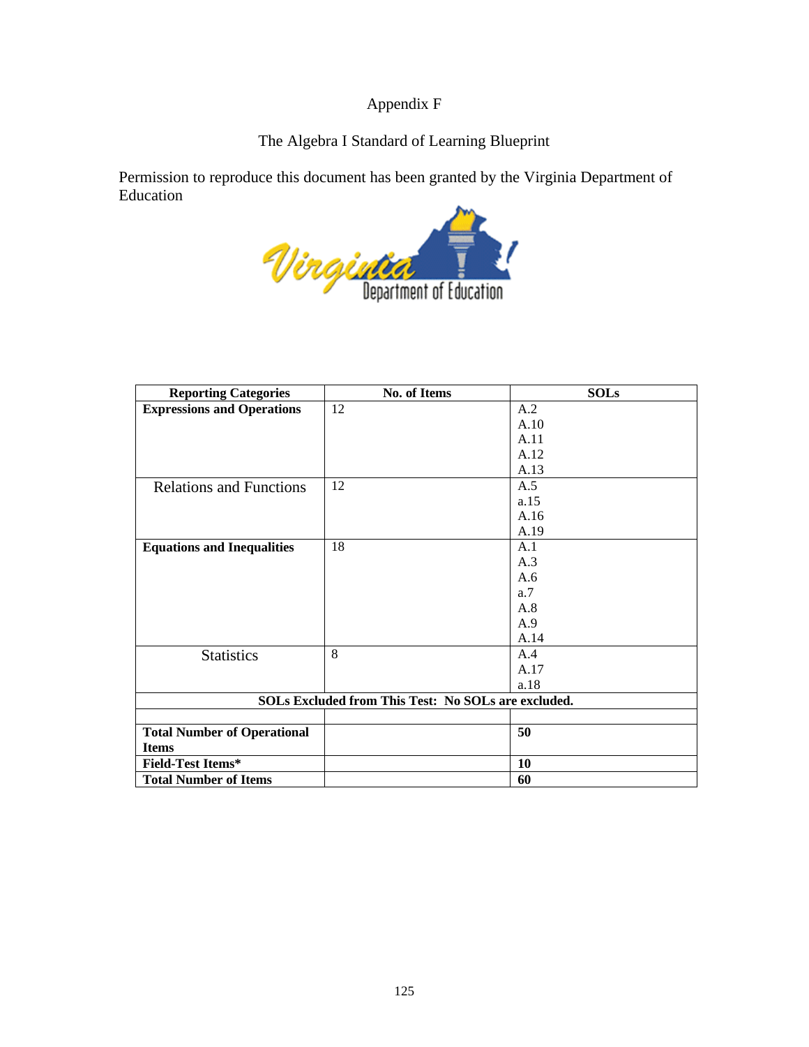Appendix F

The Algebra I Standard of Learning Blueprint

Permission to reproduce this document has been granted by the Virginia Department of Education

| Reporting Categories | No. of Items | SOLs |
|---|---|---|
| **Expressions and Operations** | 12 | A.2<br>A.10<br>A.11<br>A.12<br>A.13 |
| Relations and Functions | 12 | A.5<br>a.15<br>A.16<br>A.19 |
| **Equations and Inequalities** | 18 | A.1<br>A.3<br>A.6<br>a.7<br>A.8<br>A.9<br>A.14 |
| Statistics | 8 | A.4<br>A.17<br>a.18 |
| **SOLs Excluded from This Test: No SOLs are excluded.** | | |
| | | |
| **Total Number of Operational Items** | | **50** |
| **Field-Test Items*** | | **10** |
| **Total Number of Items** | | **60** |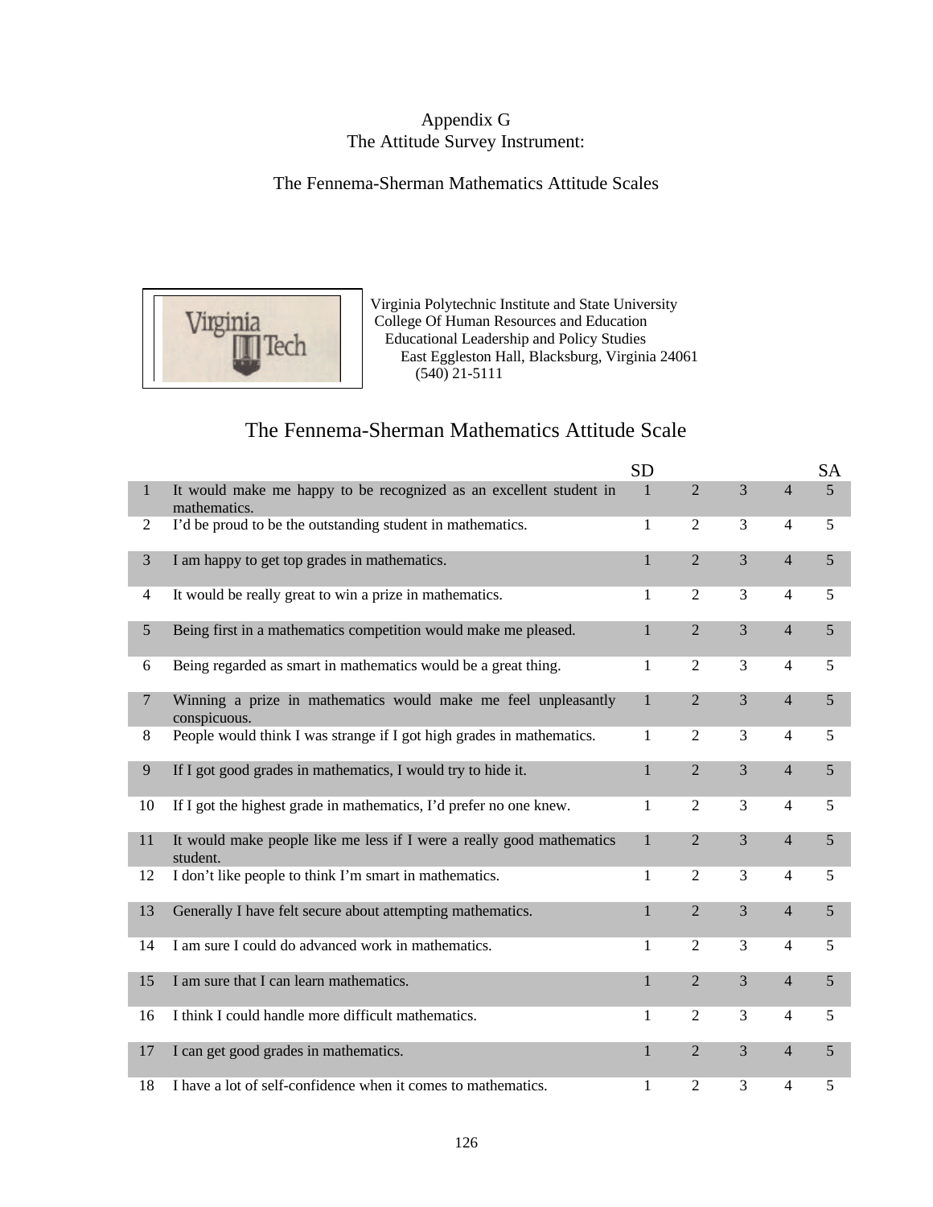# Appendix G
## The Attitude Survey Instrument:

## The Fennema-Sherman Mathematics Attitude Scales

Virginia Polytechnic Institute and State University
College Of Human Resources and Education
Educational Leadership and Policy Studies
East Eggleston Hall, Blacksburg, Virginia 24061
(540) 21-5111

## The Fennema-Sherman Mathematics Attitude Scale

| | | SD | | | | SA |
|---|---|---|---|---|---|---|
| 1 | It would make me happy to be recognized as an excellent student in mathematics. | 1 | 2 | 3 | 4 | 5 |
| 2 | I'd be proud to be the outstanding student in mathematics. | 1 | 2 | 3 | 4 | 5 |
| 3 | I am happy to get top grades in mathematics. | 1 | 2 | 3 | 4 | 5 |
| 4 | It would be really great to win a prize in mathematics. | 1 | 2 | 3 | 4 | 5 |
| 5 | Being first in a mathematics competition would make me pleased. | 1 | 2 | 3 | 4 | 5 |
| 6 | Being regarded as smart in mathematics would be a great thing. | 1 | 2 | 3 | 4 | 5 |
| 7 | Winning a prize in mathematics would make me feel unpleasantly conspicuous. | 1 | 2 | 3 | 4 | 5 |
| 8 | People would think I was strange if I got high grades in mathematics. | 1 | 2 | 3 | 4 | 5 |
| 9 | If I got good grades in mathematics, I would try to hide it. | 1 | 2 | 3 | 4 | 5 |
| 10 | If I got the highest grade in mathematics, I'd prefer no one knew. | 1 | 2 | 3 | 4 | 5 |
| 11 | It would make people like me less if I were a really good mathematics student. | 1 | 2 | 3 | 4 | 5 |
| 12 | I don't like people to think I'm smart in mathematics. | 1 | 2 | 3 | 4 | 5 |
| 13 | Generally I have felt secure about attempting mathematics. | 1 | 2 | 3 | 4 | 5 |
| 14 | I am sure I could do advanced work in mathematics. | 1 | 2 | 3 | 4 | 5 |
| 15 | I am sure that I can learn mathematics. | 1 | 2 | 3 | 4 | 5 |
| 16 | I think I could handle more difficult mathematics. | 1 | 2 | 3 | 4 | 5 |
| 17 | I can get good grades in mathematics. | 1 | 2 | 3 | 4 | 5 |
| 18 | I have a lot of self-confidence when it comes to mathematics. | 1 | 2 | 3 | 4 | 5 |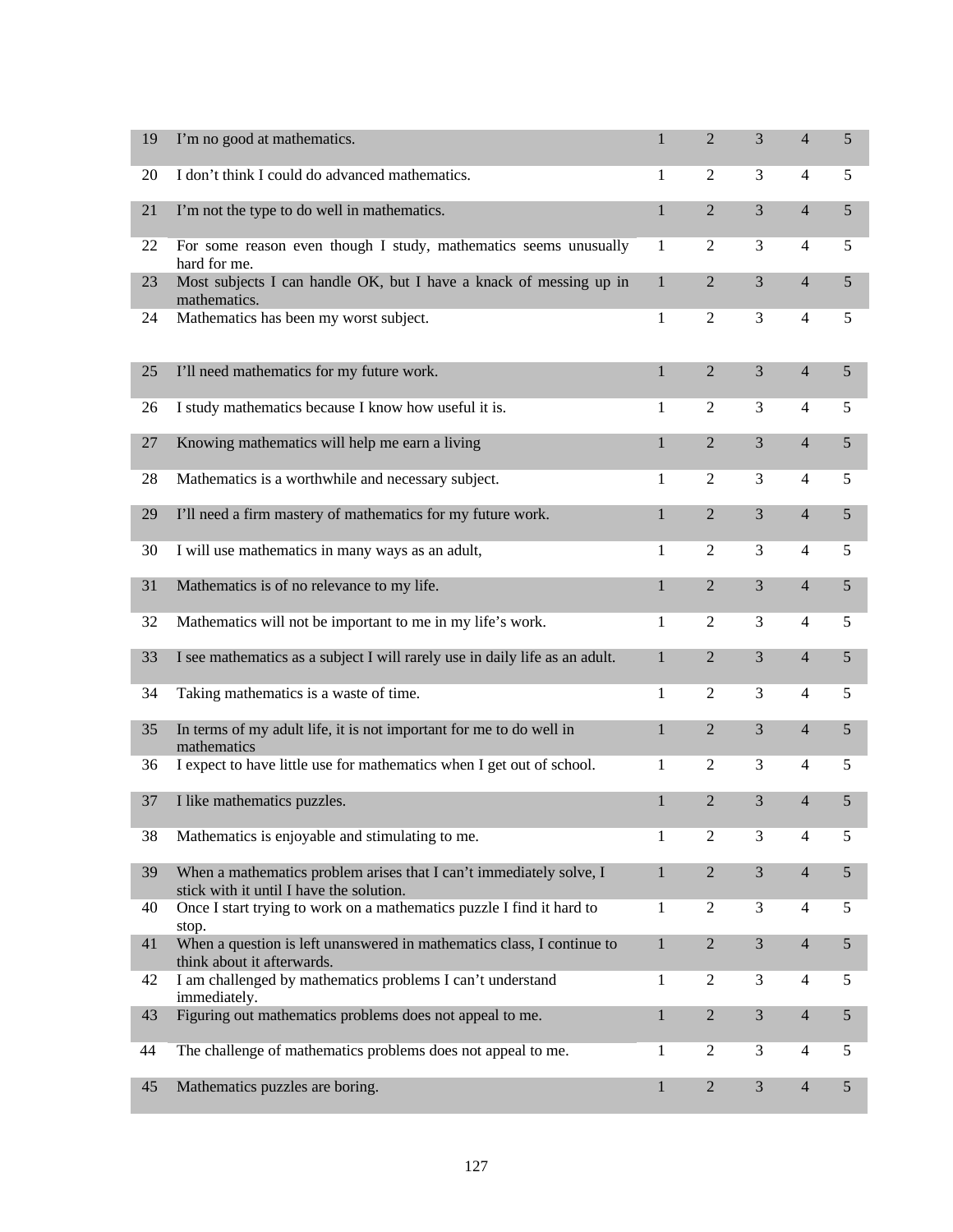| | | | | | | |
|---|---|---|---|---|---|---|
| 19 | I'm no good at mathematics. | 1 | 2 | 3 | 4 | 5 |
| 20 | I don't think I could do advanced mathematics. | 1 | 2 | 3 | 4 | 5 |
| 21 | I'm not the type to do well in mathematics. | 1 | 2 | 3 | 4 | 5 |
| 22 | For some reason even though I study, mathematics seems unusually hard for me. | 1 | 2 | 3 | 4 | 5 |
| 23 | Most subjects I can handle OK, but I have a knack of messing up in mathematics. | 1 | 2 | 3 | 4 | 5 |
| 24 | Mathematics has been my worst subject. | 1 | 2 | 3 | 4 | 5 |
| 25 | I'll need mathematics for my future work. | 1 | 2 | 3 | 4 | 5 |
| 26 | I study mathematics because I know how useful it is. | 1 | 2 | 3 | 4 | 5 |
| 27 | Knowing mathematics will help me earn a living | 1 | 2 | 3 | 4 | 5 |
| 28 | Mathematics is a worthwhile and necessary subject. | 1 | 2 | 3 | 4 | 5 |
| 29 | I'll need a firm mastery of mathematics for my future work. | 1 | 2 | 3 | 4 | 5 |
| 30 | I will use mathematics in many ways as an adult, | 1 | 2 | 3 | 4 | 5 |
| 31 | Mathematics is of no relevance to my life. | 1 | 2 | 3 | 4 | 5 |
| 32 | Mathematics will not be important to me in my life's work. | 1 | 2 | 3 | 4 | 5 |
| 33 | I see mathematics as a subject I will rarely use in daily life as an adult. | 1 | 2 | 3 | 4 | 5 |
| 34 | Taking mathematics is a waste of time. | 1 | 2 | 3 | 4 | 5 |
| 35 | In terms of my adult life, it is not important for me to do well in mathematics | 1 | 2 | 3 | 4 | 5 |
| 36 | I expect to have little use for mathematics when I get out of school. | 1 | 2 | 3 | 4 | 5 |
| 37 | I like mathematics puzzles. | 1 | 2 | 3 | 4 | 5 |
| 38 | Mathematics is enjoyable and stimulating to me. | 1 | 2 | 3 | 4 | 5 |
| 39 | When a mathematics problem arises that I can't immediately solve, I stick with it until I have the solution. | 1 | 2 | 3 | 4 | 5 |
| 40 | Once I start trying to work on a mathematics puzzle I find it hard to stop. | 1 | 2 | 3 | 4 | 5 |
| 41 | When a question is left unanswered in mathematics class, I continue to think about it afterwards. | 1 | 2 | 3 | 4 | 5 |
| 42 | I am challenged by mathematics problems I can't understand immediately. | 1 | 2 | 3 | 4 | 5 |
| 43 | Figuring out mathematics problems does not appeal to me. | 1 | 2 | 3 | 4 | 5 |
| 44 | The challenge of mathematics problems does not appeal to me. | 1 | 2 | 3 | 4 | 5 |
| 45 | Mathematics puzzles are boring. | 1 | 2 | 3 | 4 | 5 |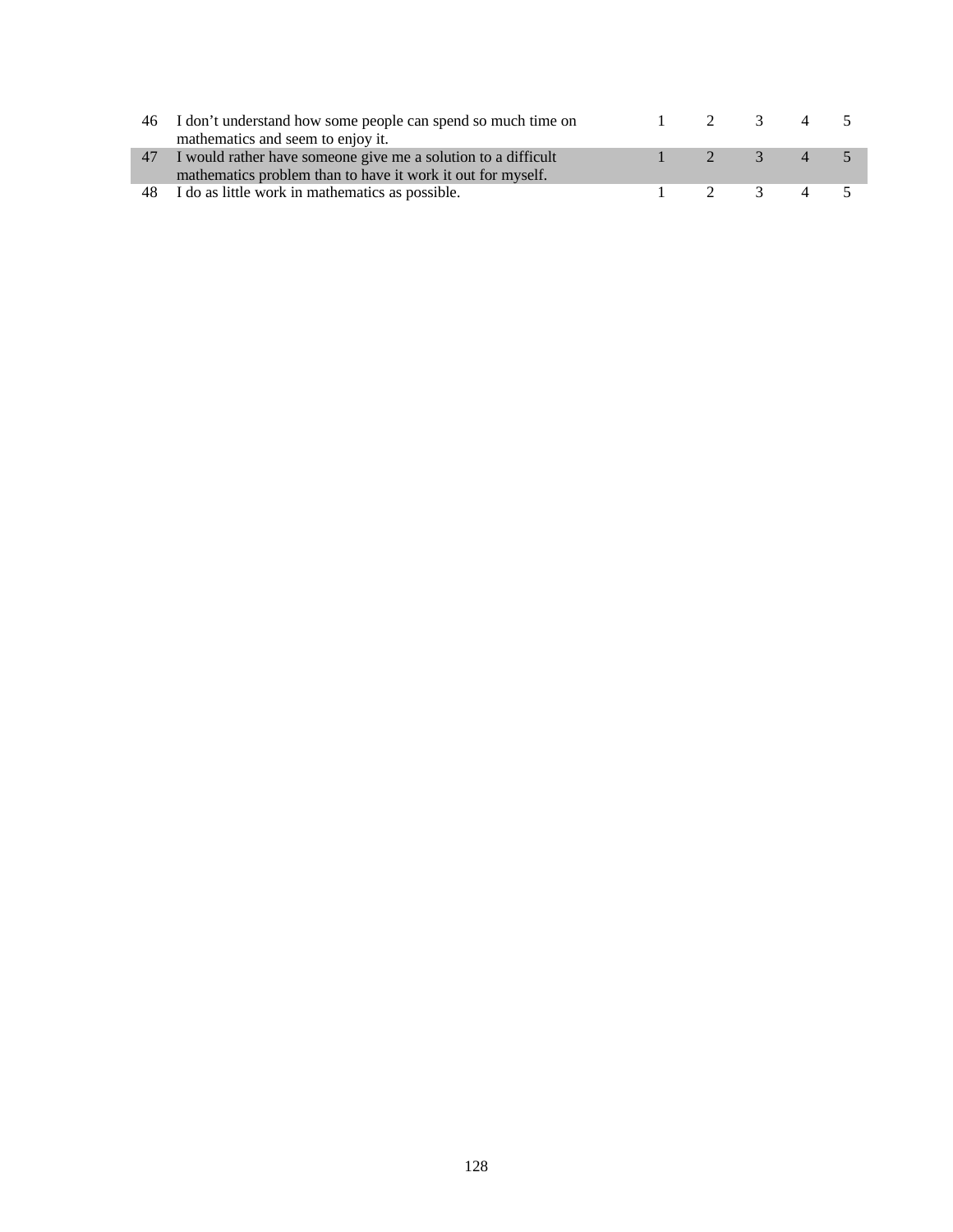| | | | | | | |
|---|---|---|---|---|---|---|
| 46 | I don't understand how some people can spend so much time on mathematics and seem to enjoy it. | 1 | 2 | 3 | 4 | 5 |
| 47 | I would rather have someone give me a solution to a difficult mathematics problem than to have it work it out for myself. | 1 | 2 | 3 | 4 | 5 |
| 48 | I do as little work in mathematics as possible. | 1 | 2 | 3 | 4 | 5 |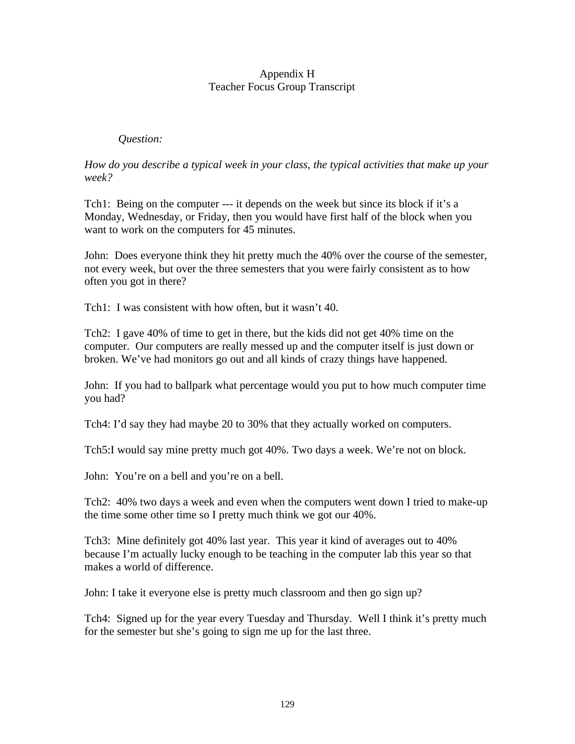# Appendix H
## Teacher Focus Group Transcript

*Question:*

*How do you describe a typical week in your class, the typical activities that make up your week?*

Tch1: Being on the computer --- it depends on the week but since its block if it's a Monday, Wednesday, or Friday, then you would have first half of the block when you want to work on the computers for 45 minutes.

John: Does everyone think they hit pretty much the 40% over the course of the semester, not every week, but over the three semesters that you were fairly consistent as to how often you got in there?

Tch1: I was consistent with how often, but it wasn't 40.

Tch2: I gave 40% of time to get in there, but the kids did not get 40% time on the computer. Our computers are really messed up and the computer itself is just down or broken. We've had monitors go out and all kinds of crazy things have happened.

John: If you had to ballpark what percentage would you put to how much computer time you had?

Tch4: I'd say they had maybe 20 to 30% that they actually worked on computers.

Tch5:I would say mine pretty much got 40%. Two days a week. We're not on block.

John: You're on a bell and you're on a bell.

Tch2: 40% two days a week and even when the computers went down I tried to make-up the time some other time so I pretty much think we got our 40%.

Tch3: Mine definitely got 40% last year. This year it kind of averages out to 40% because I'm actually lucky enough to be teaching in the computer lab this year so that makes a world of difference.

John: I take it everyone else is pretty much classroom and then go sign up?

Tch4: Signed up for the year every Tuesday and Thursday. Well I think it's pretty much for the semester but she's going to sign me up for the last three.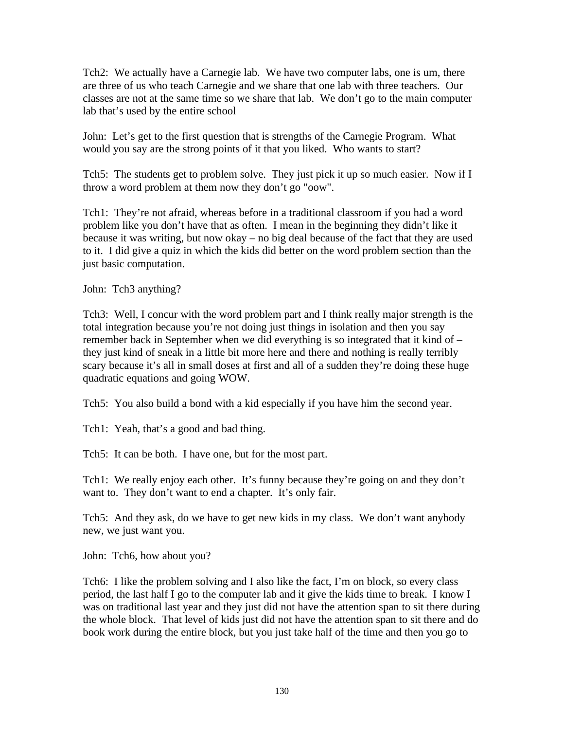Tch2: We actually have a Carnegie lab. We have two computer labs, one is um, there are three of us who teach Carnegie and we share that one lab with three teachers. Our classes are not at the same time so we share that lab. We don't go to the main computer lab that's used by the entire school

John: Let's get to the first question that is strengths of the Carnegie Program. What would you say are the strong points of it that you liked. Who wants to start?

Tch5: The students get to problem solve. They just pick it up so much easier. Now if I throw a word problem at them now they don't go "oow".

Tch1: They're not afraid, whereas before in a traditional classroom if you had a word problem like you don't have that as often. I mean in the beginning they didn't like it because it was writing, but now okay – no big deal because of the fact that they are used to it. I did give a quiz in which the kids did better on the word problem section than the just basic computation.

John: Tch3 anything?

Tch3: Well, I concur with the word problem part and I think really major strength is the total integration because you're not doing just things in isolation and then you say remember back in September when we did everything is so integrated that it kind of – they just kind of sneak in a little bit more here and there and nothing is really terribly scary because it's all in small doses at first and all of a sudden they're doing these huge quadratic equations and going WOW.

Tch5: You also build a bond with a kid especially if you have him the second year.

Tch1: Yeah, that's a good and bad thing.

Tch5: It can be both. I have one, but for the most part.

Tch1: We really enjoy each other. It's funny because they're going on and they don't want to. They don't want to end a chapter. It's only fair.

Tch5: And they ask, do we have to get new kids in my class. We don't want anybody new, we just want you.

John: Tch6, how about you?

Tch6: I like the problem solving and I also like the fact, I'm on block, so every class period, the last half I go to the computer lab and it give the kids time to break. I know I was on traditional last year and they just did not have the attention span to sit there during the whole block. That level of kids just did not have the attention span to sit there and do book work during the entire block, but you just take half of the time and then you go to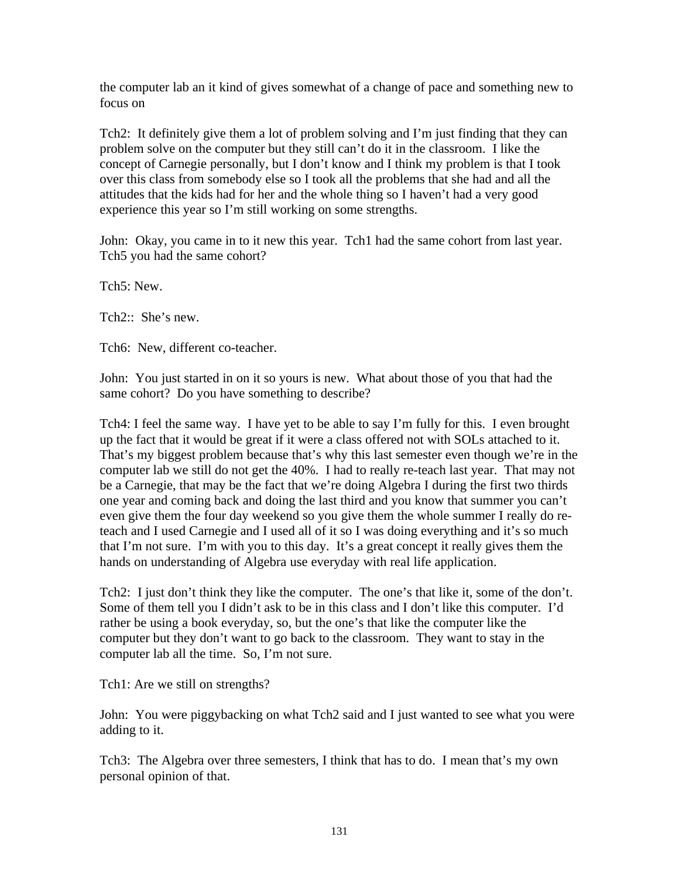the computer lab an it kind of gives somewhat of a change of pace and something new to focus on

Tch2: It definitely give them a lot of problem solving and I'm just finding that they can problem solve on the computer but they still can't do it in the classroom. I like the concept of Carnegie personally, but I don't know and I think my problem is that I took over this class from somebody else so I took all the problems that she had and all the attitudes that the kids had for her and the whole thing so I haven't had a very good experience this year so I'm still working on some strengths.

John: Okay, you came in to it new this year. Tch1 had the same cohort from last year. Tch5 you had the same cohort?

Tch5: New.

Tch2:: She's new.

Tch6: New, different co-teacher.

John: You just started in on it so yours is new. What about those of you that had the same cohort? Do you have something to describe?

Tch4: I feel the same way. I have yet to be able to say I'm fully for this. I even brought up the fact that it would be great if it were a class offered not with SOLs attached to it. That's my biggest problem because that's why this last semester even though we're in the computer lab we still do not get the 40%. I had to really re-teach last year. That may not be a Carnegie, that may be the fact that we're doing Algebra I during the first two thirds one year and coming back and doing the last third and you know that summer you can't even give them the four day weekend so you give them the whole summer I really do re-teach and I used Carnegie and I used all of it so I was doing everything and it's so much that I'm not sure. I'm with you to this day. It's a great concept it really gives them the hands on understanding of Algebra use everyday with real life application.

Tch2: I just don't think they like the computer. The one's that like it, some of the don't. Some of them tell you I didn't ask to be in this class and I don't like this computer. I'd rather be using a book everyday, so, but the one's that like the computer like the computer but they don't want to go back to the classroom. They want to stay in the computer lab all the time. So, I'm not sure.

Tch1: Are we still on strengths?

John: You were piggybacking on what Tch2 said and I just wanted to see what you were adding to it.

Tch3: The Algebra over three semesters, I think that has to do. I mean that's my own personal opinion of that.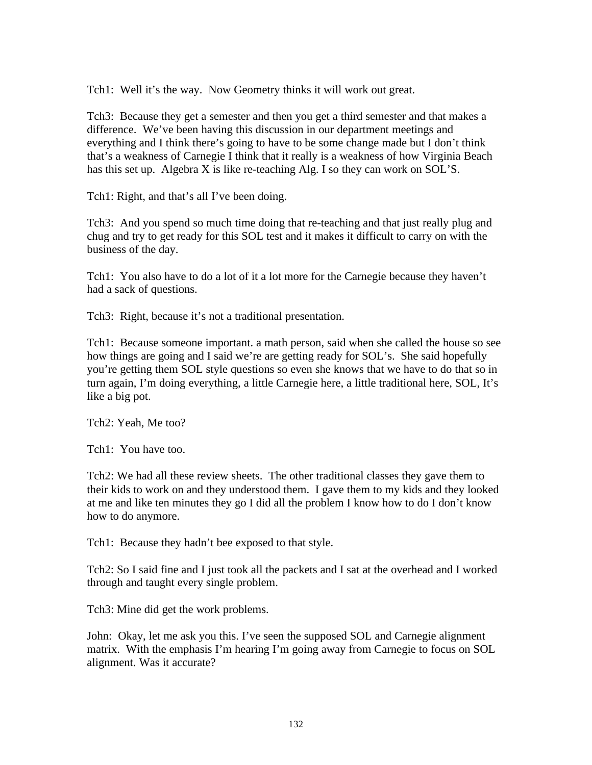Tch1: Well it's the way. Now Geometry thinks it will work out great.

Tch3: Because they get a semester and then you get a third semester and that makes a difference. We've been having this discussion in our department meetings and everything and I think there's going to have to be some change made but I don't think that's a weakness of Carnegie I think that it really is a weakness of how Virginia Beach has this set up. Algebra X is like re-teaching Alg. I so they can work on SOL'S.

Tch1: Right, and that's all I've been doing.

Tch3: And you spend so much time doing that re-teaching and that just really plug and chug and try to get ready for this SOL test and it makes it difficult to carry on with the business of the day.

Tch1: You also have to do a lot of it a lot more for the Carnegie because they haven't had a sack of questions.

Tch3: Right, because it's not a traditional presentation.

Tch1: Because someone important. a math person, said when she called the house so see how things are going and I said we're are getting ready for SOL's. She said hopefully you're getting them SOL style questions so even she knows that we have to do that so in turn again, I'm doing everything, a little Carnegie here, a little traditional here, SOL, It's like a big pot.

Tch2: Yeah, Me too?

Tch1: You have too.

Tch2: We had all these review sheets. The other traditional classes they gave them to their kids to work on and they understood them. I gave them to my kids and they looked at me and like ten minutes they go I did all the problem I know how to do I don't know how to do anymore.

Tch1: Because they hadn't bee exposed to that style.

Tch2: So I said fine and I just took all the packets and I sat at the overhead and I worked through and taught every single problem.

Tch3: Mine did get the work problems.

John: Okay, let me ask you this. I've seen the supposed SOL and Carnegie alignment matrix. With the emphasis I'm hearing I'm going away from Carnegie to focus on SOL alignment. Was it accurate?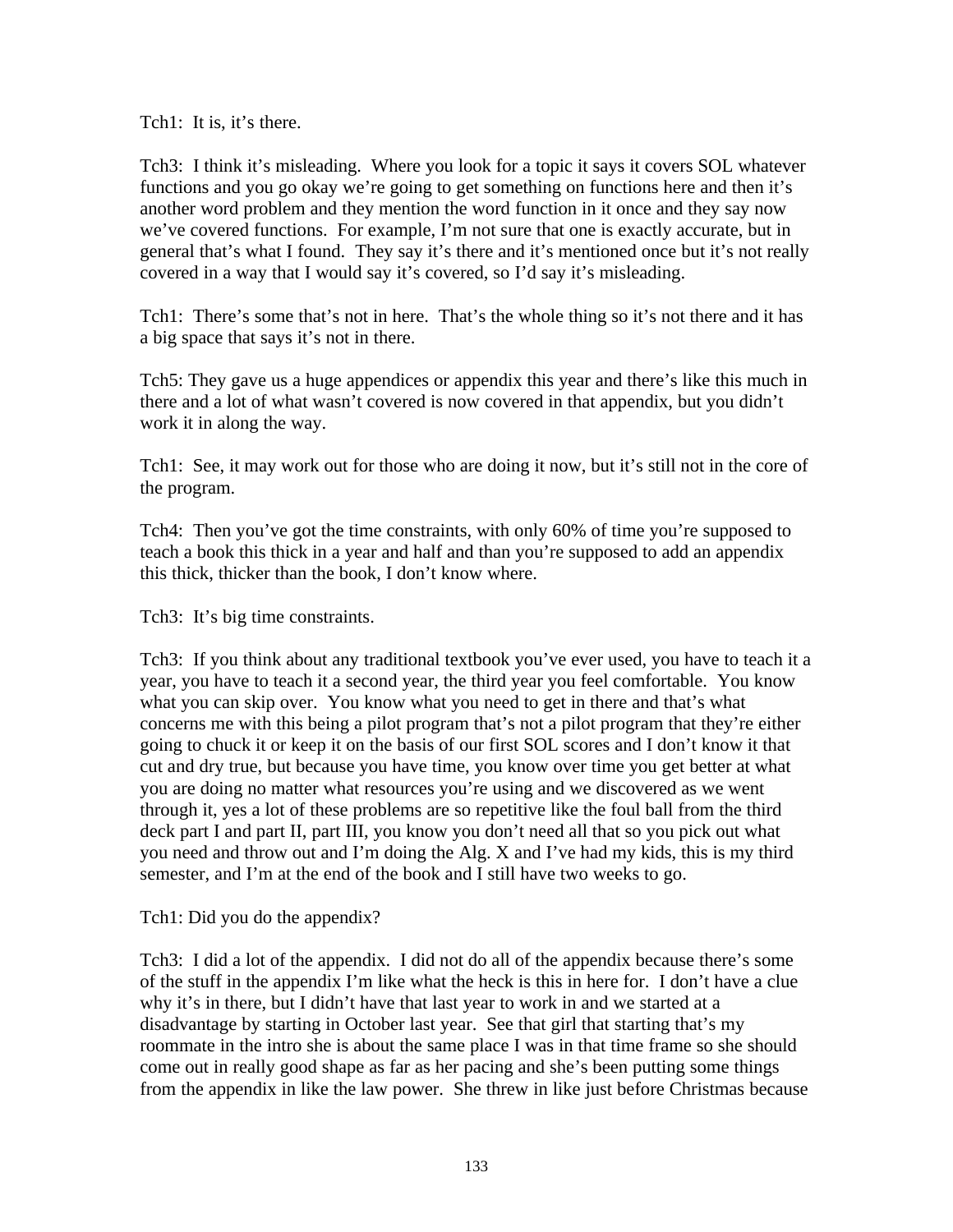Tch1: It is, it's there.

Tch3: I think it's misleading. Where you look for a topic it says it covers SOL whatever functions and you go okay we're going to get something on functions here and then it's another word problem and they mention the word function in it once and they say now we've covered functions. For example, I'm not sure that one is exactly accurate, but in general that's what I found. They say it's there and it's mentioned once but it's not really covered in a way that I would say it's covered, so I'd say it's misleading.

Tch1: There's some that's not in here. That's the whole thing so it's not there and it has a big space that says it's not in there.

Tch5: They gave us a huge appendices or appendix this year and there's like this much in there and a lot of what wasn't covered is now covered in that appendix, but you didn't work it in along the way.

Tch1: See, it may work out for those who are doing it now, but it's still not in the core of the program.

Tch4: Then you've got the time constraints, with only 60% of time you're supposed to teach a book this thick in a year and half and than you're supposed to add an appendix this thick, thicker than the book, I don't know where.

Tch3: It's big time constraints.

Tch3: If you think about any traditional textbook you've ever used, you have to teach it a year, you have to teach it a second year, the third year you feel comfortable. You know what you can skip over. You know what you need to get in there and that's what concerns me with this being a pilot program that's not a pilot program that they're either going to chuck it or keep it on the basis of our first SOL scores and I don't know it that cut and dry true, but because you have time, you know over time you get better at what you are doing no matter what resources you're using and we discovered as we went through it, yes a lot of these problems are so repetitive like the foul ball from the third deck part I and part II, part III, you know you don't need all that so you pick out what you need and throw out and I'm doing the Alg. X and I've had my kids, this is my third semester, and I'm at the end of the book and I still have two weeks to go.

Tch1: Did you do the appendix?

Tch3: I did a lot of the appendix. I did not do all of the appendix because there's some of the stuff in the appendix I'm like what the heck is this in here for. I don't have a clue why it's in there, but I didn't have that last year to work in and we started at a disadvantage by starting in October last year. See that girl that starting that's my roommate in the intro she is about the same place I was in that time frame so she should come out in really good shape as far as her pacing and she's been putting some things from the appendix in like the law power. She threw in like just before Christmas because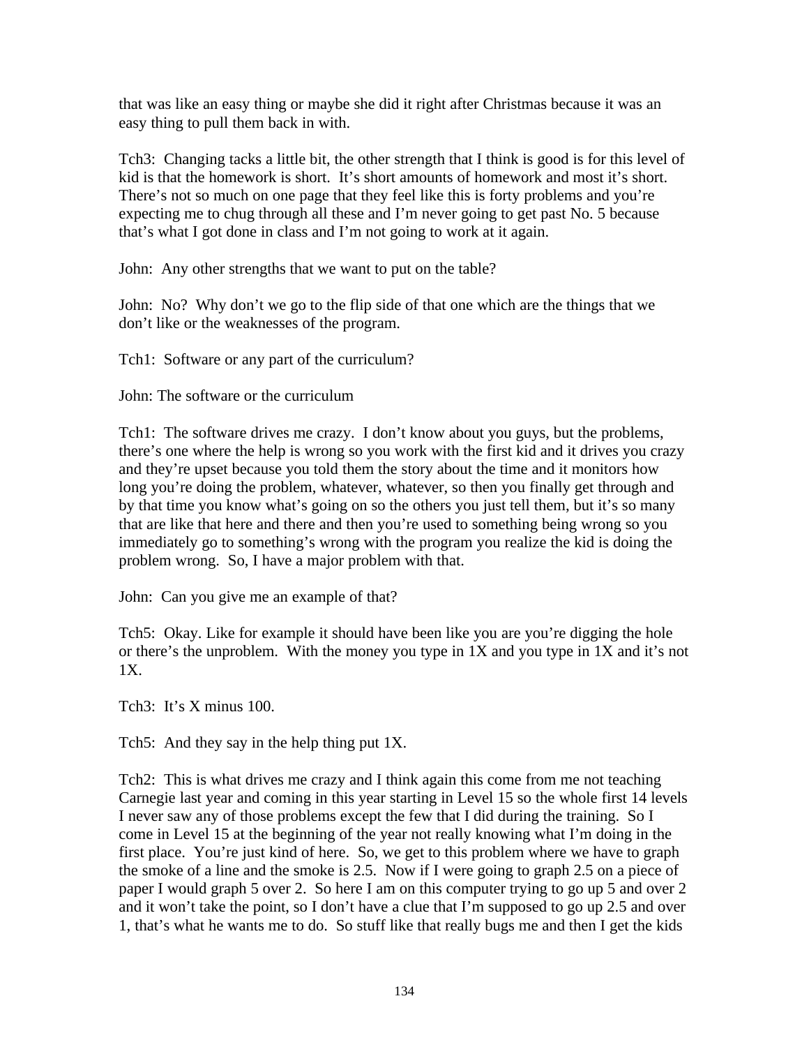that was like an easy thing or maybe she did it right after Christmas because it was an easy thing to pull them back in with.

Tch3: Changing tacks a little bit, the other strength that I think is good is for this level of kid is that the homework is short. It's short amounts of homework and most it's short. There's not so much on one page that they feel like this is forty problems and you're expecting me to chug through all these and I'm never going to get past No. 5 because that's what I got done in class and I'm not going to work at it again.

John: Any other strengths that we want to put on the table?

John: No? Why don't we go to the flip side of that one which are the things that we don't like or the weaknesses of the program.

Tch1: Software or any part of the curriculum?

John: The software or the curriculum

Tch1: The software drives me crazy. I don't know about you guys, but the problems, there's one where the help is wrong so you work with the first kid and it drives you crazy and they're upset because you told them the story about the time and it monitors how long you're doing the problem, whatever, whatever, so then you finally get through and by that time you know what's going on so the others you just tell them, but it's so many that are like that here and there and then you're used to something being wrong so you immediately go to something's wrong with the program you realize the kid is doing the problem wrong. So, I have a major problem with that.

John: Can you give me an example of that?

Tch5: Okay. Like for example it should have been like you are you're digging the hole or there's the unproblem. With the money you type in 1X and you type in 1X and it's not 1X.

Tch3: It's X minus 100.

Tch5: And they say in the help thing put 1X.

Tch2: This is what drives me crazy and I think again this come from me not teaching Carnegie last year and coming in this year starting in Level 15 so the whole first 14 levels I never saw any of those problems except the few that I did during the training. So I come in Level 15 at the beginning of the year not really knowing what I'm doing in the first place. You're just kind of here. So, we get to this problem where we have to graph the smoke of a line and the smoke is 2.5. Now if I were going to graph 2.5 on a piece of paper I would graph 5 over 2. So here I am on this computer trying to go up 5 and over 2 and it won't take the point, so I don't have a clue that I'm supposed to go up 2.5 and over 1, that's what he wants me to do. So stuff like that really bugs me and then I get the kids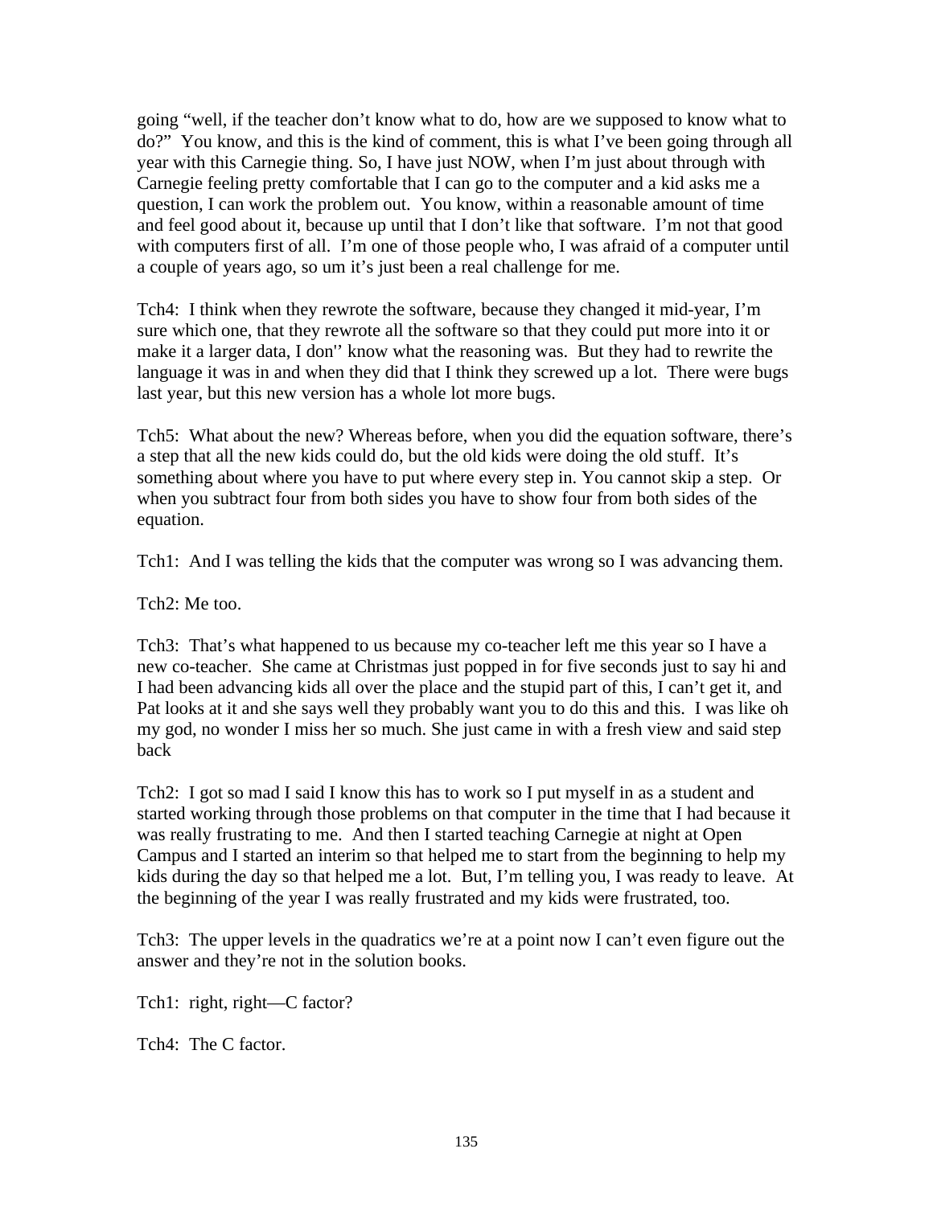going “well, if the teacher don’t know what to do, how are we supposed to know what to do?” You know, and this is the kind of comment, this is what I’ve been going through all year with this Carnegie thing. So, I have just NOW, when I’m just about through with Carnegie feeling pretty comfortable that I can go to the computer and a kid asks me a question, I can work the problem out. You know, within a reasonable amount of time and feel good about it, because up until that I don’t like that software. I’m not that good with computers first of all. I’m one of those people who, I was afraid of a computer until a couple of years ago, so um it’s just been a real challenge for me.

Tch4: I think when they rewrote the software, because they changed it mid-year, I’m sure which one, that they rewrote all the software so that they could put more into it or make it a larger data, I don'' know what the reasoning was. But they had to rewrite the language it was in and when they did that I think they screwed up a lot. There were bugs last year, but this new version has a whole lot more bugs.

Tch5: What about the new? Whereas before, when you did the equation software, there’s a step that all the new kids could do, but the old kids were doing the old stuff. It’s something about where you have to put where every step in. You cannot skip a step. Or when you subtract four from both sides you have to show four from both sides of the equation.

Tch1: And I was telling the kids that the computer was wrong so I was advancing them.

Tch2: Me too.

Tch3: That’s what happened to us because my co-teacher left me this year so I have a new co-teacher. She came at Christmas just popped in for five seconds just to say hi and I had been advancing kids all over the place and the stupid part of this, I can’t get it, and Pat looks at it and she says well they probably want you to do this and this. I was like oh my god, no wonder I miss her so much. She just came in with a fresh view and said step back

Tch2: I got so mad I said I know this has to work so I put myself in as a student and started working through those problems on that computer in the time that I had because it was really frustrating to me. And then I started teaching Carnegie at night at Open Campus and I started an interim so that helped me to start from the beginning to help my kids during the day so that helped me a lot. But, I’m telling you, I was ready to leave. At the beginning of the year I was really frustrated and my kids were frustrated, too.

Tch3: The upper levels in the quadratics we’re at a point now I can’t even figure out the answer and they’re not in the solution books.

Tch1: right, right—C factor?

Tch4: The C factor.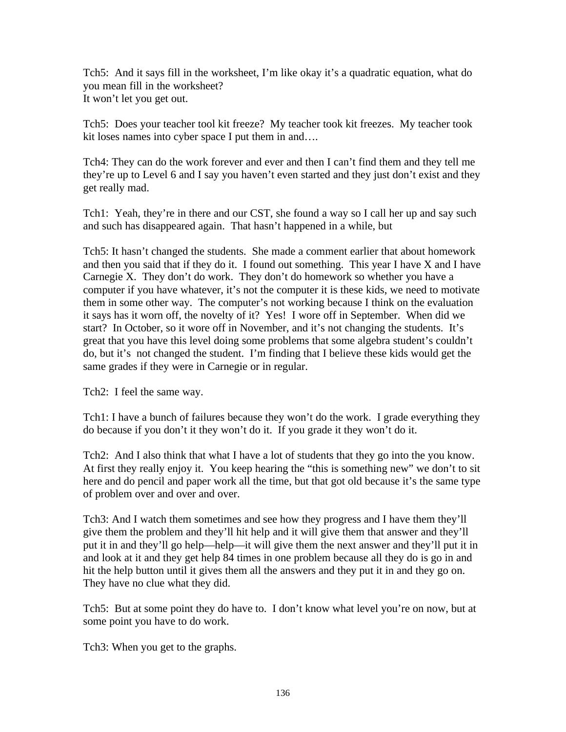Tch5: And it says fill in the worksheet, I'm like okay it's a quadratic equation, what do you mean fill in the worksheet?
It won't let you get out.

Tch5: Does your teacher tool kit freeze? My teacher took kit freezes. My teacher took kit loses names into cyber space I put them in and….

Tch4: They can do the work forever and ever and then I can't find them and they tell me they're up to Level 6 and I say you haven't even started and they just don't exist and they get really mad.

Tch1: Yeah, they're in there and our CST, she found a way so I call her up and say such and such has disappeared again. That hasn't happened in a while, but

Tch5: It hasn't changed the students. She made a comment earlier that about homework and then you said that if they do it. I found out something. This year I have X and I have Carnegie X. They don't do work. They don't do homework so whether you have a computer if you have whatever, it's not the computer it is these kids, we need to motivate them in some other way. The computer's not working because I think on the evaluation it says has it worn off, the novelty of it? Yes! I wore off in September. When did we start? In October, so it wore off in November, and it's not changing the students. It's great that you have this level doing some problems that some algebra student's couldn't do, but it's not changed the student. I'm finding that I believe these kids would get the same grades if they were in Carnegie or in regular.

Tch2: I feel the same way.

Tch1: I have a bunch of failures because they won't do the work. I grade everything they do because if you don't it they won't do it. If you grade it they won't do it.

Tch2: And I also think that what I have a lot of students that they go into the you know. At first they really enjoy it. You keep hearing the "this is something new" we don't to sit here and do pencil and paper work all the time, but that got old because it's the same type of problem over and over and over.

Tch3: And I watch them sometimes and see how they progress and I have them they'll give them the problem and they'll hit help and it will give them that answer and they'll put it in and they'll go help—help—it will give them the next answer and they'll put it in and look at it and they get help 84 times in one problem because all they do is go in and hit the help button until it gives them all the answers and they put it in and they go on. They have no clue what they did.

Tch5: But at some point they do have to. I don't know what level you're on now, but at some point you have to do work.

Tch3: When you get to the graphs.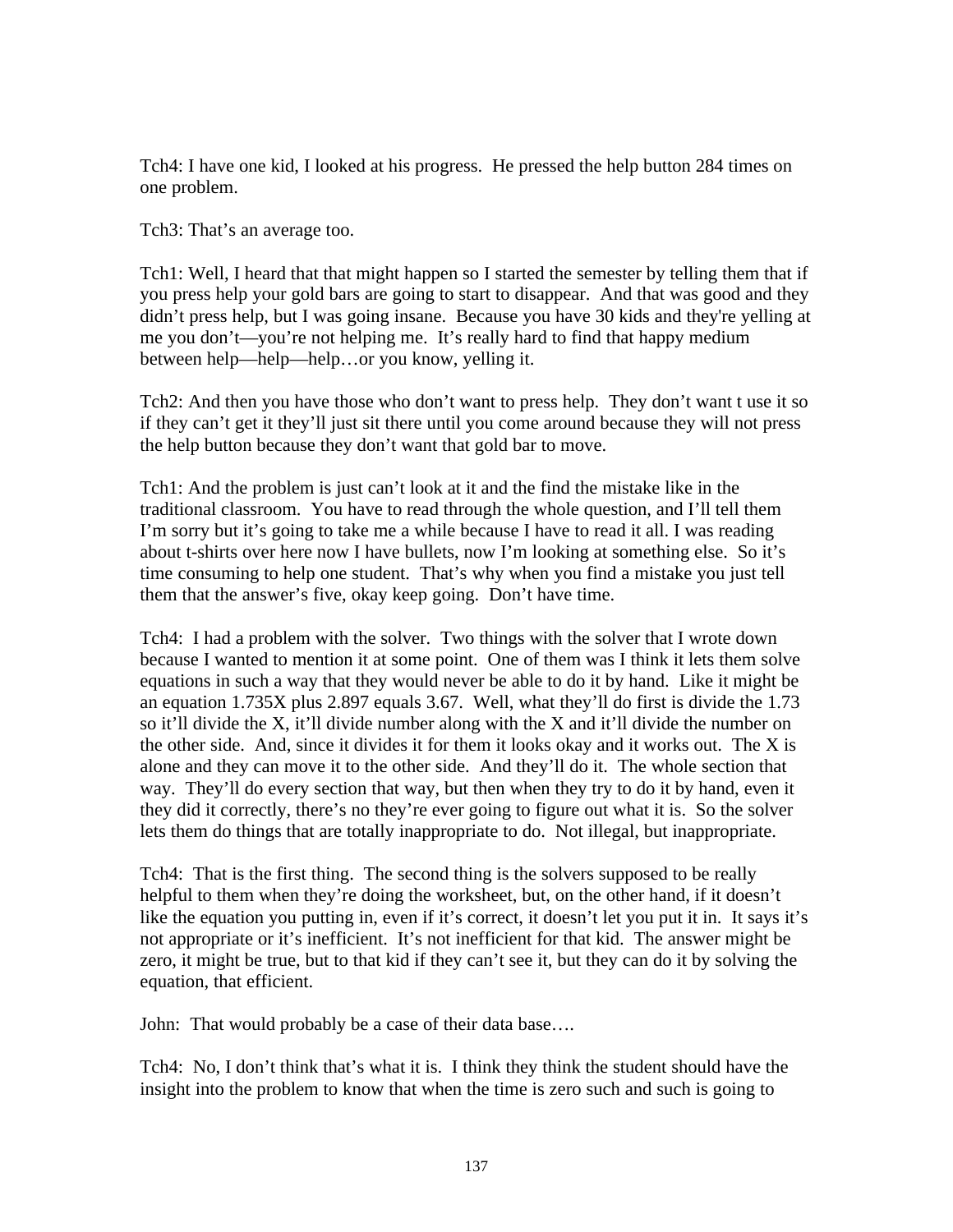Tch4: I have one kid, I looked at his progress. He pressed the help button 284 times on one problem.

Tch3: That's an average too.

Tch1: Well, I heard that that might happen so I started the semester by telling them that if you press help your gold bars are going to start to disappear. And that was good and they didn't press help, but I was going insane. Because you have 30 kids and they're yelling at me you don't—you're not helping me. It's really hard to find that happy medium between help—help—help…or you know, yelling it.

Tch2: And then you have those who don't want to press help. They don't want t use it so if they can't get it they'll just sit there until you come around because they will not press the help button because they don't want that gold bar to move.

Tch1: And the problem is just can't look at it and the find the mistake like in the traditional classroom. You have to read through the whole question, and I'll tell them I'm sorry but it's going to take me a while because I have to read it all. I was reading about t-shirts over here now I have bullets, now I'm looking at something else. So it's time consuming to help one student. That's why when you find a mistake you just tell them that the answer's five, okay keep going. Don't have time.

Tch4: I had a problem with the solver. Two things with the solver that I wrote down because I wanted to mention it at some point. One of them was I think it lets them solve equations in such a way that they would never be able to do it by hand. Like it might be an equation 1.735X plus 2.897 equals 3.67. Well, what they'll do first is divide the 1.73 so it'll divide the X, it'll divide number along with the X and it'll divide the number on the other side. And, since it divides it for them it looks okay and it works out. The X is alone and they can move it to the other side. And they'll do it. The whole section that way. They'll do every section that way, but then when they try to do it by hand, even it they did it correctly, there's no they're ever going to figure out what it is. So the solver lets them do things that are totally inappropriate to do. Not illegal, but inappropriate.

Tch4: That is the first thing. The second thing is the solvers supposed to be really helpful to them when they're doing the worksheet, but, on the other hand, if it doesn't like the equation you putting in, even if it's correct, it doesn't let you put it in. It says it's not appropriate or it's inefficient. It's not inefficient for that kid. The answer might be zero, it might be true, but to that kid if they can't see it, but they can do it by solving the equation, that efficient.

John: That would probably be a case of their data base….

Tch4: No, I don't think that's what it is. I think they think the student should have the insight into the problem to know that when the time is zero such and such is going to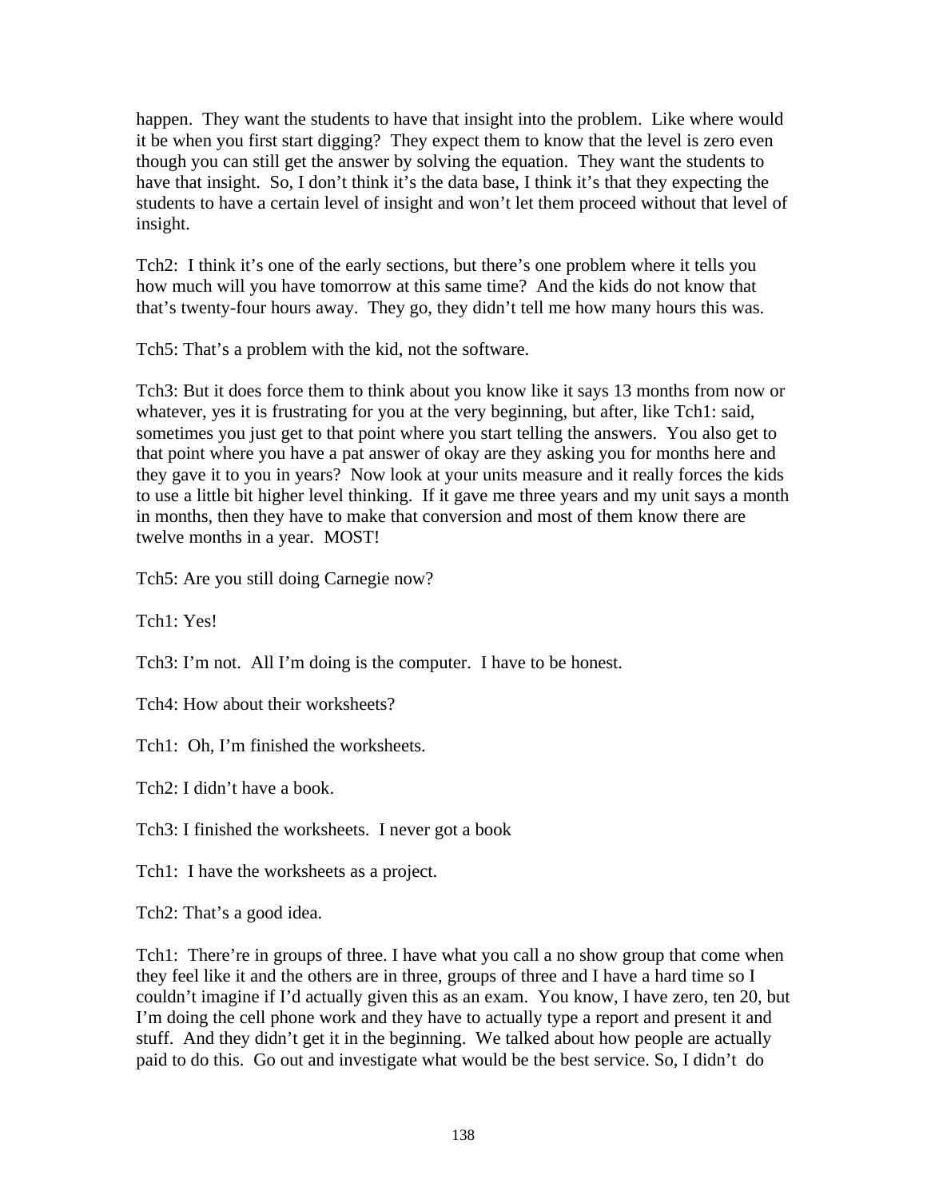happen. They want the students to have that insight into the problem. Like where would it be when you first start digging? They expect them to know that the level is zero even though you can still get the answer by solving the equation. They want the students to have that insight. So, I don't think it's the data base, I think it's that they expecting the students to have a certain level of insight and won't let them proceed without that level of insight.

Tch2: I think it's one of the early sections, but there's one problem where it tells you how much will you have tomorrow at this same time? And the kids do not know that that's twenty-four hours away. They go, they didn't tell me how many hours this was.

Tch5: That's a problem with the kid, not the software.

Tch3: But it does force them to think about you know like it says 13 months from now or whatever, yes it is frustrating for you at the very beginning, but after, like Tch1: said, sometimes you just get to that point where you start telling the answers. You also get to that point where you have a pat answer of okay are they asking you for months here and they gave it to you in years? Now look at your units measure and it really forces the kids to use a little bit higher level thinking. If it gave me three years and my unit says a month in months, then they have to make that conversion and most of them know there are twelve months in a year. MOST!

Tch5: Are you still doing Carnegie now?

Tch1: Yes!

Tch3: I'm not. All I'm doing is the computer. I have to be honest.

Tch4: How about their worksheets?

Tch1: Oh, I'm finished the worksheets.

Tch2: I didn't have a book.

Tch3: I finished the worksheets. I never got a book

Tch1: I have the worksheets as a project.

Tch2: That's a good idea.

Tch1: There're in groups of three. I have what you call a no show group that come when they feel like it and the others are in three, groups of three and I have a hard time so I couldn't imagine if I'd actually given this as an exam. You know, I have zero, ten 20, but I'm doing the cell phone work and they have to actually type a report and present it and stuff. And they didn't get it in the beginning. We talked about how people are actually paid to do this. Go out and investigate what would be the best service. So, I didn't do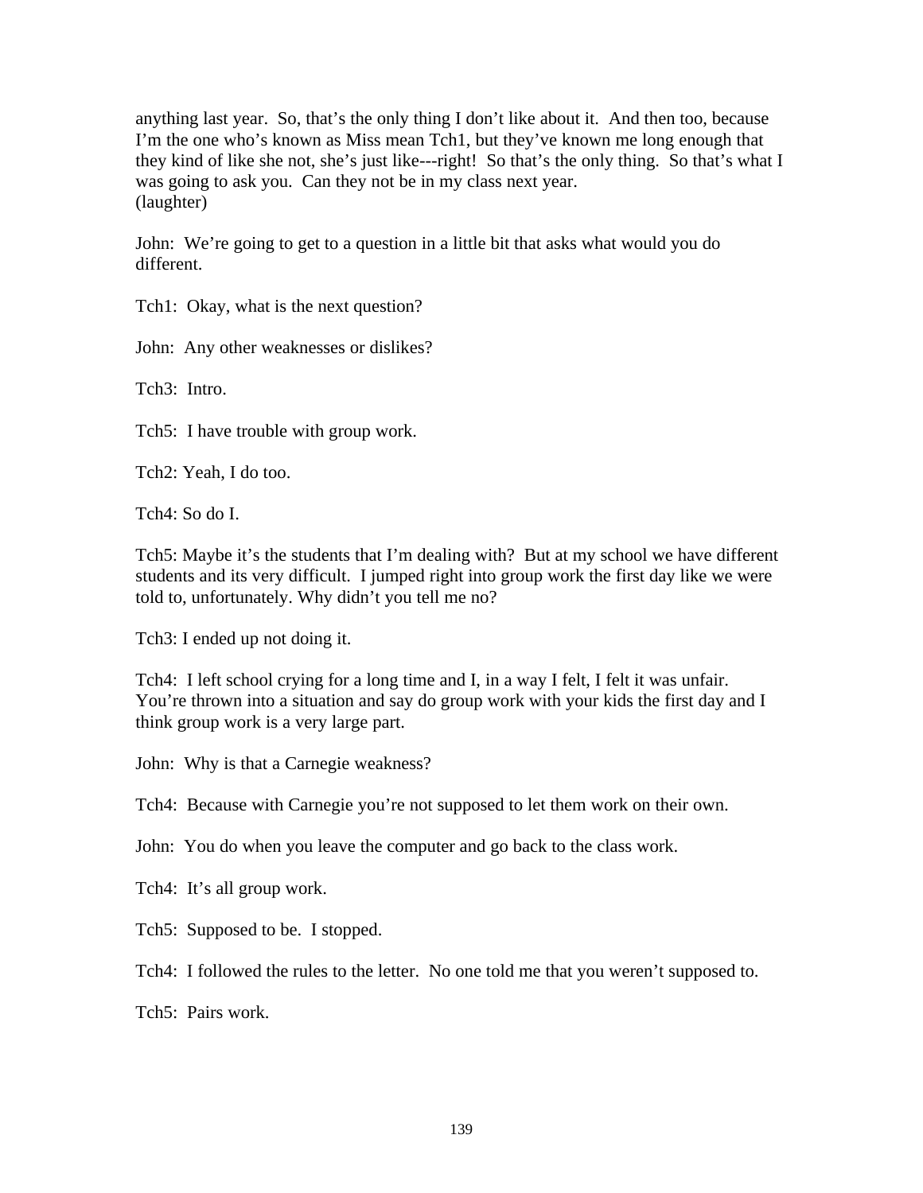anything last year. So, that's the only thing I don't like about it. And then too, because I'm the one who's known as Miss mean Tch1, but they've known me long enough that they kind of like she not, she's just like---right! So that's the only thing. So that's what I was going to ask you. Can they not be in my class next year.
(laughter)

John: We're going to get to a question in a little bit that asks what would you do different.

Tch1: Okay, what is the next question?

John: Any other weaknesses or dislikes?

Tch3: Intro.

Tch5: I have trouble with group work.

Tch2: Yeah, I do too.

Tch4: So do I.

Tch5: Maybe it's the students that I'm dealing with? But at my school we have different students and its very difficult. I jumped right into group work the first day like we were told to, unfortunately. Why didn't you tell me no?

Tch3: I ended up not doing it.

Tch4: I left school crying for a long time and I, in a way I felt, I felt it was unfair. You're thrown into a situation and say do group work with your kids the first day and I think group work is a very large part.

John: Why is that a Carnegie weakness?

Tch4: Because with Carnegie you're not supposed to let them work on their own.

John: You do when you leave the computer and go back to the class work.

Tch4: It's all group work.

Tch5: Supposed to be. I stopped.

Tch4: I followed the rules to the letter. No one told me that you weren't supposed to.

Tch5: Pairs work.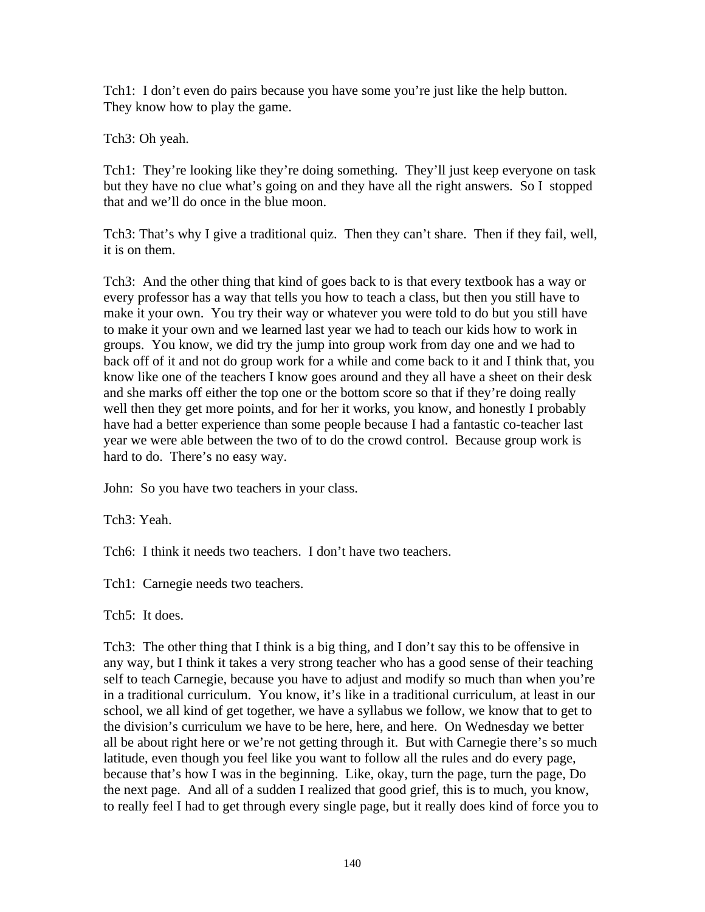Tch1: I don't even do pairs because you have some you're just like the help button. They know how to play the game.

Tch3: Oh yeah.

Tch1: They're looking like they're doing something. They'll just keep everyone on task but they have no clue what's going on and they have all the right answers. So I stopped that and we'll do once in the blue moon.

Tch3: That's why I give a traditional quiz. Then they can't share. Then if they fail, well, it is on them.

Tch3: And the other thing that kind of goes back to is that every textbook has a way or every professor has a way that tells you how to teach a class, but then you still have to make it your own. You try their way or whatever you were told to do but you still have to make it your own and we learned last year we had to teach our kids how to work in groups. You know, we did try the jump into group work from day one and we had to back off of it and not do group work for a while and come back to it and I think that, you know like one of the teachers I know goes around and they all have a sheet on their desk and she marks off either the top one or the bottom score so that if they're doing really well then they get more points, and for her it works, you know, and honestly I probably have had a better experience than some people because I had a fantastic co-teacher last year we were able between the two of to do the crowd control. Because group work is hard to do. There's no easy way.

John: So you have two teachers in your class.

Tch3: Yeah.

Tch6: I think it needs two teachers. I don't have two teachers.

Tch1: Carnegie needs two teachers.

Tch5: It does.

Tch3: The other thing that I think is a big thing, and I don't say this to be offensive in any way, but I think it takes a very strong teacher who has a good sense of their teaching self to teach Carnegie, because you have to adjust and modify so much than when you're in a traditional curriculum. You know, it's like in a traditional curriculum, at least in our school, we all kind of get together, we have a syllabus we follow, we know that to get to the division's curriculum we have to be here, here, and here. On Wednesday we better all be about right here or we're not getting through it. But with Carnegie there's so much latitude, even though you feel like you want to follow all the rules and do every page, because that's how I was in the beginning. Like, okay, turn the page, turn the page, Do the next page. And all of a sudden I realized that good grief, this is to much, you know, to really feel I had to get through every single page, but it really does kind of force you to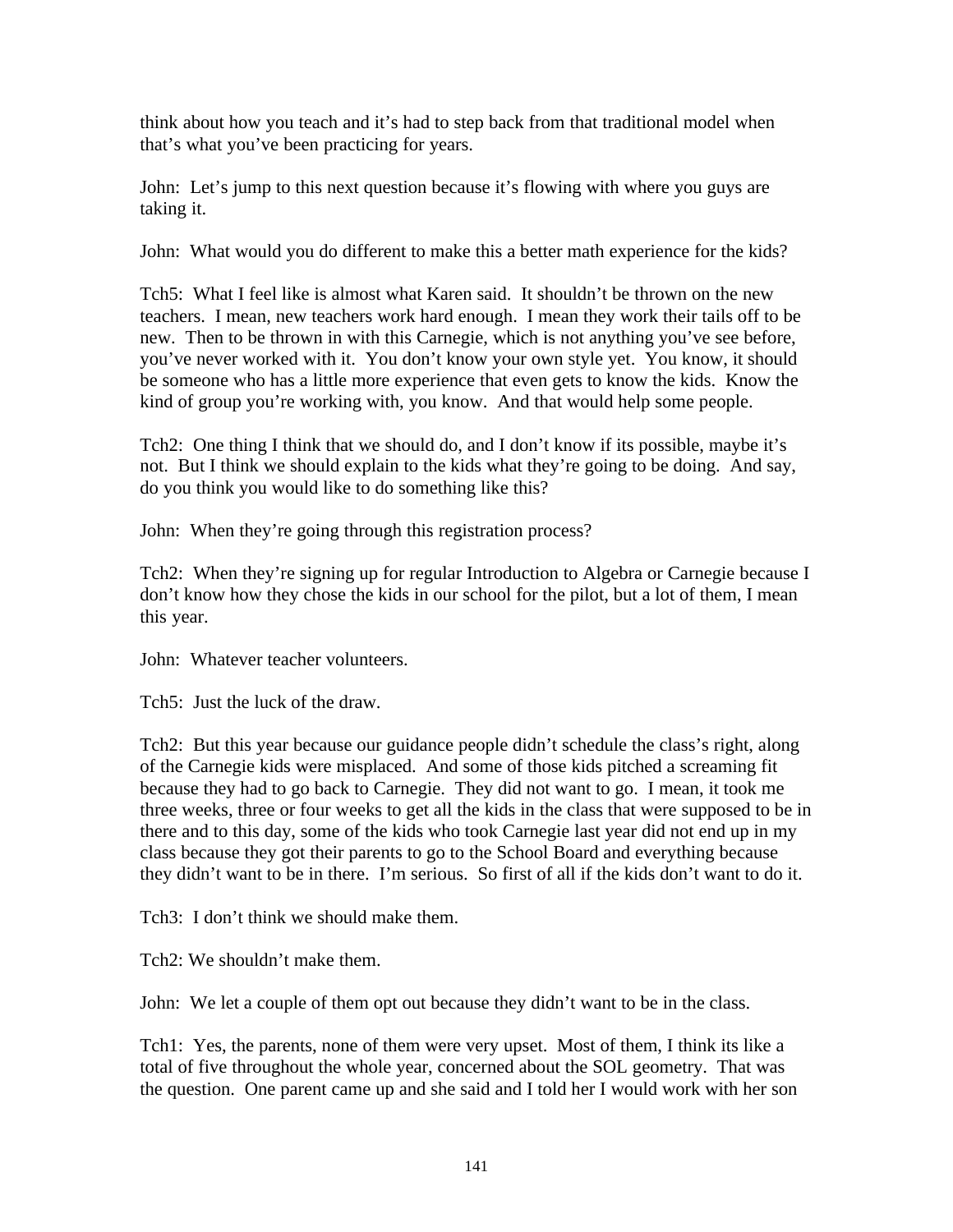think about how you teach and it's had to step back from that traditional model when that's what you've been practicing for years.

John: Let's jump to this next question because it's flowing with where you guys are taking it.

John: What would you do different to make this a better math experience for the kids?

Tch5: What I feel like is almost what Karen said. It shouldn't be thrown on the new teachers. I mean, new teachers work hard enough. I mean they work their tails off to be new. Then to be thrown in with this Carnegie, which is not anything you've see before, you've never worked with it. You don't know your own style yet. You know, it should be someone who has a little more experience that even gets to know the kids. Know the kind of group you're working with, you know. And that would help some people.

Tch2: One thing I think that we should do, and I don't know if its possible, maybe it's not. But I think we should explain to the kids what they're going to be doing. And say, do you think you would like to do something like this?

John: When they're going through this registration process?

Tch2: When they're signing up for regular Introduction to Algebra or Carnegie because I don't know how they chose the kids in our school for the pilot, but a lot of them, I mean this year.

John: Whatever teacher volunteers.

Tch5: Just the luck of the draw.

Tch2: But this year because our guidance people didn't schedule the class's right, along of the Carnegie kids were misplaced. And some of those kids pitched a screaming fit because they had to go back to Carnegie. They did not want to go. I mean, it took me three weeks, three or four weeks to get all the kids in the class that were supposed to be in there and to this day, some of the kids who took Carnegie last year did not end up in my class because they got their parents to go to the School Board and everything because they didn't want to be in there. I'm serious. So first of all if the kids don't want to do it.

Tch3: I don't think we should make them.

Tch2: We shouldn't make them.

John: We let a couple of them opt out because they didn't want to be in the class.

Tch1: Yes, the parents, none of them were very upset. Most of them, I think its like a total of five throughout the whole year, concerned about the SOL geometry. That was the question. One parent came up and she said and I told her I would work with her son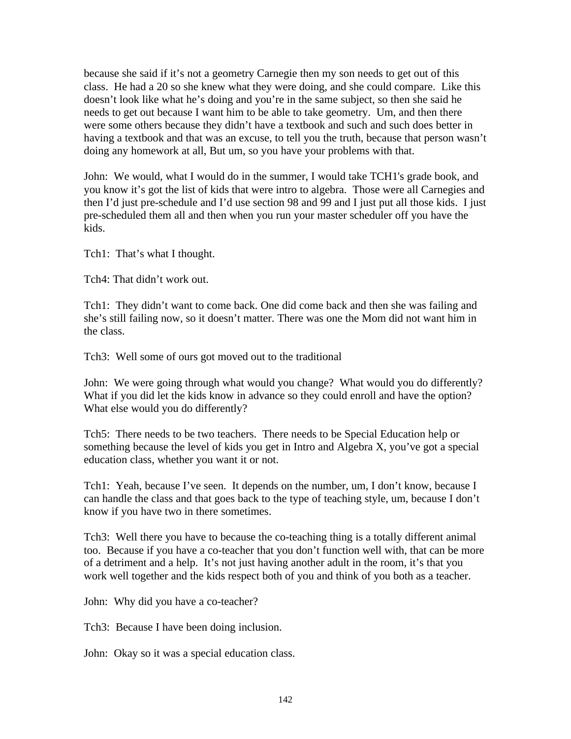because she said if it's not a geometry Carnegie then my son needs to get out of this class. He had a 20 so she knew what they were doing, and she could compare. Like this doesn't look like what he's doing and you're in the same subject, so then she said he needs to get out because I want him to be able to take geometry. Um, and then there were some others because they didn't have a textbook and such and such does better in having a textbook and that was an excuse, to tell you the truth, because that person wasn't doing any homework at all, But um, so you have your problems with that.

John: We would, what I would do in the summer, I would take TCH1's grade book, and you know it's got the list of kids that were intro to algebra. Those were all Carnegies and then I'd just pre-schedule and I'd use section 98 and 99 and I just put all those kids. I just pre-scheduled them all and then when you run your master scheduler off you have the kids.

Tch1: That's what I thought.

Tch4: That didn't work out.

Tch1: They didn't want to come back. One did come back and then she was failing and she's still failing now, so it doesn't matter. There was one the Mom did not want him in the class.

Tch3: Well some of ours got moved out to the traditional

John: We were going through what would you change? What would you do differently? What if you did let the kids know in advance so they could enroll and have the option? What else would you do differently?

Tch5: There needs to be two teachers. There needs to be Special Education help or something because the level of kids you get in Intro and Algebra X, you've got a special education class, whether you want it or not.

Tch1: Yeah, because I've seen. It depends on the number, um, I don't know, because I can handle the class and that goes back to the type of teaching style, um, because I don't know if you have two in there sometimes.

Tch3: Well there you have to because the co-teaching thing is a totally different animal too. Because if you have a co-teacher that you don't function well with, that can be more of a detriment and a help. It's not just having another adult in the room, it's that you work well together and the kids respect both of you and think of you both as a teacher.

John: Why did you have a co-teacher?

Tch3: Because I have been doing inclusion.

John: Okay so it was a special education class.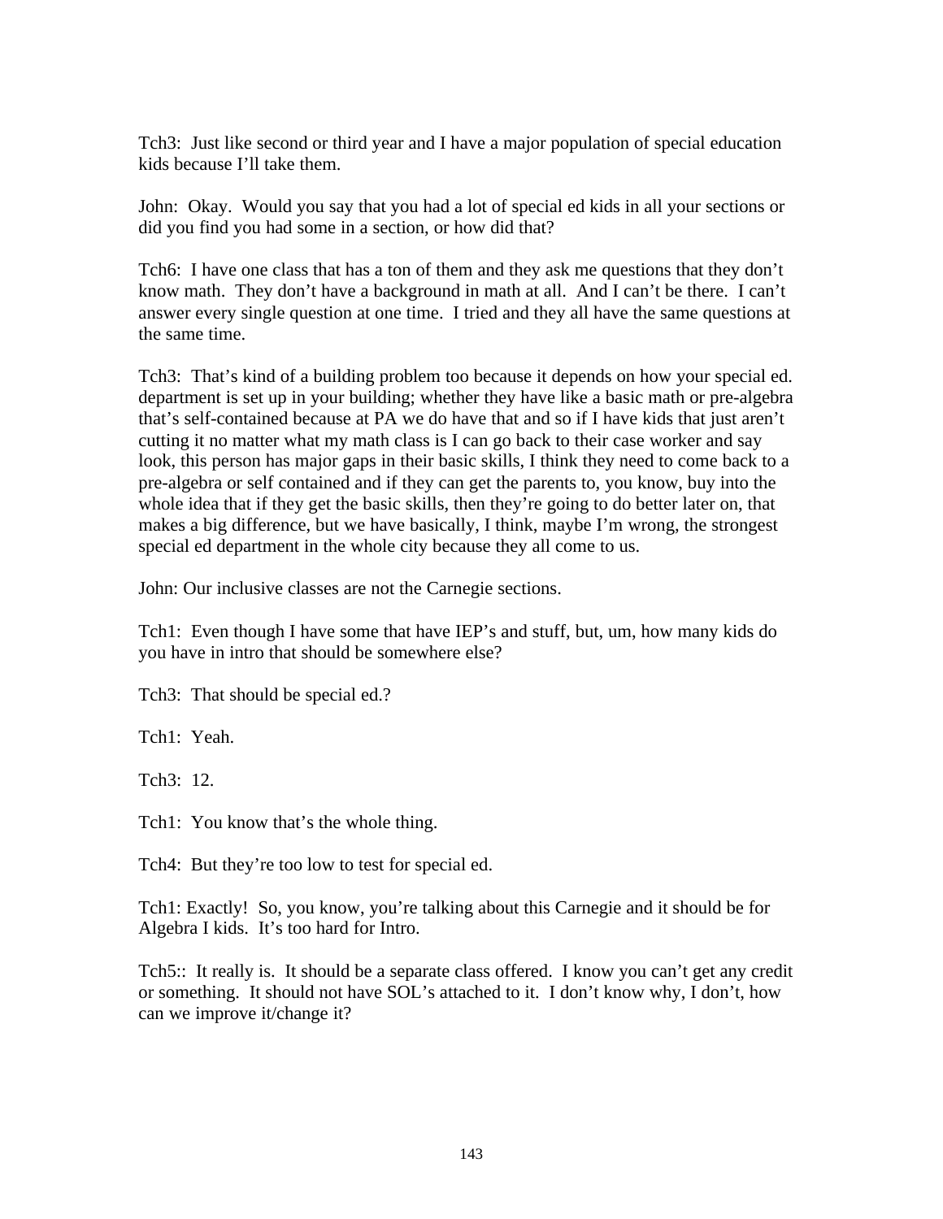Tch3: Just like second or third year and I have a major population of special education kids because I'll take them.

John: Okay. Would you say that you had a lot of special ed kids in all your sections or did you find you had some in a section, or how did that?

Tch6: I have one class that has a ton of them and they ask me questions that they don't know math. They don't have a background in math at all. And I can't be there. I can't answer every single question at one time. I tried and they all have the same questions at the same time.

Tch3: That's kind of a building problem too because it depends on how your special ed. department is set up in your building; whether they have like a basic math or pre-algebra that's self-contained because at PA we do have that and so if I have kids that just aren't cutting it no matter what my math class is I can go back to their case worker and say look, this person has major gaps in their basic skills, I think they need to come back to a pre-algebra or self contained and if they can get the parents to, you know, buy into the whole idea that if they get the basic skills, then they're going to do better later on, that makes a big difference, but we have basically, I think, maybe I'm wrong, the strongest special ed department in the whole city because they all come to us.

John: Our inclusive classes are not the Carnegie sections.

Tch1: Even though I have some that have IEP's and stuff, but, um, how many kids do you have in intro that should be somewhere else?

Tch3: That should be special ed.?

Tch1: Yeah.

Tch3: 12.

Tch1: You know that's the whole thing.

Tch4: But they're too low to test for special ed.

Tch1: Exactly! So, you know, you're talking about this Carnegie and it should be for Algebra I kids. It's too hard for Intro.

Tch5:: It really is. It should be a separate class offered. I know you can't get any credit or something. It should not have SOL's attached to it. I don't know why, I don't, how can we improve it/change it?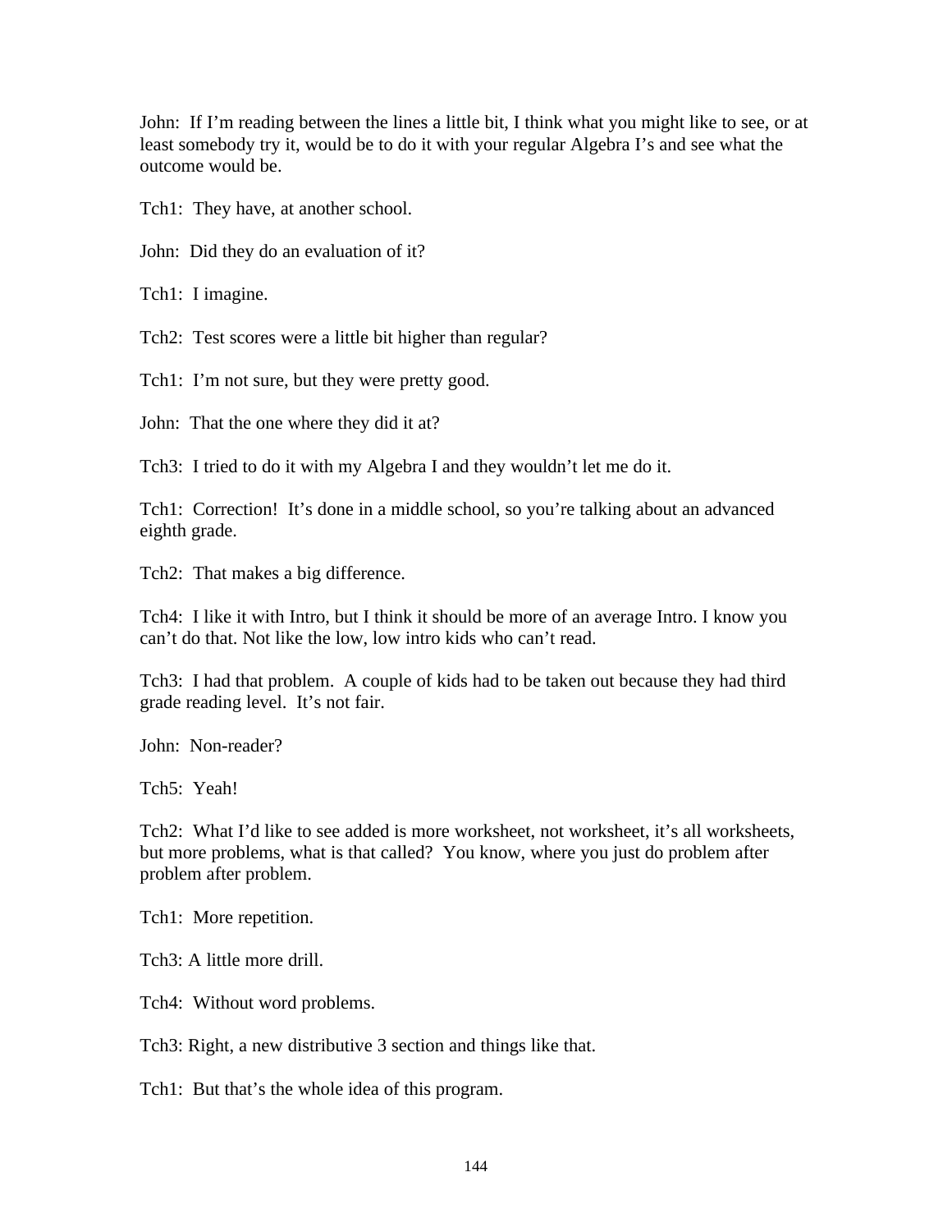John: If I'm reading between the lines a little bit, I think what you might like to see, or at least somebody try it, would be to do it with your regular Algebra I's and see what the outcome would be.

Tch1: They have, at another school.

John: Did they do an evaluation of it?

Tch1: I imagine.

Tch2: Test scores were a little bit higher than regular?

Tch1: I'm not sure, but they were pretty good.

John: That the one where they did it at?

Tch3: I tried to do it with my Algebra I and they wouldn't let me do it.

Tch1: Correction! It's done in a middle school, so you're talking about an advanced eighth grade.

Tch2: That makes a big difference.

Tch4: I like it with Intro, but I think it should be more of an average Intro. I know you can't do that. Not like the low, low intro kids who can't read.

Tch3: I had that problem. A couple of kids had to be taken out because they had third grade reading level. It's not fair.

John: Non-reader?

Tch5: Yeah!

Tch2: What I'd like to see added is more worksheet, not worksheet, it's all worksheets, but more problems, what is that called? You know, where you just do problem after problem after problem.

Tch1: More repetition.

Tch3: A little more drill.

Tch4: Without word problems.

Tch3: Right, a new distributive 3 section and things like that.

Tch1: But that's the whole idea of this program.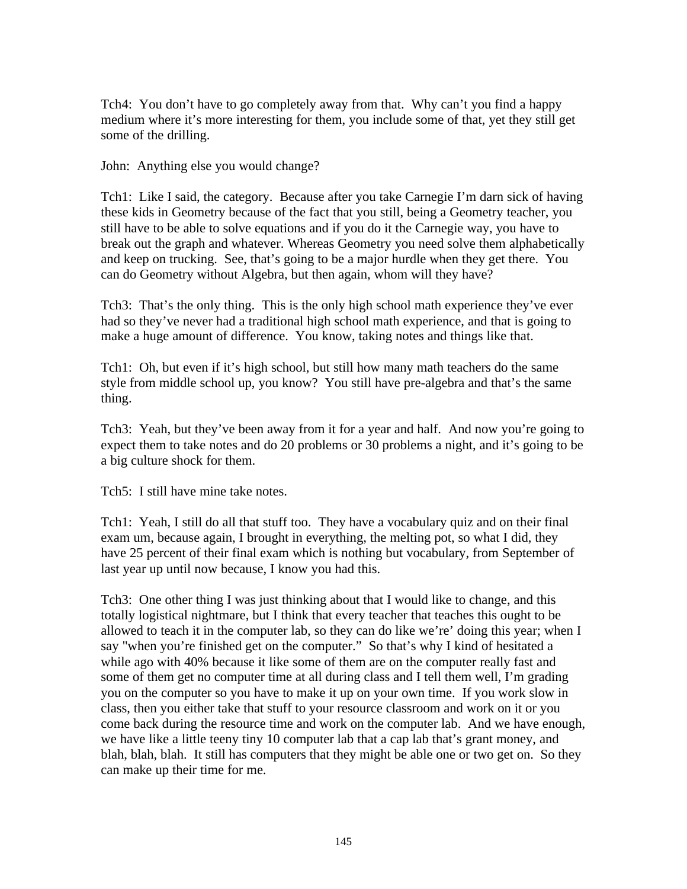Tch4: You don't have to go completely away from that. Why can't you find a happy medium where it's more interesting for them, you include some of that, yet they still get some of the drilling.

John: Anything else you would change?

Tch1: Like I said, the category. Because after you take Carnegie I'm darn sick of having these kids in Geometry because of the fact that you still, being a Geometry teacher, you still have to be able to solve equations and if you do it the Carnegie way, you have to break out the graph and whatever. Whereas Geometry you need solve them alphabetically and keep on trucking. See, that's going to be a major hurdle when they get there. You can do Geometry without Algebra, but then again, whom will they have?

Tch3: That's the only thing. This is the only high school math experience they've ever had so they've never had a traditional high school math experience, and that is going to make a huge amount of difference. You know, taking notes and things like that.

Tch1: Oh, but even if it's high school, but still how many math teachers do the same style from middle school up, you know? You still have pre-algebra and that's the same thing.

Tch3: Yeah, but they've been away from it for a year and half. And now you're going to expect them to take notes and do 20 problems or 30 problems a night, and it's going to be a big culture shock for them.

Tch5: I still have mine take notes.

Tch1: Yeah, I still do all that stuff too. They have a vocabulary quiz and on their final exam um, because again, I brought in everything, the melting pot, so what I did, they have 25 percent of their final exam which is nothing but vocabulary, from September of last year up until now because, I know you had this.

Tch3: One other thing I was just thinking about that I would like to change, and this totally logistical nightmare, but I think that every teacher that teaches this ought to be allowed to teach it in the computer lab, so they can do like we're' doing this year; when I say "when you're finished get on the computer." So that's why I kind of hesitated a while ago with 40% because it like some of them are on the computer really fast and some of them get no computer time at all during class and I tell them well, I'm grading you on the computer so you have to make it up on your own time. If you work slow in class, then you either take that stuff to your resource classroom and work on it or you come back during the resource time and work on the computer lab. And we have enough, we have like a little teeny tiny 10 computer lab that a cap lab that's grant money, and blah, blah, blah. It still has computers that they might be able one or two get on. So they can make up their time for me.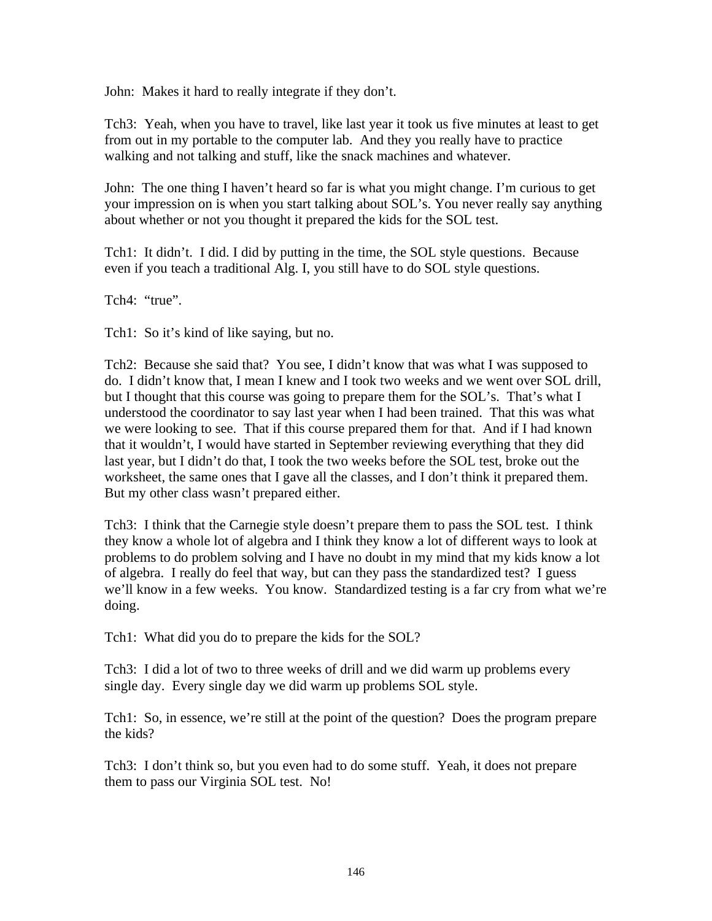John:  Makes it hard to really integrate if they don't.

Tch3:  Yeah, when you have to travel, like last year it took us five minutes at least to get from out in my portable to the computer lab.  And they you really have to practice walking and not talking and stuff, like the snack machines and whatever.

John:  The one thing I haven't heard so far is what you might change. I'm curious to get your impression on is when you start talking about SOL's. You never really say anything about whether or not you thought it prepared the kids for the SOL test.

Tch1:  It didn't.  I did. I did by putting in the time, the SOL style questions.  Because even if you teach a traditional Alg. I, you still have to do SOL style questions.

Tch4:  "true".

Tch1:  So it's kind of like saying, but no.

Tch2:  Because she said that?  You see, I didn't know that was what I was supposed to do.  I didn't know that, I mean I knew and I took two weeks and we went over SOL drill, but I thought that this course was going to prepare them for the SOL's.  That's what I understood the coordinator to say last year when I had been trained.  That this was what we were looking to see.  That if this course prepared them for that.  And if I had known that it wouldn't, I would have started in September reviewing everything that they did last year, but I didn't do that, I took the two weeks before the SOL test, broke out the worksheet, the same ones that I gave all the classes, and I don't think it prepared them.  But my other class wasn't prepared either.

Tch3:  I think that the Carnegie style doesn't prepare them to pass the SOL test.  I think they know a whole lot of algebra and I think they know a lot of different ways to look at problems to do problem solving and I have no doubt in my mind that my kids know a lot of algebra.  I really do feel that way, but can they pass the standardized test?  I guess we'll know in a few weeks.  You know.  Standardized testing is a far cry from what we're doing.

Tch1:  What did you do to prepare the kids for the SOL?

Tch3:  I did a lot of two to three weeks of drill and we did warm up problems every single day.  Every single day we did warm up problems SOL style.

Tch1:  So, in essence, we're still at the point of the question?  Does the program prepare the kids?

Tch3:  I don't think so, but you even had to do some stuff.  Yeah, it does not prepare them to pass our Virginia SOL test.  No!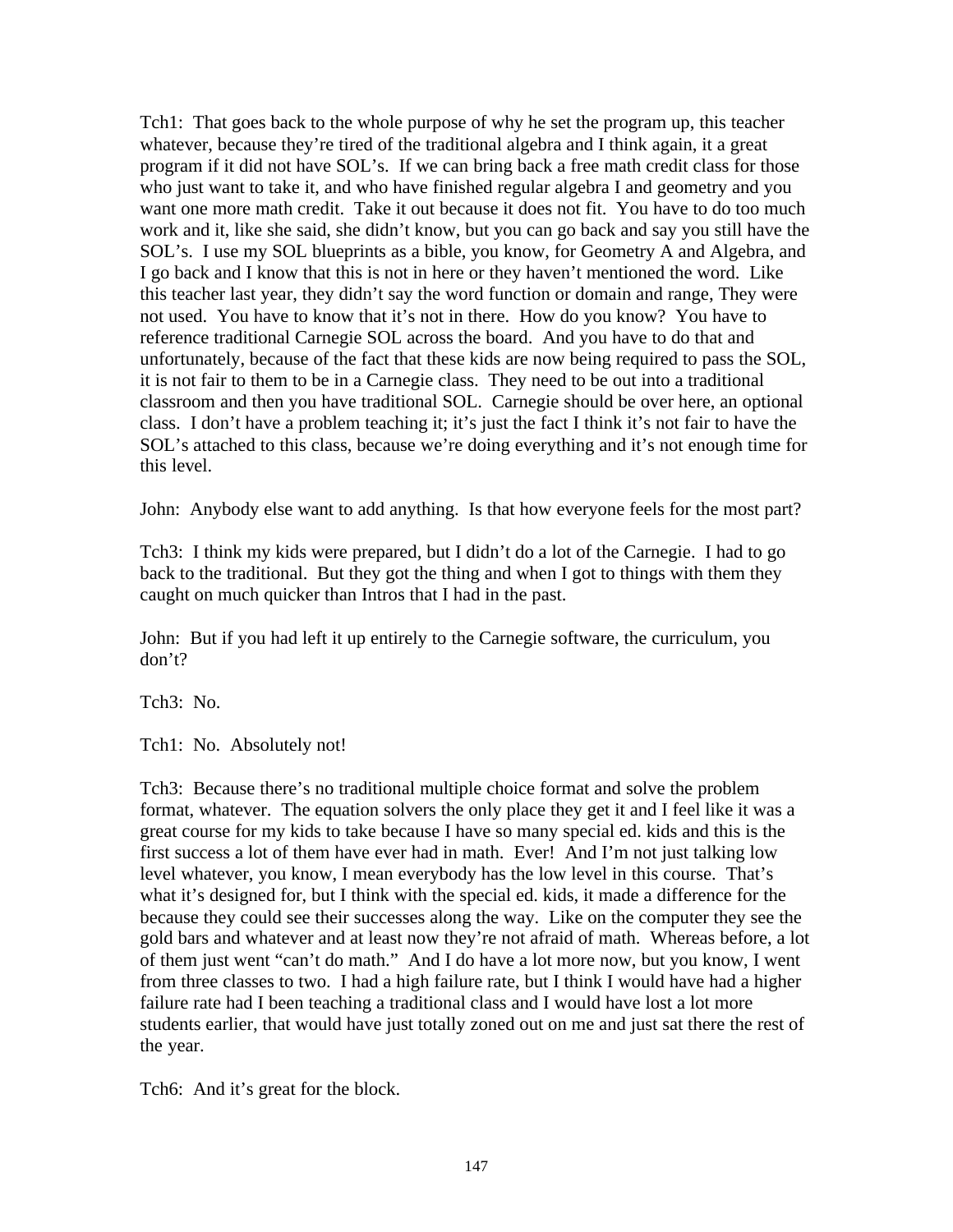Tch1: That goes back to the whole purpose of why he set the program up, this teacher whatever, because they're tired of the traditional algebra and I think again, it a great program if it did not have SOL's. If we can bring back a free math credit class for those who just want to take it, and who have finished regular algebra I and geometry and you want one more math credit. Take it out because it does not fit. You have to do too much work and it, like she said, she didn't know, but you can go back and say you still have the SOL's. I use my SOL blueprints as a bible, you know, for Geometry A and Algebra, and I go back and I know that this is not in here or they haven't mentioned the word. Like this teacher last year, they didn't say the word function or domain and range, They were not used. You have to know that it's not in there. How do you know? You have to reference traditional Carnegie SOL across the board. And you have to do that and unfortunately, because of the fact that these kids are now being required to pass the SOL, it is not fair to them to be in a Carnegie class. They need to be out into a traditional classroom and then you have traditional SOL. Carnegie should be over here, an optional class. I don't have a problem teaching it; it's just the fact I think it's not fair to have the SOL's attached to this class, because we're doing everything and it's not enough time for this level.

John: Anybody else want to add anything. Is that how everyone feels for the most part?

Tch3: I think my kids were prepared, but I didn't do a lot of the Carnegie. I had to go back to the traditional. But they got the thing and when I got to things with them they caught on much quicker than Intros that I had in the past.

John: But if you had left it up entirely to the Carnegie software, the curriculum, you don't?

Tch3: No.

Tch1: No. Absolutely not!

Tch3: Because there's no traditional multiple choice format and solve the problem format, whatever. The equation solvers the only place they get it and I feel like it was a great course for my kids to take because I have so many special ed. kids and this is the first success a lot of them have ever had in math. Ever! And I'm not just talking low level whatever, you know, I mean everybody has the low level in this course. That's what it's designed for, but I think with the special ed. kids, it made a difference for the because they could see their successes along the way. Like on the computer they see the gold bars and whatever and at least now they're not afraid of math. Whereas before, a lot of them just went "can't do math." And I do have a lot more now, but you know, I went from three classes to two. I had a high failure rate, but I think I would have had a higher failure rate had I been teaching a traditional class and I would have lost a lot more students earlier, that would have just totally zoned out on me and just sat there the rest of the year.

Tch6: And it's great for the block.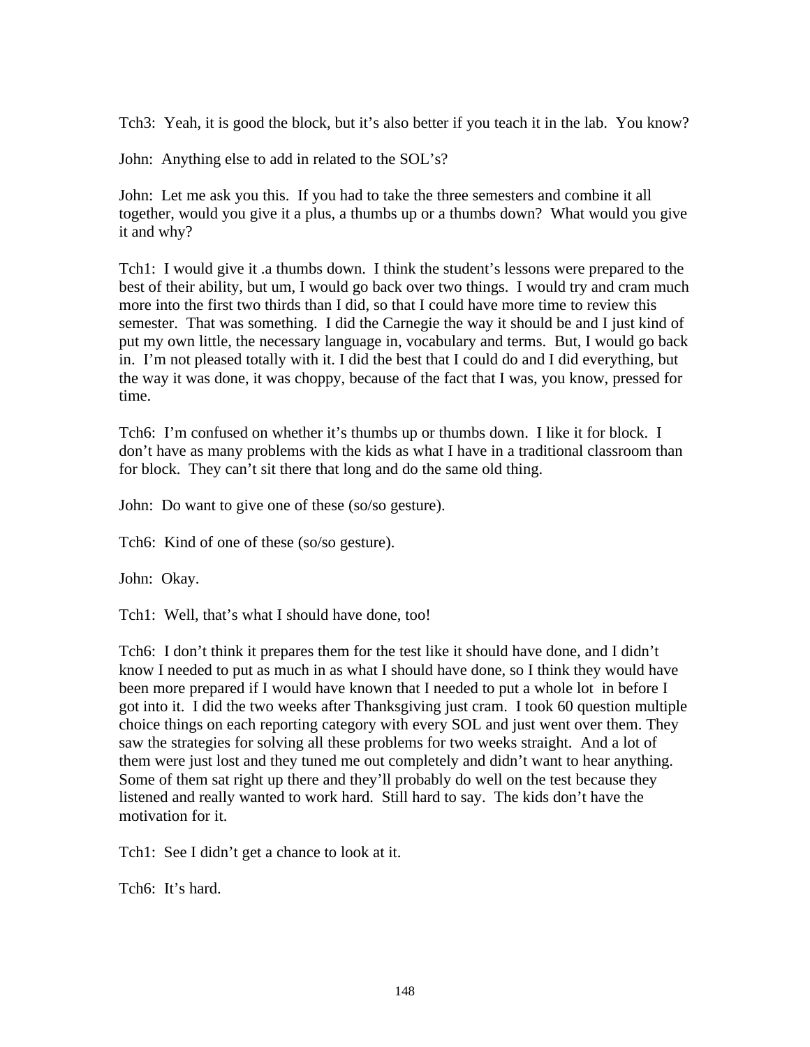Tch3: Yeah, it is good the block, but it's also better if you teach it in the lab. You know?

John: Anything else to add in related to the SOL's?

John: Let me ask you this. If you had to take the three semesters and combine it all together, would you give it a plus, a thumbs up or a thumbs down? What would you give it and why?

Tch1: I would give it .a thumbs down. I think the student's lessons were prepared to the best of their ability, but um, I would go back over two things. I would try and cram much more into the first two thirds than I did, so that I could have more time to review this semester. That was something. I did the Carnegie the way it should be and I just kind of put my own little, the necessary language in, vocabulary and terms. But, I would go back in. I'm not pleased totally with it. I did the best that I could do and I did everything, but the way it was done, it was choppy, because of the fact that I was, you know, pressed for time.

Tch6: I'm confused on whether it's thumbs up or thumbs down. I like it for block. I don't have as many problems with the kids as what I have in a traditional classroom than for block. They can't sit there that long and do the same old thing.

John: Do want to give one of these (so/so gesture).

Tch6: Kind of one of these (so/so gesture).

John: Okay.

Tch1: Well, that's what I should have done, too!

Tch6: I don't think it prepares them for the test like it should have done, and I didn't know I needed to put as much in as what I should have done, so I think they would have been more prepared if I would have known that I needed to put a whole lot in before I got into it. I did the two weeks after Thanksgiving just cram. I took 60 question multiple choice things on each reporting category with every SOL and just went over them. They saw the strategies for solving all these problems for two weeks straight. And a lot of them were just lost and they tuned me out completely and didn't want to hear anything. Some of them sat right up there and they'll probably do well on the test because they listened and really wanted to work hard. Still hard to say. The kids don't have the motivation for it.

Tch1: See I didn't get a chance to look at it.

Tch6: It's hard.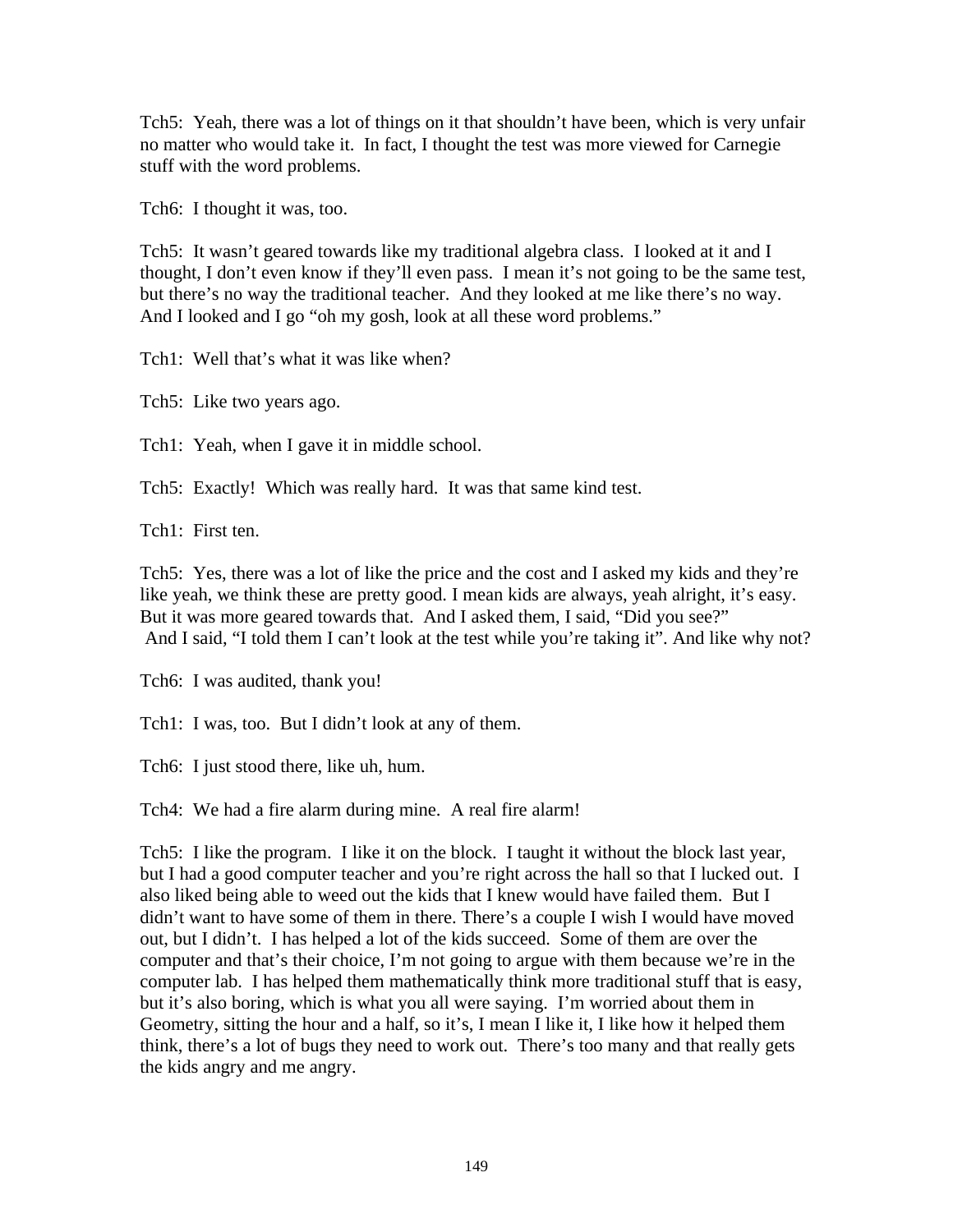Tch5: Yeah, there was a lot of things on it that shouldn't have been, which is very unfair no matter who would take it. In fact, I thought the test was more viewed for Carnegie stuff with the word problems.

Tch6: I thought it was, too.

Tch5: It wasn't geared towards like my traditional algebra class. I looked at it and I thought, I don't even know if they'll even pass. I mean it's not going to be the same test, but there's no way the traditional teacher. And they looked at me like there's no way. And I looked and I go "oh my gosh, look at all these word problems."

Tch1: Well that's what it was like when?

Tch5: Like two years ago.

Tch1: Yeah, when I gave it in middle school.

Tch5: Exactly! Which was really hard. It was that same kind test.

Tch1: First ten.

Tch5: Yes, there was a lot of like the price and the cost and I asked my kids and they're like yeah, we think these are pretty good. I mean kids are always, yeah alright, it's easy. But it was more geared towards that. And I asked them, I said, "Did you see?" And I said, "I told them I can't look at the test while you're taking it". And like why not?

Tch6: I was audited, thank you!

Tch1: I was, too. But I didn't look at any of them.

Tch6: I just stood there, like uh, hum.

Tch4: We had a fire alarm during mine. A real fire alarm!

Tch5: I like the program. I like it on the block. I taught it without the block last year, but I had a good computer teacher and you're right across the hall so that I lucked out. I also liked being able to weed out the kids that I knew would have failed them. But I didn't want to have some of them in there. There's a couple I wish I would have moved out, but I didn't. I has helped a lot of the kids succeed. Some of them are over the computer and that's their choice, I'm not going to argue with them because we're in the computer lab. I has helped them mathematically think more traditional stuff that is easy, but it's also boring, which is what you all were saying. I'm worried about them in Geometry, sitting the hour and a half, so it's, I mean I like it, I like how it helped them think, there's a lot of bugs they need to work out. There's too many and that really gets the kids angry and me angry.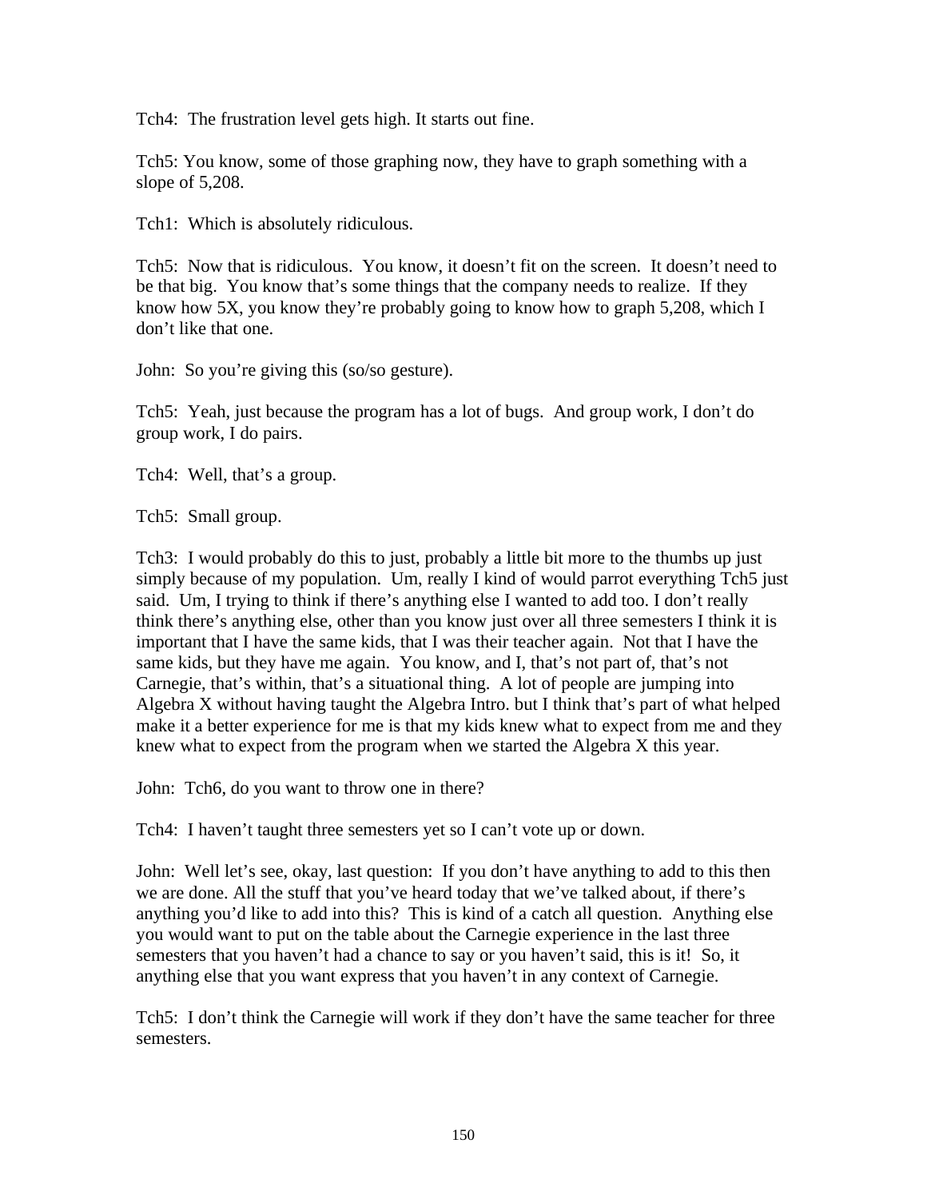Tch4: The frustration level gets high. It starts out fine.

Tch5: You know, some of those graphing now, they have to graph something with a slope of 5,208.

Tch1: Which is absolutely ridiculous.

Tch5: Now that is ridiculous. You know, it doesn't fit on the screen. It doesn't need to be that big. You know that's some things that the company needs to realize. If they know how 5X, you know they're probably going to know how to graph 5,208, which I don't like that one.

John: So you're giving this (so/so gesture).

Tch5: Yeah, just because the program has a lot of bugs. And group work, I don't do group work, I do pairs.

Tch4: Well, that's a group.

Tch5: Small group.

Tch3: I would probably do this to just, probably a little bit more to the thumbs up just simply because of my population. Um, really I kind of would parrot everything Tch5 just said. Um, I trying to think if there's anything else I wanted to add too. I don't really think there's anything else, other than you know just over all three semesters I think it is important that I have the same kids, that I was their teacher again. Not that I have the same kids, but they have me again. You know, and I, that's not part of, that's not Carnegie, that's within, that's a situational thing. A lot of people are jumping into Algebra X without having taught the Algebra Intro. but I think that's part of what helped make it a better experience for me is that my kids knew what to expect from me and they knew what to expect from the program when we started the Algebra X this year.

John: Tch6, do you want to throw one in there?

Tch4: I haven't taught three semesters yet so I can't vote up or down.

John: Well let's see, okay, last question: If you don't have anything to add to this then we are done. All the stuff that you've heard today that we've talked about, if there's anything you'd like to add into this? This is kind of a catch all question. Anything else you would want to put on the table about the Carnegie experience in the last three semesters that you haven't had a chance to say or you haven't said, this is it! So, it anything else that you want express that you haven't in any context of Carnegie.

Tch5: I don't think the Carnegie will work if they don't have the same teacher for three semesters.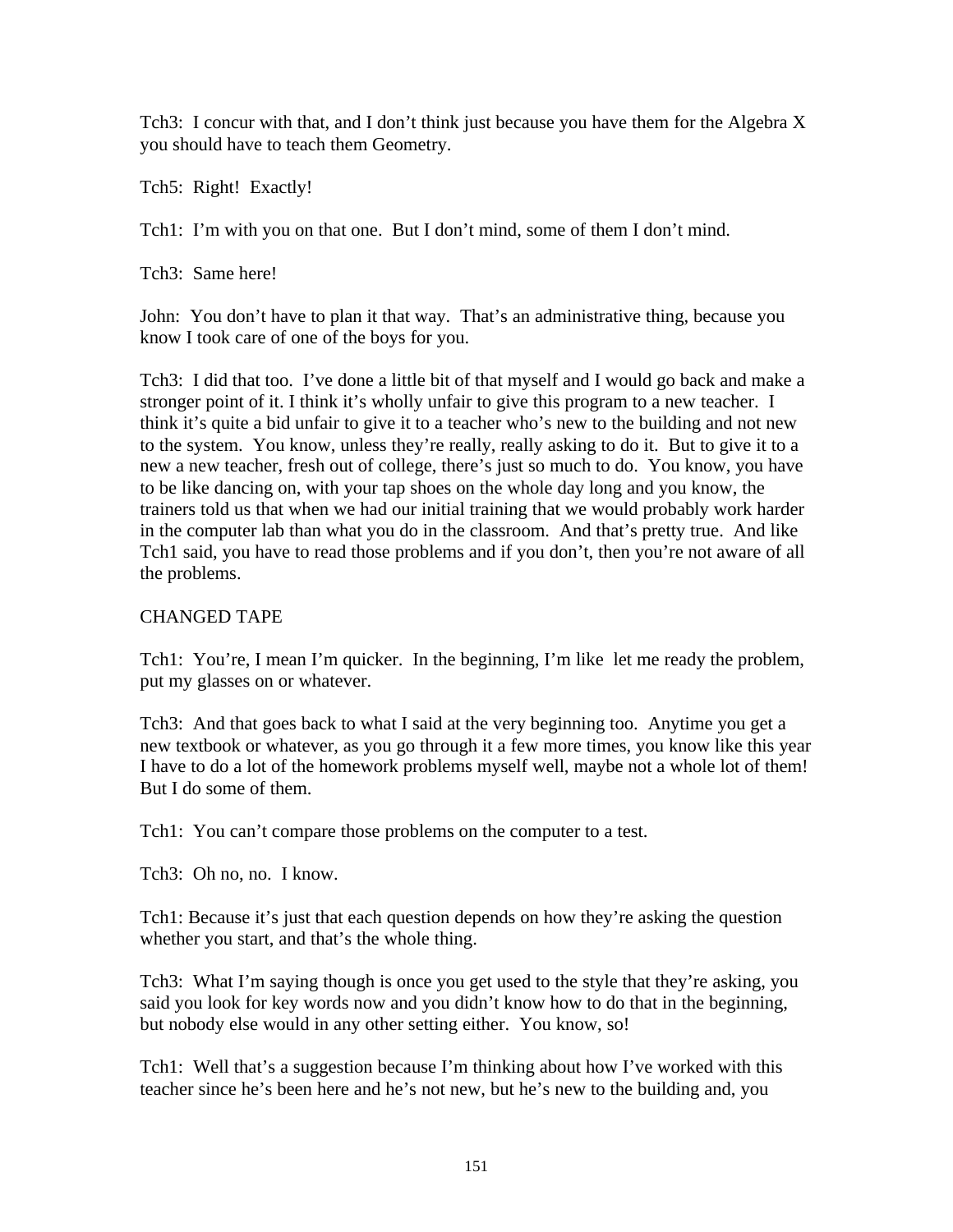Tch3: I concur with that, and I don’t think just because you have them for the Algebra X you should have to teach them Geometry.

Tch5: Right! Exactly!

Tch1: I’m with you on that one. But I don’t mind, some of them I don’t mind.

Tch3: Same here!

John: You don’t have to plan it that way. That’s an administrative thing, because you know I took care of one of the boys for you.

Tch3: I did that too. I’ve done a little bit of that myself and I would go back and make a stronger point of it. I think it’s wholly unfair to give this program to a new teacher. I think it’s quite a bid unfair to give it to a teacher who’s new to the building and not new to the system. You know, unless they’re really, really asking to do it. But to give it to a new a new teacher, fresh out of college, there’s just so much to do. You know, you have to be like dancing on, with your tap shoes on the whole day long and you know, the trainers told us that when we had our initial training that we would probably work harder in the computer lab than what you do in the classroom. And that’s pretty true. And like Tch1 said, you have to read those problems and if you don’t, then you’re not aware of all the problems.

CHANGED TAPE

Tch1: You’re, I mean I’m quicker. In the beginning, I’m like let me ready the problem, put my glasses on or whatever.

Tch3: And that goes back to what I said at the very beginning too. Anytime you get a new textbook or whatever, as you go through it a few more times, you know like this year I have to do a lot of the homework problems myself well, maybe not a whole lot of them! But I do some of them.

Tch1: You can’t compare those problems on the computer to a test.

Tch3: Oh no, no. I know.

Tch1: Because it’s just that each question depends on how they’re asking the question whether you start, and that’s the whole thing.

Tch3: What I’m saying though is once you get used to the style that they’re asking, you said you look for key words now and you didn’t know how to do that in the beginning, but nobody else would in any other setting either. You know, so!

Tch1: Well that’s a suggestion because I’m thinking about how I’ve worked with this teacher since he’s been here and he’s not new, but he’s new to the building and, you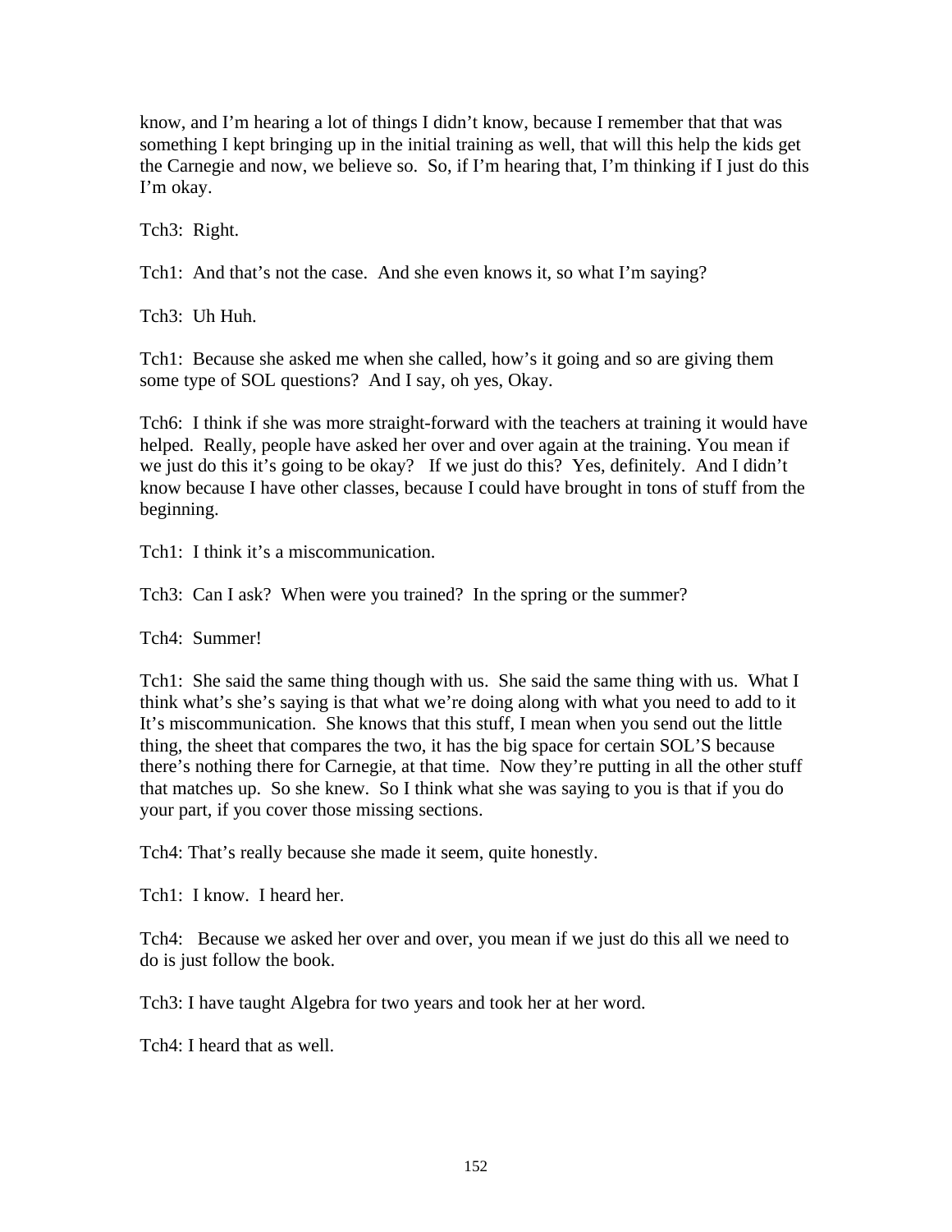know, and I'm hearing a lot of things I didn't know, because I remember that that was something I kept bringing up in the initial training as well, that will this help the kids get the Carnegie and now, we believe so. So, if I'm hearing that, I'm thinking if I just do this I'm okay.

Tch3: Right.

Tch1: And that's not the case. And she even knows it, so what I'm saying?

Tch3: Uh Huh.

Tch1: Because she asked me when she called, how's it going and so are giving them some type of SOL questions? And I say, oh yes, Okay.

Tch6: I think if she was more straight-forward with the teachers at training it would have helped. Really, people have asked her over and over again at the training. You mean if we just do this it's going to be okay? If we just do this? Yes, definitely. And I didn't know because I have other classes, because I could have brought in tons of stuff from the beginning.

Tch1: I think it's a miscommunication.

Tch3: Can I ask? When were you trained? In the spring or the summer?

Tch4: Summer!

Tch1: She said the same thing though with us. She said the same thing with us. What I think what's she's saying is that what we're doing along with what you need to add to it It's miscommunication. She knows that this stuff, I mean when you send out the little thing, the sheet that compares the two, it has the big space for certain SOL'S because there's nothing there for Carnegie, at that time. Now they're putting in all the other stuff that matches up. So she knew. So I think what she was saying to you is that if you do your part, if you cover those missing sections.

Tch4: That's really because she made it seem, quite honestly.

Tch1: I know. I heard her.

Tch4: Because we asked her over and over, you mean if we just do this all we need to do is just follow the book.

Tch3: I have taught Algebra for two years and took her at her word.

Tch4: I heard that as well.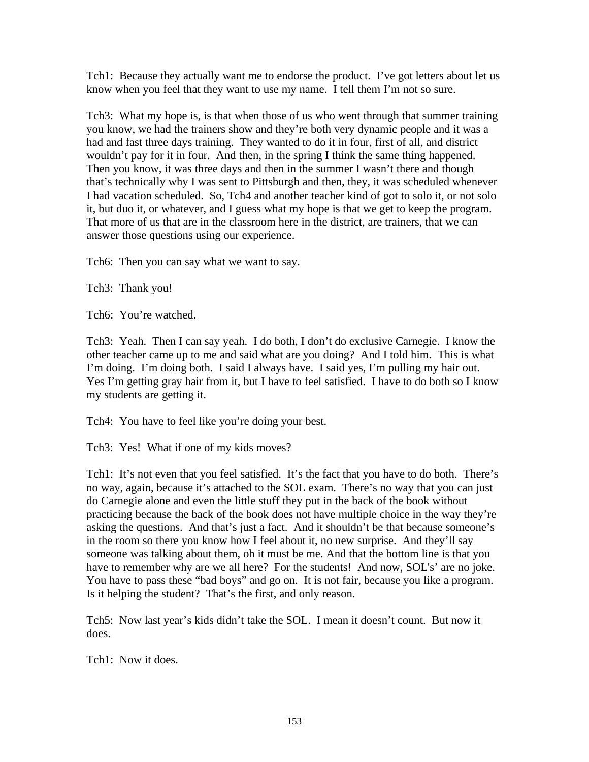Tch1: Because they actually want me to endorse the product. I've got letters about let us know when you feel that they want to use my name. I tell them I'm not so sure.

Tch3: What my hope is, is that when those of us who went through that summer training you know, we had the trainers show and they're both very dynamic people and it was a had and fast three days training. They wanted to do it in four, first of all, and district wouldn't pay for it in four. And then, in the spring I think the same thing happened. Then you know, it was three days and then in the summer I wasn't there and though that's technically why I was sent to Pittsburgh and then, they, it was scheduled whenever I had vacation scheduled. So, Tch4 and another teacher kind of got to solo it, or not solo it, but duo it, or whatever, and I guess what my hope is that we get to keep the program. That more of us that are in the classroom here in the district, are trainers, that we can answer those questions using our experience.

Tch6: Then you can say what we want to say.

Tch3: Thank you!

Tch6: You're watched.

Tch3: Yeah. Then I can say yeah. I do both, I don't do exclusive Carnegie. I know the other teacher came up to me and said what are you doing? And I told him. This is what I'm doing. I'm doing both. I said I always have. I said yes, I'm pulling my hair out. Yes I'm getting gray hair from it, but I have to feel satisfied. I have to do both so I know my students are getting it.

Tch4: You have to feel like you're doing your best.

Tch3: Yes! What if one of my kids moves?

Tch1: It's not even that you feel satisfied. It's the fact that you have to do both. There's no way, again, because it's attached to the SOL exam. There's no way that you can just do Carnegie alone and even the little stuff they put in the back of the book without practicing because the back of the book does not have multiple choice in the way they're asking the questions. And that's just a fact. And it shouldn't be that because someone's in the room so there you know how I feel about it, no new surprise. And they'll say someone was talking about them, oh it must be me. And that the bottom line is that you have to remember why are we all here? For the students! And now, SOL's' are no joke. You have to pass these "bad boys" and go on. It is not fair, because you like a program. Is it helping the student? That's the first, and only reason.

Tch5: Now last year's kids didn't take the SOL. I mean it doesn't count. But now it does.

Tch1: Now it does.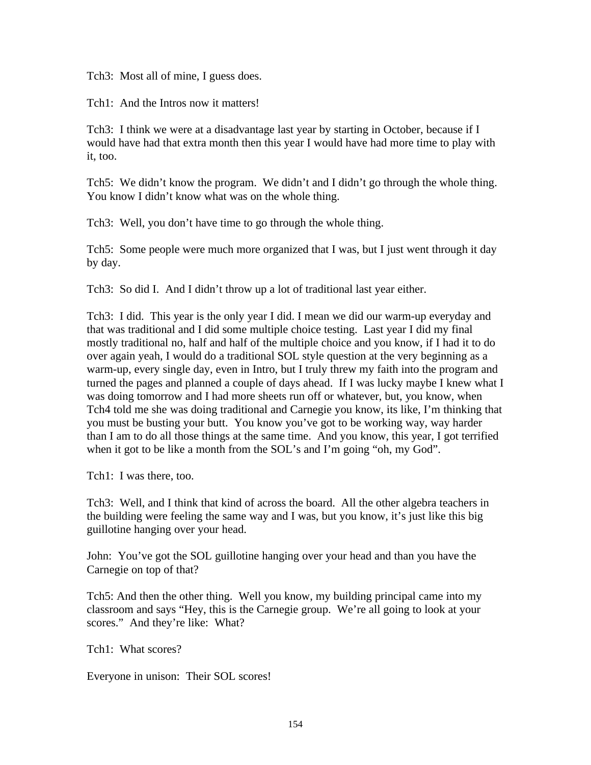Tch3: Most all of mine, I guess does.

Tch1: And the Intros now it matters!

Tch3: I think we were at a disadvantage last year by starting in October, because if I would have had that extra month then this year I would have had more time to play with it, too.

Tch5: We didn't know the program. We didn't and I didn't go through the whole thing. You know I didn't know what was on the whole thing.

Tch3: Well, you don't have time to go through the whole thing.

Tch5: Some people were much more organized that I was, but I just went through it day by day.

Tch3: So did I. And I didn't throw up a lot of traditional last year either.

Tch3: I did. This year is the only year I did. I mean we did our warm-up everyday and that was traditional and I did some multiple choice testing. Last year I did my final mostly traditional no, half and half of the multiple choice and you know, if I had it to do over again yeah, I would do a traditional SOL style question at the very beginning as a warm-up, every single day, even in Intro, but I truly threw my faith into the program and turned the pages and planned a couple of days ahead. If I was lucky maybe I knew what I was doing tomorrow and I had more sheets run off or whatever, but, you know, when Tch4 told me she was doing traditional and Carnegie you know, its like, I'm thinking that you must be busting your butt. You know you've got to be working way, way harder than I am to do all those things at the same time. And you know, this year, I got terrified when it got to be like a month from the SOL's and I'm going "oh, my God".

Tch1: I was there, too.

Tch3: Well, and I think that kind of across the board. All the other algebra teachers in the building were feeling the same way and I was, but you know, it's just like this big guillotine hanging over your head.

John: You've got the SOL guillotine hanging over your head and than you have the Carnegie on top of that?

Tch5: And then the other thing. Well you know, my building principal came into my classroom and says "Hey, this is the Carnegie group. We're all going to look at your scores." And they're like: What?

Tch1: What scores?

Everyone in unison: Their SOL scores!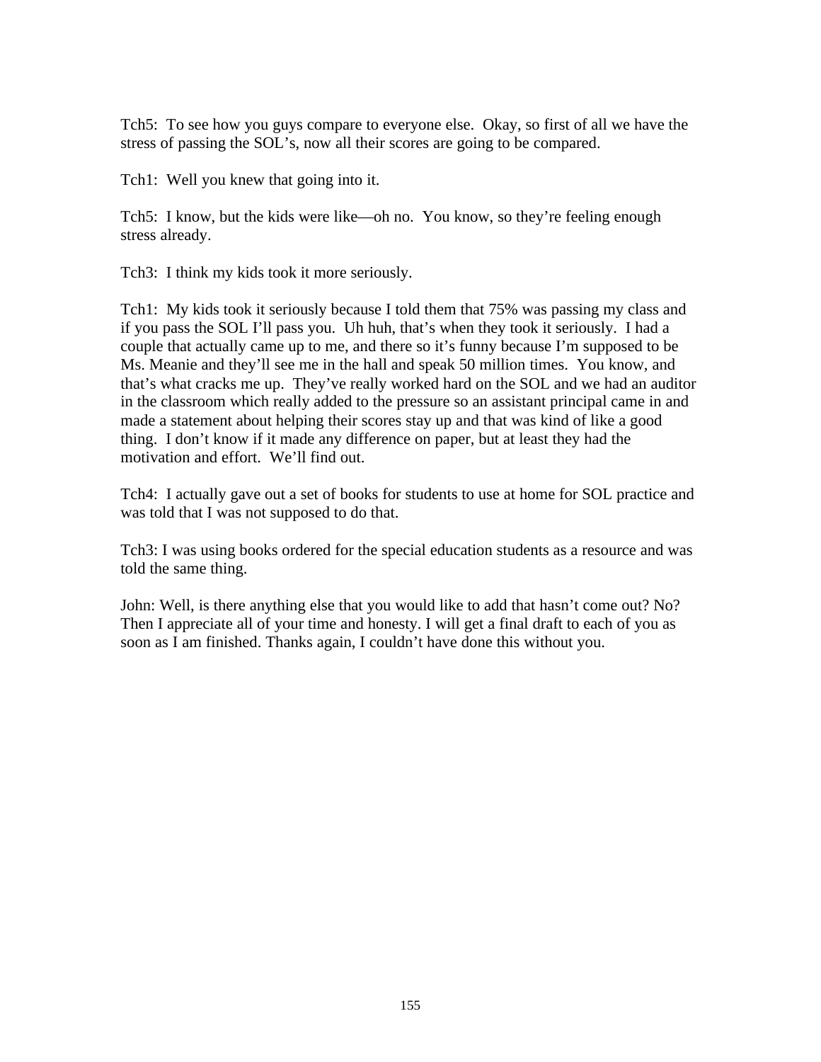Tch5: To see how you guys compare to everyone else. Okay, so first of all we have the stress of passing the SOL's, now all their scores are going to be compared.

Tch1: Well you knew that going into it.

Tch5: I know, but the kids were like—oh no. You know, so they're feeling enough stress already.

Tch3: I think my kids took it more seriously.

Tch1: My kids took it seriously because I told them that 75% was passing my class and if you pass the SOL I'll pass you. Uh huh, that's when they took it seriously. I had a couple that actually came up to me, and there so it's funny because I'm supposed to be Ms. Meanie and they'll see me in the hall and speak 50 million times. You know, and that's what cracks me up. They've really worked hard on the SOL and we had an auditor in the classroom which really added to the pressure so an assistant principal came in and made a statement about helping their scores stay up and that was kind of like a good thing. I don't know if it made any difference on paper, but at least they had the motivation and effort. We'll find out.

Tch4: I actually gave out a set of books for students to use at home for SOL practice and was told that I was not supposed to do that.

Tch3: I was using books ordered for the special education students as a resource and was told the same thing.

John: Well, is there anything else that you would like to add that hasn't come out? No? Then I appreciate all of your time and honesty. I will get a final draft to each of you as soon as I am finished. Thanks again, I couldn't have done this without you.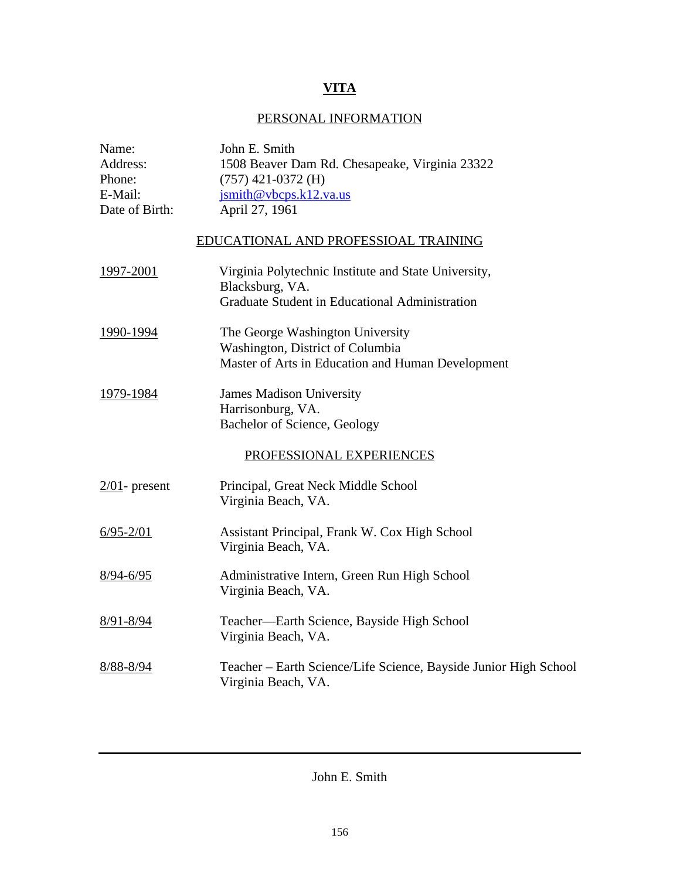# VITA

## PERSONAL INFORMATION

| | |
|---|---|
| Name: | John E. Smith |
| Address: | 1508 Beaver Dam Rd. Chesapeake, Virginia 23322 |
| Phone: | (757) 421-0372 (H) |
| E-Mail: | jsmith@vbcps.k12.va.us |
| Date of Birth: | April 27, 1961 |

## EDUCATIONAL AND PROFESSIOAL TRAINING

| | |
|---|---|
| 1997-2001 | Virginia Polytechnic Institute and State University,<br>Blacksburg, VA.<br>Graduate Student in Educational Administration |
| 1990-1994 | The George Washington University<br>Washington, District of Columbia<br>Master of Arts in Education and Human Development |
| 1979-1984 | James Madison University<br>Harrisonburg, VA.<br>Bachelor of Science, Geology |

## PROFESSIONAL EXPERIENCES

| | |
|---|---|
| 2/01- present | Principal, Great Neck Middle School<br>Virginia Beach, VA. |
| 6/95-2/01 | Assistant Principal, Frank W. Cox High School<br>Virginia Beach, VA. |
| 8/94-6/95 | Administrative Intern, Green Run High School<br>Virginia Beach, VA. |
| 8/91-8/94 | Teacher—Earth Science, Bayside High School<br>Virginia Beach, VA. |
| 8/88-8/94 | Teacher – Earth Science/Life Science, Bayside Junior High School<br>Virginia Beach, VA. |

---

John E. Smith